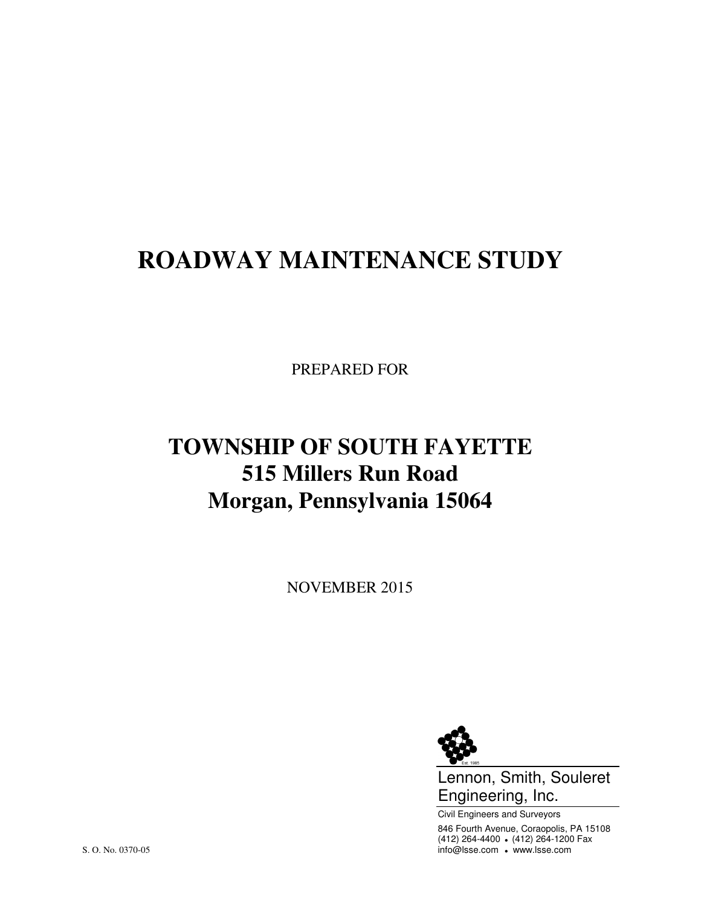# ROADWAY MAINTENANCE STUDY

PREPARED FOR

## TOWNSHIP OF SOUTH FAYETTE
## 515 Millers Run Road
## Morgan, Pennsylvania 15064

NOVEMBER 2015

Est. 1985

Lennon, Smith, Souleret Engineering, Inc.

Civil Engineers and Surveyors

846 Fourth Avenue, Coraopolis, PA 15108
(412) 264-4400 • (412) 264-1200 Fax
info@lsse.com • www.lsse.com

S. O. No. 0370-05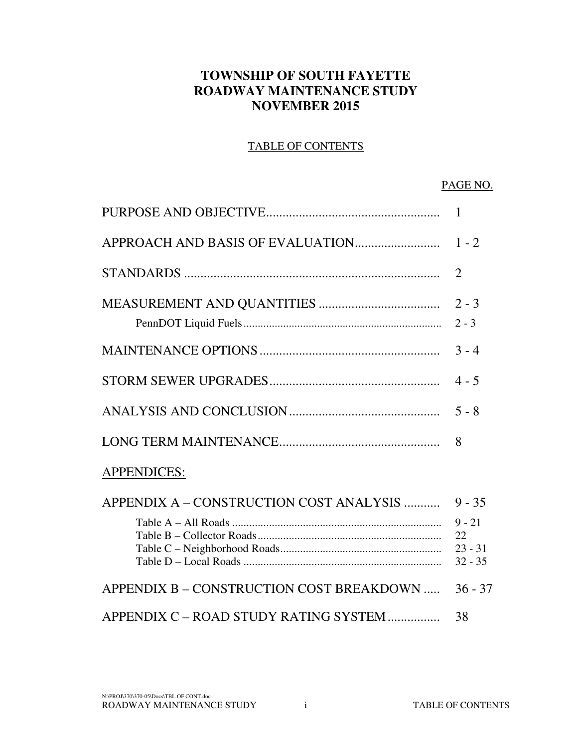# TOWNSHIP OF SOUTH FAYETTE
# ROADWAY MAINTENANCE STUDY
# NOVEMBER 2015

## TABLE OF CONTENTS

| | PAGE NO. |
|---|---|
| PURPOSE AND OBJECTIVE | 1 |
| APPROACH AND BASIS OF EVALUATION | 1 - 2 |
| STANDARDS | 2 |
| MEASUREMENT AND QUANTITIES | 2 - 3 |
| PennDOT Liquid Fuels | 2 - 3 |
| MAINTENANCE OPTIONS | 3 - 4 |
| STORM SEWER UPGRADES | 4 - 5 |
| ANALYSIS AND CONCLUSION | 5 - 8 |
| LONG TERM MAINTENANCE | 8 |
| APPENDICES: | |
| APPENDIX A – CONSTRUCTION COST ANALYSIS | 9 - 35 |
| Table A – All Roads | 9 - 21 |
| Table B – Collector Roads | 22 |
| Table C – Neighborhood Roads | 23 - 31 |
| Table D – Local Roads | 32 - 35 |
| APPENDIX B – CONSTRUCTION COST BREAKDOWN | 36 - 37 |
| APPENDIX C – ROAD STUDY RATING SYSTEM | 38 |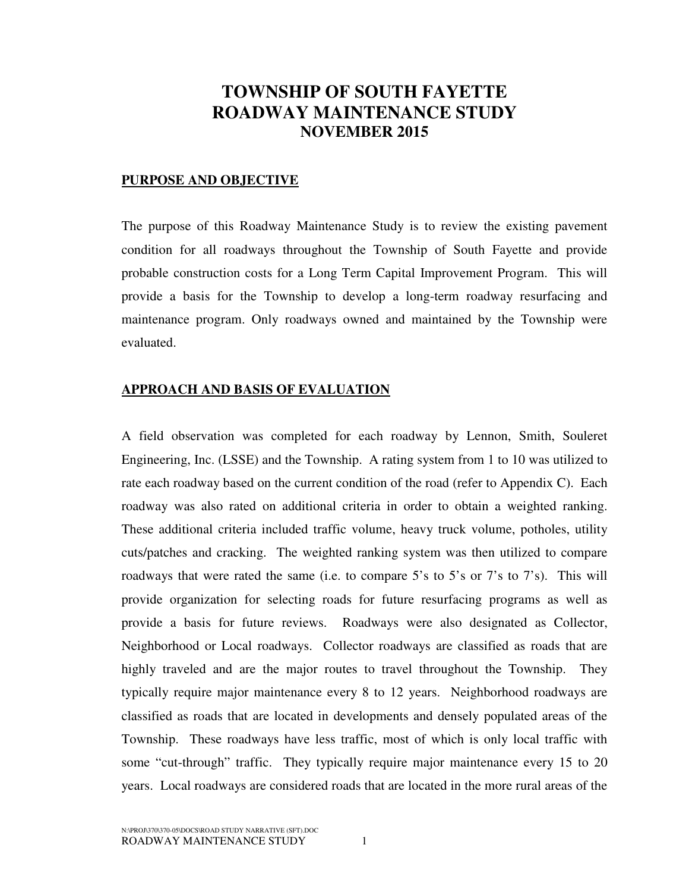# TOWNSHIP OF SOUTH FAYETTE
# ROADWAY MAINTENANCE STUDY
## NOVEMBER 2015

**PURPOSE AND OBJECTIVE**

The purpose of this Roadway Maintenance Study is to review the existing pavement condition for all roadways throughout the Township of South Fayette and provide probable construction costs for a Long Term Capital Improvement Program. This will provide a basis for the Township to develop a long-term roadway resurfacing and maintenance program. Only roadways owned and maintained by the Township were evaluated.

**APPROACH AND BASIS OF EVALUATION**

A field observation was completed for each roadway by Lennon, Smith, Souleret Engineering, Inc. (LSSE) and the Township. A rating system from 1 to 10 was utilized to rate each roadway based on the current condition of the road (refer to Appendix C). Each roadway was also rated on additional criteria in order to obtain a weighted ranking. These additional criteria included traffic volume, heavy truck volume, potholes, utility cuts/patches and cracking. The weighted ranking system was then utilized to compare roadways that were rated the same (i.e. to compare 5's to 5's or 7's to 7's). This will provide organization for selecting roads for future resurfacing programs as well as provide a basis for future reviews. Roadways were also designated as Collector, Neighborhood or Local roadways. Collector roadways are classified as roads that are highly traveled and are the major routes to travel throughout the Township. They typically require major maintenance every 8 to 12 years. Neighborhood roadways are classified as roads that are located in developments and densely populated areas of the Township. These roadways have less traffic, most of which is only local traffic with some "cut-through" traffic. They typically require major maintenance every 15 to 20 years. Local roadways are considered roads that are located in the more rural areas of the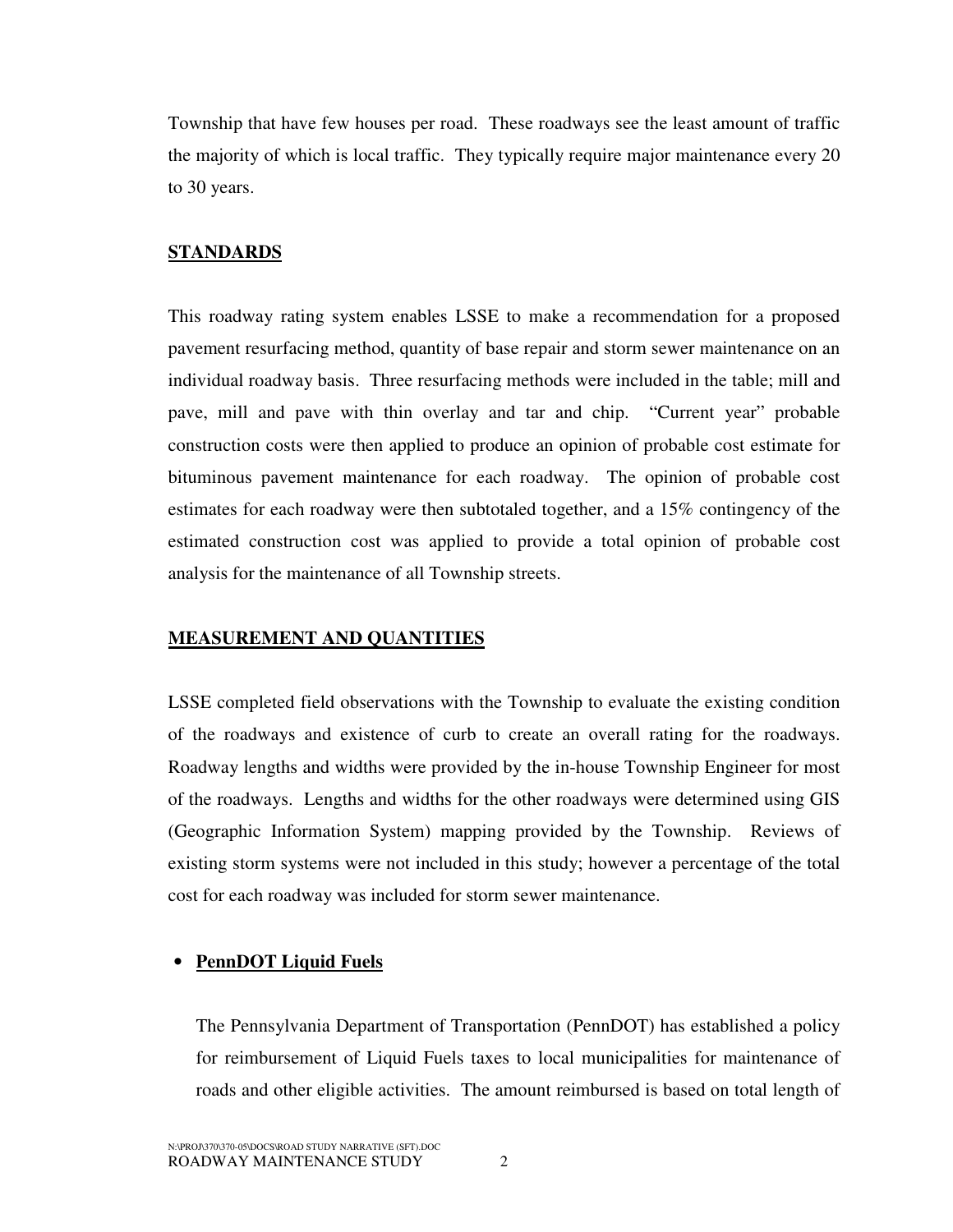Township that have few houses per road. These roadways see the least amount of traffic the majority of which is local traffic. They typically require major maintenance every 20 to 30 years.

## STANDARDS

This roadway rating system enables LSSE to make a recommendation for a proposed pavement resurfacing method, quantity of base repair and storm sewer maintenance on an individual roadway basis. Three resurfacing methods were included in the table; mill and pave, mill and pave with thin overlay and tar and chip. "Current year" probable construction costs were then applied to produce an opinion of probable cost estimate for bituminous pavement maintenance for each roadway. The opinion of probable cost estimates for each roadway were then subtotaled together, and a 15% contingency of the estimated construction cost was applied to provide a total opinion of probable cost analysis for the maintenance of all Township streets.

## MEASUREMENT AND QUANTITIES

LSSE completed field observations with the Township to evaluate the existing condition of the roadways and existence of curb to create an overall rating for the roadways. Roadway lengths and widths were provided by the in-house Township Engineer for most of the roadways. Lengths and widths for the other roadways were determined using GIS (Geographic Information System) mapping provided by the Township. Reviews of existing storm systems were not included in this study; however a percentage of the total cost for each roadway was included for storm sewer maintenance.

- **PennDOT Liquid Fuels**

  The Pennsylvania Department of Transportation (PennDOT) has established a policy for reimbursement of Liquid Fuels taxes to local municipalities for maintenance of roads and other eligible activities. The amount reimbursed is based on total length of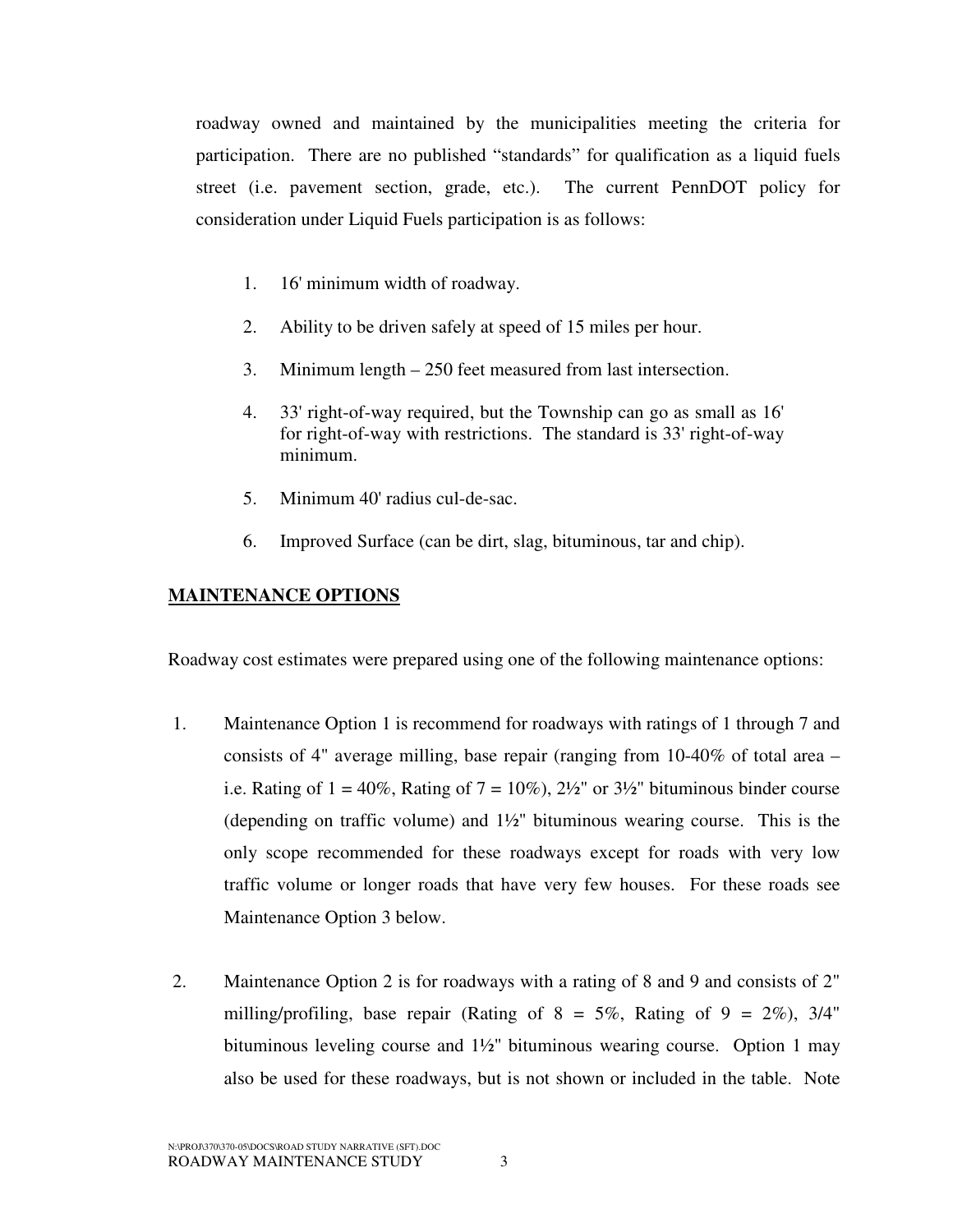roadway owned and maintained by the municipalities meeting the criteria for participation. There are no published "standards" for qualification as a liquid fuels street (i.e. pavement section, grade, etc.). The current PennDOT policy for consideration under Liquid Fuels participation is as follows:

1. 16' minimum width of roadway.
2. Ability to be driven safely at speed of 15 miles per hour.
3. Minimum length – 250 feet measured from last intersection.
4. 33' right-of-way required, but the Township can go as small as 16' for right-of-way with restrictions. The standard is 33' right-of-way minimum.
5. Minimum 40' radius cul-de-sac.
6. Improved Surface (can be dirt, slag, bituminous, tar and chip).

## MAINTENANCE OPTIONS

Roadway cost estimates were prepared using one of the following maintenance options:

1. Maintenance Option 1 is recommend for roadways with ratings of 1 through 7 and consists of 4" average milling, base repair (ranging from 10-40% of total area – i.e. Rating of 1 = 40%, Rating of 7 = 10%), 2½" or 3½" bituminous binder course (depending on traffic volume) and 1½" bituminous wearing course. This is the only scope recommended for these roadways except for roads with very low traffic volume or longer roads that have very few houses. For these roads see Maintenance Option 3 below.

2. Maintenance Option 2 is for roadways with a rating of 8 and 9 and consists of 2" milling/profiling, base repair (Rating of 8 = 5%, Rating of 9 = 2%), 3/4" bituminous leveling course and 1½" bituminous wearing course. Option 1 may also be used for these roadways, but is not shown or included in the table. Note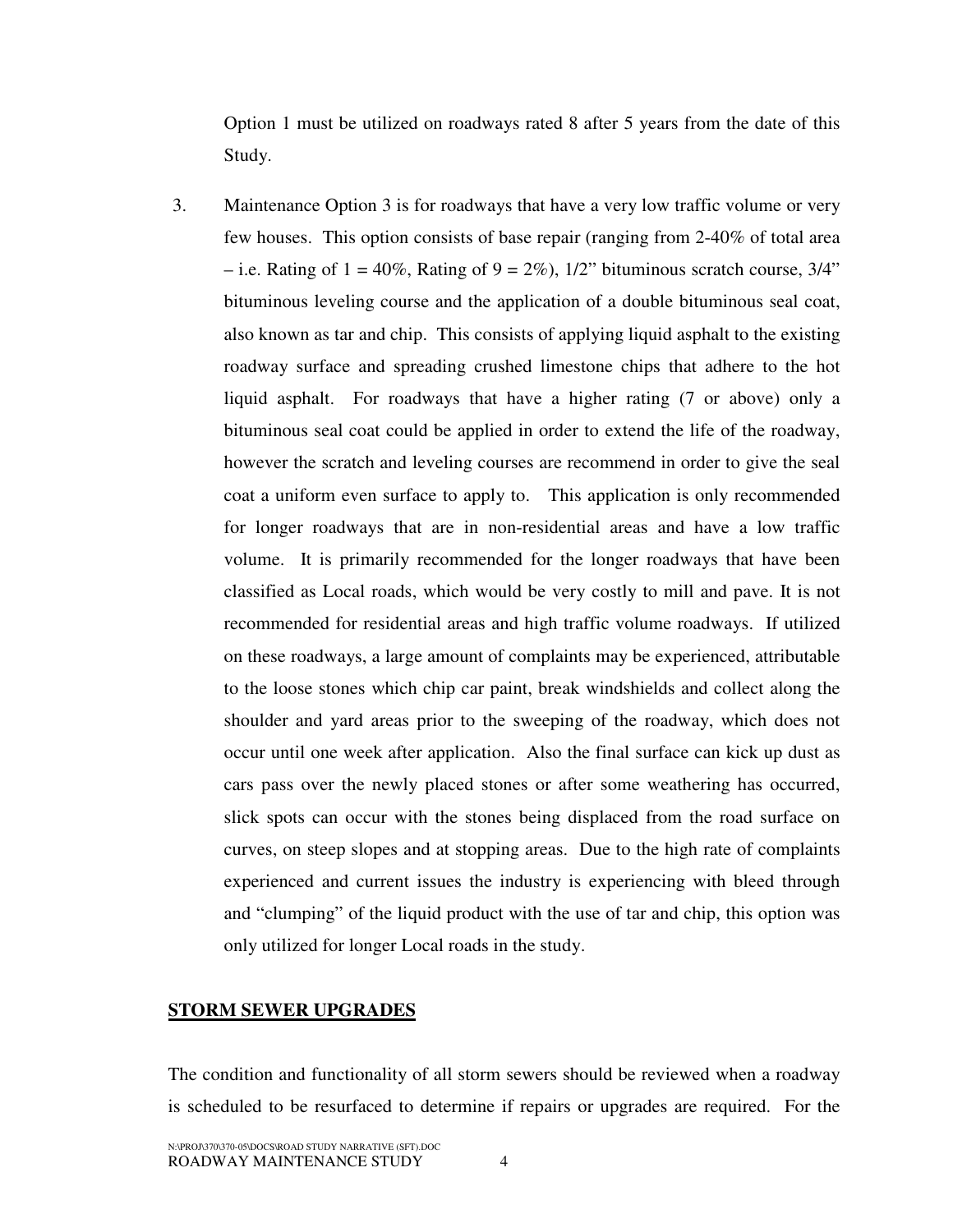Option 1 must be utilized on roadways rated 8 after 5 years from the date of this Study.

3. Maintenance Option 3 is for roadways that have a very low traffic volume or very few houses. This option consists of base repair (ranging from 2-40% of total area – i.e. Rating of 1 = 40%, Rating of 9 = 2%), 1/2" bituminous scratch course, 3/4" bituminous leveling course and the application of a double bituminous seal coat, also known as tar and chip. This consists of applying liquid asphalt to the existing roadway surface and spreading crushed limestone chips that adhere to the hot liquid asphalt. For roadways that have a higher rating (7 or above) only a bituminous seal coat could be applied in order to extend the life of the roadway, however the scratch and leveling courses are recommend in order to give the seal coat a uniform even surface to apply to. This application is only recommended for longer roadways that are in non-residential areas and have a low traffic volume. It is primarily recommended for the longer roadways that have been classified as Local roads, which would be very costly to mill and pave. It is not recommended for residential areas and high traffic volume roadways. If utilized on these roadways, a large amount of complaints may be experienced, attributable to the loose stones which chip car paint, break windshields and collect along the shoulder and yard areas prior to the sweeping of the roadway, which does not occur until one week after application. Also the final surface can kick up dust as cars pass over the newly placed stones or after some weathering has occurred, slick spots can occur with the stones being displaced from the road surface on curves, on steep slopes and at stopping areas. Due to the high rate of complaints experienced and current issues the industry is experiencing with bleed through and "clumping" of the liquid product with the use of tar and chip, this option was only utilized for longer Local roads in the study.

## STORM SEWER UPGRADES

The condition and functionality of all storm sewers should be reviewed when a roadway is scheduled to be resurfaced to determine if repairs or upgrades are required. For the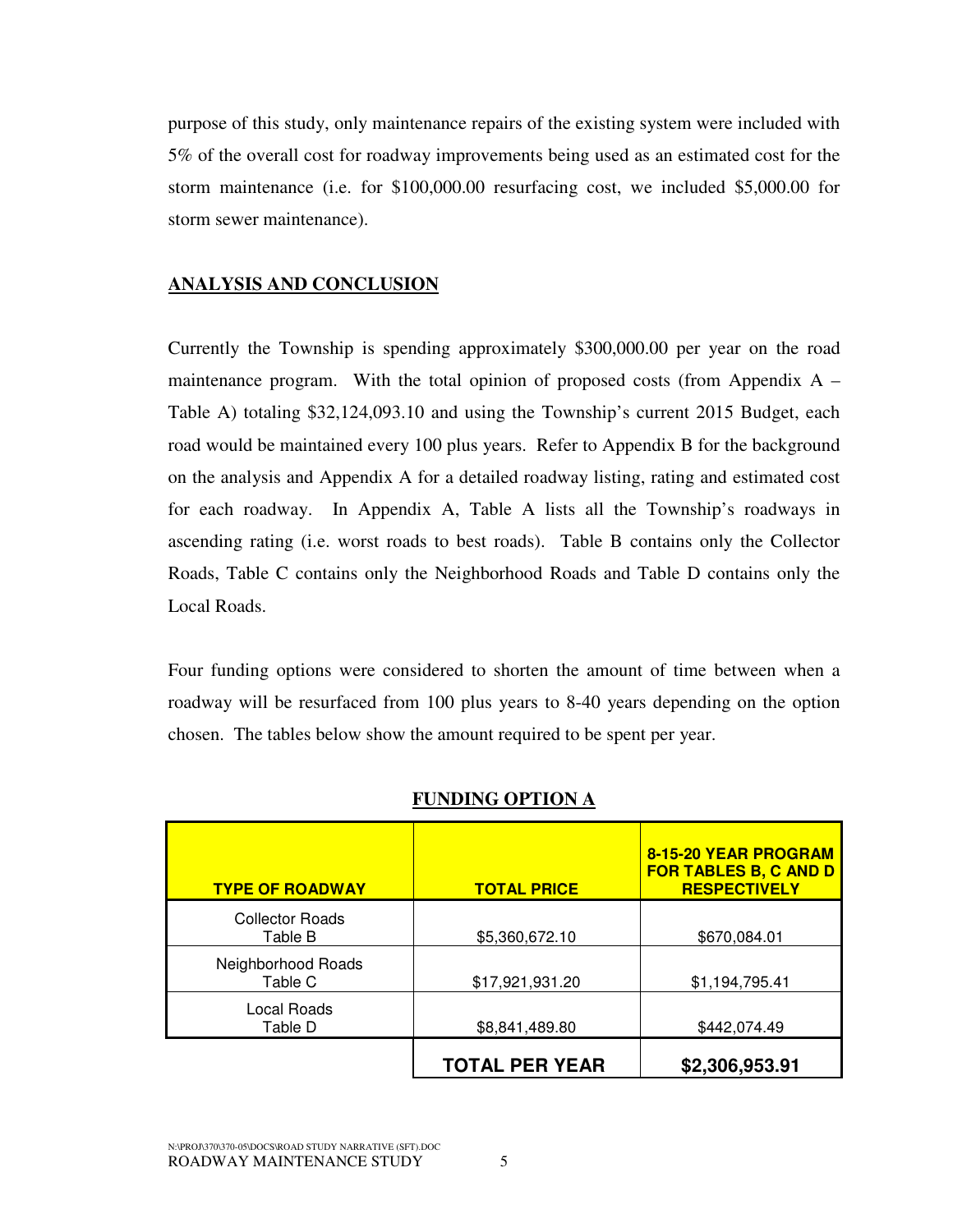purpose of this study, only maintenance repairs of the existing system were included with 5% of the overall cost for roadway improvements being used as an estimated cost for the storm maintenance (i.e. for $100,000.00 resurfacing cost, we included $5,000.00 for storm sewer maintenance).

## ANALYSIS AND CONCLUSION

Currently the Township is spending approximately $300,000.00 per year on the road maintenance program. With the total opinion of proposed costs (from Appendix A – Table A) totaling $32,124,093.10 and using the Township's current 2015 Budget, each road would be maintained every 100 plus years. Refer to Appendix B for the background on the analysis and Appendix A for a detailed roadway listing, rating and estimated cost for each roadway. In Appendix A, Table A lists all the Township's roadways in ascending rating (i.e. worst roads to best roads). Table B contains only the Collector Roads, Table C contains only the Neighborhood Roads and Table D contains only the Local Roads.

Four funding options were considered to shorten the amount of time between when a roadway will be resurfaced from 100 plus years to 8-40 years depending on the option chosen. The tables below show the amount required to be spent per year.

**FUNDING OPTION A**

| TYPE OF ROADWAY | TOTAL PRICE | 8-15-20 YEAR PROGRAM FOR TABLES B, C AND D RESPECTIVELY |
|---|---|---|
| Collector Roads Table B | $5,360,672.10 | $670,084.01 |
| Neighborhood Roads Table C | $17,921,931.20 | $1,194,795.41 |
| Local Roads Table D | $8,841,489.80 | $442,074.49 |
| | **TOTAL PER YEAR** | **$2,306,953.91** |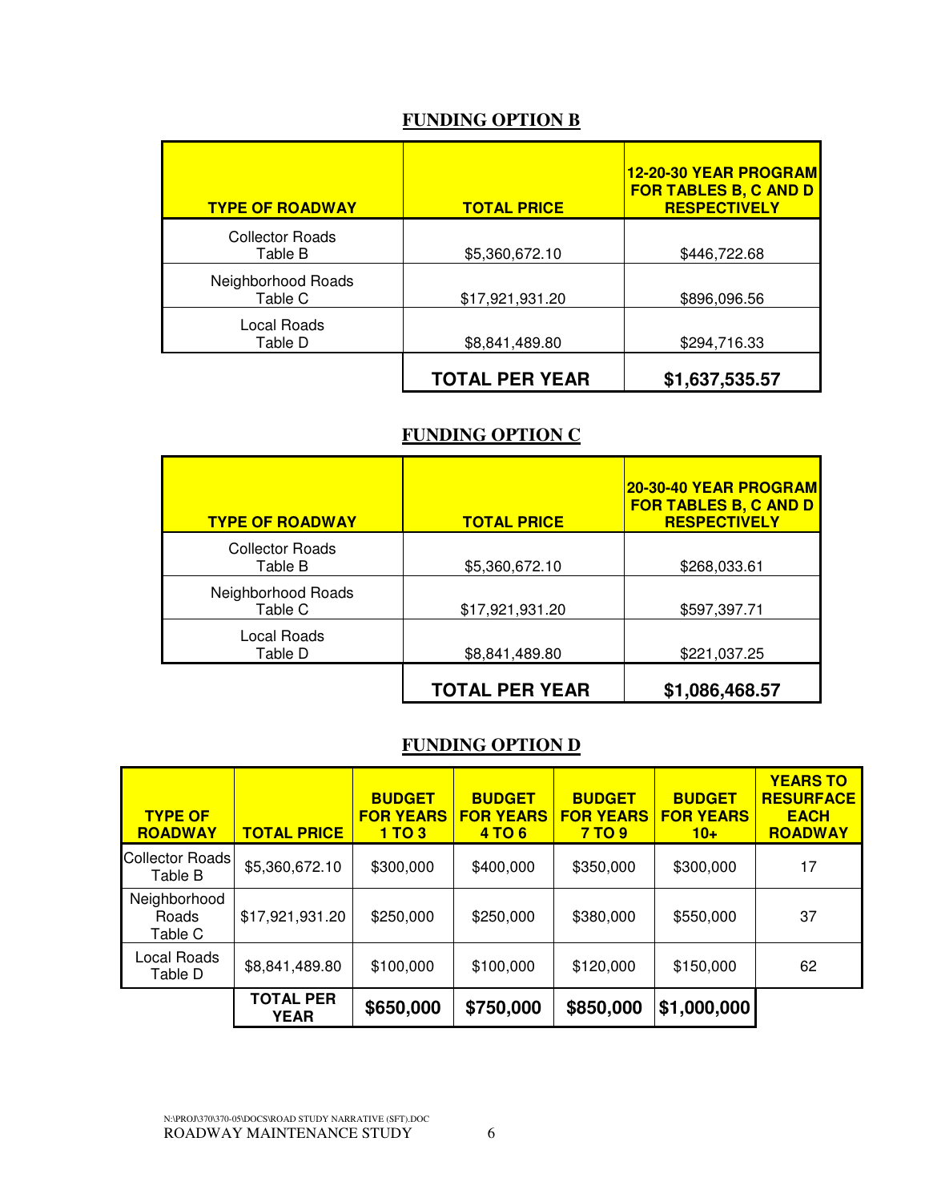## FUNDING OPTION B

| TYPE OF ROADWAY | TOTAL PRICE | 12-20-30 YEAR PROGRAM FOR TABLES B, C AND D RESPECTIVELY |
|---|---|---|
| Collector Roads Table B | $5,360,672.10 | $446,722.68 |
| Neighborhood Roads Table C | $17,921,931.20 | $896,096.56 |
| Local Roads Table D | $8,841,489.80 | $294,716.33 |
| | **TOTAL PER YEAR** | **$1,637,535.57** |

## FUNDING OPTION C

| TYPE OF ROADWAY | TOTAL PRICE | 20-30-40 YEAR PROGRAM FOR TABLES B, C AND D RESPECTIVELY |
|---|---|---|
| Collector Roads Table B | $5,360,672.10 | $268,033.61 |
| Neighborhood Roads Table C | $17,921,931.20 | $597,397.71 |
| Local Roads Table D | $8,841,489.80 | $221,037.25 |
| | **TOTAL PER YEAR** | **$1,086,468.57** |

## FUNDING OPTION D

| TYPE OF ROADWAY | TOTAL PRICE | BUDGET FOR YEARS 1 TO 3 | BUDGET FOR YEARS 4 TO 6 | BUDGET FOR YEARS 7 TO 9 | BUDGET FOR YEARS 10+ | YEARS TO RESURFACE EACH ROADWAY |
|---|---|---|---|---|---|---|
| Collector Roads Table B | $5,360,672.10 | $300,000 | $400,000 | $350,000 | $300,000 | 17 |
| Neighborhood Roads Table C | $17,921,931.20 | $250,000 | $250,000 | $380,000 | $550,000 | 37 |
| Local Roads Table D | $8,841,489.80 | $100,000 | $100,000 | $120,000 | $150,000 | 62 |
| | **TOTAL PER YEAR** | **$650,000** | **$750,000** | **$850,000** | **$1,000,000** | |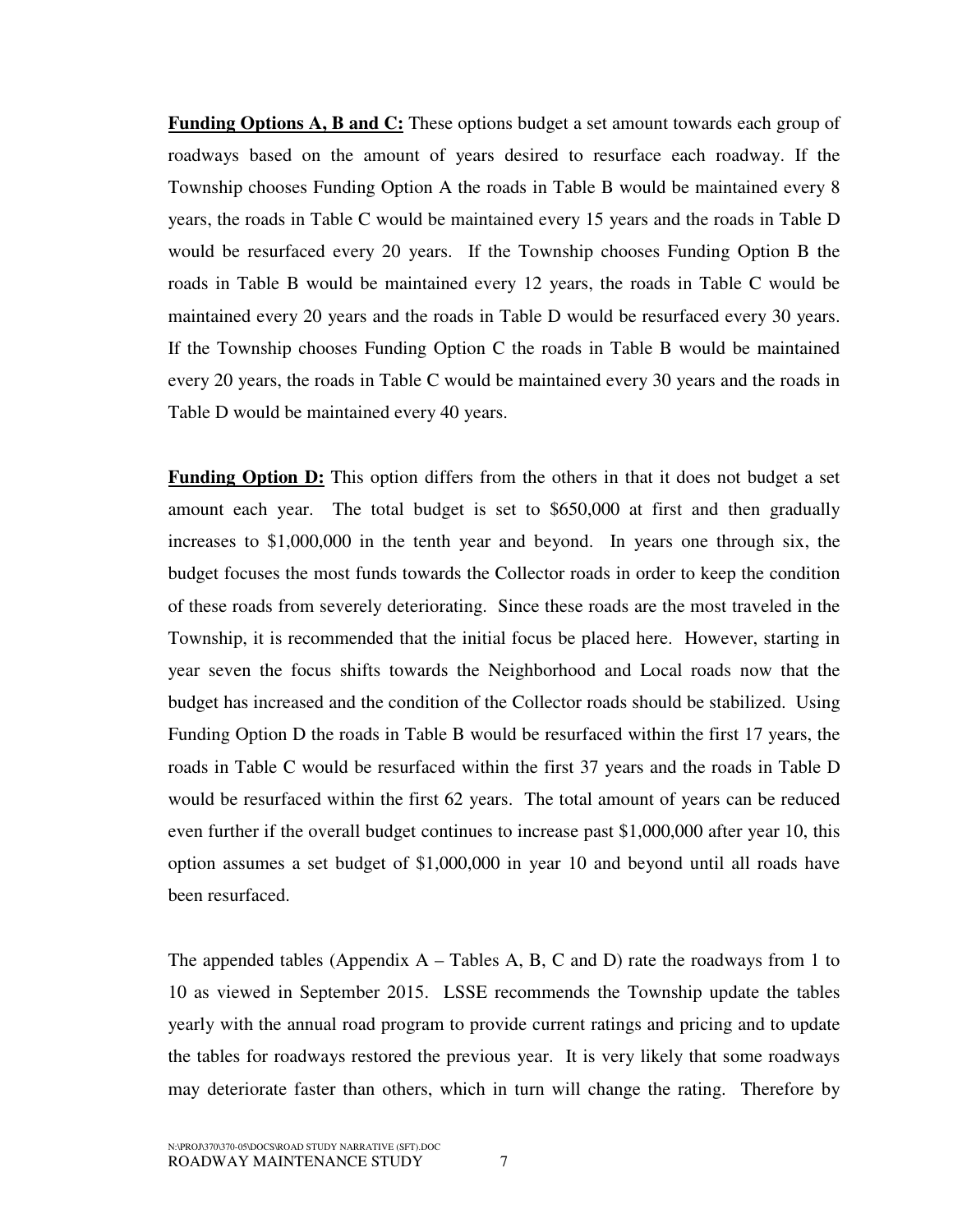**Funding Options A, B and C:** These options budget a set amount towards each group of roadways based on the amount of years desired to resurface each roadway. If the Township chooses Funding Option A the roads in Table B would be maintained every 8 years, the roads in Table C would be maintained every 15 years and the roads in Table D would be resurfaced every 20 years. If the Township chooses Funding Option B the roads in Table B would be maintained every 12 years, the roads in Table C would be maintained every 20 years and the roads in Table D would be resurfaced every 30 years. If the Township chooses Funding Option C the roads in Table B would be maintained every 20 years, the roads in Table C would be maintained every 30 years and the roads in Table D would be maintained every 40 years.

**Funding Option D:** This option differs from the others in that it does not budget a set amount each year. The total budget is set to $650,000 at first and then gradually increases to $1,000,000 in the tenth year and beyond. In years one through six, the budget focuses the most funds towards the Collector roads in order to keep the condition of these roads from severely deteriorating. Since these roads are the most traveled in the Township, it is recommended that the initial focus be placed here. However, starting in year seven the focus shifts towards the Neighborhood and Local roads now that the budget has increased and the condition of the Collector roads should be stabilized. Using Funding Option D the roads in Table B would be resurfaced within the first 17 years, the roads in Table C would be resurfaced within the first 37 years and the roads in Table D would be resurfaced within the first 62 years. The total amount of years can be reduced even further if the overall budget continues to increase past $1,000,000 after year 10, this option assumes a set budget of $1,000,000 in year 10 and beyond until all roads have been resurfaced.

The appended tables (Appendix A – Tables A, B, C and D) rate the roadways from 1 to 10 as viewed in September 2015. LSSE recommends the Township update the tables yearly with the annual road program to provide current ratings and pricing and to update the tables for roadways restored the previous year. It is very likely that some roadways may deteriorate faster than others, which in turn will change the rating. Therefore by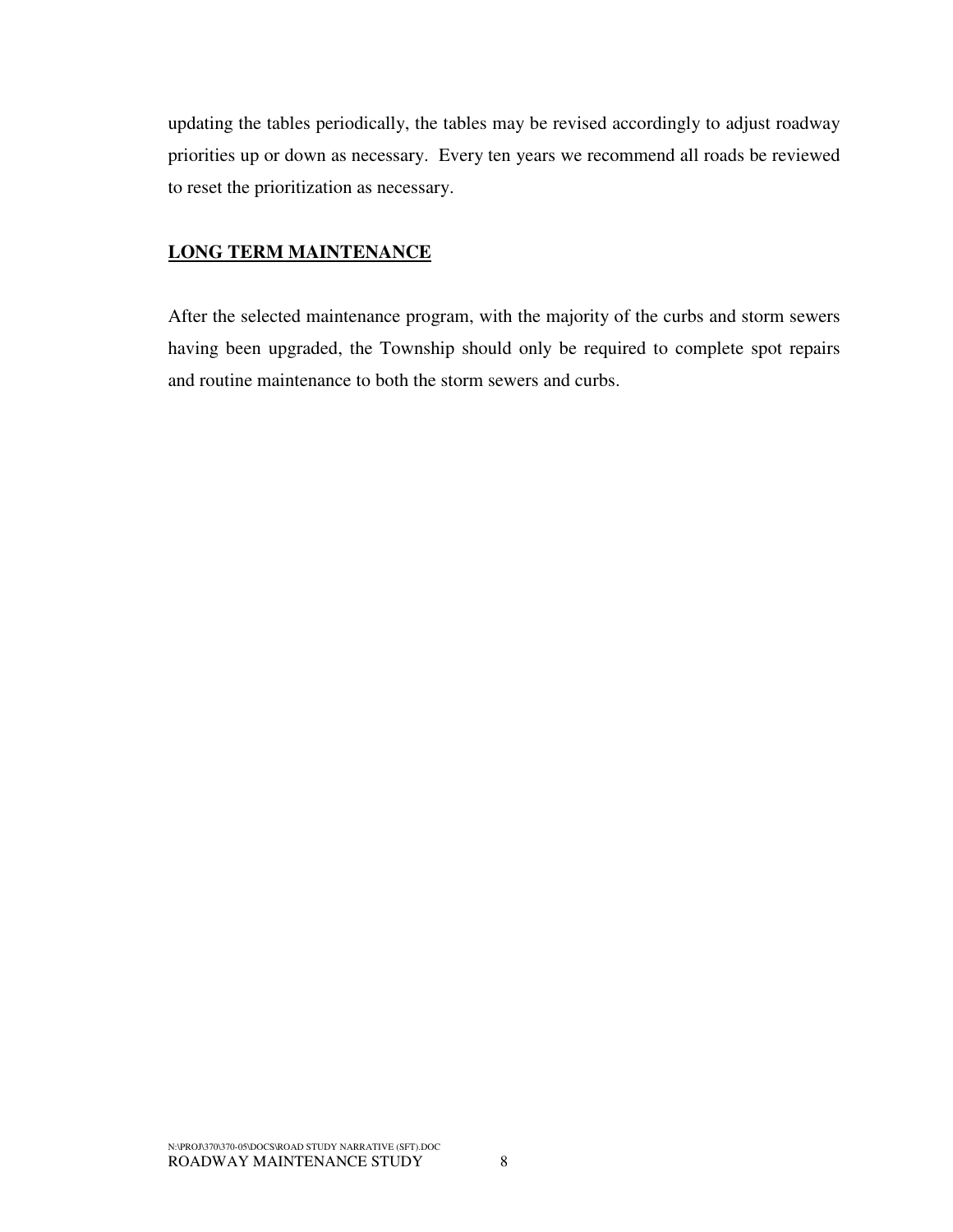updating the tables periodically, the tables may be revised accordingly to adjust roadway priorities up or down as necessary. Every ten years we recommend all roads be reviewed to reset the prioritization as necessary.

## **LONG TERM MAINTENANCE**

After the selected maintenance program, with the majority of the curbs and storm sewers having been upgraded, the Township should only be required to complete spot repairs and routine maintenance to both the storm sewers and curbs.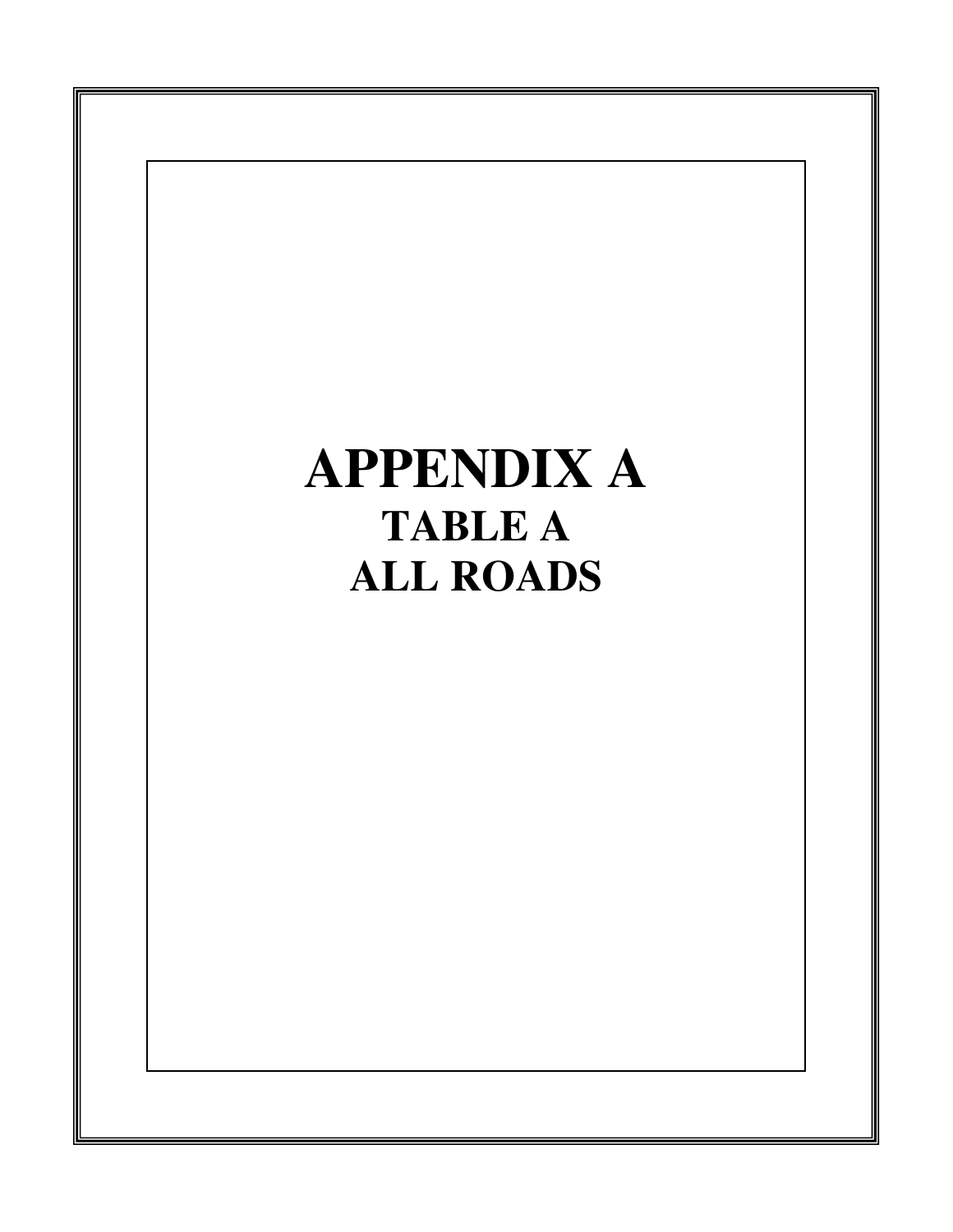# APPENDIX A

## TABLE A

## ALL ROADS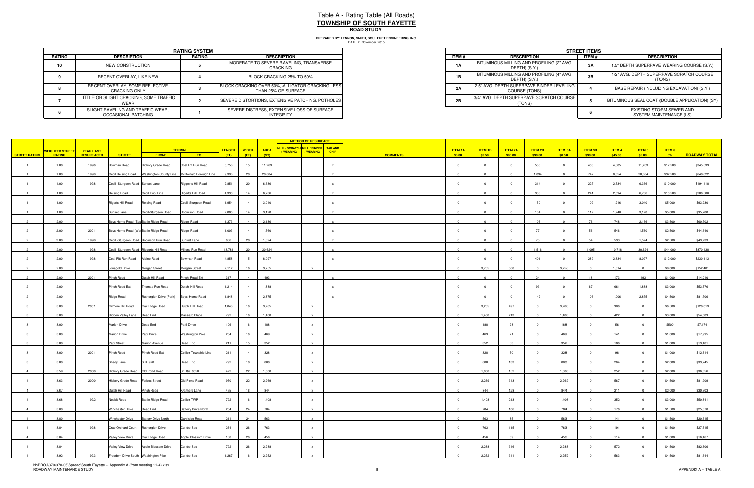# Table A - Rating Table (All Roads)
## TOWNSHIP OF SOUTH FAYETTE
### ROAD STUDY

**PREPARED BY: LENNON, SMITH, SOULERET ENGINEERING, INC.**
DATED: November 2015

| RATING SYSTEM | | | |
|---|---|---|---|
| **RATING** | **DESCRIPTION** | **RATING** | **DESCRIPTION** |
| 10 | NEW CONSTRUCTION | 5 | MODERATE TO SEVERE RAVELING, TRANSVERSE CRACKING |
| 9 | RECENT OVERLAY, LIKE NEW | 4 | BLOCK CRACKING 25% TO 50% |
| 8 | RECENT OVERLAY, SOME REFLECTIVE CRACKING ONLY | 3 | BLOCK CRACKING OVER 50%, ALLIGATOR CRACKING LESS THAN 25% OF SURFACE |
| 7 | LITTLE OR SLIGHT CRACKING, SOME TRAFFIC WEAR | 2 | SEVERE DISTORTIONS, EXTENSIVE PATCHING, POTHOLES |
| 6 | SLIGHT RAVELING AND TRAFFIC WEAR, OCCASIONAL PATCHING | 1 | SEVERE DISTRESS, EXTENSIVE LOSS OF SURFACE INTEGRITY |

| STREET ITEMS | | | |
|---|---|---|---|
| **ITEM #** | **DESCRIPTION** | **ITEM #** | **DESCRIPTION** |
| 1A | BITUMINOUS MILLING AND PROFILING (2" AVG. DEPTH) (S.Y.) | 3A | 1.5" DEPTH SUPERPAVE WEARING COURSE (S.Y.) |
| 1B | BITUMINOUS MILLING AND PROFILING (4" AVG. DEPTH) (S.Y.) | 3B | 1/2" AVG. DEPTH SUPERPAVE SCRATCH COURSE (TONS) |
| 2A | 2.5" AVG. DEPTH SUPERPAVE BINDER LEVELING COURSE (TONS) | 4 | BASE REPAIR (INCLUDING EXCAVATION) (S.Y.) |
| 2B | 3/4" AVG. DEPTH SUPERPAVE SCRATCH COURSE (TONS) | 5 | BITUMINOUS SEAL COAT (DOUBLE APPLICATION) (SY) |
| | | 6 | EXISTING STORM SEWER AND SYSTEM MAINTENANCE (LS) |

| STREET RATING | WEIGHTED STREET RATING | YEAR LAST RESURFACED | STREET | TERMINI FROM: | TERMINI TO: | LENGTH (FT) | WIDTH (FT) | AREA (SY) | MILL / SCRATCH / WEARING | MILL / BINDER / WEARING | TAR AND CHIP | COMMENTS | ITEM 1A $3.00 | ITEM 1B $3.50 | ITEM 2A $85.00 | ITEM 2B $90.00 | ITEM 3A $8.50 | ITEM 3B $90.00 | ITEM 4 $45.00 | ITEM 5 $5.00 | ITEM 6 5% | ROADWAY TOTAL |
|---|---|---|---|---|---|---|---|---|---|---|---|---|---|---|---|---|---|---|---|---|---|---|
| 1 | 1.00 | 1996 | Bowman Road | Hickory Grade Road | Coal Pit Run Road | 6,758 | 15 | 11,263 | | | x | | 0 | 0 | 0 | 558 | 0 | 403 | 4,505 | 11,263 | $17,500 | $345,539 |
| 1 | 1.00 | 1998 | Cecil Reising Road | Washington County Line | McDonald Borough Line | 9,398 | 20 | 20,884 | | | x | | 0 | 0 | 0 | 1,034 | 0 | 747 | 8,354 | 20,884 | $32,500 | $640,622 |
| 1 | 1.00 | 1998 | Cecil -Sturgeon Road | Sunset Lane | Riggerts Hill Road | 2,851 | 20 | 6,336 | | | x | | 0 | 0 | 0 | 314 | 0 | 227 | 2,534 | 6,336 | $10,000 | $194,418 |
| 1 | 1.00 | | Reising Road | Cecil Twp. Line | Rigerts Hill Road | 4,330 | 14 | 6,736 | | | x | | 0 | 0 | 0 | 333 | 0 | 241 | 2,694 | 6,736 | $10,500 | $206,586 |
| 1 | 1.00 | | Rigerts Hill Road | Reising Road | Cecil-Sturgeon Road | 1,954 | 14 | 3,040 | | | x | | 0 | 0 | 0 | 150 | 0 | 109 | 1,216 | 3,040 | $5,000 | $93,230 |
| 1 | 1.00 | | Sunset Lane | Cecil-Sturgeon Road | Robinson Road | 2,006 | 14 | 3,120 | | | x | | 0 | 0 | 0 | 154 | 0 | 112 | 1,248 | 3,120 | $5,000 | $95,700 |
| 2 | 2.00 | | Boys Home Road (East) | Battle Ridge Road | Ridge Road | 1,373 | 14 | 2,136 | | | x | | 0 | 0 | 0 | 106 | 0 | 76 | 748 | 2,136 | $3,500 | $60,702 |
| 2 | 2.00 | 2001 | Boys Home Road (West) | Battle Ridge Road | Ridge Road | 1,003 | 14 | 1,560 | | | x | | 0 | 0 | 0 | 77 | 0 | 56 | 546 | 1,560 | $2,500 | $44,340 |
| 2 | 2.00 | 1998 | Cecil -Sturgeon Road | Robinson Run Road | Sunset Lane | 686 | 20 | 1,524 | | | x | | 0 | 0 | 0 | 75 | 0 | 54 | 533 | 1,524 | $2,500 | $43,233 |
| 2 | 2.00 | 1998 | Cecil -Sturgeon Road | Riggerts Hill Road | Millers Run Road | 13,781 | 20 | 30,624 | | | x | | 0 | 0 | 0 | 1,516 | 0 | 1,095 | 10,718 | 30,624 | $44,000 | $870,438 |
| 2 | 2.00 | 1998 | Coal Pit Run Road | Alpine Road | Bowman Road | 4,858 | 15 | 8,097 | | | x | | 0 | 0 | 0 | 401 | 0 | 289 | 2,834 | 8,097 | $12,000 | $230,113 |
| 2 | 2.00 | | Jonagold Drive | Morgan Street | Morgan Street | 2,112 | 16 | 3,755 | | x | | | 0 | 3,755 | 568 | 0 | 3,755 | 0 | 1,314 | 0 | $8,000 | $152,481 |
| 2 | 2.00 | 2001 | Pinch Road | Dutch Hill Road | Pinch Road Ext | 317 | 14 | 493 | | | x | | 0 | 0 | 0 | 24 | 0 | 18 | 173 | 493 | $1,000 | $14,010 |
| 2 | 2.00 | | Pinch Road Ext | Thomas Run Road | Dutch Hill Road | 1,214 | 14 | 1,888 | | | x | | 0 | 0 | 0 | 93 | 0 | 67 | 661 | 1,888 | $3,000 | $53,576 |
| 2 | 2.00 | | Ridge Road | Rutherglen Drive (Park) | Boys Home Road | 1,848 | 14 | 2,875 | | | x | | 0 | 0 | 0 | 142 | 0 | 103 | 1,006 | 2,875 | $4,500 | $81,706 |
| 3 | 3.00 | 2001 | Gilmore Hill Road | Oak Ridge Road | Dutch Hill Road | 1,848 | 16 | 3,285 | | x | | | 0 | 3,285 | 497 | 0 | 3,285 | 0 | 986 | 0 | $6,500 | $126,013 |
| 3 | 3.00 | | Hidden Valley Lane | Dead End | Massaro Place | 792 | 16 | 1,408 | | x | | | 0 | 1,408 | 213 | 0 | 1,408 | 0 | 422 | 0 | $3,000 | $54,009 |
| 3 | 3.00 | | Marion Drive | Dead End | Patti Drive | 106 | 16 | 188 | | x | | | 0 | 188 | 28 | 0 | 188 | 0 | 56 | 0 | $500 | $7,174 |
| 3 | 3.00 | | Marion Drive | Patti Drive | Washington Pike | 264 | 16 | 469 | | x | | | 0 | 469 | 71 | 0 | 469 | 0 | 141 | 0 | $1,000 | $17,995 |
| 3 | 3.00 | | Patti Street | Marion Avenue | Dead End | 211 | 15 | 352 | | x | | | 0 | 352 | 53 | 0 | 352 | 0 | 106 | 0 | $1,000 | $13,481 |
| 3 | 3.00 | 2001 | Pinch Road | Pinch Road Ext | Collier Township Line | 211 | 14 | 328 | | x | | | 0 | 328 | 50 | 0 | 328 | 0 | 98 | 0 | $1,000 | $12,614 |
| 3 | 3.00 | | Shady Lane | S.R. 978 | Dead End | 792 | 10 | 880 | | x | | | 0 | 880 | 133 | 0 | 880 | 0 | 264 | 0 | $2,000 | $33,745 |
| 4 | 3.59 | 2000 | Hickory Grade Road | Old Pond Road | Sr Rte. 0050 | 422 | 22 | 1,008 | | x | | | 0 | 1,008 | 152 | 0 | 1,008 | 0 | 252 | 0 | $2,000 | $36,356 |
| 4 | 3.63 | 2000 | Hickory Grade Road | Forbes Street | Old Pond Road | 950 | 22 | 2,269 | | x | | | 0 | 2,269 | 343 | 0 | 2,269 | 0 | 567 | 0 | $4,500 | $81,909 |
| 4 | 3.67 | | Dutch Hill Road | Pinch Road | Kramers Lane | 475 | 16 | 844 | | x | | | 0 | 844 | 128 | 0 | 844 | 0 | 211 | 0 | $2,000 | $30,503 |
| 4 | 3.68 | 1992 | Nesbit Road | Battle Ridge Road | Collier TWP | 792 | 16 | 1,408 | | x | | | 0 | 1,408 | 213 | 0 | 1,408 | 0 | 352 | 0 | $3,000 | $50,841 |
| 4 | 3.80 | | Winchester Drive | Dead End | Battery Drive North | 264 | 24 | 704 | | x | | | 0 | 704 | 106 | 0 | 704 | 0 | 176 | 0 | $1,500 | $25,378 |
| 4 | 3.80 | | Winchester Drive | Battery Drive North | Oakridge Road | 211 | 24 | 563 | | x | | | 0 | 563 | 85 | 0 | 563 | 0 | 141 | 0 | $1,500 | $20,315 |
| 4 | 3.84 | 1998 | Crab Orchard Court | Rutherglen Drive | Cul-de-Sac | 264 | 26 | 763 | | x | | | 0 | 763 | 115 | 0 | 763 | 0 | 191 | 0 | $1,500 | $27,515 |
| 4 | 3.84 | | Valley View Drive | Oak Ridge Road | Apple Blossom Drive | 158 | 26 | 456 | | x | | | 0 | 456 | 69 | 0 | 456 | 0 | 114 | 0 | $1,000 | $16,467 |
| 4 | 3.84 | | Valley View Drive | Apple Blossom Drive | Cul-de-Sac | 792 | 26 | 2,288 | | x | | | 0 | 2,288 | 346 | 0 | 2,288 | 0 | 572 | 0 | $4,500 | $82,606 |
| 4 | 3.92 | 1993 | Freedom Drive South | Washington Pike | Cul-de-Sac | 1,267 | 16 | 2,252 | | x | | | 0 | 2,252 | 341 | 0 | 2,252 | 0 | 563 | 0 | $4,500 | $81,344 |

N:\PROJ\370\370-05\Spread\South Fayette -- Appendix A (from meeting 11-4).xlsx
ROADWAY MAINTENANCE STUDY

APPENDIX A -- TABLE A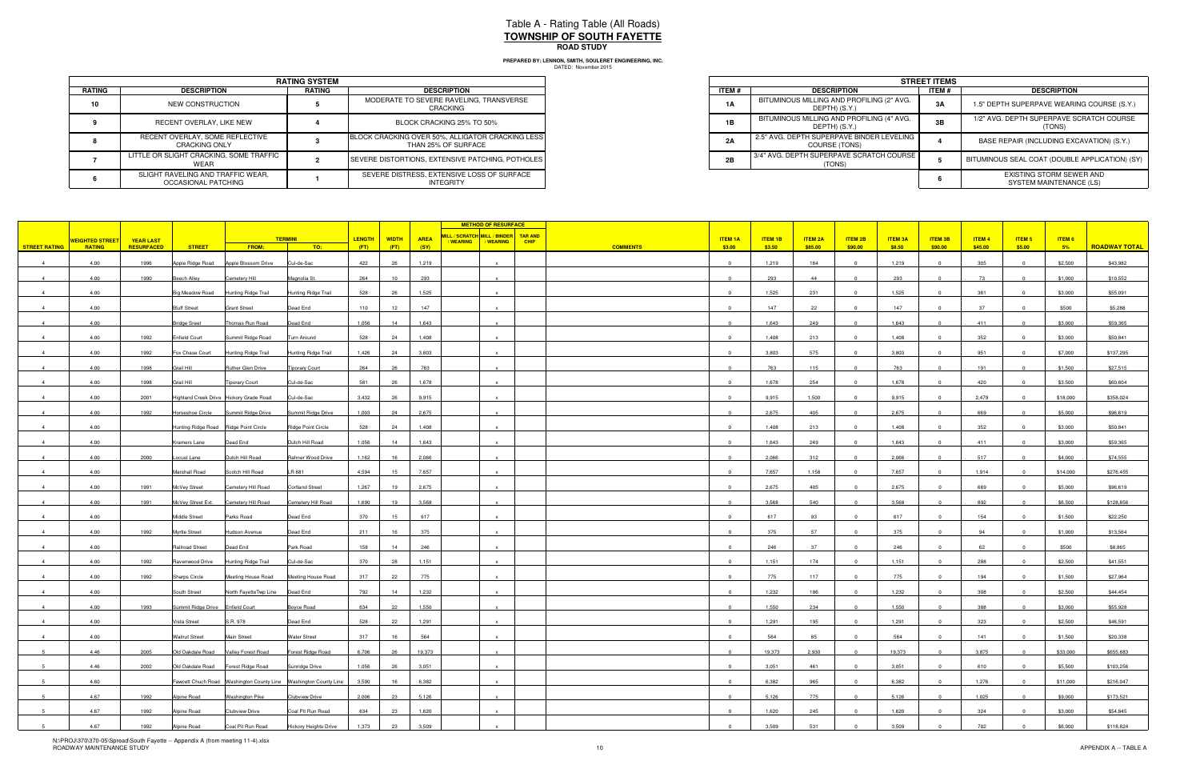# Table A - Rating Table (All Roads)
## TOWNSHIP OF SOUTH FAYETTE
### ROAD STUDY

**PREPARED BY: LENNON, SMITH, SOULERET ENGINEERING, INC.**
DATED: November 2015

| RATING SYSTEM | | | |
|---|---|---|---|
| **RATING** | **DESCRIPTION** | **RATING** | **DESCRIPTION** |
| 10 | NEW CONSTRUCTION | 5 | MODERATE TO SEVERE RAVELING, TRANSVERSE CRACKING |
| 9 | RECENT OVERLAY, LIKE NEW | 4 | BLOCK CRACKING 25% TO 50% |
| 8 | RECENT OVERLAY, SOME REFLECTIVE CRACKING ONLY | 3 | BLOCK CRACKING OVER 50%, ALLIGATOR CRACKING LESS THAN 25% OF SURFACE |
| 7 | LITTLE OR SLIGHT CRACKING, SOME TRAFFIC WEAR | 2 | SEVERE DISTORTIONS, EXTENSIVE PATCHING, POTHOLES |
| 6 | SLIGHT RAVELING AND TRAFFIC WEAR, OCCASIONAL PATCHING | 1 | SEVERE DISTRESS, EXTENSIVE LOSS OF SURFACE INTEGRITY |

| STREET ITEMS | | | |
|---|---|---|---|
| **ITEM #** | **DESCRIPTION** | **ITEM #** | **DESCRIPTION** |
| 1A | BITUMINOUS MILLING AND PROFILING (2" AVG. DEPTH) (S.Y.) | 3A | 1.5" DEPTH SUPERPAVE WEARING COURSE (S.Y.) |
| 1B | BITUMINOUS MILLING AND PROFILING (4" AVG. DEPTH) (S.Y.) | 3B | 1/2" AVG. DEPTH SUPERPAVE SCRATCH COURSE (TONS) |
| 2A | 2.5" AVG. DEPTH SUPERPAVE BINDER LEVELING COURSE (TONS) | 4 | BASE REPAIR (INCLUDING EXCAVATION) (S.Y.) |
| 2B | 3/4" AVG. DEPTH SUPERPAVE SCRATCH COURSE (TONS) | 5 | BITUMINOUS SEAL COAT (DOUBLE APPLICATION) (SY) |
| | | 6 | EXISTING STORM SEWER AND SYSTEM MAINTENANCE (LS) |

| | | | | TERMINI | | | | | METHOD OF RESURFACE | | | | | | | | | | | | | |
|---|---|---|---|---|---|---|---|---|---|---|---|---|---|---|---|---|---|---|---|---|---|---|
| **STREET RATING** | **WEIGHTED STREET RATING** | **YEAR LAST RESURFACED** | **STREET** | **FROM:** | **TO:** | **LENGTH (FT)** | **WIDTH (FT)** | **AREA (SY)** | **MILL / SCRATCH / WEARING** | **MILL / BINDER / WEARING** | **TAR AND CHIP** | **COMMENTS** | **ITEM 1A $3.00** | **ITEM 1B $3.50** | **ITEM 2A $85.00** | **ITEM 2B $90.00** | **ITEM 3A $8.50** | **ITEM 3B $90.00** | **ITEM 4 $45.00** | **ITEM 5 $5.00** | **ITEM 6 5%** | **ROADWAY TOTAL** |
| 4 | 4.00 | 1996 | Apple Ridge Road | Apple Blossom Drive | Cul-de-Sac | 422 | 26 | 1,219 | | x | | | 0 | 1,219 | 184 | 0 | 1,219 | 0 | 305 | 0 | $2,500 | $43,982 |
| 4 | 4.00 | 1990 | Beech Alley | Cemetery Hill | Magnolia St. | 264 | 10 | 293 | | x | | | 0 | 293 | 44 | 0 | 293 | 0 | 73 | 0 | $1,000 | $10,552 |
| 4 | 4.00 | | Big Meadow Road | Hunting Ridge Trail | Hunting Ridge Trail | 528 | 26 | 1,525 | | x | | | 0 | 1,525 | 231 | 0 | 1,525 | 0 | 381 | 0 | $3,000 | $55,091 |
| 4 | 4.00 | | Bluff Street | Grant Street | Dead End | 110 | 12 | 147 | | x | | | 0 | 147 | 22 | 0 | 147 | 0 | 37 | 0 | $500 | $5,288 |
| 4 | 4.00 | | Bridge Street | Thomas Run Road | Dead End | 1,056 | 14 | 1,643 | | x | | | 0 | 1,643 | 249 | 0 | 1,643 | 0 | 411 | 0 | $3,000 | $59,365 |
| 4 | 4.00 | 1992 | Enfield Court | Summit Ridge Road | Turn Around | 528 | 24 | 1,408 | | x | | | 0 | 1,408 | 213 | 0 | 1,408 | 0 | 352 | 0 | $3,000 | $50,841 |
| 4 | 4.00 | 1992 | Fox Chase Court | Hunting Ridge Trail | Hunting Ridge Trail | 1,426 | 24 | 3,803 | | x | | | 0 | 3,803 | 575 | 0 | 3,803 | 0 | 951 | 0 | $7,000 | $137,295 |
| 4 | 4.00 | 1998 | Grail Hill | Ruther Glen Drive | Tiporary Court | 264 | 26 | 763 | | x | | | 0 | 763 | 115 | 0 | 763 | 0 | 191 | 0 | $1,500 | $27,515 |
| 4 | 4.00 | 1998 | Grail Hill | Tiporary Court | Cul-de-Sac | 581 | 26 | 1,678 | | x | | | 0 | 1,678 | 254 | 0 | 1,678 | 0 | 420 | 0 | $3,500 | $60,604 |
| 4 | 4.00 | 2001 | Highland Creek Drive | Hickory Grade Road | Cul-de-Sac | 3,432 | 26 | 9,915 | | x | | | 0 | 9,915 | 1,500 | 0 | 9,915 | 0 | 2,479 | 0 | $18,000 | $358,024 |
| 4 | 4.00 | 1992 | Horseshoe Circle | Summit Ridge Drive | Summit Ridge Drive | 1,003 | 24 | 2,675 | | x | | | 0 | 2,675 | 405 | 0 | 2,675 | 0 | 669 | 0 | $5,000 | $96,619 |
| 4 | 4.00 | | Hunting Ridge Road | Ridge Point Circle | Ridge Point Circle | 528 | 24 | 1,408 | | x | | | 0 | 1,408 | 213 | 0 | 1,408 | 0 | 352 | 0 | $3,000 | $50,841 |
| 4 | 4.00 | | Kramers Lane | Dead End | Dutch Hill Road | 1,056 | 14 | 1,643 | | x | | | 0 | 1,643 | 249 | 0 | 1,643 | 0 | 411 | 0 | $3,000 | $59,365 |
| 4 | 4.00 | 2000 | Locust Lane | Dutch Hill Road | Rahner Wood Drive | 1,162 | 16 | 2,066 | | x | | | 0 | 2,066 | 312 | 0 | 2,066 | 0 | 517 | 0 | $4,000 | $74,555 |
| 4 | 4.00 | | Marshall Road | Scotch Hill Road | LR 681 | 4,594 | 15 | 7,657 | | x | | | 0 | 7,657 | 1,158 | 0 | 7,657 | 0 | 1,914 | 0 | $14,000 | $276,455 |
| 4 | 4.00 | 1991 | McVey Street | Cemetery Hill Road | Cortland Street | 1,267 | 19 | 2,675 | | x | | | 0 | 2,675 | 405 | 0 | 2,675 | 0 | 669 | 0 | $5,000 | $96,619 |
| 4 | 4.00 | 1991 | McVey Street Ext. | Cemetery Hill Road | Cemetery Hill Road | 1,690 | 19 | 3,568 | | x | | | 0 | 3,568 | 540 | 0 | 3,568 | 0 | 892 | 0 | $6,500 | $128,856 |
| 4 | 4.00 | | Middle Street | Parks Road | Dead End | 370 | 15 | 617 | | x | | | 0 | 617 | 93 | 0 | 617 | 0 | 154 | 0 | $1,500 | $22,250 |
| 4 | 4.00 | 1992 | Myrtle Street | Hudson Avenue | Dead End | 211 | 16 | 375 | | x | | | 0 | 375 | 57 | 0 | 375 | 0 | 94 | 0 | $1,000 | $13,564 |
| 4 | 4.00 | | Railroad Street | Dead End | Park Road | 158 | 14 | 246 | | x | | | 0 | 246 | 37 | 0 | 246 | 0 | 62 | 0 | $500 | $8,865 |
| 4 | 4.00 | 1992 | Ravenwood Drive | Hunting Ridge Trail | Cul-de-Sac | 370 | 28 | 1,151 | | x | | | 0 | 1,151 | 174 | 0 | 1,151 | 0 | 288 | 0 | $2,500 | $41,551 |
| 4 | 4.00 | 1992 | Sharps Circle | Meeting House Road | Meeting House Road | 317 | 22 | 775 | | x | | | 0 | 775 | 117 | 0 | 775 | 0 | 194 | 0 | $1,500 | $27,964 |
| 4 | 4.00 | | South Street | North FayetteTwp Line | Dead End | 792 | 14 | 1,232 | | x | | | 0 | 1,232 | 186 | 0 | 1,232 | 0 | 308 | 0 | $2,500 | $44,454 |
| 4 | 4.00 | 1993 | Summit Ridge Drive | Enfield Court | Boyce Road | 634 | 22 | 1,550 | | x | | | 0 | 1,550 | 234 | 0 | 1,550 | 0 | 388 | 0 | $3,000 | $55,928 |
| 4 | 4.00 | | Vista Street | S.R. 978 | Dead End | 528 | 22 | 1,291 | | x | | | 0 | 1,291 | 195 | 0 | 1,291 | 0 | 323 | 0 | $2,500 | $46,591 |
| 4 | 4.00 | | Walnut Street | Main Street | Water Street | 317 | 16 | 564 | | x | | | 0 | 564 | 85 | 0 | 564 | 0 | 141 | 0 | $1,500 | $20,338 |
| 5 | 4.46 | 2005 | Old Oakdale Road | Valley Forest Road | Forest Ridge Road | 6,706 | 26 | 19,373 | | x | | | 0 | 19,373 | 2,930 | 0 | 19,373 | 0 | 3,875 | 0 | $33,000 | $655,883 |
| 5 | 4.46 | 2002 | Old Oakdale Road | Forest Ridge Road | Sunridge Drive | 1,056 | 26 | 3,051 | | x | | | 0 | 3,051 | 461 | 0 | 3,051 | 0 | 610 | 0 | $5,500 | $103,256 |
| 5 | 4.60 | | Fawcett Chuch Road | Washington County Line | Washington County Line | 3,590 | 16 | 6,382 | | x | | | 0 | 6,382 | 965 | 0 | 6,382 | 0 | 1,276 | 0 | $11,000 | $216,047 |
| 5 | 4.67 | 1992 | Alpine Road | Washington Pike | Clubview Drive | 2,006 | 23 | 5,126 | | x | | | 0 | 5,126 | 775 | 0 | 5,126 | 0 | 1,025 | 0 | $9,000 | $173,521 |
| 5 | 4.67 | 1992 | Alpine Road | Clubview Drive | Coal Pit Run Road | 634 | 23 | 1,620 | | x | | | 0 | 1,620 | 245 | 0 | 1,620 | 0 | 324 | 0 | $3,000 | $54,845 |
| 5 | 4.67 | 1992 | Alpine Road | Coal Pit Run Road | Hickory Heights Drive | 1,373 | 23 | 3,509 | | x | | | 0 | 3,509 | 531 | 0 | 3,509 | 0 | 702 | 0 | $6,000 | $118,824 |

N:\PROJ\370\370-05\Spread\South Fayette -- Appendix A (from meeting 11-4).xlsx
ROADWAY MAINTENANCE STUDY

APPENDIX A -- TABLE A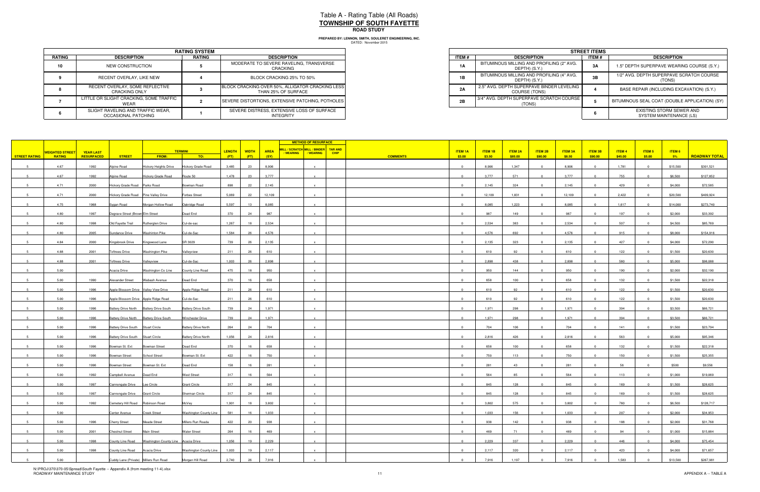# Table A - Rating Table (All Roads)

## TOWNSHIP OF SOUTH FAYETTE

### ROAD STUDY

**PREPARED BY: LENNON, SMITH, SOULERET ENGINEERING, INC.**
DATED: November 2015

| RATING SYSTEM | | | |
|---|---|---|---|
| **RATING** | **DESCRIPTION** | **RATING** | **DESCRIPTION** |
| 10 | NEW CONSTRUCTION | 5 | MODERATE TO SEVERE RAVELING, TRANSVERSE CRACKING |
| 9 | RECENT OVERLAY, LIKE NEW | 4 | BLOCK CRACKING 25% TO 50% |
| 8 | RECENT OVERLAY, SOME REFLECTIVE CRACKING ONLY | 3 | BLOCK CRACKING OVER 50%, ALLIGATOR CRACKING LESS THAN 25% OF SURFACE |
| 7 | LITTLE OR SLIGHT CRACKING, SOME TRAFFIC WEAR | 2 | SEVERE DISTORTIONS, EXTENSIVE PATCHING, POTHOLES |
| 6 | SLIGHT RAVELING AND TRAFFIC WEAR, OCCASIONAL PATCHING | 1 | SEVERE DISTRESS, EXTENSIVE LOSS OF SURFACE INTEGRITY |

| STREET ITEMS | | | |
|---|---|---|---|
| **ITEM #** | **DESCRIPTION** | **ITEM #** | **DESCRIPTION** |
| 1A | BITUMINOUS MILLING AND PROFILING (2" AVG. DEPTH) (S.Y.) | 3A | 1.5" DEPTH SUPERPAVE WEARING COURSE (S.Y.) |
| 1B | BITUMINOUS MILLING AND PROFILING (4" AVG. DEPTH) (S.Y.) | 3B | 1/2" AVG. DEPTH SUPERPAVE SCRATCH COURSE (TONS) |
| 2A | 2.5" AVG. DEPTH SUPERPAVE BINDER LEVELING COURSE (TONS) | 4 | BASE REPAIR (INCLUDING EXCAVATION) (S.Y.) |
| 2B | 3/4" AVG. DEPTH SUPERPAVE SCRATCH COURSE (TONS) | 5 | BITUMINOUS SEAL COAT (DOUBLE APPLICATION) (SY) |
| | | 6 | EXISTING STORM SEWER AND SYSTEM MAINTENANCE (LS) |

| STREET RATING | WEIGHTED STREET RATING | YEAR LAST RESURFACED | STREET | TERMINI FROM: | TERMINI TO: | LENGTH (FT) | WIDTH (FT) | AREA (SY) | METHOD OF RESURFACE: MILL / SCRATCH / WEARING | MILL / BINDER / WEARING | TAR AND CHIP | COMMENTS | ITEM 1A $3.00 | ITEM 1B $3.50 | ITEM 2A $85.00 | ITEM 2B $90.00 | ITEM 3A $8.50 | ITEM 3B $90.00 | ITEM 4 $45.00 | ITEM 5 $5.00 | ITEM 6 5% | ROADWAY TOTAL |
|---|---|---|---|---|---|---|---|---|---|---|---|---|---|---|---|---|---|---|---|---|---|---|
| 5 | 4.67 | 1992 | Alpine Road | Hickory Heights Drive | Hickory Grade Road | 3,485 | 23 | 8,906 | | x | | | 0 | 8,906 | 1,347 | 0 | 8,906 | 0 | 1,781 | 0 | $15,500 | $301,521 |
| 5 | 4.67 | 1992 | Alpine Road | Hickory Grade Road | Route 50 | 1,478 | 23 | 3,777 | | x | | | 0 | 3,777 | 571 | 0 | 3,777 | 0 | 755 | 0 | $6,500 | $127,852 |
| 5 | 4.71 | 2000 | Hickory Grade Road | Parks Road | Bowman Road | 898 | 22 | 2,145 | | x | | | 0 | 2,145 | 324 | 0 | 2,145 | 0 | 429 | 0 | $4,000 | $72,585 |
| 5 | 4.71 | 2000 | Hickory Grade Road | Pine Valley Drive | Forbes Street | 5,069 | 22 | 12,109 | | x | | | 0 | 12,109 | 1,831 | 0 | 12,109 | 0 | 2,422 | 0 | $20,500 | $409,924 |
| 5 | 4.75 | 1968 | Sygan Road | Morgan Hollow Road | Oakridge Road | 5,597 | 13 | 8,085 | | x | | | 0 | 8,085 | 1,223 | 0 | 8,085 | 0 | 1,617 | 0 | $14,000 | $273,740 |
| 5 | 4.80 | 1997 | Degrave Street (Brown | Elm Street | Dead End | 370 | 24 | 987 | | x | | | 0 | 987 | 149 | 0 | 987 | 0 | 197 | 0 | $2,000 | $33,392 |
| 5 | 4.80 | 1998 | Old Fayette Trail | Rutherglen Drive | Cul-de-sac | 1,267 | 18 | 2,534 | | x | | | 0 | 2,534 | 383 | 0 | 2,534 | 0 | 507 | 0 | $4,500 | $85,769 |
| 5 | 4.80 | 2005 | Sundance Drive | Washinton Pike | Cul-de-Sac | 1,584 | 26 | 4,576 | | x | | | 0 | 4,576 | 692 | 0 | 4,576 | 0 | 915 | 0 | $8,000 | $154,916 |
| 5 | 4.84 | 2000 | Kingsbrook Drive | Kingswood Lane | SR 3029 | 739 | 26 | 2,135 | | x | | | 0 | 2,135 | 323 | 0 | 2,135 | 0 | 427 | 0 | $4,000 | $72,290 |
| 5 | 4.88 | 2001 | Toftrees Drive | Washington Pike | Valleyview | 211 | 26 | 610 | | x | | | 0 | 610 | 92 | 0 | 610 | 0 | 122 | 0 | $1,500 | $20,630 |
| 5 | 4.88 | 2001 | Toftrees Drive | Valleyview | Cul-de-Sac | 1,003 | 26 | 2,898 | | x | | | 0 | 2,898 | 438 | 0 | 2,898 | 0 | 580 | 0 | $5,000 | $98,088 |
| 5 | 5.00 | | Acacia Drive | Washington Co Line | County Line Road | 475 | 18 | 950 | | x | | | 0 | 950 | 144 | 0 | 950 | 0 | 190 | 0 | $2,000 | $32,190 |
| 5 | 5.00 | 1990 | Alexander Street | Wabash Avenue | Dead End | 370 | 16 | 658 | | x | | | 0 | 658 | 100 | 0 | 658 | 0 | 132 | 0 | $1,500 | $22,318 |
| 5 | 5.00 | 1996 | Apple Blossom Drive | Valley View Drive | Apple Ridge Road | 211 | 26 | 610 | | x | | | 0 | 610 | 92 | 0 | 610 | 0 | 122 | 0 | $1,500 | $20,630 |
| 5 | 5.00 | 1996 | Apple Blossom Drive | Apple Ridge Road | Cul-de-Sac | 211 | 26 | 610 | | x | | | 0 | 610 | 92 | 0 | 610 | 0 | 122 | 0 | $1,500 | $20,630 |
| 5 | 5.00 | 1996 | Battery Drive North | Battery Drive South | Battery Drive South | 739 | 24 | 1,971 | | x | | | 0 | 1,971 | 298 | 0 | 1,971 | 0 | 394 | 0 | $3,500 | $66,721 |
| 5 | 5.00 | 1996 | Battery Drive North | Battery Drive South | Winchester Drive | 739 | 24 | 1,971 | | x | | | 0 | 1,971 | 298 | 0 | 1,971 | 0 | 394 | 0 | $3,500 | $66,721 |
| 5 | 5.00 | 1996 | Battery Drive South | Stuart Circle | Battery Drive North | 264 | 24 | 704 | | x | | | 0 | 704 | 106 | 0 | 704 | 0 | 141 | 0 | $1,500 | $23,794 |
| 5 | 5.00 | 1996 | Battery Drive South | Stuart Circle | Battery Drive North | 1,056 | 24 | 2,816 | | x | | | 0 | 2,816 | 426 | 0 | 2,816 | 0 | 563 | 0 | $5,000 | $95,346 |
| 5 | 5.00 | 1996 | Bowman St. Ext | Bowman Street | Dead End | 370 | 16 | 658 | | x | | | 0 | 658 | 100 | 0 | 658 | 0 | 132 | 0 | $1,500 | $22,318 |
| 5 | 5.00 | 1996 | Bowman Street | School Street | Bowman St. Ext | 422 | 16 | 750 | | x | | | 0 | 750 | 113 | 0 | 750 | 0 | 150 | 0 | $1,500 | $25,355 |
| 5 | 5.00 | 1996 | Bowman Street | Bowman St. Ext | Dead End | 158 | 16 | 281 | | x | | | 0 | 281 | 43 | 0 | 281 | 0 | 56 | 0 | $500 | $9,556 |
| 5 | 5.00 | 1992 | Campbell Avenue | Dead End | West Street | 317 | 16 | 564 | | x | | | 0 | 564 | 85 | 0 | 564 | 0 | 113 | 0 | $1,000 | $19,069 |
| 5 | 5.00 | 1997 | Cannongate Drive | Lee Circle | Grant Circle | 317 | 24 | 845 | | x | | | 0 | 845 | 128 | 0 | 845 | 0 | 169 | 0 | $1,500 | $28,625 |
| 5 | 5.00 | 1997 | Cannongate Drive | Grant Circle | Sherman Circle | 317 | 24 | 845 | | x | | | 0 | 845 | 128 | 0 | 845 | 0 | 169 | 0 | $1,500 | $28,625 |
| 5 | 5.00 | 1992 | Cemetery Hill Road | Robinson Road | McVey | 1,901 | 18 | 3,802 | | x | | | 0 | 3,802 | 575 | 0 | 3,802 | 0 | 760 | 0 | $6,500 | $128,717 |
| 5 | 5.00 | | Center Avenue | Creek Street | Washington County Line | 581 | 16 | 1,033 | | x | | | 0 | 1,033 | 156 | 0 | 1,033 | 0 | 207 | 0 | $2,000 | $34,953 |
| 5 | 5.00 | 1996 | Cherry Street | Meade Street | Millers Run Roada | 422 | 20 | 938 | | x | | | 0 | 938 | 142 | 0 | 938 | 0 | 188 | 0 | $2,000 | $31,768 |
| 5 | 5.00 | 2001 | Chestnut Street | Main Street | Water Street | 264 | 16 | 469 | | x | | | 0 | 469 | 71 | 0 | 469 | 0 | 94 | 0 | $1,000 | $15,884 |
| 5 | 5.00 | 1998 | County Line Road | Washington County Line | Acacia Drive | 1,056 | 19 | 2,229 | | x | | | 0 | 2,229 | 337 | 0 | 2,229 | 0 | 446 | 0 | $4,000 | $75,454 |
| 5 | 5.00 | 1998 | County Line Road | Acacia Drive | Washington County Line | 1,003 | 19 | 2,117 | | x | | | 0 | 2,117 | 320 | 0 | 2,117 | 0 | 423 | 0 | $4,000 | $71,657 |
| 5 | 5.00 | | Cuddy Lane (Private) | Millers Run Road | Morgan Hill Road | 2,740 | 26 | 7,916 | | x | | | 0 | 7,916 | 1,197 | 0 | 7,916 | 0 | 1,583 | 0 | $13,500 | $267,981 |

N:\PROJ\370\370-05\Spread\South Fayette -- Appendix A (from meeting 11-4).xlsx
ROADWAY MAINTENANCE STUDY

APPENDIX A -- TABLE A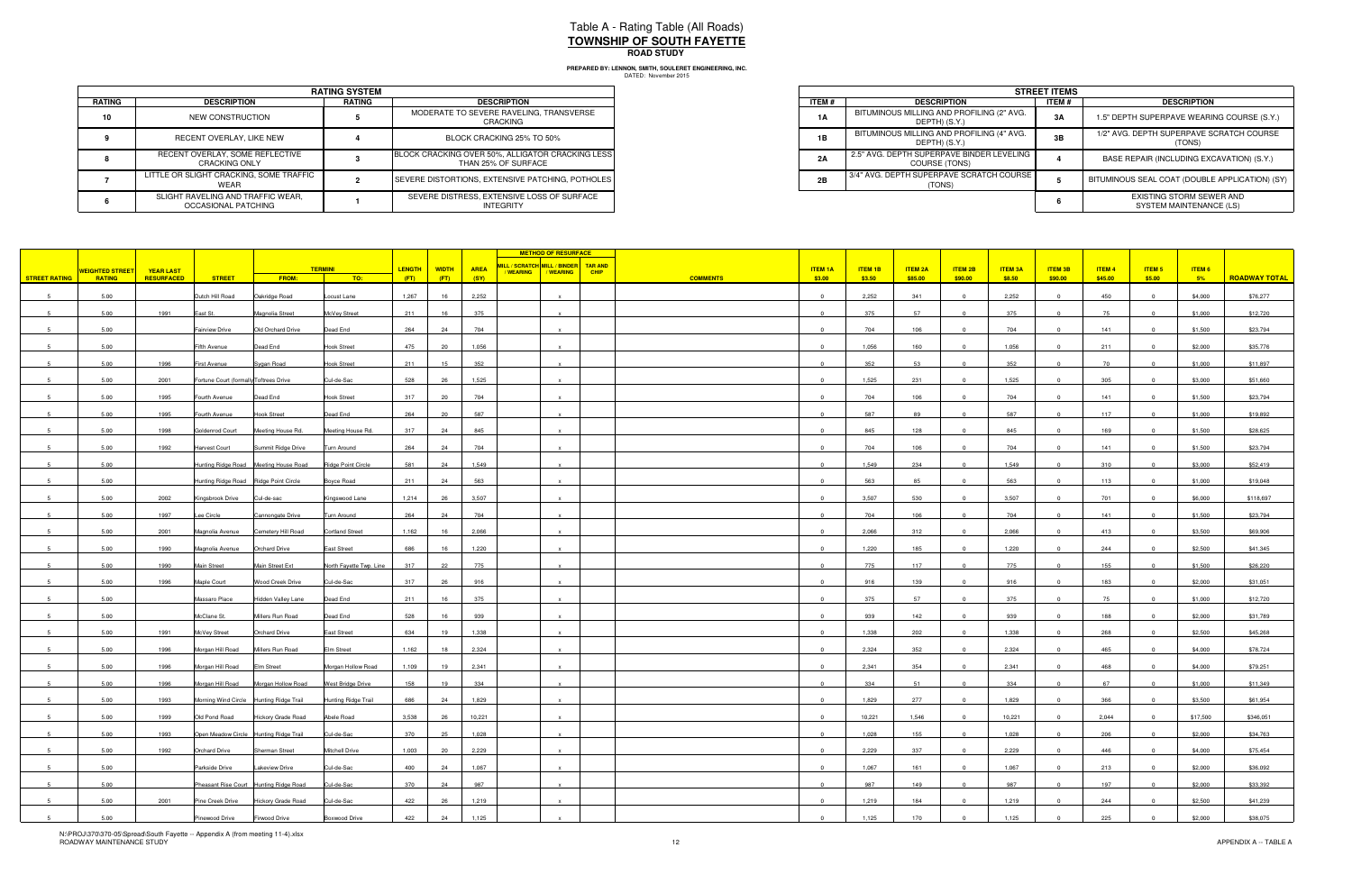# Table A - Rating Table (All Roads)

## TOWNSHIP OF SOUTH FAYETTE

### ROAD STUDY

**PREPARED BY: LENNON, SMITH, SOULERET ENGINEERING, INC.**
DATED: November 2015

| RATING SYSTEM | | | |
|---|---|---|---|
| **RATING** | **DESCRIPTION** | **RATING** | **DESCRIPTION** |
| 10 | NEW CONSTRUCTION | 5 | MODERATE TO SEVERE RAVELING, TRANSVERSE CRACKING |
| 9 | RECENT OVERLAY, LIKE NEW | 4 | BLOCK CRACKING 25% TO 50% |
| 8 | RECENT OVERLAY, SOME REFLECTIVE CRACKING ONLY | 3 | BLOCK CRACKING OVER 50%, ALLIGATOR CRACKING LESS THAN 25% OF SURFACE |
| 7 | LITTLE OR SLIGHT CRACKING, SOME TRAFFIC WEAR | 2 | SEVERE DISTORTIONS, EXTENSIVE PATCHING, POTHOLES |
| 6 | SLIGHT RAVELING AND TRAFFIC WEAR, OCCASIONAL PATCHING | 1 | SEVERE DISTRESS, EXTENSIVE LOSS OF SURFACE INTEGRITY |

| STREET ITEMS | | | |
|---|---|---|---|
| **ITEM #** | **DESCRIPTION** | **ITEM #** | **DESCRIPTION** |
| 1A | BITUMINOUS MILLING AND PROFILING (2" AVG. DEPTH) (S.Y.) | 3A | 1.5" DEPTH SUPERPAVE WEARING COURSE (S.Y.) |
| 1B | BITUMINOUS MILLING AND PROFILING (4" AVG. DEPTH) (S.Y.) | 3B | 1/2" AVG. DEPTH SUPERPAVE SCRATCH COURSE (TONS) |
| 2A | 2.5" AVG. DEPTH SUPERPAVE BINDER LEVELING COURSE (TONS) | 4 | BASE REPAIR (INCLUDING EXCAVATION) (S.Y.) |
| 2B | 3/4" AVG. DEPTH SUPERPAVE SCRATCH COURSE (TONS) | 5 | BITUMINOUS SEAL COAT (DOUBLE APPLICATION) (SY) |
| | | 6 | EXISTING STORM SEWER AND SYSTEM MAINTENANCE (LS) |

| STREET RATING | WEIGHTED STREET RATING | YEAR LAST RESURFACED | STREET | TERMINI FROM: | TERMINI TO: | LENGTH (FT) | WIDTH (FT) | AREA (SY) | MILL / SCRATCH / WEARING | MILL / BINDER / WEARING | TAR AND CHIP | COMMENTS | ITEM 1A $3.00 | ITEM 1B $3.50 | ITEM 2A $85.00 | ITEM 2B $90.00 | ITEM 3A $8.50 | ITEM 3B $90.00 | ITEM 4 $45.00 | ITEM 5 $5.00 | ITEM 6 5% | ROADWAY TOTAL |
|---|---|---|---|---|---|---|---|---|---|---|---|---|---|---|---|---|---|---|---|---|---|---|
| 5 | 5.00 | | Dutch Hill Road | Oakridge Road | Locust Lane | 1,267 | 16 | 2,252 | | x | | | 0 | 2,252 | 341 | 0 | 2,252 | 0 | 450 | 0 | $4,000 | $76,277 |
| 5 | 5.00 | 1991 | East St. | Magnolia Street | McVey Street | 211 | 16 | 375 | | x | | | 0 | 375 | 57 | 0 | 375 | 0 | 75 | 0 | $1,000 | $12,720 |
| 5 | 5.00 | | Fairview Drive | Old Orchard Drive | Dead End | 264 | 24 | 704 | | x | | | 0 | 704 | 106 | 0 | 704 | 0 | 141 | 0 | $1,500 | $23,794 |
| 5 | 5.00 | | Fifth Avenue | Dead End | Hook Street | 475 | 20 | 1,056 | | x | | | 0 | 1,056 | 160 | 0 | 1,056 | 0 | 211 | 0 | $2,000 | $35,776 |
| 5 | 5.00 | 1996 | First Avenue | Sygan Road | Hook Street | 211 | 15 | 352 | | x | | | 0 | 352 | 53 | 0 | 352 | 0 | 70 | 0 | $1,000 | $11,897 |
| 5 | 5.00 | 2001 | Fortune Court (formally Toftrees Drive | | Cul-de-Sac | 528 | 26 | 1,525 | | x | | | 0 | 1,525 | 231 | 0 | 1,525 | 0 | 305 | 0 | $3,000 | $51,660 |
| 5 | 5.00 | 1995 | Fourth Avenue | Dead End | Hook Street | 317 | 20 | 704 | | x | | | 0 | 704 | 106 | 0 | 704 | 0 | 141 | 0 | $1,500 | $23,794 |
| 5 | 5.00 | 1995 | Fourth Avenue | Hook Street | Dead End | 264 | 20 | 587 | | x | | | 0 | 587 | 89 | 0 | 587 | 0 | 117 | 0 | $1,000 | $19,892 |
| 5 | 5.00 | 1998 | Goldenrod Court | Meeting House Rd. | Meeting House Rd. | 317 | 24 | 845 | | x | | | 0 | 845 | 128 | 0 | 845 | 0 | 169 | 0 | $1,500 | $28,625 |
| 5 | 5.00 | 1992 | Harvest Court | Summit Ridge Drive | Turn Around | 264 | 24 | 704 | | x | | | 0 | 704 | 106 | 0 | 704 | 0 | 141 | 0 | $1,500 | $23,794 |
| 5 | 5.00 | | Hunting Ridge Road | Meeting House Road | Ridge Point Circle | 581 | 24 | 1,549 | | x | | | 0 | 1,549 | 234 | 0 | 1,549 | 0 | 310 | 0 | $3,000 | $52,419 |
| 5 | 5.00 | | Hunting Ridge Road | Ridge Point Circle | Boyce Road | 211 | 24 | 563 | | x | | | 0 | 563 | 85 | 0 | 563 | 0 | 113 | 0 | $1,000 | $19,048 |
| 5 | 5.00 | 2002 | Kingsbrook Drive | Cul-de-sac | Kingswood Lane | 1,214 | 26 | 3,507 | | x | | | 0 | 3,507 | 530 | 0 | 3,507 | 0 | 701 | 0 | $6,000 | $118,697 |
| 5 | 5.00 | 1997 | Lee Circle | Cannongate Drive | Turn Around | 264 | 24 | 704 | | x | | | 0 | 704 | 106 | 0 | 704 | 0 | 141 | 0 | $1,500 | $23,794 |
| 5 | 5.00 | 2001 | Magnolia Avenue | Cemetery Hill Road | Cortland Street | 1,162 | 16 | 2,066 | | x | | | 0 | 2,066 | 312 | 0 | 2,066 | 0 | 413 | 0 | $3,500 | $69,906 |
| 5 | 5.00 | 1990 | Magnolia Avenue | Orchard Drive | East Street | 686 | 16 | 1,220 | | x | | | 0 | 1,220 | 185 | 0 | 1,220 | 0 | 244 | 0 | $2,500 | $41,345 |
| 5 | 5.00 | 1990 | Main Street | Main Street Ext | North Fayette Twp. Line | 317 | 22 | 775 | | x | | | 0 | 775 | 117 | 0 | 775 | 0 | 155 | 0 | $1,500 | $26,220 |
| 5 | 5.00 | 1996 | Maple Court | Wood Creek Drive | Cul-de-Sac | 317 | 26 | 916 | | x | | | 0 | 916 | 139 | 0 | 916 | 0 | 183 | 0 | $2,000 | $31,051 |
| 5 | 5.00 | | Massaro Place | Hidden Valley Lane | Dead End | 211 | 16 | 375 | | x | | | 0 | 375 | 57 | 0 | 375 | 0 | 75 | 0 | $1,000 | $12,720 |
| 5 | 5.00 | | McClane St. | Millers Run Road | Dead End | 528 | 16 | 939 | | x | | | 0 | 939 | 142 | 0 | 939 | 0 | 188 | 0 | $2,000 | $31,789 |
| 5 | 5.00 | 1991 | McVey Street | Orchard Drive | East Street | 634 | 19 | 1,338 | | x | | | 0 | 1,338 | 202 | 0 | 1,338 | 0 | 268 | 0 | $2,500 | $45,268 |
| 5 | 5.00 | 1996 | Morgan Hill Road | Millers Run Road | Elm Street | 1,162 | 18 | 2,324 | | x | | | 0 | 2,324 | 352 | 0 | 2,324 | 0 | 465 | 0 | $4,000 | $78,724 |
| 5 | 5.00 | 1996 | Morgan Hill Road | Elm Street | Morgan Hollow Road | 1,109 | 19 | 2,341 | | x | | | 0 | 2,341 | 354 | 0 | 2,341 | 0 | 468 | 0 | $4,000 | $79,251 |
| 5 | 5.00 | 1996 | Morgan Hill Road | Morgan Hollow Road | West Bridge Drive | 158 | 19 | 334 | | x | | | 0 | 334 | 51 | 0 | 334 | 0 | 67 | 0 | $1,000 | $11,349 |
| 5 | 5.00 | 1993 | Morning Wind Circle | Hunting Ridge Trail | Hunting Ridge Trail | 686 | 24 | 1,829 | | x | | | 0 | 1,829 | 277 | 0 | 1,829 | 0 | 366 | 0 | $3,500 | $61,954 |
| 5 | 5.00 | 1999 | Old Pond Road | Hickory Grade Road | Abele Road | 3,538 | 26 | 10,221 | | x | | | 0 | 10,221 | 1,546 | 0 | 10,221 | 0 | 2,044 | 0 | $17,500 | $346,051 |
| 5 | 5.00 | 1993 | Open Meadow Circle | Hunting Ridge Trail | Cul-de-Sac | 370 | 25 | 1,028 | | x | | | 0 | 1,028 | 155 | 0 | 1,028 | 0 | 206 | 0 | $2,000 | $34,763 |
| 5 | 5.00 | 1992 | Orchard Drive | Sherman Street | Mitchell Drive | 1,003 | 20 | 2,229 | | x | | | 0 | 2,229 | 337 | 0 | 2,229 | 0 | 446 | 0 | $4,000 | $75,454 |
| 5 | 5.00 | | Parkside Drive | Lakeview Drive | Cul-de-Sac | 400 | 24 | 1,067 | | x | | | 0 | 1,067 | 161 | 0 | 1,067 | 0 | 213 | 0 | $2,000 | $36,092 |
| 5 | 5.00 | | Pheasant Rise Court | Hunting Ridge Road | Cul-de-Sac | 370 | 24 | 987 | | x | | | 0 | 987 | 149 | 0 | 987 | 0 | 197 | 0 | $2,000 | $33,392 |
| 5 | 5.00 | 2001 | Pine Creek Drive | Hickory Grade Road | Cul-de-Sac | 422 | 26 | 1,219 | | x | | | 0 | 1,219 | 184 | 0 | 1,219 | 0 | 244 | 0 | $2,500 | $41,239 |
| 5 | 5.00 | | Pinewood Drive | Firwood Drive | Boxwood Drive | 422 | 24 | 1,125 | | x | | | 0 | 1,125 | 170 | 0 | 1,125 | 0 | 225 | 0 | $2,000 | $38,075 |

N:\PROJ\370\370-05\Spread\South Fayette -- Appendix A (from meeting 11-4).xlsx
ROADWAY MAINTENANCE STUDY

APPENDIX A -- TABLE A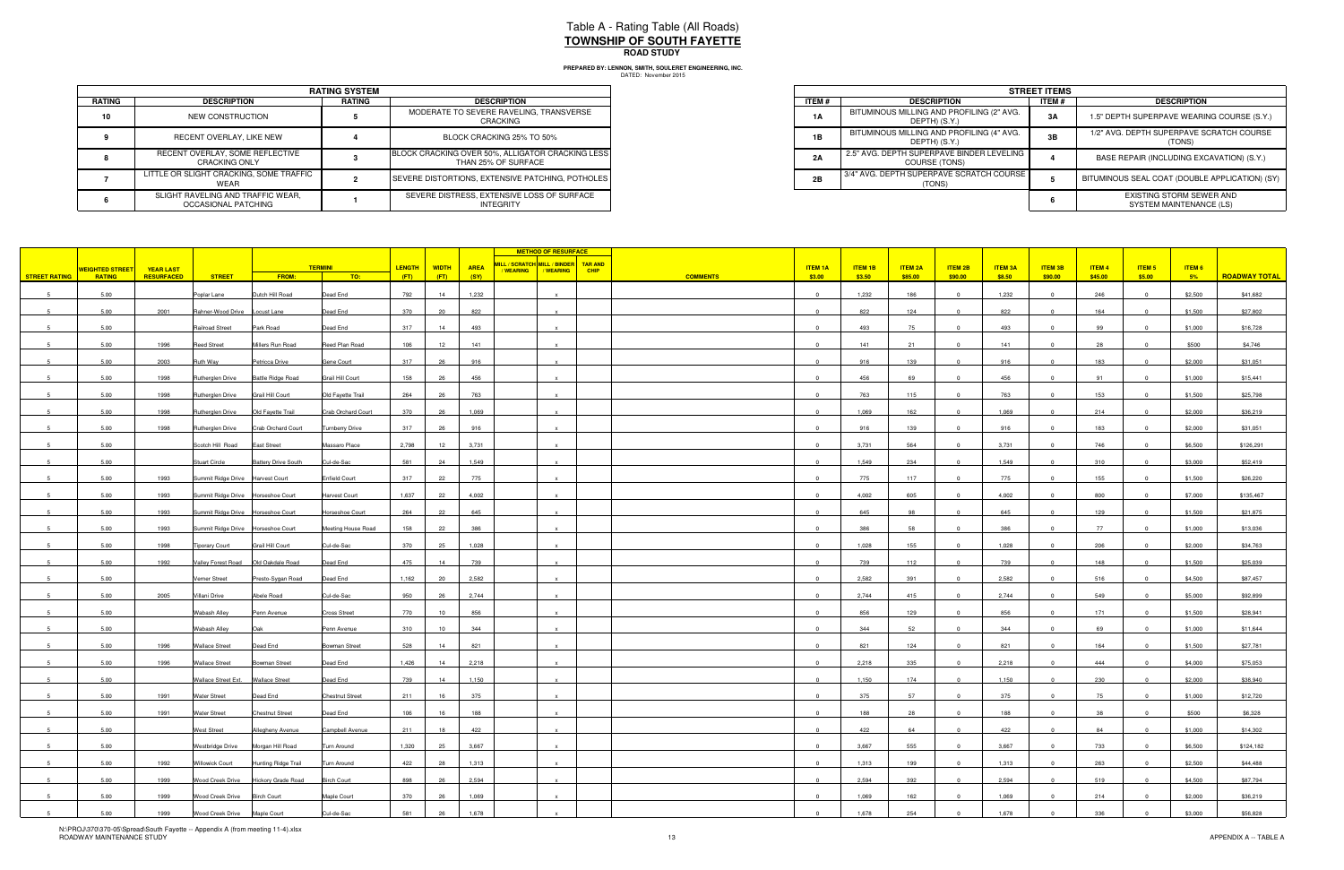# Table A - Rating Table (All Roads)
## TOWNSHIP OF SOUTH FAYETTE
### ROAD STUDY

**PREPARED BY: LENNON, SMITH, SOULERET ENGINEERING, INC.**
DATED: November 2015

| RATING SYSTEM | | | |
|---|---|---|---|
| **RATING** | **DESCRIPTION** | **RATING** | **DESCRIPTION** |
| 10 | NEW CONSTRUCTION | 5 | MODERATE TO SEVERE RAVELING, TRANSVERSE CRACKING |
| 9 | RECENT OVERLAY, LIKE NEW | 4 | BLOCK CRACKING 25% TO 50% |
| 8 | RECENT OVERLAY, SOME REFLECTIVE CRACKING ONLY | 3 | BLOCK CRACKING OVER 50%, ALLIGATOR CRACKING LESS THAN 25% OF SURFACE |
| 7 | LITTLE OR SLIGHT CRACKING, SOME TRAFFIC WEAR | 2 | SEVERE DISTORTIONS, EXTENSIVE PATCHING, POTHOLES |
| 6 | SLIGHT RAVELING AND TRAFFIC WEAR, OCCASIONAL PATCHING | 1 | SEVERE DISTRESS, EXTENSIVE LOSS OF SURFACE INTEGRITY |

| STREET ITEMS | | | |
|---|---|---|---|
| **ITEM #** | **DESCRIPTION** | **ITEM #** | **DESCRIPTION** |
| 1A | BITUMINOUS MILLING AND PROFILING (2" AVG. DEPTH) (S.Y.) | 3A | 1.5" DEPTH SUPERPAVE WEARING COURSE (S.Y.) |
| 1B | BITUMINOUS MILLING AND PROFILING (4" AVG. DEPTH) (S.Y.) | 3B | 1/2" AVG. DEPTH SUPERPAVE SCRATCH COURSE (TONS) |
| 2A | 2.5" AVG. DEPTH SUPERPAVE BINDER LEVELING COURSE (TONS) | 4 | BASE REPAIR (INCLUDING EXCAVATION) (S.Y.) |
| 2B | 3/4" AVG. DEPTH SUPERPAVE SCRATCH COURSE (TONS) | 5 | BITUMINOUS SEAL COAT (DOUBLE APPLICATION) (SY) |
| | | 6 | EXISTING STORM SEWER AND SYSTEM MAINTENANCE (LS) |

| STREET RATING | WEIGHTED STREET RATING | YEAR LAST RESURFACED | STREET | TERMINI FROM: | TERMINI TO: | LENGTH (FT) | WIDTH (FT) | AREA (SY) | METHOD OF RESURFACE: MILL / SCRATCH / WEARING | METHOD OF RESURFACE: MILL / BINDER / WEARING | METHOD OF RESURFACE: TAR AND CHIP | COMMENTS | ITEM 1A $3.00 | ITEM 1B $3.50 | ITEM 2A $85.00 | ITEM 2B $90.00 | ITEM 3A $8.50 | ITEM 3B $90.00 | ITEM 4 $45.00 | ITEM 5 $5.00 | ITEM 6 5% | ROADWAY TOTAL |
|---|---|---|---|---|---|---|---|---|---|---|---|---|---|---|---|---|---|---|---|---|---|---|
| 5 | 5.00 | | Poplar Lane | Dutch Hill Road | Dead End | 792 | 14 | 1,232 | | x | | | 0 | 1,232 | 186 | 0 | 1,232 | 0 | 246 | 0 | $2,500 | $41,682 |
| 5 | 5.00 | 2001 | Rahner-Wood Drive | Locust Lane | Dead End | 370 | 20 | 822 | | x | | | 0 | 822 | 124 | 0 | 822 | 0 | 164 | 0 | $1,500 | $27,802 |
| 5 | 5.00 | | Railroad Street | Park Road | Dead End | 317 | 14 | 493 | | x | | | 0 | 493 | 75 | 0 | 493 | 0 | 99 | 0 | $1,000 | $16,728 |
| 5 | 5.00 | 1996 | Reed Street | Millers Run Road | Reed Plan Road | 106 | 12 | 141 | | x | | | 0 | 141 | 21 | 0 | 141 | 0 | 28 | 0 | $500 | $4,746 |
| 5 | 5.00 | 2003 | Ruth Way | Petricca Drive | Gene Court | 317 | 26 | 916 | | x | | | 0 | 916 | 139 | 0 | 916 | 0 | 183 | 0 | $2,000 | $31,051 |
| 5 | 5.00 | 1998 | Rutherglen Drive | Battle Ridge Road | Grail Hill Court | 158 | 26 | 456 | | x | | | 0 | 456 | 69 | 0 | 456 | 0 | 91 | 0 | $1,000 | $15,441 |
| 5 | 5.00 | 1998 | Rutherglen Drive | Grail Hill Court | Old Fayette Trail | 264 | 26 | 763 | | x | | | 0 | 763 | 115 | 0 | 763 | 0 | 153 | 0 | $1,500 | $25,798 |
| 5 | 5.00 | 1998 | Rutherglen Drive | Old Fayette Trail | Crab Orchard Court | 370 | 26 | 1,069 | | x | | | 0 | 1,069 | 162 | 0 | 1,069 | 0 | 214 | 0 | $2,000 | $36,219 |
| 5 | 5.00 | 1998 | Rutherglen Drive | Crab Orchard Court | Turnberry Drive | 317 | 26 | 916 | | x | | | 0 | 916 | 139 | 0 | 916 | 0 | 183 | 0 | $2,000 | $31,051 |
| 5 | 5.00 | | Scotch Hill Road | East Street | Massaro Place | 2,798 | 12 | 3,731 | | x | | | 0 | 3,731 | 564 | 0 | 3,731 | 0 | 746 | 0 | $6,500 | $126,291 |
| 5 | 5.00 | | Stuart Circle | Battery Drive South | Cul-de-Sac | 581 | 24 | 1,549 | | x | | | 0 | 1,549 | 234 | 0 | 1,549 | 0 | 310 | 0 | $3,000 | $52,419 |
| 5 | 5.00 | 1993 | Summit Ridge Drive | Harvest Court | Enfield Court | 317 | 22 | 775 | | x | | | 0 | 775 | 117 | 0 | 775 | 0 | 155 | 0 | $1,500 | $26,220 |
| 5 | 5.00 | 1993 | Summit Ridge Drive | Horseshoe Court | Harvest Court | 1,637 | 22 | 4,002 | | x | | | 0 | 4,002 | 605 | 0 | 4,002 | 0 | 800 | 0 | $7,000 | $135,467 |
| 5 | 5.00 | 1993 | Summit Ridge Drive | Horseshoe Court | Horseshoe Court | 264 | 22 | 645 | | x | | | 0 | 645 | 98 | 0 | 645 | 0 | 129 | 0 | $1,500 | $21,875 |
| 5 | 5.00 | 1993 | Summit Ridge Drive | Horseshoe Court | Meeting House Road | 158 | 22 | 386 | | x | | | 0 | 386 | 58 | 0 | 386 | 0 | 77 | 0 | $1,000 | $13,036 |
| 5 | 5.00 | 1998 | Tiporary Court | Grail Hill Court | Cul-de-Sac | 370 | 25 | 1,028 | | x | | | 0 | 1,028 | 155 | 0 | 1,028 | 0 | 206 | 0 | $2,000 | $34,763 |
| 5 | 5.00 | 1992 | Valley Forest Road | Old Oakdale Road | Dead End | 475 | 14 | 739 | | x | | | 0 | 739 | 112 | 0 | 739 | 0 | 148 | 0 | $1,500 | $25,039 |
| 5 | 5.00 | | Verner Street | Presto-Sygan Road | Dead End | 1,162 | 20 | 2,582 | | x | | | 0 | 2,582 | 391 | 0 | 2,582 | 0 | 516 | 0 | $4,500 | $87,457 |
| 5 | 5.00 | 2005 | Villani Drive | Abele Road | Cul-de-Sac | 950 | 26 | 2,744 | | x | | | 0 | 2,744 | 415 | 0 | 2,744 | 0 | 549 | 0 | $5,000 | $92,899 |
| 5 | 5.00 | | Wabash Alley | Penn Avenue | Cross Street | 770 | 10 | 856 | | x | | | 0 | 856 | 129 | 0 | 856 | 0 | 171 | 0 | $1,500 | $28,941 |
| 5 | 5.00 | | Wabash Alley | Oak | Penn Avenue | 310 | 10 | 344 | | x | | | 0 | 344 | 52 | 0 | 344 | 0 | 69 | 0 | $1,000 | $11,644 |
| 5 | 5.00 | 1996 | Wallace Street | Dead End | Bowman Street | 528 | 14 | 821 | | x | | | 0 | 821 | 124 | 0 | 821 | 0 | 164 | 0 | $1,500 | $27,781 |
| 5 | 5.00 | 1996 | Wallace Street | Bowman Street | Dead End | 1,426 | 14 | 2,218 | | x | | | 0 | 2,218 | 335 | 0 | 2,218 | 0 | 444 | 0 | $4,000 | $75,053 |
| 5 | 5.00 | | Wallace Street Ext. | Wallace Street | Dead End | 739 | 14 | 1,150 | | x | | | 0 | 1,150 | 174 | 0 | 1,150 | 0 | 230 | 0 | $2,000 | $38,940 |
| 5 | 5.00 | 1991 | Water Street | Dead End | Chestnut Street | 211 | 16 | 375 | | x | | | 0 | 375 | 57 | 0 | 375 | 0 | 75 | 0 | $1,000 | $12,720 |
| 5 | 5.00 | 1991 | Water Street | Chestnut Street | Dead End | 106 | 16 | 188 | | x | | | 0 | 188 | 28 | 0 | 188 | 0 | 38 | 0 | $500 | $6,328 |
| 5 | 5.00 | | West Street | Allegheny Avenue | Campbell Avenue | 211 | 18 | 422 | | x | | | 0 | 422 | 64 | 0 | 422 | 0 | 84 | 0 | $1,000 | $14,302 |
| 5 | 5.00 | | Westbridge Drive | Morgan Hill Road | Turn Around | 1,320 | 25 | 3,667 | | x | | | 0 | 3,667 | 555 | 0 | 3,667 | 0 | 733 | 0 | $6,500 | $124,182 |
| 5 | 5.00 | 1992 | Willowick Court | Hunting Ridge Trail | Turn Around | 422 | 28 | 1,313 | | x | | | 0 | 1,313 | 199 | 0 | 1,313 | 0 | 263 | 0 | $2,500 | $44,488 |
| 5 | 5.00 | 1999 | Wood Creek Drive | Hickory Grade Road | Birch Court | 898 | 26 | 2,594 | | x | | | 0 | 2,594 | 392 | 0 | 2,594 | 0 | 519 | 0 | $4,500 | $87,794 |
| 5 | 5.00 | 1999 | Wood Creek Drive | Birch Court | Maple Court | 370 | 26 | 1,069 | | x | | | 0 | 1,069 | 162 | 0 | 1,069 | 0 | 214 | 0 | $2,000 | $36,219 |
| 5 | 5.00 | 1999 | Wood Creek Drive | Maple Court | Cul-de-Sac | 581 | 26 | 1,678 | | x | | | 0 | 1,678 | 254 | 0 | 1,678 | 0 | 336 | 0 | $3,000 | $56,828 |

N:\PROJ\370\370-05\Spread\South Fayette -- Appendix A (from meeting 11-4).xlsx
ROADWAY MAINTENANCE STUDY

APPENDIX A -- TABLE A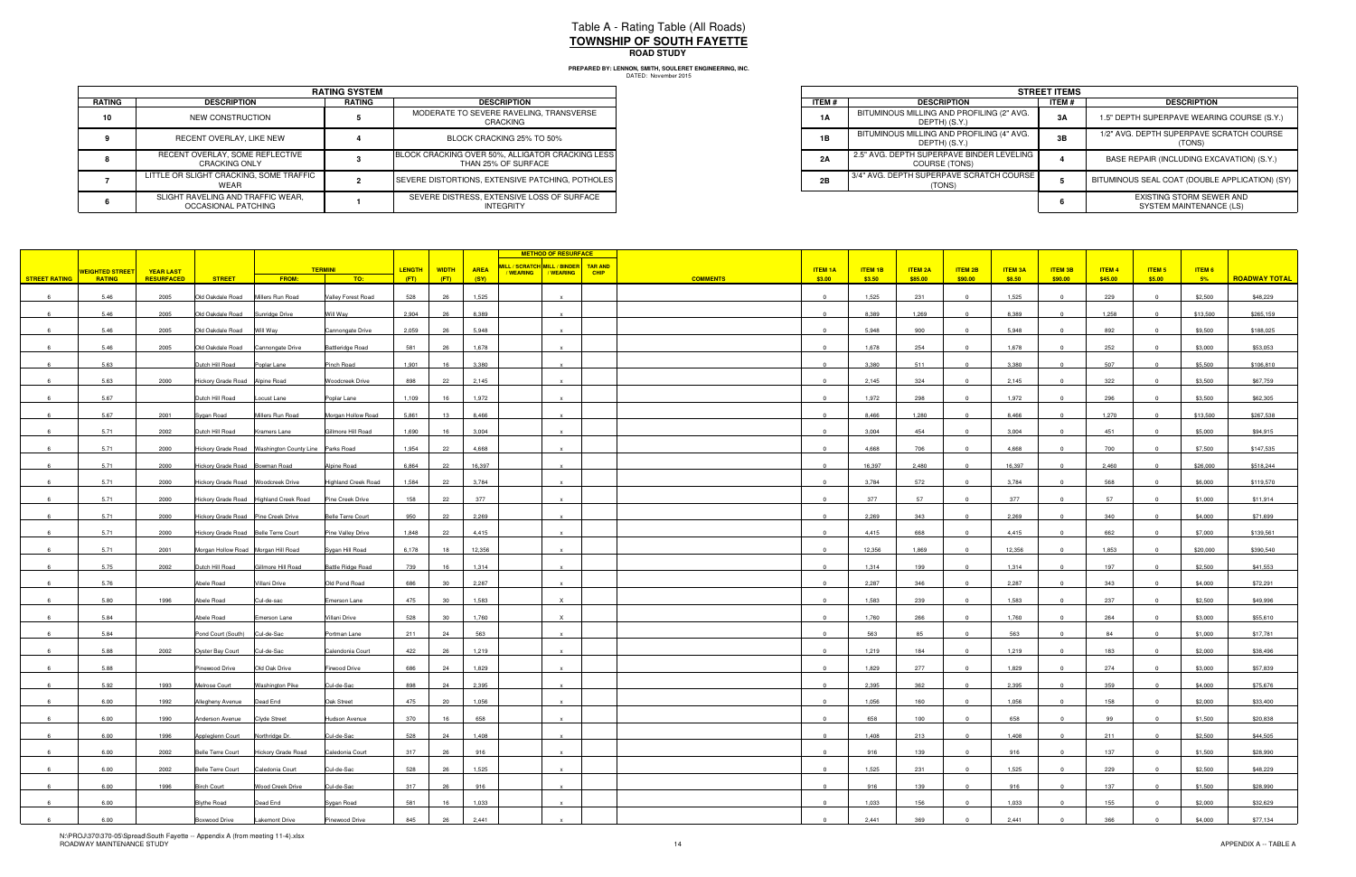# Table A - Rating Table (All Roads)
## TOWNSHIP OF SOUTH FAYETTE
### ROAD STUDY

**PREPARED BY: LENNON, SMITH, SOULERET ENGINEERING, INC.**
DATED: November 2015

| RATING SYSTEM | | | |
|---|---|---|---|
| **RATING** | **DESCRIPTION** | **RATING** | **DESCRIPTION** |
| 10 | NEW CONSTRUCTION | 5 | MODERATE TO SEVERE RAVELING, TRANSVERSE CRACKING |
| 9 | RECENT OVERLAY, LIKE NEW | 4 | BLOCK CRACKING 25% TO 50% |
| 8 | RECENT OVERLAY, SOME REFLECTIVE CRACKING ONLY | 3 | BLOCK CRACKING OVER 50%, ALLIGATOR CRACKING LESS THAN 25% OF SURFACE |
| 7 | LITTLE OR SLIGHT CRACKING, SOME TRAFFIC WEAR | 2 | SEVERE DISTORTIONS, EXTENSIVE PATCHING, POTHOLES |
| 6 | SLIGHT RAVELING AND TRAFFIC WEAR, OCCASIONAL PATCHING | 1 | SEVERE DISTRESS, EXTENSIVE LOSS OF SURFACE INTEGRITY |

| STREET ITEMS | | | |
|---|---|---|---|
| **ITEM #** | **DESCRIPTION** | **ITEM #** | **DESCRIPTION** |
| 1A | BITUMINOUS MILLING AND PROFILING (2" AVG. DEPTH) (S.Y.) | 3A | 1.5" DEPTH SUPERPAVE WEARING COURSE (S.Y.) |
| 1B | BITUMINOUS MILLING AND PROFILING (4" AVG. DEPTH) (S.Y.) | 3B | 1/2" AVG. DEPTH SUPERPAVE SCRATCH COURSE (TONS) |
| 2A | 2.5" AVG. DEPTH SUPERPAVE BINDER LEVELING COURSE (TONS) | 4 | BASE REPAIR (INCLUDING EXCAVATION) (S.Y.) |
| 2B | 3/4" AVG. DEPTH SUPERPAVE SCRATCH COURSE (TONS) | 5 | BITUMINOUS SEAL COAT (DOUBLE APPLICATION) (SY) |
| | | 6 | EXISTING STORM SEWER AND SYSTEM MAINTENANCE (LS) |

| STREET RATING | WEIGHTED STREET RATING | YEAR LAST RESURFACED | STREET | TERMINI FROM: | TERMINI TO: | LENGTH (FT) | WIDTH (FT) | AREA (SY) | MILL / SCRATCH / WEARING | MILL / BINDER / WEARING | TAR AND CHIP | COMMENTS | ITEM 1A $3.00 | ITEM 1B $3.50 | ITEM 2A $85.00 | ITEM 2B $90.00 | ITEM 3A $8.50 | ITEM 3B $90.00 | ITEM 4 $45.00 | ITEM 5 $5.00 | ITEM 6 5% | ROADWAY TOTAL |
|---|---|---|---|---|---|---|---|---|---|---|---|---|---|---|---|---|---|---|---|---|---|---|
| 6 | 5.46 | 2005 | Old Oakdale Road | Millers Run Road | Valley Forest Road | 528 | 26 | 1,525 | | x | | | 0 | 1,525 | 231 | 0 | 1,525 | 0 | 229 | 0 | $2,500 | $48,229 |
| 6 | 5.46 | 2005 | Old Oakdale Road | Sunridge Drive | Will Way | 2,904 | 26 | 8,389 | | x | | | 0 | 8,389 | 1,269 | 0 | 8,389 | 0 | 1,258 | 0 | $13,500 | $265,159 |
| 6 | 5.46 | 2005 | Old Oakdale Road | Will Way | Cannongate Drive | 2,059 | 26 | 5,948 | | x | | | 0 | 5,948 | 900 | 0 | 5,948 | 0 | 892 | 0 | $9,500 | $188,025 |
| 6 | 5.46 | 2005 | Old Oakdale Road | Cannongate Drive | Battleridge Road | 581 | 26 | 1,678 | | x | | | 0 | 1,678 | 254 | 0 | 1,678 | 0 | 252 | 0 | $3,000 | $53,053 |
| 6 | 5.63 | | Dutch Hill Road | Poplar Lane | Pinch Road | 1,901 | 16 | 3,380 | | x | | | 0 | 3,380 | 511 | 0 | 3,380 | 0 | 507 | 0 | $5,500 | $106,810 |
| 6 | 5.63 | 2000 | Hickory Grade Road | Alpine Road | Woodcreek Drive | 898 | 22 | 2,145 | | x | | | 0 | 2,145 | 324 | 0 | 2,145 | 0 | 322 | 0 | $3,500 | $67,759 |
| 6 | 5.67 | | Dutch Hill Road | Locust Lane | Poplar Lane | 1,109 | 16 | 1,972 | | x | | | 0 | 1,972 | 298 | 0 | 1,972 | 0 | 296 | 0 | $3,500 | $62,305 |
| 6 | 5.67 | 2001 | Sygan Road | Millers Run Road | Morgan Hollow Road | 5,861 | 13 | 8,466 | | x | | | 0 | 8,466 | 1,280 | 0 | 8,466 | 0 | 1,270 | 0 | $13,500 | $267,538 |
| 6 | 5.71 | 2002 | Dutch Hill Road | Kramers Lane | Gillmore Hill Road | 1,690 | 16 | 3,004 | | x | | | 0 | 3,004 | 454 | 0 | 3,004 | 0 | 451 | 0 | $5,000 | $94,915 |
| 6 | 5.71 | 2000 | Hickory Grade Road | Washington County Line | Parks Road | 1,954 | 22 | 4,668 | | x | | | 0 | 4,668 | 706 | 0 | 4,668 | 0 | 700 | 0 | $7,500 | $147,535 |
| 6 | 5.71 | 2000 | Hickory Grade Road | Bowman Road | Alpine Road | 6,864 | 22 | 16,397 | | x | | | 0 | 16,397 | 2,480 | 0 | 16,397 | 0 | 2,460 | 0 | $26,000 | $518,244 |
| 6 | 5.71 | 2000 | Hickory Grade Road | Woodcreek Drive | Highland Creek Road | 1,584 | 22 | 3,784 | | x | | | 0 | 3,784 | 572 | 0 | 3,784 | 0 | 568 | 0 | $6,000 | $119,570 |
| 6 | 5.71 | 2000 | Hickory Grade Road | Highland Creek Road | Pine Creek Drive | 158 | 22 | 377 | | x | | | 0 | 377 | 57 | 0 | 377 | 0 | 57 | 0 | $1,000 | $11,914 |
| 6 | 5.71 | 2000 | Hickory Grade Road | Pine Creek Drive | Belle Terre Court | 950 | 22 | 2,269 | | x | | | 0 | 2,269 | 343 | 0 | 2,269 | 0 | 340 | 0 | $4,000 | $71,699 |
| 6 | 5.71 | 2000 | Hickory Grade Road | Belle Terre Court | Pine Valley Drive | 1,848 | 22 | 4,415 | | x | | | 0 | 4,415 | 668 | 0 | 4,415 | 0 | 662 | 0 | $7,000 | $139,561 |
| 6 | 5.71 | 2001 | Morgan Hollow Road | Morgan Hill Road | Sygan Hill Road | 6,178 | 18 | 12,356 | | x | | | 0 | 12,356 | 1,869 | 0 | 12,356 | 0 | 1,853 | 0 | $20,000 | $390,540 |
| 6 | 5.75 | 2002 | Dutch Hill Road | Gillmore Hill Road | Battle Ridge Road | 739 | 16 | 1,314 | | x | | | 0 | 1,314 | 199 | 0 | 1,314 | 0 | 197 | 0 | $2,500 | $41,553 |
| 6 | 5.76 | | Abele Road | Villani Drive | Old Pond Road | 686 | 30 | 2,287 | | x | | | 0 | 2,287 | 346 | 0 | 2,287 | 0 | 343 | 0 | $4,000 | $72,291 |
| 6 | 5.80 | 1996 | Abele Road | Cul-de-sac | Emerson Lane | 475 | 30 | 1,583 | | X | | | 0 | 1,583 | 239 | 0 | 1,583 | 0 | 237 | 0 | $2,500 | $49,996 |
| 6 | 5.84 | | Abele Road | Emerson Lane | Villani Drive | 528 | 30 | 1,760 | | X | | | 0 | 1,760 | 266 | 0 | 1,760 | 0 | 264 | 0 | $3,000 | $55,610 |
| 6 | 5.84 | | Pond Court (South) | Cul-de-Sac | Portman Lane | 211 | 24 | 563 | | x | | | 0 | 563 | 85 | 0 | 563 | 0 | 84 | 0 | $1,000 | $17,781 |
| 6 | 5.88 | 2002 | Oyster Bay Court | Cul-de-Sac | Calendonia Court | 422 | 26 | 1,219 | | x | | | 0 | 1,219 | 184 | 0 | 1,219 | 0 | 183 | 0 | $2,000 | $38,496 |
| 6 | 5.88 | | Pinewood Drive | Old Oak Drive | Firwood Drive | 686 | 24 | 1,829 | | x | | | 0 | 1,829 | 277 | 0 | 1,829 | 0 | 274 | 0 | $3,000 | $57,839 |
| 6 | 5.92 | 1993 | Melrose Court | Washington Pike | Cul-de-Sac | 898 | 24 | 2,395 | | x | | | 0 | 2,395 | 362 | 0 | 2,395 | 0 | 359 | 0 | $4,000 | $75,676 |
| 6 | 6.00 | 1992 | Allegheny Avenue | Dead End | Oak Street | 475 | 20 | 1,056 | | x | | | 0 | 1,056 | 160 | 0 | 1,056 | 0 | 158 | 0 | $2,000 | $33,400 |
| 6 | 6.00 | 1990 | Anderson Avenue | Clyde Street | Hudson Avenue | 370 | 16 | 658 | | x | | | 0 | 658 | 100 | 0 | 658 | 0 | 99 | 0 | $1,500 | $20,838 |
| 6 | 6.00 | 1996 | Appleglenn Court | Northridge Dr. | Cul-de-Sac | 528 | 24 | 1,408 | | x | | | 0 | 1,408 | 213 | 0 | 1,408 | 0 | 211 | 0 | $2,500 | $44,505 |
| 6 | 6.00 | 2002 | Belle Terre Court | Hickory Grade Road | Caledonia Court | 317 | 26 | 916 | | x | | | 0 | 916 | 139 | 0 | 916 | 0 | 137 | 0 | $1,500 | $28,990 |
| 6 | 6.00 | 2002 | Belle Terre Court | Caledonia Court | Cul-de-Sac | 528 | 26 | 1,525 | | x | | | 0 | 1,525 | 231 | 0 | 1,525 | 0 | 229 | 0 | $2,500 | $48,229 |
| 6 | 6.00 | 1996 | Birch Court | Wood Creek Drive | Cul-de-Sac | 317 | 26 | 916 | | x | | | 0 | 916 | 139 | 0 | 916 | 0 | 137 | 0 | $1,500 | $28,990 |
| 6 | 6.00 | | Blythe Road | Dead End | Sygan Road | 581 | 16 | 1,033 | | x | | | 0 | 1,033 | 156 | 0 | 1,033 | 0 | 155 | 0 | $2,000 | $32,629 |
| 6 | 6.00 | | Boxwood Drive | Lakemont Drive | Pinewood Drive | 845 | 26 | 2,441 | | x | | | 0 | 2,441 | 369 | 0 | 2,441 | 0 | 366 | 0 | $4,000 | $77,134 |

N:\PROJ\370\370-05\Spread\South Fayette -- Appendix A (from meeting 11-4).xlsx
ROADWAY MAINTENANCE STUDY

APPENDIX A -- TABLE A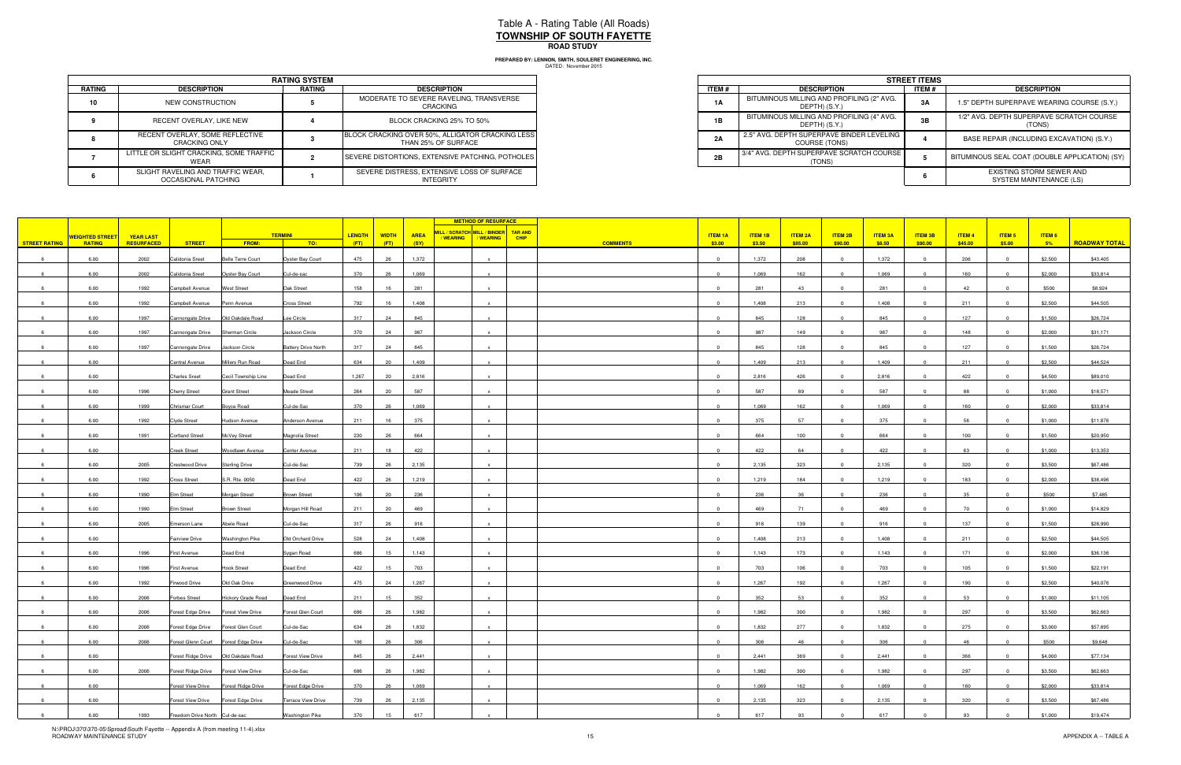# Table A - Rating Table (All Roads)
## TOWNSHIP OF SOUTH FAYETTE
### ROAD STUDY

**PREPARED BY: LENNON, SMITH, SOULERET ENGINEERING, INC.**
DATED: November 2015

| RATING SYSTEM | | | |
|---|---|---|---|
| **RATING** | **DESCRIPTION** | **RATING** | **DESCRIPTION** |
| 10 | NEW CONSTRUCTION | 5 | MODERATE TO SEVERE RAVELING, TRANSVERSE CRACKING |
| 9 | RECENT OVERLAY, LIKE NEW | 4 | BLOCK CRACKING 25% TO 50% |
| 8 | RECENT OVERLAY, SOME REFLECTIVE CRACKING ONLY | 3 | BLOCK CRACKING OVER 50%, ALLIGATOR CRACKING LESS THAN 25% OF SURFACE |
| 7 | LITTLE OR SLIGHT CRACKING, SOME TRAFFIC WEAR | 2 | SEVERE DISTORTIONS, EXTENSIVE PATCHING, POTHOLES |
| 6 | SLIGHT RAVELING AND TRAFFIC WEAR, OCCASIONAL PATCHING | 1 | SEVERE DISTRESS, EXTENSIVE LOSS OF SURFACE INTEGRITY |

| STREET ITEMS | | | |
|---|---|---|---|
| **ITEM #** | **DESCRIPTION** | **ITEM #** | **DESCRIPTION** |
| 1A | BITUMINOUS MILLING AND PROFILING (2" AVG. DEPTH) (S.Y.) | 3A | 1.5" DEPTH SUPERPAVE WEARING COURSE (S.Y.) |
| 1B | BITUMINOUS MILLING AND PROFILING (4" AVG. DEPTH) (S.Y.) | 3B | 1/2" AVG. DEPTH SUPERPAVE SCRATCH COURSE (TONS) |
| 2A | 2.5" AVG. DEPTH SUPERPAVE BINDER LEVELING COURSE (TONS) | 4 | BASE REPAIR (INCLUDING EXCAVATION) (S.Y.) |
| 2B | 3/4" AVG. DEPTH SUPERPAVE SCRATCH COURSE (TONS) | 5 | BITUMINOUS SEAL COAT (DOUBLE APPLICATION) (SY) |
| | | 6 | EXISTING STORM SEWER AND SYSTEM MAINTENANCE (LS) |

| STREET RATING | WEIGHTED STREET RATING | YEAR LAST RESURFACED | STREET | TERMINI FROM: | TERMINI TO: | LENGTH (FT) | WIDTH (FT) | AREA (SY) | MILL / SCRATCH / WEARING | MILL / BINDER / WEARING | TAR AND CHIP | COMMENTS | ITEM 1A $3.00 | ITEM 1B $3.50 | ITEM 2A $85.00 | ITEM 2B $90.00 | ITEM 3A $8.50 | ITEM 3B $90.00 | ITEM 4 $45.00 | ITEM 5 $5.00 | ITEM 6 5% | ROADWAY TOTAL |
|---|---|---|---|---|---|---|---|---|---|---|---|---|---|---|---|---|---|---|---|---|---|---|
| 6 | 6.00 | 2002 | Calidonia Sreet | Belle Terre Court | Oyster Bay Court | 475 | 26 | 1,372 | | x | | | 0 | 1,372 | 208 | 0 | 1,372 | 0 | 206 | 0 | $2,500 | $43,405 |
| 6 | 6.00 | 2002 | Calidonia Sreet | Oyster Bay Court | Cul-de-sac | 370 | 26 | 1,069 | | x | | | 0 | 1,069 | 162 | 0 | 1,069 | 0 | 160 | 0 | $2,000 | $33,814 |
| 6 | 6.00 | 1992 | Campbell Avenue | West Street | Oak Street | 158 | 16 | 281 | | x | | | 0 | 281 | 43 | 0 | 281 | 0 | 42 | 0 | $500 | $8,924 |
| 6 | 6.00 | 1992 | Campbell Avenue | Penn Avenue | Cross Street | 792 | 16 | 1,408 | | x | | | 0 | 1,408 | 213 | 0 | 1,408 | 0 | 211 | 0 | $2,500 | $44,505 |
| 6 | 6.00 | 1997 | Cannongate Drive | Old Oakdale Road | Lee Circle | 317 | 24 | 845 | | x | | | 0 | 845 | 128 | 0 | 845 | 0 | 127 | 0 | $1,500 | $26,724 |
| 6 | 6.00 | 1997 | Cannongate Drive | Sherman Circle | Jackson Circle | 370 | 24 | 987 | | x | | | 0 | 987 | 149 | 0 | 987 | 0 | 148 | 0 | $2,000 | $31,171 |
| 6 | 6.00 | 1997 | Cannongate Drive | Jackson Circle | Battery Drive North | 317 | 24 | 845 | | x | | | 0 | 845 | 128 | 0 | 845 | 0 | 127 | 0 | $1,500 | $26,724 |
| 6 | 6.00 | | Central Avenue | Millers Run Road | Dead End | 634 | 20 | 1,409 | | x | | | 0 | 1,409 | 213 | 0 | 1,409 | 0 | 211 | 0 | $2,500 | $44,524 |
| 6 | 6.00 | | Charles Sreet | Cecil Township Line | Dead End | 1,267 | 20 | 2,816 | | x | | | 0 | 2,816 | 426 | 0 | 2,816 | 0 | 422 | 0 | $4,500 | $89,010 |
| 6 | 6.00 | 1996 | Cherry Street | Grant Street | Meade Street | 264 | 20 | 587 | | x | | | 0 | 587 | 89 | 0 | 587 | 0 | 88 | 0 | $1,000 | $18,571 |
| 6 | 6.00 | 1999 | Chrismar Court | Boyce Road | Cul-de-Sac | 370 | 26 | 1,069 | | x | | | 0 | 1,069 | 162 | 0 | 1,069 | 0 | 160 | 0 | $2,000 | $33,814 |
| 6 | 6.00 | 1992 | Clyde Street | Hudson Avenue | Anderson Avenue | 211 | 16 | 375 | | x | | | 0 | 375 | 57 | 0 | 375 | 0 | 56 | 0 | $1,000 | $11,876 |
| 6 | 6.00 | 1991 | Cortland Street | McVey Street | Magnolia Street | 230 | 26 | 664 | | x | | | 0 | 664 | 100 | 0 | 664 | 0 | 100 | 0 | $1,500 | $20,950 |
| 6 | 6.00 | | Creek Street | Woodlawn Avenue | Center Avenue | 211 | 18 | 422 | | x | | | 0 | 422 | 64 | 0 | 422 | 0 | 63 | 0 | $1,000 | $13,353 |
| 6 | 6.00 | 2005 | Crestwood Drive | Sterling Drive | Cul-de-Sac | 739 | 26 | 2,135 | | x | | | 0 | 2,135 | 323 | 0 | 2,135 | 0 | 320 | 0 | $3,500 | $67,486 |
| 6 | 6.00 | 1992 | Cross Street | S.R. Rte. 0050 | Dead End | 422 | 26 | 1,219 | | x | | | 0 | 1,219 | 184 | 0 | 1,219 | 0 | 183 | 0 | $2,000 | $38,496 |
| 6 | 6.00 | 1990 | Elm Street | Morgan Street | Brown Street | 106 | 20 | 236 | | x | | | 0 | 236 | 36 | 0 | 236 | 0 | 35 | 0 | $500 | $7,485 |
| 6 | 6.00 | 1990 | Elm Street | Brown Street | Morgan Hill Road | 211 | 20 | 469 | | x | | | 0 | 469 | 71 | 0 | 469 | 0 | 70 | 0 | $1,000 | $14,829 |
| 6 | 6.00 | 2005 | Emerson Lane | Abele Road | Cul-de-Sac | 317 | 26 | 916 | | x | | | 0 | 916 | 139 | 0 | 916 | 0 | 137 | 0 | $1,500 | $28,990 |
| 6 | 6.00 | | Fairview Drive | Washington Pike | Old Orchard Drive | 528 | 24 | 1,408 | | x | | | 0 | 1,408 | 213 | 0 | 1,408 | 0 | 211 | 0 | $2,500 | $44,505 |
| 6 | 6.00 | 1996 | First Avenue | Dead End | Sygan Road | 686 | 15 | 1,143 | | x | | | 0 | 1,143 | 173 | 0 | 1,143 | 0 | 171 | 0 | $2,000 | $36,136 |
| 6 | 6.00 | 1996 | First Avenue | Hook Street | Dead End | 422 | 15 | 703 | | x | | | 0 | 703 | 106 | 0 | 703 | 0 | 105 | 0 | $1,500 | $22,191 |
| 6 | 6.00 | 1992 | Firwood Drive | Old Oak Drive | Greenwood Drive | 475 | 24 | 1,267 | | x | | | 0 | 1,267 | 192 | 0 | 1,267 | 0 | 190 | 0 | $2,500 | $40,076 |
| 6 | 6.00 | 2006 | Forbes Street | Hickory Grade Road | Dead End | 211 | 15 | 352 | | x | | | 0 | 352 | 53 | 0 | 352 | 0 | 53 | 0 | $1,000 | $11,105 |
| 6 | 6.00 | 2006 | Forest Edge Drive | Forest View Drive | Forest Glen Court | 686 | 26 | 1,982 | | x | | | 0 | 1,982 | 300 | 0 | 1,982 | 0 | 297 | 0 | $3,500 | $62,663 |
| 6 | 6.00 | 2006 | Forest Edge Drive | Forest Glen Court | Cul-de-Sac | 634 | 26 | 1,832 | | x | | | 0 | 1,832 | 277 | 0 | 1,832 | 0 | 275 | 0 | $3,000 | $57,895 |
| 6 | 6.00 | 2006 | Forest Glenn Court | Forest Edge Drive | Cul-de-Sac | 106 | 26 | 306 | | x | | | 0 | 306 | 46 | 0 | 306 | 0 | 46 | 0 | $500 | $9,648 |
| 6 | 6.00 | | Forest Ridge Drive | Old Oakdale Road | Forest View Drive | 845 | 26 | 2,441 | | x | | | 0 | 2,441 | 369 | 0 | 2,441 | 0 | 366 | 0 | $4,000 | $77,134 |
| 6 | 6.00 | 2006 | Forest Ridge Drive | Forest View Drive | Cul-de-Sac | 686 | 26 | 1,982 | | x | | | 0 | 1,982 | 300 | 0 | 1,982 | 0 | 297 | 0 | $3,500 | $62,663 |
| 6 | 6.00 | | Forest View Drive | Forest Ridge Drive | Forest Edge Drive | 370 | 26 | 1,069 | | x | | | 0 | 1,069 | 162 | 0 | 1,069 | 0 | 160 | 0 | $2,000 | $33,814 |
| 6 | 6.00 | | Forest View Drive | Forest Edge Drive | Terrace View Drive | 739 | 26 | 2,135 | | x | | | 0 | 2,135 | 323 | 0 | 2,135 | 0 | 320 | 0 | $3,500 | $67,486 |
| 6 | 6.00 | 1993 | Freedom Drive North | Cul-de-sac | Washington Pike | 370 | 15 | 617 | | x | | | 0 | 617 | 93 | 0 | 617 | 0 | 93 | 0 | $1,000 | $19,474 |

N:\PROJ\370\370-05\Spread\South Fayette -- Appendix A (from meeting 11-4).xlsx
ROADWAY MAINTENANCE STUDY

APPENDIX A -- TABLE A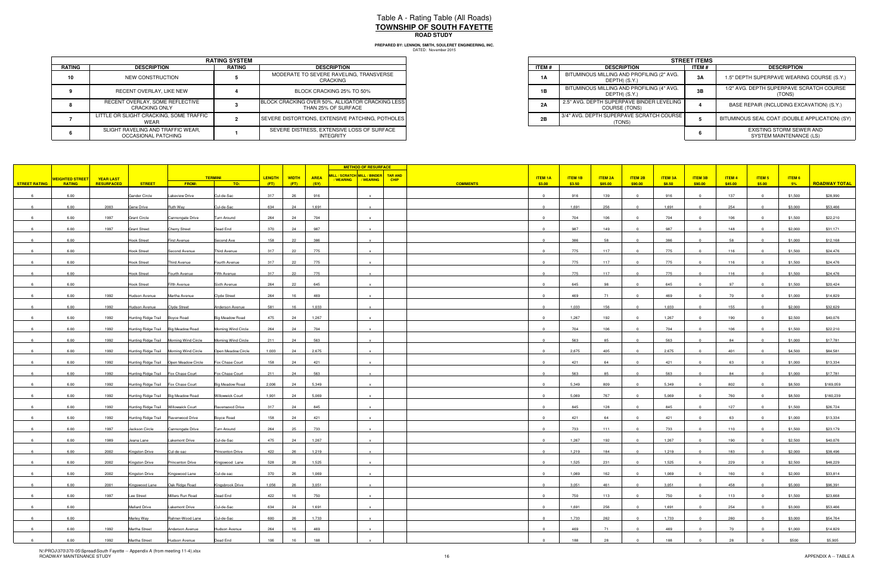# Table A - Rating Table (All Roads)
## TOWNSHIP OF SOUTH FAYETTE
### ROAD STUDY

**PREPARED BY: LENNON, SMITH, SOULERET ENGINEERING, INC.**
DATED: November 2015

| RATING SYSTEM | | | |
|---|---|---|---|
| **RATING** | **DESCRIPTION** | **RATING** | **DESCRIPTION** |
| 10 | NEW CONSTRUCTION | 5 | MODERATE TO SEVERE RAVELING, TRANSVERSE CRACKING |
| 9 | RECENT OVERLAY, LIKE NEW | 4 | BLOCK CRACKING 25% TO 50% |
| 8 | RECENT OVERLAY, SOME REFLECTIVE CRACKING ONLY | 3 | BLOCK CRACKING OVER 50%, ALLIGATOR CRACKING LESS THAN 25% OF SURFACE |
| 7 | LITTLE OR SLIGHT CRACKING, SOME TRAFFIC WEAR | 2 | SEVERE DISTORTIONS, EXTENSIVE PATCHING, POTHOLES |
| 6 | SLIGHT RAVELING AND TRAFFIC WEAR, OCCASIONAL PATCHING | 1 | SEVERE DISTRESS, EXTENSIVE LOSS OF SURFACE INTEGRITY |

| STREET ITEMS | | | |
|---|---|---|---|
| **ITEM #** | **DESCRIPTION** | **ITEM #** | **DESCRIPTION** |
| 1A | BITUMINOUS MILLING AND PROFILING (2" AVG. DEPTH) (S.Y.) | 3A | 1.5" DEPTH SUPERPAVE WEARING COURSE (S.Y.) |
| 1B | BITUMINOUS MILLING AND PROFILING (4" AVG. DEPTH) (S.Y.) | 3B | 1/2" AVG. DEPTH SUPERPAVE SCRATCH COURSE (TONS) |
| 2A | 2.5" AVG. DEPTH SUPERPAVE BINDER LEVELING COURSE (TONS) | 4 | BASE REPAIR (INCLUDING EXCAVATION) (S.Y.) |
| 2B | 3/4" AVG. DEPTH SUPERPAVE SCRATCH COURSE (TONS) | 5 | BITUMINOUS SEAL COAT (DOUBLE APPLICATION) (SY) |
| | | 6 | EXISTING STORM SEWER AND SYSTEM MAINTENANCE (LS) |

| STREET RATING | WEIGHTED STREET RATING | YEAR LAST RESURFACED | STREET | TERMINI FROM: | TERMINI TO: | LENGTH (FT) | WIDTH (FT) | AREA (SY) | MILL / SCRATCH / WEARING | MILL / BINDER / WEARING | TAR AND CHIP | COMMENTS | ITEM 1A $3.00 | ITEM 1B $3.50 | ITEM 2A $85.00 | ITEM 2B $90.00 | ITEM 3A $8.50 | ITEM 3B $90.00 | ITEM 4 $45.00 | ITEM 5 $5.00 | ITEM 6 5% | ROADWAY TOTAL |
|---|---|---|---|---|---|---|---|---|---|---|---|---|---|---|---|---|---|---|---|---|---|---|
| 6 | 6.00 | | Gander Circle | Lakeview Drive | Cul-de-Sac | 317 | 26 | 916 | | x | | | 0 | 916 | 139 | 0 | 916 | 0 | 137 | 0 | $1,500 | $28,990 |
| 6 | 6.00 | 2003 | Gene Drive | Ruth Way | Cul-de-Sac | 634 | 24 | 1,691 | | x | | | 0 | 1,691 | 256 | 0 | 1,691 | 0 | 254 | 0 | $3,000 | $53,466 |
| 6 | 6.00 | 1997 | Grant Circle | Cannongate Drive | Turn Around | 264 | 24 | 704 | | x | | | 0 | 704 | 106 | 0 | 704 | 0 | 106 | 0 | $1,500 | $22,210 |
| 6 | 6.00 | 1997 | Grant Street | Cherry Street | Dead End | 370 | 24 | 987 | | x | | | 0 | 987 | 149 | 0 | 987 | 0 | 148 | 0 | $2,000 | $31,171 |
| 6 | 6.00 | | Hook Street | First Avenue | Second Ave | 158 | 22 | 386 | | x | | | 0 | 386 | 58 | 0 | 386 | 0 | 58 | 0 | $1,000 | $12,168 |
| 6 | 6.00 | | Hook Street | Second Avenue | Third Avenue | 317 | 22 | 775 | | x | | | 0 | 775 | 117 | 0 | 775 | 0 | 116 | 0 | $1,500 | $24,476 |
| 6 | 6.00 | | Hook Street | Third Avenue | Fourth Avenue | 317 | 22 | 775 | | x | | | 0 | 775 | 117 | 0 | 775 | 0 | 116 | 0 | $1,500 | $24,476 |
| 6 | 6.00 | | Hook Street | Fourth Avenue | Fifth Avenue | 317 | 22 | 775 | | x | | | 0 | 775 | 117 | 0 | 775 | 0 | 116 | 0 | $1,500 | $24,476 |
| 6 | 6.00 | | Hook Street | Fifth Avenue | Sixth Avenue | 264 | 22 | 645 | | x | | | 0 | 645 | 98 | 0 | 645 | 0 | 97 | 0 | $1,500 | $20,424 |
| 6 | 6.00 | 1992 | Hudson Avenue | Martha Avenue | Clyde Street | 264 | 16 | 469 | | x | | | 0 | 469 | 71 | 0 | 469 | 0 | 70 | 0 | $1,000 | $14,829 |
| 6 | 6.00 | 1992 | Hudson Avenue | Clyde Street | Anderson Avenue | 581 | 16 | 1,033 | | x | | | 0 | 1,033 | 156 | 0 | 1,033 | 0 | 155 | 0 | $2,000 | $32,629 |
| 6 | 6.00 | 1992 | Hunting Ridge Trail | Boyce Road | Big Meadow Road | 475 | 24 | 1,267 | | x | | | 0 | 1,267 | 192 | 0 | 1,267 | 0 | 190 | 0 | $2,500 | $40,076 |
| 6 | 6.00 | 1992 | Hunting Ridge Trail | Big Meadow Road | Morning Wind Circle | 264 | 24 | 704 | | x | | | 0 | 704 | 106 | 0 | 704 | 0 | 106 | 0 | $1,500 | $22,210 |
| 6 | 6.00 | 1992 | Hunting Ridge Trail | Morning Wind Circle | Morning Wind Circle | 211 | 24 | 563 | | x | | | 0 | 563 | 85 | 0 | 563 | 0 | 84 | 0 | $1,000 | $17,781 |
| 6 | 6.00 | 1992 | Hunting Ridge Trail | Morning Wind Circle | Open Meadow Circle | 1,003 | 24 | 2,675 | | x | | | 0 | 2,675 | 405 | 0 | 2,675 | 0 | 401 | 0 | $4,500 | $84,581 |
| 6 | 6.00 | 1992 | Hunting Ridge Trail | Open Meadow Circle | Fox Chase Court | 158 | 24 | 421 | | x | | | 0 | 421 | 64 | 0 | 421 | 0 | 63 | 0 | $1,000 | $13,334 |
| 6 | 6.00 | 1992 | Hunting Ridge Trail | Fox Chase Court | Fox Chase Court | 211 | 24 | 563 | | x | | | 0 | 563 | 85 | 0 | 563 | 0 | 84 | 0 | $1,000 | $17,781 |
| 6 | 6.00 | 1992 | Hunting Ridge Trail | Fox Chase Court | Big Meadow Road | 2,006 | 24 | 5,349 | | x | | | 0 | 5,349 | 809 | 0 | 5,349 | 0 | 802 | 0 | $8,500 | $169,059 |
| 6 | 6.00 | 1992 | Hunting Ridge Trail | Big Meadow Road | Willowwick Court | 1,901 | 24 | 5,069 | | x | | | 0 | 5,069 | 767 | 0 | 5,069 | 0 | 760 | 0 | $8,500 | $160,239 |
| 6 | 6.00 | 1992 | Hunting Ridge Trail | Willowwick Court | Ravenwood Drive | 317 | 24 | 845 | | x | | | 0 | 845 | 128 | 0 | 845 | 0 | 127 | 0 | $1,500 | $26,724 |
| 6 | 6.00 | 1992 | Hunting Ridge Trail | Ravenwood Drive | Boyce Road | 158 | 24 | 421 | | x | | | 0 | 421 | 64 | 0 | 421 | 0 | 63 | 0 | $1,000 | $13,334 |
| 6 | 6.00 | 1997 | Jackson Circle | Cannongate Drive | Turn Around | 264 | 25 | 733 | | x | | | 0 | 733 | 111 | 0 | 733 | 0 | 110 | 0 | $1,500 | $23,179 |
| 6 | 6.00 | 1989 | Jeane Lane | Lakemont Drive | Cul-de-Sac | 475 | 24 | 1,267 | | x | | | 0 | 1,267 | 192 | 0 | 1,267 | 0 | 190 | 0 | $2,500 | $40,076 |
| 6 | 6.00 | 2002 | Kingston Drive | Cul-de-sac | Princenton Drive | 422 | 26 | 1,219 | | x | | | 0 | 1,219 | 184 | 0 | 1,219 | 0 | 183 | 0 | $2,000 | $38,496 |
| 6 | 6.00 | 2002 | Kingston Drive | Princenton Drive | Kingswood Lane | 528 | 26 | 1,525 | | x | | | 0 | 1,525 | 231 | 0 | 1,525 | 0 | 229 | 0 | $2,500 | $48,229 |
| 6 | 6.00 | 2002 | Kingston Drive | Kingswood Lane | Cul-de-sac | 370 | 26 | 1,069 | | x | | | 0 | 1,069 | 162 | 0 | 1,069 | 0 | 160 | 0 | $2,000 | $33,814 |
| 6 | 6.00 | 2001 | Kingswood Lane | Oak Ridge Road | Kingsbrook Drive | 1,056 | 26 | 3,051 | | x | | | 0 | 3,051 | 461 | 0 | 3,051 | 0 | 458 | 0 | $5,000 | $96,391 |
| 6 | 6.00 | 1997 | Lee Street | Millers Run Road | Dead End | 422 | 16 | 750 | | x | | | 0 | 750 | 113 | 0 | 750 | 0 | 113 | 0 | $1,500 | $23,668 |
| 6 | 6.00 | | Mallard Drive | Lakemont Drive | Cul-de-Sac | 634 | 24 | 1,691 | | x | | | 0 | 1,691 | 256 | 0 | 1,691 | 0 | 254 | 0 | $3,000 | $53,466 |
| 6 | 6.00 | | Marley Way | Rahner-Wood Lane | Cul-de-Sac | 600 | 26 | 1,733 | | x | | | 0 | 1,733 | 262 | 0 | 1,733 | 0 | 260 | 0 | $3,000 | $54,764 |
| 6 | 6.00 | 1992 | Martha Street | Anderson Avenue | Hudson Avenue | 264 | 16 | 469 | | x | | | 0 | 469 | 71 | 0 | 469 | 0 | 70 | 0 | $1,000 | $14,829 |
| 6 | 6.00 | 1992 | Martha Street | Hudson Avenue | Dead End | 106 | 16 | 188 | | x | | | 0 | 188 | 28 | 0 | 188 | 0 | 28 | 0 | $500 | $5,905 |

N:\PROJ\370\370-05\Spread\South Fayette -- Appendix A (from meeting 11-4).xlsx
ROADWAY MAINTENANCE STUDY

APPENDIX A -- TABLE A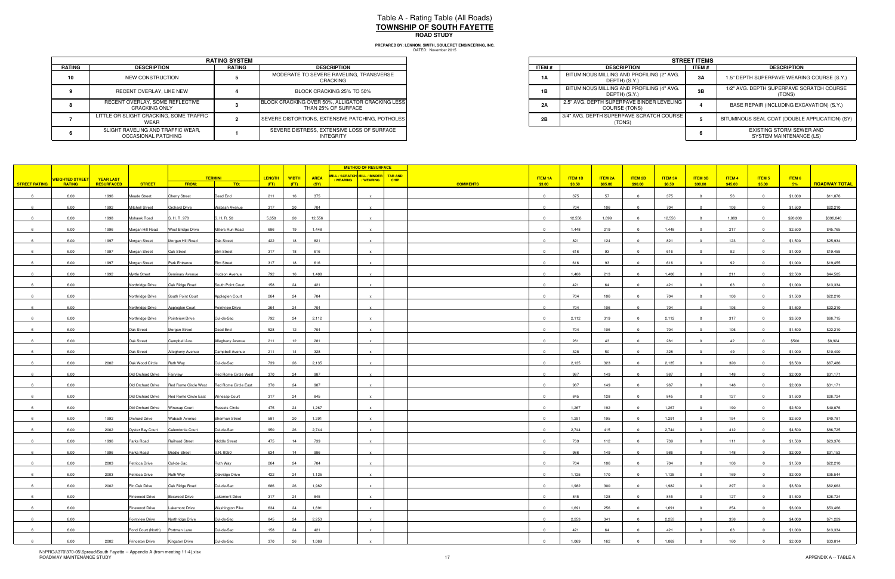# Table A - Rating Table (All Roads)
## TOWNSHIP OF SOUTH FAYETTE
### ROAD STUDY

**PREPARED BY: LENNON, SMITH, SOULERET ENGINEERING, INC.**
DATED: November 2015

| RATING SYSTEM | | | |
|---|---|---|---|
| **RATING** | **DESCRIPTION** | **RATING** | **DESCRIPTION** |
| 10 | NEW CONSTRUCTION | 5 | MODERATE TO SEVERE RAVELING, TRANSVERSE CRACKING |
| 9 | RECENT OVERLAY, LIKE NEW | 4 | BLOCK CRACKING 25% TO 50% |
| 8 | RECENT OVERLAY, SOME REFLECTIVE CRACKING ONLY | 3 | BLOCK CRACKING OVER 50%, ALLIGATOR CRACKING LESS THAN 25% OF SURFACE |
| 7 | LITTLE OR SLIGHT CRACKING, SOME TRAFFIC WEAR | 2 | SEVERE DISTORTIONS, EXTENSIVE PATCHING, POTHOLES |
| 6 | SLIGHT RAVELING AND TRAFFIC WEAR, OCCASIONAL PATCHING | 1 | SEVERE DISTRESS, EXTENSIVE LOSS OF SURFACE INTEGRITY |

| STREET ITEMS | | | |
|---|---|---|---|
| **ITEM #** | **DESCRIPTION** | **ITEM #** | **DESCRIPTION** |
| 1A | BITUMINOUS MILLING AND PROFILING (2" AVG. DEPTH) (S.Y.) | 3A | 1.5" DEPTH SUPERPAVE WEARING COURSE (S.Y.) |
| 1B | BITUMINOUS MILLING AND PROFILING (4" AVG. DEPTH) (S.Y.) | 3B | 1/2" AVG. DEPTH SUPERPAVE SCRATCH COURSE (TONS) |
| 2A | 2.5" AVG. DEPTH SUPERPAVE BINDER LEVELING COURSE (TONS) | 4 | BASE REPAIR (INCLUDING EXCAVATION) (S.Y.) |
| 2B | 3/4" AVG. DEPTH SUPERPAVE SCRATCH COURSE (TONS) | 5 | BITUMINOUS SEAL COAT (DOUBLE APPLICATION) (SY) |
| | | 6 | EXISTING STORM SEWER AND SYSTEM MAINTENANCE (LS) |

| STREET RATING | WEIGHTED STREET RATING | YEAR LAST RESURFACED | STREET | TERMINI FROM: | TERMINI TO: | LENGTH (FT) | WIDTH (FT) | AREA (SY) | METHOD OF RESURFACE: MILL / SCRATCH / WEARING | MILL / BINDER / WEARING | TAR AND CHIP | COMMENTS | ITEM 1A $3.00 | ITEM 1B $3.50 | ITEM 2A $85.00 | ITEM 2B $90.00 | ITEM 3A $8.50 | ITEM 3B $90.00 | ITEM 4 $45.00 | ITEM 5 $5.00 | ITEM 6 5% | ROADWAY TOTAL |
|---|---|---|---|---|---|---|---|---|---|---|---|---|---|---|---|---|---|---|---|---|---|---|
| 6 | 6.00 | 1996 | Meade Street | Cherry Street | Dead End | 211 | 16 | 375 | | x | | | 0 | 375 | 57 | 0 | 375 | 0 | 56 | 0 | $1,000 | $11,876 |
| 6 | 6.00 | 1992 | Mitchell Street | Orchard Drive | Wabash Avenue | 317 | 20 | 704 | | x | | | 0 | 704 | 106 | 0 | 704 | 0 | 106 | 0 | $1,500 | $22,210 |
| 6 | 6.00 | 1998 | Mohawk Road | S. H. R. 978 | S. H. R. 50 | 5,650 | 20 | 12,556 | | x | | | 0 | 12,556 | 1,899 | 0 | 12,556 | 0 | 1,883 | 0 | $20,000 | $396,840 |
| 6 | 6.00 | 1996 | Morgan Hill Road | West Bridge Drive | Millers Run Road | 686 | 19 | 1,448 | | x | | | 0 | 1,448 | 219 | 0 | 1,448 | 0 | 217 | 0 | $2,500 | $45,765 |
| 6 | 6.00 | 1997 | Morgan Street | Morgan Hill Road | Oak Street | 422 | 18 | 821 | | x | | | 0 | 821 | 124 | 0 | 821 | 0 | 123 | 0 | $1,500 | $25,934 |
| 6 | 6.00 | 1997 | Morgan Street | Oak Street | Elm Street | 317 | 18 | 616 | | x | | | 0 | 616 | 93 | 0 | 616 | 0 | 92 | 0 | $1,000 | $19,455 |
| 6 | 6.00 | 1997 | Morgan Street | Park Entrance | Elm Street | 317 | 18 | 616 | | x | | | 0 | 616 | 93 | 0 | 616 | 0 | 92 | 0 | $1,000 | $19,455 |
| 6 | 6.00 | 1992 | Myrtle Street | Seminary Avenue | Hudson Avenue | 792 | 16 | 1,408 | | x | | | 0 | 1,408 | 213 | 0 | 1,408 | 0 | 211 | 0 | $2,500 | $44,505 |
| 6 | 6.00 | | Northridge Drive | Oak Ridge Road | South Point Court | 158 | 24 | 421 | | x | | | 0 | 421 | 64 | 0 | 421 | 0 | 63 | 0 | $1,000 | $13,334 |
| 6 | 6.00 | | Northridge Drive | South Point Court | Appleglen Court | 264 | 24 | 704 | | x | | | 0 | 704 | 106 | 0 | 704 | 0 | 106 | 0 | $1,500 | $22,210 |
| 6 | 6.00 | | Northridge Drive | Appleglen Court | Pointview Drive | 264 | 24 | 704 | | x | | | 0 | 704 | 106 | 0 | 704 | 0 | 106 | 0 | $1,500 | $22,210 |
| 6 | 6.00 | | Northridge Drive | Pointview Drive | Cul-de-Sac | 792 | 24 | 2,112 | | x | | | 0 | 2,112 | 319 | 0 | 2,112 | 0 | 317 | 0 | $3,500 | $66,715 |
| 6 | 6.00 | | Oak Street | Morgan Street | Dead End | 528 | 12 | 704 | | x | | | 0 | 704 | 106 | 0 | 704 | 0 | 106 | 0 | $1,500 | $22,210 |
| 6 | 6.00 | | Oak Street | Campbell Ave. | Allegheny Avenue | 211 | 12 | 281 | | x | | | 0 | 281 | 43 | 0 | 281 | 0 | 42 | 0 | $500 | $8,924 |
| 6 | 6.00 | | Oak Street | Allegheny Avenue | Campbell Avenue | 211 | 14 | 328 | | x | | | 0 | 328 | 50 | 0 | 328 | 0 | 49 | 0 | $1,000 | $10,400 |
| 6 | 6.00 | 2002 | Oak Wood Circle | Ruth Way | Cul-de-Sac | 739 | 26 | 2,135 | | x | | | 0 | 2,135 | 323 | 0 | 2,135 | 0 | 320 | 0 | $3,500 | $67,486 |
| 6 | 6.00 | | Old Orchard Drive | Fairview | Red Rome Circle West | 370 | 24 | 987 | | x | | | 0 | 987 | 149 | 0 | 987 | 0 | 148 | 0 | $2,000 | $31,171 |
| 6 | 6.00 | | Old Orchard Drive | Red Rome Circle West | Red Rome Circle East | 370 | 24 | 987 | | x | | | 0 | 987 | 149 | 0 | 987 | 0 | 148 | 0 | $2,000 | $31,171 |
| 6 | 6.00 | | Old Orchard Drive | Red Rome Circle East | Winesap Court | 317 | 24 | 845 | | x | | | 0 | 845 | 128 | 0 | 845 | 0 | 127 | 0 | $1,500 | $26,724 |
| 6 | 6.00 | | Old Orchard Drive | Winesap Court | Russets Circle | 475 | 24 | 1,267 | | x | | | 0 | 1,267 | 192 | 0 | 1,267 | 0 | 190 | 0 | $2,500 | $40,076 |
| 6 | 6.00 | 1992 | Orchard Drive | Wabash Avenue | Sherman Street | 581 | 20 | 1,291 | | x | | | 0 | 1,291 | 195 | 0 | 1,291 | 0 | 194 | 0 | $2,500 | $40,781 |
| 6 | 6.00 | 2002 | Oyster Bay Court | Calendonia Court | Cul-de-Sac | 950 | 26 | 2,744 | | x | | | 0 | 2,744 | 415 | 0 | 2,744 | 0 | 412 | 0 | $4,500 | $86,725 |
| 6 | 6.00 | 1996 | Parks Road | Railroad Street | Middle Street | 475 | 14 | 739 | | x | | | 0 | 739 | 112 | 0 | 739 | 0 | 111 | 0 | $1,500 | $23,376 |
| 6 | 6.00 | 1996 | Parks Road | Middle Street | S.R. 0050 | 634 | 14 | 986 | | x | | | 0 | 986 | 149 | 0 | 986 | 0 | 148 | 0 | $2,000 | $31,153 |
| 6 | 6.00 | 2003 | Petricca Drive | Cul-de-Sac | Ruth Way | 264 | 24 | 704 | | x | | | 0 | 704 | 106 | 0 | 704 | 0 | 106 | 0 | $1,500 | $22,210 |
| 6 | 6.00 | 2003 | Petricca Drive | Ruth Way | Oakridge Drive | 422 | 24 | 1,125 | | x | | | 0 | 1,125 | 170 | 0 | 1,125 | 0 | 169 | 0 | $2,000 | $35,544 |
| 6 | 6.00 | 2002 | Pin Oak Drive | Oak Ridge Road | Cul-de-Sac | 686 | 26 | 1,982 | | x | | | 0 | 1,982 | 300 | 0 | 1,982 | 0 | 297 | 0 | $3,500 | $62,663 |
| 6 | 6.00 | | Pinewood Drive | Boxwood Drive | Lakemont Drive | 317 | 24 | 845 | | x | | | 0 | 845 | 128 | 0 | 845 | 0 | 127 | 0 | $1,500 | $26,724 |
| 6 | 6.00 | | Pinewood Drive | Lakemont Drive | Washington Pike | 634 | 24 | 1,691 | | x | | | 0 | 1,691 | 256 | 0 | 1,691 | 0 | 254 | 0 | $3,000 | $53,466 |
| 6 | 6.00 | | Pointview Drive | Northridge Drive | Cul-de-Sac | 845 | 24 | 2,253 | | x | | | 0 | 2,253 | 341 | 0 | 2,253 | 0 | 338 | 0 | $4,000 | $71,229 |
| 6 | 6.00 | | Pond Court (North) | Portman Lane | Cul-de-Sac | 158 | 24 | 421 | | x | | | 0 | 421 | 64 | 0 | 421 | 0 | 63 | 0 | $1,000 | $13,334 |
| 6 | 6.00 | 2002 | Princeton Drive | Kingston Drive | Cul-de-Sac | 370 | 26 | 1,069 | | x | | | 0 | 1,069 | 162 | 0 | 1,069 | 0 | 160 | 0 | $2,000 | $33,814 |

N:\PROJ\370\370-05\Spread\South Fayette -- Appendix A (from meeting 11-4).xlsx
ROADWAY MAINTENANCE STUDY

APPENDIX A -- TABLE A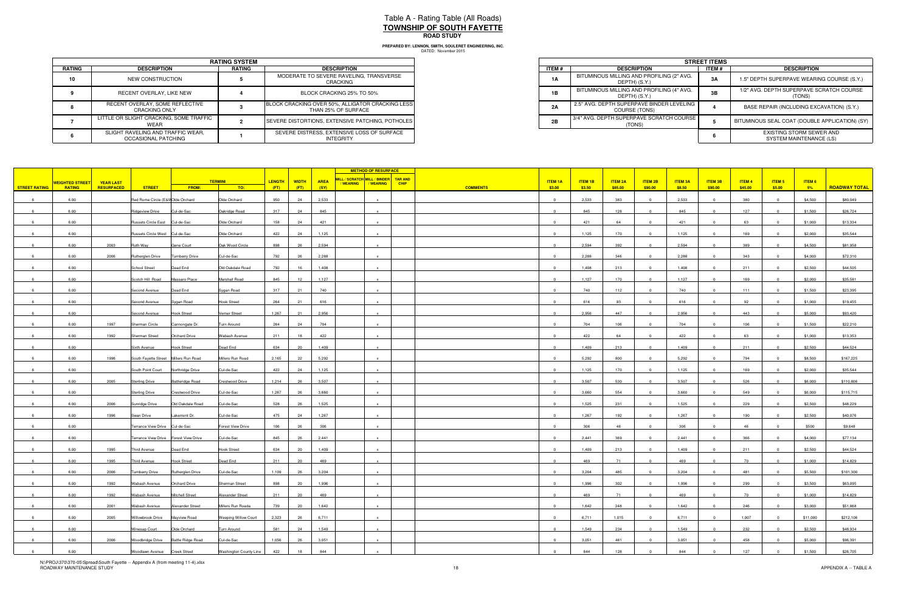# Table A - Rating Table (All Roads)
## TOWNSHIP OF SOUTH FAYETTE
### ROAD STUDY

**PREPARED BY: LENNON, SMITH, SOULERET ENGINEERING, INC.**
DATED: November 2015

| RATING SYSTEM | | | |
|---|---|---|---|
| **RATING** | **DESCRIPTION** | **RATING** | **DESCRIPTION** |
| 10 | NEW CONSTRUCTION | 5 | MODERATE TO SEVERE RAVELING, TRANSVERSE CRACKING |
| 9 | RECENT OVERLAY, LIKE NEW | 4 | BLOCK CRACKING 25% TO 50% |
| 8 | RECENT OVERLAY, SOME REFLECTIVE CRACKING ONLY | 3 | BLOCK CRACKING OVER 50%, ALLIGATOR CRACKING LESS THAN 25% OF SURFACE |
| 7 | LITTLE OR SLIGHT CRACKING, SOME TRAFFIC WEAR | 2 | SEVERE DISTORTIONS, EXTENSIVE PATCHING, POTHOLES |
| 6 | SLIGHT RAVELING AND TRAFFIC WEAR, OCCASIONAL PATCHING | 1 | SEVERE DISTRESS, EXTENSIVE LOSS OF SURFACE INTEGRITY |

| STREET ITEMS | | | |
|---|---|---|---|
| **ITEM #** | **DESCRIPTION** | **ITEM #** | **DESCRIPTION** |
| 1A | BITUMINOUS MILLING AND PROFILING (2" AVG. DEPTH) (S.Y.) | 3A | 1.5" DEPTH SUPERPAVE WEARING COURSE (S.Y.) |
| 1B | BITUMINOUS MILLING AND PROFILING (4" AVG. DEPTH) (S.Y.) | 3B | 1/2" AVG. DEPTH SUPERPAVE SCRATCH COURSE (TONS) |
| 2A | 2.5" AVG. DEPTH SUPERPAVE BINDER LEVELING COURSE (TONS) | 4 | BASE REPAIR (INCLUDING EXCAVATION) (S.Y.) |
| 2B | 3/4" AVG. DEPTH SUPERPAVE SCRATCH COURSE (TONS) | 5 | BITUMINOUS SEAL COAT (DOUBLE APPLICATION) (SY) |
| | | 6 | EXISTING STORM SEWER AND SYSTEM MAINTENANCE (LS) |

| STREET RATING | WEIGHTED STREET RATING | YEAR LAST RESURFACED | STREET | TERMINI FROM: | TERMINI TO: | LENGTH (FT) | WIDTH (FT) | AREA (SY) | MILL / SCRATCH / WEARING | MILL / BINDER / WEARING | TAR AND CHIP | COMMENTS | ITEM 1A $3.00 | ITEM 1B $3.50 | ITEM 2A $85.00 | ITEM 2B $90.00 | ITEM 3A $8.50 | ITEM 3B $90.00 | ITEM 4 $45.00 | ITEM 5 $5.00 | ITEM 6 5% | ROADWAY TOTAL |
|---|---|---|---|---|---|---|---|---|---|---|---|---|---|---|---|---|---|---|---|---|---|---|
| 6 | 6.00 | | Red Rome Circle (E&W) | Olde Orchard | Olde Orchard | 950 | 24 | 2,533 | | x | | | 0 | 2,533 | 383 | 0 | 2,533 | 0 | 380 | 0 | $4,500 | $80,049 |
| 6 | 6.00 | | Ridgeview Drive | Cul-de-Sac | Oakridge Road | 317 | 24 | 845 | | x | | | 0 | 845 | 128 | 0 | 845 | 0 | 127 | 0 | $1,500 | $26,724 |
| 6 | 6.00 | | Russets Circle East | Cul-de-Sac | Olde Orchard | 158 | 24 | 421 | | x | | | 0 | 421 | 64 | 0 | 421 | 0 | 63 | 0 | $1,000 | $13,334 |
| 6 | 6.00 | | Russets Circle West | Cul-de-Sac | Olde Orchard | 422 | 24 | 1,125 | | x | | | 0 | 1,125 | 170 | 0 | 1,125 | 0 | 169 | 0 | $2,000 | $35,544 |
| 6 | 6.00 | 2003 | Ruth Way | Gene Court | Oak Wood Circle | 898 | 26 | 2,594 | | x | | | 0 | 2,594 | 392 | 0 | 2,594 | 0 | 389 | 0 | $4,500 | $81,958 |
| 6 | 6.00 | 2006 | Rutherglen Drive | Turnberry Drive | Cul-de-Sac | 792 | 26 | 2,288 | | x | | | 0 | 2,288 | 346 | 0 | 2,288 | 0 | 343 | 0 | $4,000 | $72,310 |
| 6 | 6.00 | | School Street | Dead End | Old Oakdale Road | 792 | 16 | 1,408 | | x | | | 0 | 1,408 | 213 | 0 | 1,408 | 0 | 211 | 0 | $2,500 | $44,505 |
| 6 | 6.00 | | Scotch Hill Road | Massaro Place | Marshall Road | 845 | 12 | 1,127 | | x | | | 0 | 1,127 | 170 | 0 | 1,127 | 0 | 169 | 0 | $2,000 | $35,581 |
| 6 | 6.00 | | Second Avenue | Dead End | Sygan Road | 317 | 21 | 740 | | x | | | 0 | 740 | 112 | 0 | 740 | 0 | 111 | 0 | $1,500 | $23,395 |
| 6 | 6.00 | | Second Avenue | Sygan Road | Hook Street | 264 | 21 | 616 | | x | | | 0 | 616 | 93 | 0 | 616 | 0 | 92 | 0 | $1,000 | $19,455 |
| 6 | 6.00 | | Second Avenue | Hook Street | Verner Street | 1,267 | 21 | 2,956 | | x | | | 0 | 2,956 | 447 | 0 | 2,956 | 0 | 443 | 0 | $5,000 | $93,420 |
| 6 | 6.00 | 1997 | Sherman Circle | Cannongate Dr. | Turn Around | 264 | 24 | 704 | | x | | | 0 | 704 | 106 | 0 | 704 | 0 | 106 | 0 | $1,500 | $22,210 |
| 6 | 6.00 | 1992 | Sherman Street | Orchard Drive | Wabash Avenue | 211 | 18 | 422 | | x | | | 0 | 422 | 64 | 0 | 422 | 0 | 63 | 0 | $1,000 | $13,353 |
| 6 | 6.00 | | Sixth Avenue | Hook Street | Dead End | 634 | 20 | 1,409 | | x | | | 0 | 1,409 | 213 | 0 | 1,409 | 0 | 211 | 0 | $2,500 | $44,524 |
| 6 | 6.00 | 1996 | South Fayette Street | Millers Run Road | Millers Run Road | 2,165 | 22 | 5,292 | | x | | | 0 | 5,292 | 800 | 0 | 5,292 | 0 | 794 | 0 | $8,500 | $167,225 |
| 6 | 6.00 | | South Point Court | Northridge Drive | Cul-de-Sac | 422 | 24 | 1,125 | | x | | | 0 | 1,125 | 170 | 0 | 1,125 | 0 | 169 | 0 | $2,000 | $35,544 |
| 6 | 6.00 | 2005 | Sterling Drive | Battleridge Road | Crestwood Drive | 1,214 | 26 | 3,507 | | x | | | 0 | 3,507 | 530 | 0 | 3,507 | 0 | 526 | 0 | $6,000 | $110,806 |
| 6 | 6.00 | | Sterling Drive | Crestwood Drive | Cul-de-Sac | 1,267 | 26 | 3,660 | | x | | | 0 | 3,660 | 554 | 0 | 3,660 | 0 | 549 | 0 | $6,000 | $115,715 |
| 6 | 6.00 | 2006 | Sunridge Drive | Old Oakdale Road | Cul-de-Sac | 528 | 26 | 1,525 | | x | | | 0 | 1,525 | 231 | 0 | 1,525 | 0 | 229 | 0 | $2,500 | $48,229 |
| 6 | 6.00 | 1996 | Swan Drive | Lakemont Dr. | Cul-de-Sac | 475 | 24 | 1,267 | | x | | | 0 | 1,267 | 192 | 0 | 1,267 | 0 | 190 | 0 | $2,500 | $40,076 |
| 6 | 6.00 | | Terrance View Drive | Cul-de-Sac | Forest View Drive | 106 | 26 | 306 | | x | | | 0 | 306 | 46 | 0 | 306 | 0 | 46 | 0 | $500 | $9,648 |
| 6 | 6.00 | | Terrance View Drive | Forest View Drive | Cul-de-Sac | 845 | 26 | 2,441 | | x | | | 0 | 2,441 | 369 | 0 | 2,441 | 0 | 366 | 0 | $4,000 | $77,134 |
| 6 | 6.00 | 1995 | Third Avenue | Dead End | Hook Street | 634 | 20 | 1,409 | | x | | | 0 | 1,409 | 213 | 0 | 1,409 | 0 | 211 | 0 | $2,500 | $44,524 |
| 6 | 6.00 | 1995 | Third Avenue | Hook Street | Dead End | 211 | 20 | 469 | | x | | | 0 | 469 | 71 | 0 | 469 | 0 | 70 | 0 | $1,000 | $14,829 |
| 6 | 6.00 | 2006 | Turnberry Drive | Rutherglen Drive | Cul-de-Sac | 1,109 | 26 | 3,204 | | x | | | 0 | 3,204 | 485 | 0 | 3,204 | 0 | 481 | 0 | $5,500 | $101,300 |
| 6 | 6.00 | 1992 | Wabash Avenue | Orchard Drive | Sherman Street | 898 | 20 | 1,996 | | x | | | 0 | 1,996 | 302 | 0 | 1,996 | 0 | 299 | 0 | $3,500 | $63,095 |
| 6 | 6.00 | 1992 | Wabash Avenue | Mitchell Street | Alexander Street | 211 | 20 | 469 | | x | | | 0 | 469 | 71 | 0 | 469 | 0 | 70 | 0 | $1,000 | $14,829 |
| 6 | 6.00 | 2001 | Wabash Avenue | Alexander Street | Millers Run Roada | 739 | 20 | 1,642 | | x | | | 0 | 1,642 | 248 | 0 | 1,642 | 0 | 246 | 0 | $3,000 | $51,868 |
| 6 | 6.00 | 2005 | Willowbrook Drive | Mayview Road | Weeping Willow Court | 2,323 | 26 | 6,711 | | x | | | 0 | 6,711 | 1,015 | 0 | 6,711 | 0 | 1,007 | 0 | $11,000 | $212,106 |
| 6 | 6.00 | | Winesap Court | Olde Orchard | Turn Around | 581 | 24 | 1,549 | | x | | | 0 | 1,549 | 234 | 0 | 1,549 | 0 | 232 | 0 | $2,500 | $48,934 |
| 6 | 6.00 | 2006 | Woodbridge Drive | Battle Ridge Road | Cul-de-Sac | 1,056 | 26 | 3,051 | | x | | | 0 | 3,051 | 461 | 0 | 3,051 | 0 | 458 | 0 | $5,000 | $96,391 |
| 6 | 6.00 | | Woodlawn Avenue | Creek Street | Washington County Line | 422 | 18 | 844 | | x | | | 0 | 844 | 128 | 0 | 844 | 0 | 127 | 0 | $1,500 | $26,705 |

N:\PROJ\370\370-05\Spread\South Fayette -- Appendix A (from meeting 11-4).xlsx
ROADWAY MAINTENANCE STUDY

APPENDIX A -- TABLE A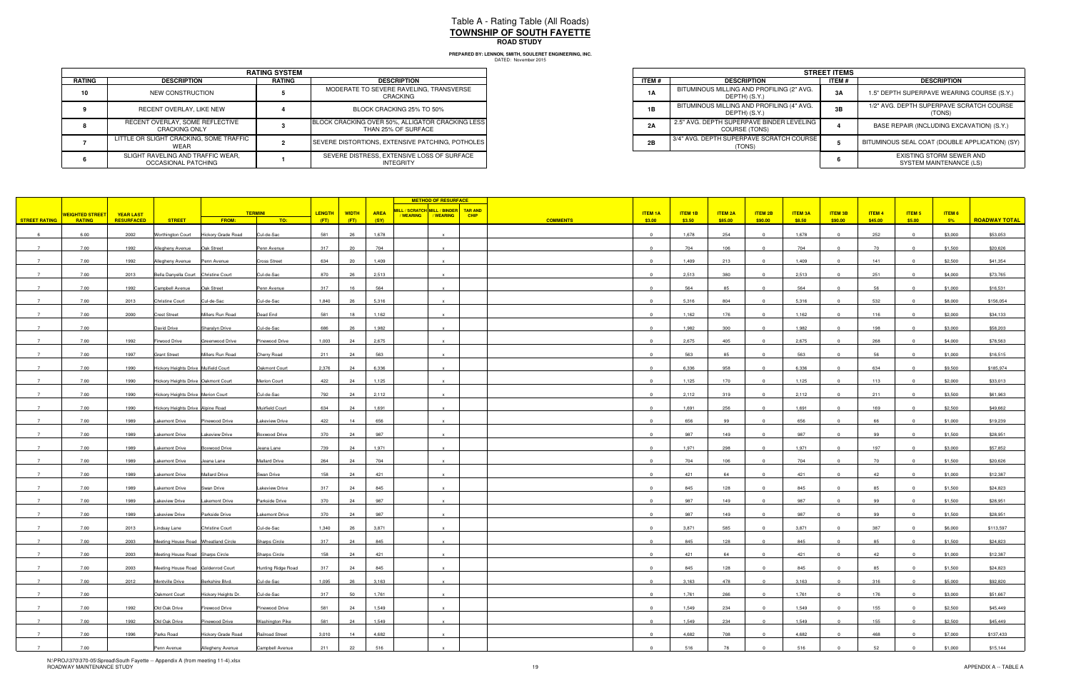# Table A - Rating Table (All Roads)
## TOWNSHIP OF SOUTH FAYETTE
### ROAD STUDY

**PREPARED BY: LENNON, SMITH, SOULERET ENGINEERING, INC.**
DATED: November 2015

| RATING SYSTEM | | | |
|---|---|---|---|
| **RATING** | **DESCRIPTION** | **RATING** | **DESCRIPTION** |
| 10 | NEW CONSTRUCTION | 5 | MODERATE TO SEVERE RAVELING, TRANSVERSE CRACKING |
| 9 | RECENT OVERLAY, LIKE NEW | 4 | BLOCK CRACKING 25% TO 50% |
| 8 | RECENT OVERLAY, SOME REFLECTIVE CRACKING ONLY | 3 | BLOCK CRACKING OVER 50%, ALLIGATOR CRACKING LESS THAN 25% OF SURFACE |
| 7 | LITTLE OR SLIGHT CRACKING, SOME TRAFFIC WEAR | 2 | SEVERE DISTORTIONS, EXTENSIVE PATCHING, POTHOLES |
| 6 | SLIGHT RAVELING AND TRAFFIC WEAR, OCCASIONAL PATCHING | 1 | SEVERE DISTRESS, EXTENSIVE LOSS OF SURFACE INTEGRITY |

| STREET ITEMS | | | |
|---|---|---|---|
| **ITEM #** | **DESCRIPTION** | **ITEM #** | **DESCRIPTION** |
| 1A | BITUMINOUS MILLING AND PROFILING (2" AVG. DEPTH) (S.Y.) | 3A | 1.5" DEPTH SUPERPAVE WEARING COURSE (S.Y.) |
| 1B | BITUMINOUS MILLING AND PROFILING (4" AVG. DEPTH) (S.Y.) | 3B | 1/2" AVG. DEPTH SUPERPAVE SCRATCH COURSE (TONS) |
| 2A | 2.5" AVG. DEPTH SUPERPAVE BINDER LEVELING COURSE (TONS) | 4 | BASE REPAIR (INCLUDING EXCAVATION) (S.Y.) |
| 2B | 3/4" AVG. DEPTH SUPERPAVE SCRATCH COURSE (TONS) | 5 | BITUMINOUS SEAL COAT (DOUBLE APPLICATION) (SY) |
| | | 6 | EXISTING STORM SEWER AND SYSTEM MAINTENANCE (LS) |

| STREET RATING | WEIGHTED STREET RATING | YEAR LAST RESURFACED | STREET | TERMINI FROM: | TERMINI TO: | LENGTH (FT) | WIDTH (FT) | AREA (SY) | MILL / SCRATCH / WEARING | MILL / BINDER / WEARING | TAR AND CHIP | COMMENTS | ITEM 1A $3.00 | ITEM 1B $3.50 | ITEM 2A $85.00 | ITEM 2B $90.00 | ITEM 3A $8.50 | ITEM 3B $90.00 | ITEM 4 $45.00 | ITEM 5 $5.00 | ITEM 6 5% | ROADWAY TOTAL |
|---|---|---|---|---|---|---|---|---|---|---|---|---|---|---|---|---|---|---|---|---|---|---|
| 6 | 6.00 | 2002 | Worthington Court | Hickory Grade Road | Cul-de-Sac | 581 | 26 | 1,678 | | x | | | 0 | 1,678 | 254 | 0 | 1,678 | 0 | 252 | 0 | $3,000 | $53,053 |
| 7 | 7.00 | 1992 | Allegheny Avenue | Oak Street | Penn Avenue | 317 | 20 | 704 | | x | | | 0 | 704 | 106 | 0 | 704 | 0 | 70 | 0 | $1,500 | $20,626 |
| 7 | 7.00 | 1992 | Allegheny Avenue | Penn Avenue | Cross Street | 634 | 20 | 1,409 | | x | | | 0 | 1,409 | 213 | 0 | 1,409 | 0 | 141 | 0 | $2,500 | $41,354 |
| 7 | 7.00 | 2013 | Bella Danyella Court | Christine Court | Cul-de-Sac | 870 | 26 | 2,513 | | x | | | 0 | 2,513 | 380 | 0 | 2,513 | 0 | 251 | 0 | $4,000 | $73,765 |
| 7 | 7.00 | 1992 | Campbell Avenue | Oak Street | Penn Avenue | 317 | 16 | 564 | | x | | | 0 | 564 | 85 | 0 | 564 | 0 | 56 | 0 | $1,000 | $16,531 |
| 7 | 7.00 | 2013 | Christine Court | Cul-de-Sac | Cul-de-Sac | 1,840 | 26 | 5,316 | | x | | | 0 | 5,316 | 804 | 0 | 5,316 | 0 | 532 | 0 | $8,000 | $156,054 |
| 7 | 7.00 | 2000 | Crest Street | Millers Run Road | Dead End | 581 | 18 | 1,162 | | x | | | 0 | 1,162 | 176 | 0 | 1,162 | 0 | 116 | 0 | $2,000 | $34,133 |
| 7 | 7.00 | | David Drive | Sharalyn Drive | Cul-de-Sac | 686 | 26 | 1,982 | | x | | | 0 | 1,982 | 300 | 0 | 1,982 | 0 | 198 | 0 | $3,000 | $58,203 |
| 7 | 7.00 | 1992 | Firwood Drive | Greenwood Drive | Pinewood Drive | 1,003 | 24 | 2,675 | | x | | | 0 | 2,675 | 405 | 0 | 2,675 | 0 | 268 | 0 | $4,000 | $78,563 |
| 7 | 7.00 | 1997 | Grant Street | Millers Run Road | Cherry Road | 211 | 24 | 563 | | x | | | 0 | 563 | 85 | 0 | 563 | 0 | 56 | 0 | $1,000 | $16,515 |
| 7 | 7.00 | 1990 | Hickory Heights Drive | Muirfield Court | Oakmont Court | 2,376 | 24 | 6,336 | | x | | | 0 | 6,336 | 958 | 0 | 6,336 | 0 | 634 | 0 | $9,500 | $185,974 |
| 7 | 7.00 | 1990 | Hickory Heights Drive | Oakmont Court | Merion Court | 422 | 24 | 1,125 | | x | | | 0 | 1,125 | 170 | 0 | 1,125 | 0 | 113 | 0 | $2,000 | $33,013 |
| 7 | 7.00 | 1990 | Hickory Heights Drive | Merion Court | Cul-de-Sac | 792 | 24 | 2,112 | | x | | | 0 | 2,112 | 319 | 0 | 2,112 | 0 | 211 | 0 | $3,500 | $61,963 |
| 7 | 7.00 | 1990 | Hickory Heights Drive | Alpine Road | Muirfield Court | 634 | 24 | 1,691 | | x | | | 0 | 1,691 | 256 | 0 | 1,691 | 0 | 169 | 0 | $2,500 | $49,662 |
| 7 | 7.00 | 1989 | Lakemont Drive | Pinewood Drive | Lakeview Drive | 422 | 14 | 656 | | x | | | 0 | 656 | 99 | 0 | 656 | 0 | 66 | 0 | $1,000 | $19,239 |
| 7 | 7.00 | 1989 | Lakemont Drive | Lakeview Drive | Boxwood Drive | 370 | 24 | 987 | | x | | | 0 | 987 | 149 | 0 | 987 | 0 | 99 | 0 | $1,500 | $28,951 |
| 7 | 7.00 | 1989 | Lakemont Drive | Boxwood Drive | Jeana Lane | 739 | 24 | 1,971 | | x | | | 0 | 1,971 | 298 | 0 | 1,971 | 0 | 197 | 0 | $3,000 | $57,852 |
| 7 | 7.00 | 1989 | Lakemont Drive | Jeana Lane | Mallard Drive | 264 | 24 | 704 | | x | | | 0 | 704 | 106 | 0 | 704 | 0 | 70 | 0 | $1,500 | $20,626 |
| 7 | 7.00 | 1989 | Lakemont Drive | Mallard Drive | Swan Drive | 158 | 24 | 421 | | x | | | 0 | 421 | 64 | 0 | 421 | 0 | 42 | 0 | $1,000 | $12,387 |
| 7 | 7.00 | 1989 | Lakemont Drive | Swan Drive | Lakeview Drive | 317 | 24 | 845 | | x | | | 0 | 845 | 128 | 0 | 845 | 0 | 85 | 0 | $1,500 | $24,823 |
| 7 | 7.00 | 1989 | Lakeview Drive | Lakemont Drive | Parkside Drive | 370 | 24 | 987 | | x | | | 0 | 987 | 149 | 0 | 987 | 0 | 99 | 0 | $1,500 | $28,951 |
| 7 | 7.00 | 1989 | Lakeview Drive | Parkside Drive | Lakemont Drive | 370 | 24 | 987 | | x | | | 0 | 987 | 149 | 0 | 987 | 0 | 99 | 0 | $1,500 | $28,951 |
| 7 | 7.00 | 2013 | Lindsay Lane | Christine Court | Cul-de-Sac | 1,340 | 26 | 3,871 | | x | | | 0 | 3,871 | 585 | 0 | 3,871 | 0 | 387 | 0 | $6,000 | $113,597 |
| 7 | 7.00 | 2003 | Meeting House Road | Wheatland Circle | Sharps Circle | 317 | 24 | 845 | | x | | | 0 | 845 | 128 | 0 | 845 | 0 | 85 | 0 | $1,500 | $24,823 |
| 7 | 7.00 | 2003 | Meeting House Road | Sharps Circle | Sharps Circle | 158 | 24 | 421 | | x | | | 0 | 421 | 64 | 0 | 421 | 0 | 42 | 0 | $1,000 | $12,387 |
| 7 | 7.00 | 2003 | Meeting House Road | Goldenrod Court | Hunting Ridge Road | 317 | 24 | 845 | | x | | | 0 | 845 | 128 | 0 | 845 | 0 | 85 | 0 | $1,500 | $24,823 |
| 7 | 7.00 | 2012 | Montville Drive | Berkshire Blvd. | Cul-de-Sac | 1,095 | 26 | 3,163 | | x | | | 0 | 3,163 | 478 | 0 | 3,163 | 0 | 316 | 0 | $5,000 | $92,820 |
| 7 | 7.00 | | Oakmont Court | Hickory Heights Dr. | Cul-de-Sac | 317 | 50 | 1,761 | | x | | | 0 | 1,761 | 266 | 0 | 1,761 | 0 | 176 | 0 | $3,000 | $51,667 |
| 7 | 7.00 | 1992 | Old Oak Drive | Firewood Drive | Pinewood Drive | 581 | 24 | 1,549 | | x | | | 0 | 1,549 | 234 | 0 | 1,549 | 0 | 155 | 0 | $2,500 | $45,449 |
| 7 | 7.00 | 1992 | Old Oak Drive | Pinewood Drive | Washington Pike | 581 | 24 | 1,549 | | x | | | 0 | 1,549 | 234 | 0 | 1,549 | 0 | 155 | 0 | $2,500 | $45,449 |
| 7 | 7.00 | 1996 | Parks Road | Hickory Grade Road | Railroad Street | 3,010 | 14 | 4,682 | | x | | | 0 | 4,682 | 708 | 0 | 4,682 | 0 | 468 | 0 | $7,000 | $137,433 |
| 7 | 7.00 | | Penn Avenue | Allegheny Avenue | Campbell Avenue | 211 | 22 | 516 | | x | | | 0 | 516 | 78 | 0 | 516 | 0 | 52 | 0 | $1,000 | $15,144 |

N:\PROJ\370\370-05\Spread\South Fayette -- Appendix A (from meeting 11-4).xlsx
ROADWAY MAINTENANCE STUDY

APPENDIX A -- TABLE A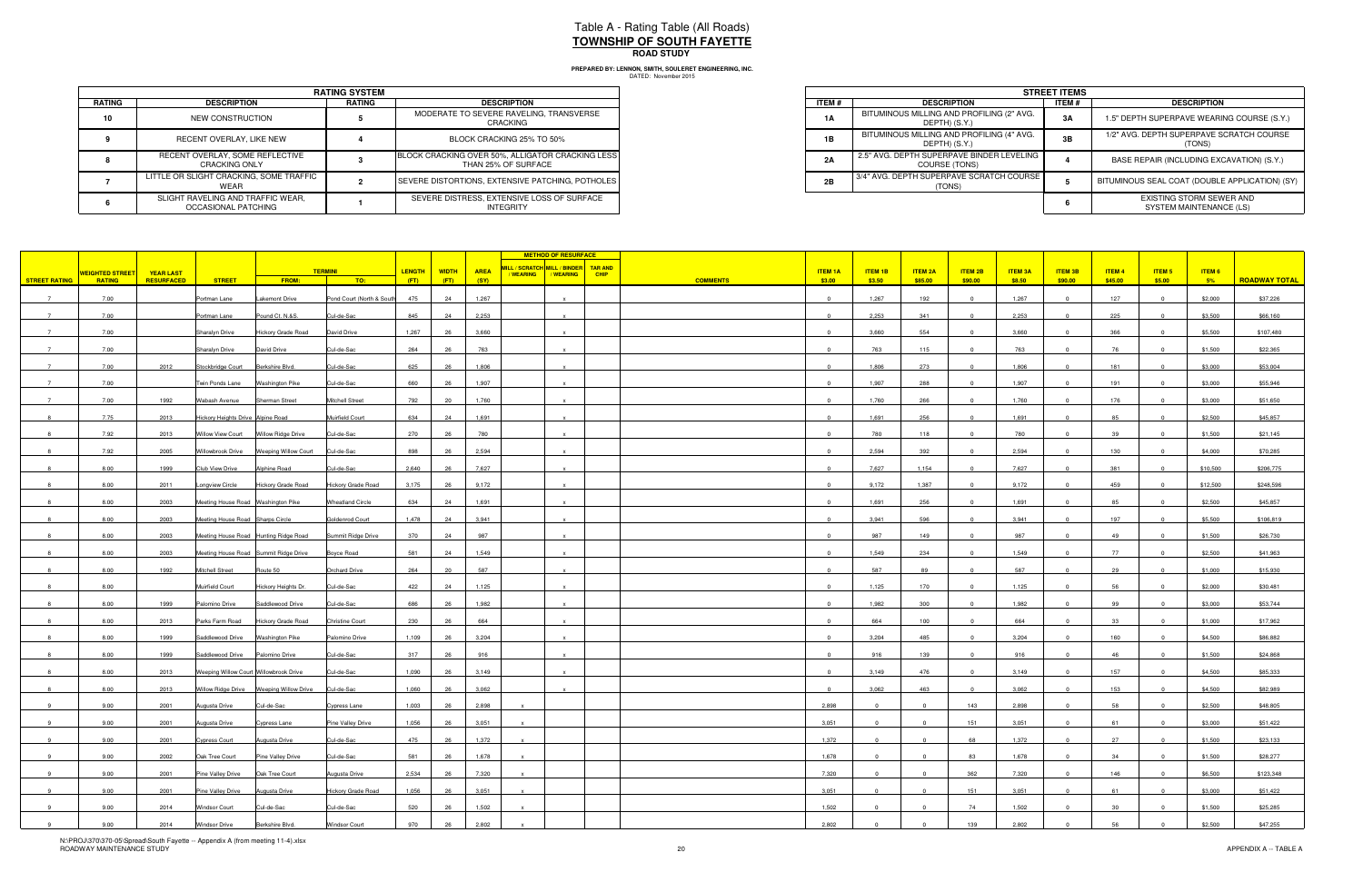# Table A - Rating Table (All Roads)
## TOWNSHIP OF SOUTH FAYETTE
### ROAD STUDY

**PREPARED BY: LENNON, SMITH, SOULERET ENGINEERING, INC.**
DATED: November 2015

| RATING SYSTEM | | | |
|---|---|---|---|
| **RATING** | **DESCRIPTION** | **RATING** | **DESCRIPTION** |
| 10 | NEW CONSTRUCTION | 5 | MODERATE TO SEVERE RAVELING, TRANSVERSE CRACKING |
| 9 | RECENT OVERLAY, LIKE NEW | 4 | BLOCK CRACKING 25% TO 50% |
| 8 | RECENT OVERLAY, SOME REFLECTIVE CRACKING ONLY | 3 | BLOCK CRACKING OVER 50%, ALLIGATOR CRACKING LESS THAN 25% OF SURFACE |
| 7 | LITTLE OR SLIGHT CRACKING, SOME TRAFFIC WEAR | 2 | SEVERE DISTORTIONS, EXTENSIVE PATCHING, POTHOLES |
| 6 | SLIGHT RAVELING AND TRAFFIC WEAR, OCCASIONAL PATCHING | 1 | SEVERE DISTRESS, EXTENSIVE LOSS OF SURFACE INTEGRITY |

| STREET ITEMS | | | |
|---|---|---|---|
| **ITEM #** | **DESCRIPTION** | **ITEM #** | **DESCRIPTION** |
| 1A | BITUMINOUS MILLING AND PROFILING (2" AVG. DEPTH) (S.Y.) | 3A | 1.5" DEPTH SUPERPAVE WEARING COURSE (S.Y.) |
| 1B | BITUMINOUS MILLING AND PROFILING (4" AVG. DEPTH) (S.Y.) | 3B | 1/2" AVG. DEPTH SUPERPAVE SCRATCH COURSE (TONS) |
| 2A | 2.5" AVG. DEPTH SUPERPAVE BINDER LEVELING COURSE (TONS) | 4 | BASE REPAIR (INCLUDING EXCAVATION) (S.Y.) |
| 2B | 3/4" AVG. DEPTH SUPERPAVE SCRATCH COURSE (TONS) | 5 | BITUMINOUS SEAL COAT (DOUBLE APPLICATION) (SY) |
| | | 6 | EXISTING STORM SEWER AND SYSTEM MAINTENANCE (LS) |

| STREET RATING | WEIGHTED STREET RATING | YEAR LAST RESURFACED | STREET | TERMINI FROM: | TERMINI TO: | LENGTH (FT) | WIDTH (FT) | AREA (SY) | MILL / SCRATCH / WEARING | MILL / BINDER / WEARING | TAR AND CHIP | COMMENTS | ITEM 1A $3.00 | ITEM 1B $3.50 | ITEM 2A $85.00 | ITEM 2B $90.00 | ITEM 3A $8.50 | ITEM 3B $90.00 | ITEM 4 $45.00 | ITEM 5 $5.00 | ITEM 6 5% | ROADWAY TOTAL |
|---|---|---|---|---|---|---|---|---|---|---|---|---|---|---|---|---|---|---|---|---|---|---|
| 7 | 7.00 | | Portman Lane | Lakemont Drive | Pond Court (North & South | 475 | 24 | 1,267 | | x | | | 0 | 1,267 | 192 | 0 | 1,267 | 0 | 127 | 0 | $2,000 | $37,226 |
| 7 | 7.00 | | Portman Lane | Pound Ct. N.&S. | Cul-de-Sac | 845 | 24 | 2,253 | | x | | | 0 | 2,253 | 341 | 0 | 2,253 | 0 | 225 | 0 | $3,500 | $66,160 |
| 7 | 7.00 | | Sharalyn Drive | Hickory Grade Road | David Drive | 1,267 | 26 | 3,660 | | x | | | 0 | 3,660 | 554 | 0 | 3,660 | 0 | 366 | 0 | $5,500 | $107,480 |
| 7 | 7.00 | | Sharalyn Drive | David Drive | Cul-de-Sac | 264 | 26 | 763 | | x | | | 0 | 763 | 115 | 0 | 763 | 0 | 76 | 0 | $1,500 | $22,365 |
| 7 | 7.00 | 2012 | Stockbridge Court | Berkshire Blvd. | Cul-de-Sac | 625 | 26 | 1,806 | | x | | | 0 | 1,806 | 273 | 0 | 1,806 | 0 | 181 | 0 | $3,000 | $53,004 |
| 7 | 7.00 | | Twin Ponds Lane | Washington Pike | Cul-de-Sac | 660 | 26 | 1,907 | | x | | | 0 | 1,907 | 288 | 0 | 1,907 | 0 | 191 | 0 | $3,000 | $55,946 |
| 7 | 7.00 | 1992 | Wabash Avenue | Sherman Street | Mitchell Street | 792 | 20 | 1,760 | | x | | | 0 | 1,760 | 266 | 0 | 1,760 | 0 | 176 | 0 | $3,000 | $51,650 |
| 8 | 7.75 | 2013 | Hickory Heights Drive | Alpine Road | Muirfield Court | 634 | 24 | 1,691 | | x | | | 0 | 1,691 | 256 | 0 | 1,691 | 0 | 85 | 0 | $2,500 | $45,857 |
| 8 | 7.92 | 2013 | Willow View Court | Willow Ridge Drive | Cul-de-Sac | 270 | 26 | 780 | | x | | | 0 | 780 | 118 | 0 | 780 | 0 | 39 | 0 | $1,500 | $21,145 |
| 8 | 7.92 | 2005 | Willowbrook Drive | Weeping Willow Court | Cul-de-Sac | 898 | 26 | 2,594 | | x | | | 0 | 2,594 | 392 | 0 | 2,594 | 0 | 130 | 0 | $4,000 | $70,285 |
| 8 | 8.00 | 1999 | Club View Drive | Alphine Road | Cul-de-Sac | 2,640 | 26 | 7,627 | | x | | | 0 | 7,627 | 1,154 | 0 | 7,627 | 0 | 381 | 0 | $10,500 | $206,775 |
| 8 | 8.00 | 2011 | Longview Circle | Hickory Grade Road | Hickory Grade Road | 3,175 | 26 | 9,172 | | x | | | 0 | 9,172 | 1,387 | 0 | 9,172 | 0 | 459 | 0 | $12,500 | $248,596 |
| 8 | 8.00 | 2003 | Meeting House Road | Washington Pike | Wheatland Circle | 634 | 24 | 1,691 | | x | | | 0 | 1,691 | 256 | 0 | 1,691 | 0 | 85 | 0 | $2,500 | $45,857 |
| 8 | 8.00 | 2003 | Meeting House Road | Sharps Circle | Goldenrod Court | 1,478 | 24 | 3,941 | | x | | | 0 | 3,941 | 596 | 0 | 3,941 | 0 | 197 | 0 | $5,500 | $106,819 |
| 8 | 8.00 | 2003 | Meeting House Road | Hunting Ridge Road | Summit Ridge Drive | 370 | 24 | 987 | | x | | | 0 | 987 | 149 | 0 | 987 | 0 | 49 | 0 | $1,500 | $26,730 |
| 8 | 8.00 | 2003 | Meeting House Road | Summit Ridge Drive | Boyce Road | 581 | 24 | 1,549 | | x | | | 0 | 1,549 | 234 | 0 | 1,549 | 0 | 77 | 0 | $2,500 | $41,963 |
| 8 | 8.00 | 1992 | Mitchell Street | Route 50 | Orchard Drive | 264 | 20 | 587 | | x | | | 0 | 587 | 89 | 0 | 587 | 0 | 29 | 0 | $1,000 | $15,930 |
| 8 | 8.00 | | Muirfield Court | Hickory Heights Dr. | Cul-de-Sac | 422 | 24 | 1,125 | | x | | | 0 | 1,125 | 170 | 0 | 1,125 | 0 | 56 | 0 | $2,000 | $30,481 |
| 8 | 8.00 | 1999 | Palomino Drive | Saddlewood Drive | Cul-de-Sac | 686 | 26 | 1,982 | | x | | | 0 | 1,982 | 300 | 0 | 1,982 | 0 | 99 | 0 | $3,000 | $53,744 |
| 8 | 8.00 | 2013 | Parks Farm Road | Hickory Grade Road | Christine Court | 230 | 26 | 664 | | x | | | 0 | 664 | 100 | 0 | 664 | 0 | 33 | 0 | $1,000 | $17,962 |
| 8 | 8.00 | 1999 | Saddlewood Drive | Washington Pike | Palomino Drive | 1,109 | 26 | 3,204 | | x | | | 0 | 3,204 | 485 | 0 | 3,204 | 0 | 160 | 0 | $4,500 | $86,882 |
| 8 | 8.00 | 1999 | Saddlewood Drive | Palomino Drive | Cul-de-Sac | 317 | 26 | 916 | | x | | | 0 | 916 | 139 | 0 | 916 | 0 | 46 | 0 | $1,500 | $24,868 |
| 8 | 8.00 | 2013 | Weeping Willow Court | Willowbrook Drive | Cul-de-Sac | 1,090 | 26 | 3,149 | | x | | | 0 | 3,149 | 476 | 0 | 3,149 | 0 | 157 | 0 | $4,500 | $85,333 |
| 8 | 8.00 | 2013 | Willow Ridge Drive | Weeping Willow Drive | Cul-de-Sac | 1,060 | 26 | 3,062 | | x | | | 0 | 3,062 | 463 | 0 | 3,062 | 0 | 153 | 0 | $4,500 | $82,989 |
| 9 | 9.00 | 2001 | Augusta Drive | Cul-de-Sac | Cypress Lane | 1,003 | 26 | 2,898 | x | | | | 2,898 | 0 | 0 | 143 | 2,898 | 0 | 58 | 0 | $2,500 | $48,805 |
| 9 | 9.00 | 2001 | Augusta Drive | Cypress Lane | Pine Valley Drive | 1,056 | 26 | 3,051 | x | | | | 3,051 | 0 | 0 | 151 | 3,051 | 0 | 61 | 0 | $3,000 | $51,422 |
| 9 | 9.00 | 2001 | Cypress Court | Augusta Drive | Cul-de-Sac | 475 | 26 | 1,372 | x | | | | 1,372 | 0 | 0 | 68 | 1,372 | 0 | 27 | 0 | $1,500 | $23,133 |
| 9 | 9.00 | 2002 | Oak Tree Court | Pine Valley Drive | Cul-de-Sac | 581 | 26 | 1,678 | x | | | | 1,678 | 0 | 0 | 83 | 1,678 | 0 | 34 | 0 | $1,500 | $28,277 |
| 9 | 9.00 | 2001 | Pine Valley Drive | Oak Tree Court | Augusta Drive | 2,534 | 26 | 7,320 | x | | | | 7,320 | 0 | 0 | 362 | 7,320 | 0 | 146 | 0 | $6,500 | $123,348 |
| 9 | 9.00 | 2001 | Pine Valley Drive | Augusta Drive | Hickory Grade Road | 1,056 | 26 | 3,051 | x | | | | 3,051 | 0 | 0 | 151 | 3,051 | 0 | 61 | 0 | $3,000 | $51,422 |
| 9 | 9.00 | 2014 | Windsor Court | Cul-de-Sac | Cul-de-Sac | 520 | 26 | 1,502 | x | | | | 1,502 | 0 | 0 | 74 | 1,502 | 0 | 30 | 0 | $1,500 | $25,285 |
| 9 | 9.00 | 2014 | Windsor Drive | Berkshire Blvd. | Windsor Court | 970 | 26 | 2,802 | x | | | | 2,802 | 0 | 0 | 139 | 2,802 | 0 | 56 | 0 | $2,500 | $47,255 |

N:\PROJ\370\370-05\Spread\South Fayette -- Appendix A (from meeting 11-4).xlsx
ROADWAY MAINTENANCE STUDY

APPENDIX A -- TABLE A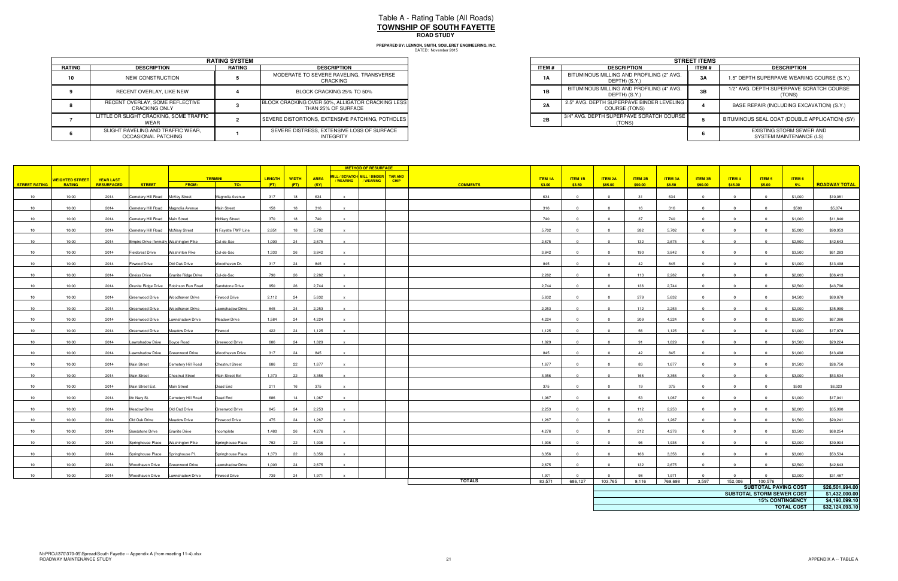# Table A - Rating Table (All Roads)

## TOWNSHIP OF SOUTH FAYETTE

### ROAD STUDY

**PREPARED BY: LENNON, SMITH, SOULERET ENGINEERING, INC.**
DATED: November 2015

| RATING SYSTEM | | | |
|---|---|---|---|
| **RATING** | **DESCRIPTION** | **RATING** | **DESCRIPTION** |
| 10 | NEW CONSTRUCTION | 5 | MODERATE TO SEVERE RAVELING, TRANSVERSE CRACKING |
| 9 | RECENT OVERLAY, LIKE NEW | 4 | BLOCK CRACKING 25% TO 50% |
| 8 | RECENT OVERLAY, SOME REFLECTIVE CRACKING ONLY | 3 | BLOCK CRACKING OVER 50%, ALLIGATOR CRACKING LESS THAN 25% OF SURFACE |
| 7 | LITTLE OR SLIGHT CRACKING, SOME TRAFFIC WEAR | 2 | SEVERE DISTORTIONS, EXTENSIVE PATCHING, POTHOLES |
| 6 | SLIGHT RAVELING AND TRAFFIC WEAR, OCCASIONAL PATCHING | 1 | SEVERE DISTRESS, EXTENSIVE LOSS OF SURFACE INTEGRITY |

| STREET ITEMS | | | |
|---|---|---|---|
| **ITEM #** | **DESCRIPTION** | **ITEM #** | **DESCRIPTION** |
| 1A | BITUMINOUS MILLING AND PROFILING (2" AVG. DEPTH) (S.Y.) | 3A | 1.5" DEPTH SUPERPAVE WEARING COURSE (S.Y.) |
| 1B | BITUMINOUS MILLING AND PROFILING (4" AVG. DEPTH) (S.Y.) | 3B | 1/2" AVG. DEPTH SUPERPAVE SCRATCH COURSE (TONS) |
| 2A | 2.5" AVG. DEPTH SUPERPAVE BINDER LEVELING COURSE (TONS) | 4 | BASE REPAIR (INCLUDING EXCAVATION) (S.Y.) |
| 2B | 3/4" AVG. DEPTH SUPERPAVE SCRATCH COURSE (TONS) | 5 | BITUMINOUS SEAL COAT (DOUBLE APPLICATION) (SY) |
| | | 6 | EXISTING STORM SEWER AND SYSTEM MAINTENANCE (LS) |

| STREET RATING | WEIGHTED STREET RATING | YEAR LAST RESURFACED | STREET | TERMINI FROM: | TERMINI TO: | LENGTH (FT) | WIDTH (FT) | AREA (SY) | METHOD OF RESURFACE: MILL / SCRATCH / WEARING | MILL / BINDER / WEARING | TAR AND CHIP | COMMENTS | ITEM 1A $3.00 | ITEM 1B $3.50 | ITEM 2A $85.00 | ITEM 2B $90.00 | ITEM 3A $8.50 | ITEM 3B $90.00 | ITEM 4 $45.00 | ITEM 5 $5.00 | ITEM 6 5% | ROADWAY TOTAL |
|---|---|---|---|---|---|---|---|---|---|---|---|---|---|---|---|---|---|---|---|---|---|---|
| 10 | 10.00 | 2014 | Cemetery Hill Road | McVey Street | Magnolia Avenue | 317 | 18 | 634 | x | | | | 634 | 0 | 0 | 31 | 634 | 0 | 0 | 0 | $1,000 | $10,081 |
| 10 | 10.00 | 2014 | Cemetery Hill Road | Magnolia Avenue | Main Street | 158 | 18 | 316 | x | | | | 316 | 0 | 0 | 16 | 316 | 0 | 0 | 0 | $500 | $5,074 |
| 10 | 10.00 | 2014 | Cemetery Hill Road | Main Street | McNary Street | 370 | 18 | 740 | x | | | | 740 | 0 | 0 | 37 | 740 | 0 | 0 | 0 | $1,000 | $11,840 |
| 10 | 10.00 | 2014 | Cemetery Hill Road | McNary Street | N Fayette TWP Line | 2,851 | 18 | 5,702 | x | | | | 5,702 | 0 | 0 | 282 | 5,702 | 0 | 0 | 0 | $5,000 | $90,953 |
| 10 | 10.00 | 2014 | Empire Drive (formally Washington Pike | | Cul-de-Sac | 1,003 | 24 | 2,675 | x | | | | 2,675 | 0 | 0 | 132 | 2,675 | 0 | 0 | 0 | $2,500 | $42,643 |
| 10 | 10.00 | 2014 | Fieldcrest Drive | Washinton Pike | Cul-de-Sac | 1,330 | 26 | 3,842 | x | | | | 3,842 | 0 | 0 | 190 | 3,842 | 0 | 0 | 0 | $3,500 | $61,283 |
| 10 | 10.00 | 2014 | Firwood Drive | Old Oak Drive | Woodhaven Dr. | 317 | 24 | 845 | x | | | | 845 | 0 | 0 | 42 | 845 | 0 | 0 | 0 | $1,000 | $13,498 |
| 10 | 10.00 | 2014 | Gneiss Drive | Granite Ridge Drive | Cul-de-Sac | 790 | 26 | 2,282 | x | | | | 2,282 | 0 | 0 | 113 | 2,282 | 0 | 0 | 0 | $2,000 | $36,413 |
| 10 | 10.00 | 2014 | Granite Ridge Drive | Robinson Run Road | Sandstone Drive | 950 | 26 | 2,744 | x | | | | 2,744 | 0 | 0 | 136 | 2,744 | 0 | 0 | 0 | $2,500 | $43,796 |
| 10 | 10.00 | 2014 | Greenwood Drive | Woodhaven Drive | Firwood Drive | 2,112 | 24 | 5,632 | x | | | | 5,632 | 0 | 0 | 279 | 5,632 | 0 | 0 | 0 | $4,500 | $89,878 |
| 10 | 10.00 | 2014 | Greenwood Drive | Woodhaven Drive | Lawnshadow Drive | 845 | 24 | 2,253 | x | | | | 2,253 | 0 | 0 | 112 | 2,253 | 0 | 0 | 0 | $2,000 | $35,990 |
| 10 | 10.00 | 2014 | Greenwood Drive | Lawnshadow Drive | Meadow Drive | 1,584 | 24 | 4,224 | x | | | | 4,224 | 0 | 0 | 209 | 4,224 | 0 | 0 | 0 | $3,500 | $67,386 |
| 10 | 10.00 | 2014 | Greenwood Drive | Meadow Drive | Firwood | 422 | 24 | 1,125 | x | | | | 1,125 | 0 | 0 | 56 | 1,125 | 0 | 0 | 0 | $1,000 | $17,978 |
| 10 | 10.00 | 2014 | Lawnshadow Drive | Boyce Road | Greewood Drive | 686 | 24 | 1,829 | x | | | | 1,829 | 0 | 0 | 91 | 1,829 | 0 | 0 | 0 | $1,500 | $29,224 |
| 10 | 10.00 | 2014 | Lawnshadow Drive | Greenwood Drive | Woodhaven Drive | 317 | 24 | 845 | x | | | | 845 | 0 | 0 | 42 | 845 | 0 | 0 | 0 | $1,000 | $13,498 |
| 10 | 10.00 | 2014 | Main Street | Cemetery Hill Road | Chestnut Street | 686 | 22 | 1,677 | x | | | | 1,677 | 0 | 0 | 83 | 1,677 | 0 | 0 | 0 | $1,500 | $26,756 |
| 10 | 10.00 | 2014 | Main Street | Chestnut Street | Main Street Ext | 1,373 | 22 | 3,356 | x | | | | 3,356 | 0 | 0 | 166 | 3,356 | 0 | 0 | 0 | $3,000 | $53,534 |
| 10 | 10.00 | 2014 | Main Street Ext. | Main Street | Dead End | 211 | 16 | 375 | x | | | | 375 | 0 | 0 | 19 | 375 | 0 | 0 | 0 | $500 | $6,023 |
| 10 | 10.00 | 2014 | Mc Nary St. | Cemetery Hill Road | Dead End | 686 | 14 | 1,067 | x | | | | 1,067 | 0 | 0 | 53 | 1,067 | 0 | 0 | 0 | $1,000 | $17,041 |
| 10 | 10.00 | 2014 | Meadow Drive | Old Oad Drive | Greenwod Drive | 845 | 24 | 2,253 | x | | | | 2,253 | 0 | 0 | 112 | 2,253 | 0 | 0 | 0 | $2,000 | $35,990 |
| 10 | 10.00 | 2014 | Old Oak Drive | Meadow Drive | Firewood Drive | 475 | 24 | 1,267 | x | | | | 1,267 | 0 | 0 | 63 | 1,267 | 0 | 0 | 0 | $1,500 | $20,241 |
| 10 | 10.00 | 2014 | Sandstone Drive | Granite Drive | Incomplete | 1,480 | 26 | 4,276 | x | | | | 4,276 | 0 | 0 | 212 | 4,276 | 0 | 0 | 0 | $3,500 | $68,254 |
| 10 | 10.00 | 2014 | Springhouse Place | Washington Pike | Springhouse Place | 792 | 22 | 1,936 | x | | | | 1,936 | 0 | 0 | 96 | 1,936 | 0 | 0 | 0 | $2,000 | $30,904 |
| 10 | 10.00 | 2014 | Springhouse Place | Springhouse Pl. | Springhouse Place | 1,373 | 22 | 3,356 | x | | | | 3,356 | 0 | 0 | 166 | 3,356 | 0 | 0 | 0 | $3,000 | $53,534 |
| 10 | 10.00 | 2014 | Woodhaven Drive | Greenwood Drive | Lawnshadow Drive | 1,003 | 24 | 2,675 | x | | | | 2,675 | 0 | 0 | 132 | 2,675 | 0 | 0 | 0 | $2,500 | $42,643 |
| 10 | 10.00 | 2014 | Woodhaven Drive | Lawnshadow Drive | Firwood Drive | 739 | 24 | 1,971 | x | | | | 1,971 | 0 | 0 | 98 | 1,971 | 0 | 0 | 0 | $2,000 | $31,487 |
| | | | | | | | | | | | | **TOTALS** | 83,571 | 686,127 | 103,765 | 9,116 | 769,698 | 3,597 | 152,006 | 100,576 | | |
| | | | | | | | | | | | | | | | | | | | | **SUBTOTAL PAVING COST** | | $26,501,994.00 |
| | | | | | | | | | | | | | | | | | | | | **SUBTOTAL STORM SEWER COST** | | $1,432,000.00 |
| | | | | | | | | | | | | | | | | | | | | **15% CONTINGENCY** | | $4,190,099.10 |
| | | | | | | | | | | | | | | | | | | | | **TOTAL COST** | | $32,124,093.10 |

N:\PROJ\370\370-05\Spread\South Fayette -- Appendix A (from meeting 11-4).xlsx
ROADWAY MAINTENANCE STUDY

APPENDIX A -- TABLE A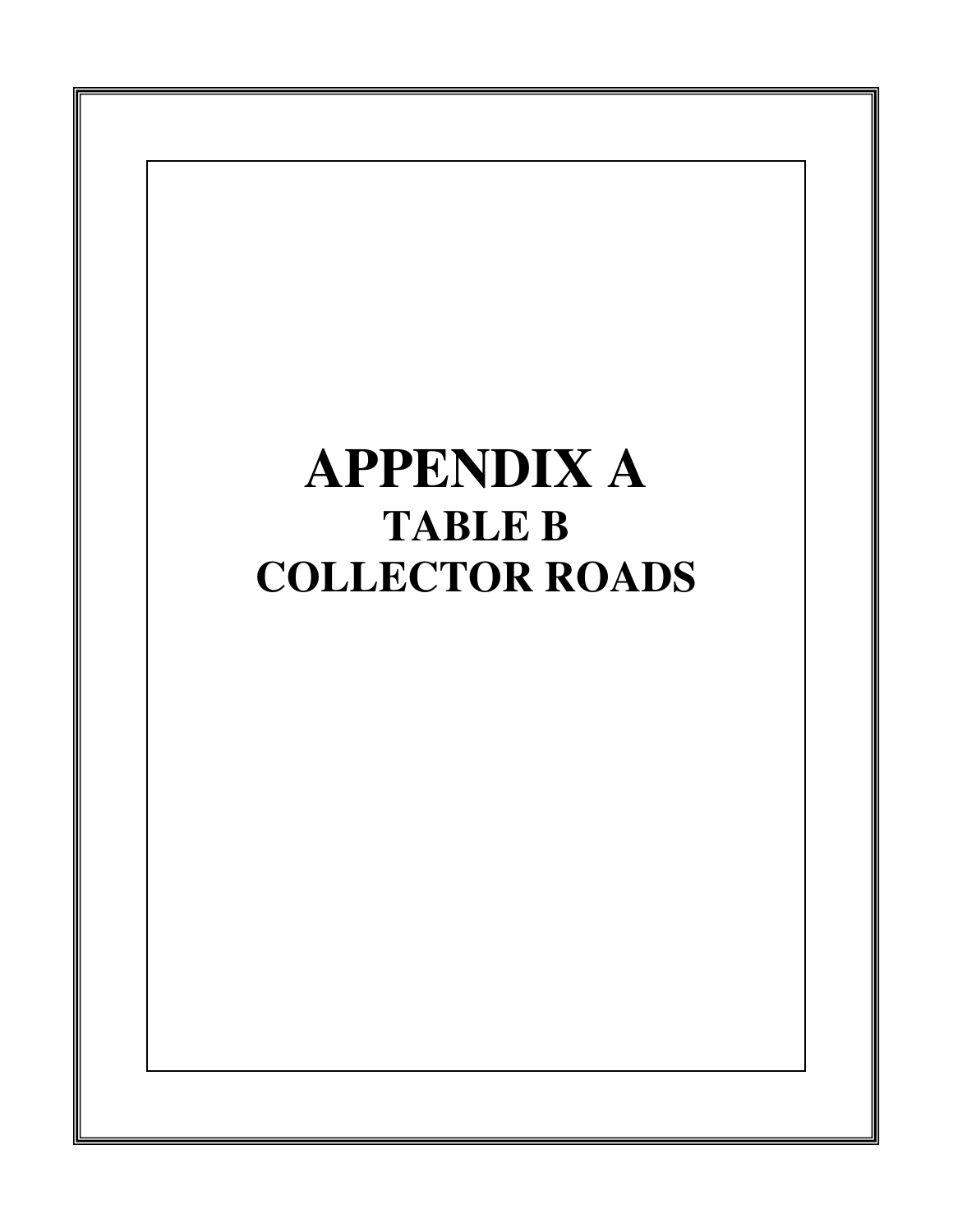# APPENDIX A

## TABLE B

## COLLECTOR ROADS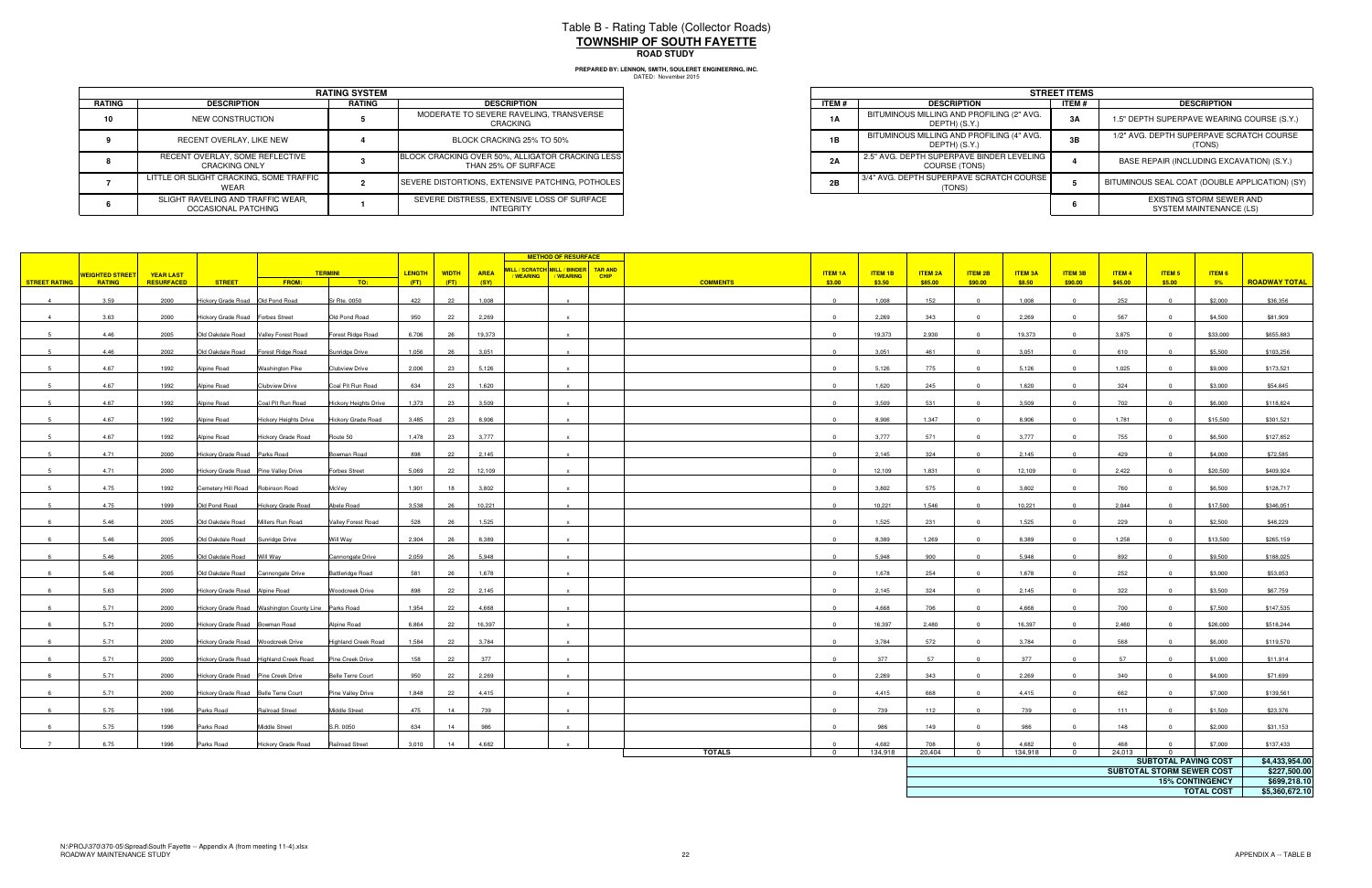# Table B - Rating Table (Collector Roads)

## TOWNSHIP OF SOUTH FAYETTE

### ROAD STUDY

**PREPARED BY: LENNON, SMITH, SOULERET ENGINEERING, INC.**
DATED: November 2015

| RATING SYSTEM | | | |
|---|---|---|---|
| **RATING** | **DESCRIPTION** | **RATING** | **DESCRIPTION** |
| 10 | NEW CONSTRUCTION | 5 | MODERATE TO SEVERE RAVELING, TRANSVERSE CRACKING |
| 9 | RECENT OVERLAY, LIKE NEW | 4 | BLOCK CRACKING 25% TO 50% |
| 8 | RECENT OVERLAY, SOME REFLECTIVE CRACKING ONLY | 3 | BLOCK CRACKING OVER 50%, ALLIGATOR CRACKING LESS THAN 25% OF SURFACE |
| 7 | LITTLE OR SLIGHT CRACKING, SOME TRAFFIC WEAR | 2 | SEVERE DISTORTIONS, EXTENSIVE PATCHING, POTHOLES |
| 6 | SLIGHT RAVELING AND TRAFFIC WEAR, OCCASIONAL PATCHING | 1 | SEVERE DISTRESS, EXTENSIVE LOSS OF SURFACE INTEGRITY |

| STREET ITEMS | | | |
|---|---|---|---|
| **ITEM #** | **DESCRIPTION** | **ITEM #** | **DESCRIPTION** |
| 1A | BITUMINOUS MILLING AND PROFILING (2" AVG. DEPTH) (S.Y.) | 3A | 1.5" DEPTH SUPERPAVE WEARING COURSE (S.Y.) |
| 1B | BITUMINOUS MILLING AND PROFILING (4" AVG. DEPTH) (S.Y.) | 3B | 1/2" AVG. DEPTH SUPERPAVE SCRATCH COURSE (TONS) |
| 2A | 2.5" AVG. DEPTH SUPERPAVE BINDER LEVELING COURSE (TONS) | 4 | BASE REPAIR (INCLUDING EXCAVATION) (S.Y.) |
| 2B | 3/4" AVG. DEPTH SUPERPAVE SCRATCH COURSE (TONS) | 5 | BITUMINOUS SEAL COAT (DOUBLE APPLICATION) (SY) |
| | | 6 | EXISTING STORM SEWER AND SYSTEM MAINTENANCE (LS) |

| STREET RATING | WEIGHTED STREET RATING | YEAR LAST RESURFACED | STREET | TERMINI FROM: | TERMINI TO: | LENGTH (FT) | WIDTH (FT) | AREA (SY) | METHOD OF RESURFACE: MILL / SCRATCH / WEARING | METHOD OF RESURFACE: MILL / BINDER / WEARING | METHOD OF RESURFACE: TAR AND CHIP | COMMENTS | ITEM 1A $3.00 | ITEM 1B $3.50 | ITEM 2A $85.00 | ITEM 2B $90.00 | ITEM 3A $8.50 | ITEM 3B $90.00 | ITEM 4 $45.00 | ITEM 5 $5.00 | ITEM 6 5% | ROADWAY TOTAL |
|---|---|---|---|---|---|---|---|---|---|---|---|---|---|---|---|---|---|---|---|---|---|---|
| 4 | 3.59 | 2000 | Hickory Grade Road | Old Pond Road | Sr Rte. 0050 | 422 | 22 | 1,008 | | x | | | 0 | 1,008 | 152 | 0 | 1,008 | 0 | 252 | 0 | $2,000 | $36,356 |
| 4 | 3.63 | 2000 | Hickory Grade Road | Forbes Street | Old Pond Road | 950 | 22 | 2,269 | | x | | | 0 | 2,269 | 343 | 0 | 2,269 | 0 | 567 | 0 | $4,500 | $81,909 |
| 5 | 4.46 | 2005 | Old Oakdale Road | Valley Forest Road | Forest Ridge Road | 6,706 | 26 | 19,373 | | x | | | 0 | 19,373 | 2,930 | 0 | 19,373 | 0 | 3,875 | 0 | $33,000 | $655,883 |
| 5 | 4.46 | 2002 | Old Oakdale Road | Forest Ridge Road | Sunridge Drive | 1,056 | 26 | 3,051 | | x | | | 0 | 3,051 | 461 | 0 | 3,051 | 0 | 610 | 0 | $5,500 | $103,256 |
| 5 | 4.67 | 1992 | Alpine Road | Washington Pike | Clubview Drive | 2,006 | 23 | 5,126 | | x | | | 0 | 5,126 | 775 | 0 | 5,126 | 0 | 1,025 | 0 | $9,000 | $173,521 |
| 5 | 4.67 | 1992 | Alpine Road | Clubview Drive | Coal Pit Run Road | 634 | 23 | 1,620 | | x | | | 0 | 1,620 | 245 | 0 | 1,620 | 0 | 324 | 0 | $3,000 | $54,845 |
| 5 | 4.67 | 1992 | Alpine Road | Coal Pit Run Road | Hickory Heights Drive | 1,373 | 23 | 3,509 | | x | | | 0 | 3,509 | 531 | 0 | 3,509 | 0 | 702 | 0 | $6,000 | $118,824 |
| 5 | 4.67 | 1992 | Alpine Road | Hickory Heights Drive | Hickory Grade Road | 3,485 | 23 | 8,906 | | x | | | 0 | 8,906 | 1,347 | 0 | 8,906 | 0 | 1,781 | 0 | $15,500 | $301,521 |
| 5 | 4.67 | 1992 | Alpine Road | Hickory Grade Road | Route 50 | 1,478 | 23 | 3,777 | | x | | | 0 | 3,777 | 571 | 0 | 3,777 | 0 | 755 | 0 | $6,500 | $127,852 |
| 5 | 4.71 | 2000 | Hickory Grade Road | Parks Road | Bowman Road | 898 | 22 | 2,145 | | x | | | 0 | 2,145 | 324 | 0 | 2,145 | 0 | 429 | 0 | $4,000 | $72,585 |
| 5 | 4.71 | 2000 | Hickory Grade Road | Pine Valley Drive | Forbes Street | 5,069 | 22 | 12,109 | | x | | | 0 | 12,109 | 1,831 | 0 | 12,109 | 0 | 2,422 | 0 | $20,500 | $409,924 |
| 5 | 4.75 | 1992 | Cemetery Hill Road | Robinson Road | McVey | 1,901 | 18 | 3,802 | | x | | | 0 | 3,802 | 575 | 0 | 3,802 | 0 | 760 | 0 | $6,500 | $128,717 |
| 5 | 4.75 | 1999 | Old Pond Road | Hickory Grade Road | Abele Road | 3,538 | 26 | 10,221 | | x | | | 0 | 10,221 | 1,546 | 0 | 10,221 | 0 | 2,044 | 0 | $17,500 | $346,051 |
| 6 | 5.46 | 2005 | Old Oakdale Road | Millers Run Road | Valley Forest Road | 528 | 26 | 1,525 | | x | | | 0 | 1,525 | 231 | 0 | 1,525 | 0 | 229 | 0 | $2,500 | $48,229 |
| 6 | 5.46 | 2005 | Old Oakdale Road | Sunridge Drive | Will Way | 2,904 | 26 | 8,389 | | x | | | 0 | 8,389 | 1,269 | 0 | 8,389 | 0 | 1,258 | 0 | $13,500 | $265,159 |
| 6 | 5.46 | 2005 | Old Oakdale Road | Will Way | Cannongate Drive | 2,059 | 26 | 5,948 | | x | | | 0 | 5,948 | 900 | 0 | 5,948 | 0 | 892 | 0 | $9,500 | $188,025 |
| 6 | 5.46 | 2005 | Old Oakdale Road | Cannongate Drive | Battleridge Road | 581 | 26 | 1,678 | | x | | | 0 | 1,678 | 254 | 0 | 1,678 | 0 | 252 | 0 | $3,000 | $53,053 |
| 6 | 5.63 | 2000 | Hickory Grade Road | Alpine Road | Woodcreek Drive | 898 | 22 | 2,145 | | x | | | 0 | 2,145 | 324 | 0 | 2,145 | 0 | 322 | 0 | $3,500 | $67,759 |
| 6 | 5.71 | 2000 | Hickory Grade Road | Washington County Line | Parks Road | 1,954 | 22 | 4,668 | | x | | | 0 | 4,668 | 706 | 0 | 4,668 | 0 | 700 | 0 | $7,500 | $147,535 |
| 6 | 5.71 | 2000 | Hickory Grade Road | Bowman Road | Alpine Road | 6,864 | 22 | 16,397 | | x | | | 0 | 16,397 | 2,480 | 0 | 16,397 | 0 | 2,460 | 0 | $26,000 | $518,244 |
| 6 | 5.71 | 2000 | Hickory Grade Road | Woodcreek Drive | Highland Creek Road | 1,584 | 22 | 3,784 | | x | | | 0 | 3,784 | 572 | 0 | 3,784 | 0 | 568 | 0 | $6,000 | $119,570 |
| 6 | 5.71 | 2000 | Hickory Grade Road | Highland Creek Road | Pine Creek Drive | 158 | 22 | 377 | | x | | | 0 | 377 | 57 | 0 | 377 | 0 | 57 | 0 | $1,000 | $11,914 |
| 6 | 5.71 | 2000 | Hickory Grade Road | Pine Creek Drive | Belle Terre Court | 950 | 22 | 2,269 | | x | | | 0 | 2,269 | 343 | 0 | 2,269 | 0 | 340 | 0 | $4,000 | $71,699 |
| 6 | 5.71 | 2000 | Hickory Grade Road | Belle Terre Court | Pine Valley Drive | 1,848 | 22 | 4,415 | | x | | | 0 | 4,415 | 668 | 0 | 4,415 | 0 | 662 | 0 | $7,000 | $139,561 |
| 6 | 5.75 | 1996 | Parks Road | Railroad Street | Middle Street | 475 | 14 | 739 | | x | | | 0 | 739 | 112 | 0 | 739 | 0 | 111 | 0 | $1,500 | $23,376 |
| 6 | 5.75 | 1996 | Parks Road | Middle Street | S.R. 0050 | 634 | 14 | 986 | | x | | | 0 | 986 | 149 | 0 | 986 | 0 | 148 | 0 | $2,000 | $31,153 |
| 7 | 6.75 | 1996 | Parks Road | Hickory Grade Road | Railroad Street | 3,010 | 14 | 4,682 | | x | | | 0 | 4,682 | 708 | 0 | 4,682 | 0 | 468 | 0 | $7,000 | $137,433 |
| | | | | | | | | | | | | **TOTALS** | 0 | 134,918 | 20,404 | 0 | 134,918 | 0 | 24,013 | 0 | | |

| | |
|---|---|
| **SUBTOTAL PAVING COST** | **$4,433,954.00** |
| **SUBTOTAL STORM SEWER COST** | **$227,500.00** |
| **15% CONTINGENCY** | **$699,218.10** |
| **TOTAL COST** | **$5,360,672.10** |

N:\PROJ\370\370-05\Spread\South Fayette -- Appendix A (from meeting 11-4).xlsx
ROADWAY MAINTENANCE STUDY

APPENDIX A -- TABLE B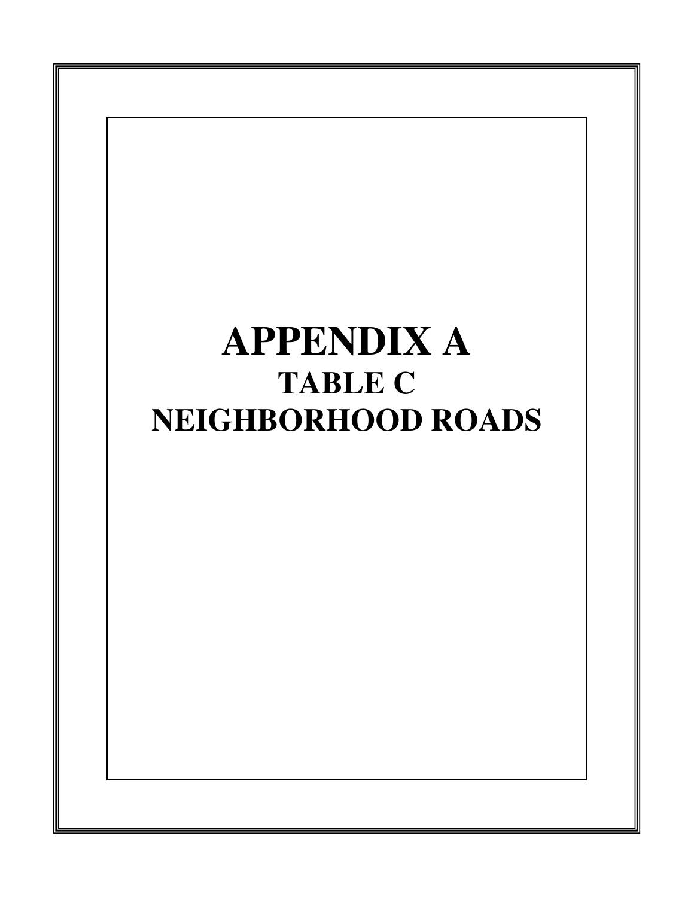# APPENDIX A

## TABLE C

## NEIGHBORHOOD ROADS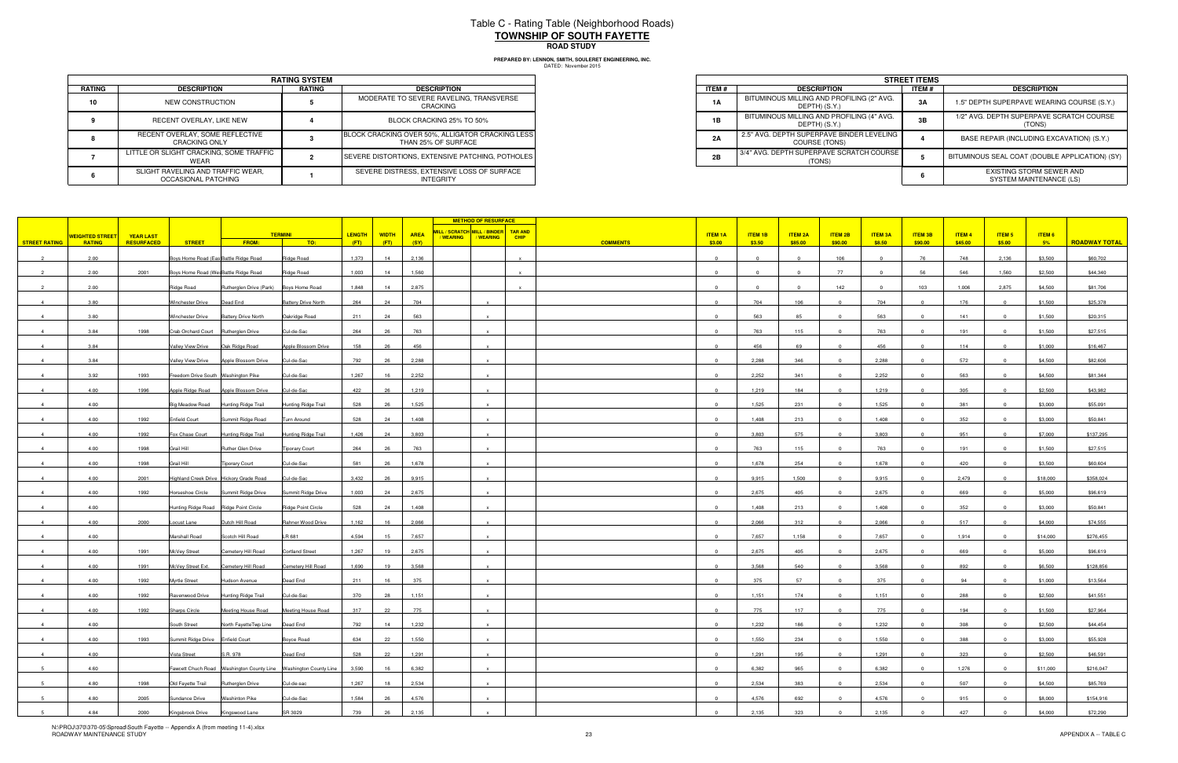# Table C - Rating Table (Neighborhood Roads)

## TOWNSHIP OF SOUTH FAYETTE

### ROAD STUDY

**PREPARED BY: LENNON, SMITH, SOULERET ENGINEERING, INC.**
DATED: November 2015

| RATING SYSTEM | | | |
|---|---|---|---|
| **RATING** | **DESCRIPTION** | **RATING** | **DESCRIPTION** |
| 10 | NEW CONSTRUCTION | 5 | MODERATE TO SEVERE RAVELING, TRANSVERSE CRACKING |
| 9 | RECENT OVERLAY, LIKE NEW | 4 | BLOCK CRACKING 25% TO 50% |
| 8 | RECENT OVERLAY, SOME REFLECTIVE CRACKING ONLY | 3 | BLOCK CRACKING OVER 50%, ALLIGATOR CRACKING LESS THAN 25% OF SURFACE |
| 7 | LITTLE OR SLIGHT CRACKING, SOME TRAFFIC WEAR | 2 | SEVERE DISTORTIONS, EXTENSIVE PATCHING, POTHOLES |
| 6 | SLIGHT RAVELING AND TRAFFIC WEAR, OCCASIONAL PATCHING | 1 | SEVERE DISTRESS, EXTENSIVE LOSS OF SURFACE INTEGRITY |

| STREET ITEMS | | | |
|---|---|---|---|
| **ITEM #** | **DESCRIPTION** | **ITEM #** | **DESCRIPTION** |
| 1A | BITUMINOUS MILLING AND PROFILING (2" AVG. DEPTH) (S.Y.) | 3A | 1.5" DEPTH SUPERPAVE WEARING COURSE (S.Y.) |
| 1B | BITUMINOUS MILLING AND PROFILING (4" AVG. DEPTH) (S.Y.) | 3B | 1/2" AVG. DEPTH SUPERPAVE SCRATCH COURSE (TONS) |
| 2A | 2.5" AVG. DEPTH SUPERPAVE BINDER LEVELING COURSE (TONS) | 4 | BASE REPAIR (INCLUDING EXCAVATION) (S.Y.) |
| 2B | 3/4" AVG. DEPTH SUPERPAVE SCRATCH COURSE (TONS) | 5 | BITUMINOUS SEAL COAT (DOUBLE APPLICATION) (SY) |
| | | 6 | EXISTING STORM SEWER AND SYSTEM MAINTENANCE (LS) |

| STREET RATING | WEIGHTED STREET RATING | YEAR LAST RESURFACED | STREET | TERMINI FROM: | TERMINI TO: | LENGTH (FT) | WIDTH (FT) | AREA (SY) | METHOD OF RESURFACE: MILL / SCRATCH / WEARING | MILL / BINDER / WEARING | TAR AND CHIP | COMMENTS | ITEM 1A $3.00 | ITEM 1B $3.50 | ITEM 2A $85.00 | ITEM 2B $90.00 | ITEM 3A $8.50 | ITEM 3B $90.00 | ITEM 4 $45.00 | ITEM 5 $5.00 | ITEM 6 5% | ROADWAY TOTAL |
|---|---|---|---|---|---|---|---|---|---|---|---|---|---|---|---|---|---|---|---|---|---|---|
| 2 | 2.00 | | Boys Home Road (East) | Battle Ridge Road | Ridge Road | 1,373 | 14 | 2,136 | | | x | | 0 | 0 | 0 | 106 | 0 | 76 | 748 | 2,136 | $3,500 | $60,702 |
| 2 | 2.00 | 2001 | Boys Home Road (West) | Battle Ridge Road | Ridge Road | 1,003 | 14 | 1,560 | | | x | | 0 | 0 | 0 | 77 | 0 | 56 | 546 | 1,560 | $2,500 | $44,340 |
| 2 | 2.00 | | Ridge Road | Rutherglen Drive (Park) | Boys Home Road | 1,848 | 14 | 2,875 | | | x | | 0 | 0 | 0 | 142 | 0 | 103 | 1,006 | 2,875 | $4,500 | $81,706 |
| 4 | 3.80 | | Winchester Drive | Dead End | Battery Drive North | 264 | 24 | 704 | | x | | | 0 | 704 | 106 | 0 | 704 | 0 | 176 | 0 | $1,500 | $25,378 |
| 4 | 3.80 | | Winchester Drive | Battery Drive North | Oakridge Road | 211 | 24 | 563 | | x | | | 0 | 563 | 85 | 0 | 563 | 0 | 141 | 0 | $1,500 | $20,315 |
| 4 | 3.84 | 1998 | Crab Orchard Court | Rutherglen Drive | Cul-de-Sac | 264 | 26 | 763 | | x | | | 0 | 763 | 115 | 0 | 763 | 0 | 191 | 0 | $1,500 | $27,515 |
| 4 | 3.84 | | Valley View Drive | Oak Ridge Road | Apple Blossom Drive | 158 | 26 | 456 | | x | | | 0 | 456 | 69 | 0 | 456 | 0 | 114 | 0 | $1,000 | $16,467 |
| 4 | 3.84 | | Valley View Drive | Apple Blossom Drive | Cul-de-Sac | 792 | 26 | 2,288 | | x | | | 0 | 2,288 | 346 | 0 | 2,288 | 0 | 572 | 0 | $4,500 | $82,606 |
| 4 | 3.92 | 1993 | Freedom Drive South | Washington Pike | Cul-de-Sac | 1,267 | 16 | 2,252 | | x | | | 0 | 2,252 | 341 | 0 | 2,252 | 0 | 563 | 0 | $4,500 | $81,344 |
| 4 | 4.00 | 1996 | Apple Ridge Road | Apple Blossom Drive | Cul-de-Sac | 422 | 26 | 1,219 | | x | | | 0 | 1,219 | 184 | 0 | 1,219 | 0 | 305 | 0 | $2,500 | $43,982 |
| 4 | 4.00 | | Big Meadow Road | Hunting Ridge Trail | Hunting Ridge Trail | 528 | 26 | 1,525 | | x | | | 0 | 1,525 | 231 | 0 | 1,525 | 0 | 381 | 0 | $3,000 | $55,091 |
| 4 | 4.00 | 1992 | Enfield Court | Summit Ridge Road | Turn Around | 528 | 24 | 1,408 | | x | | | 0 | 1,408 | 213 | 0 | 1,408 | 0 | 352 | 0 | $3,000 | $50,841 |
| 4 | 4.00 | 1992 | Fox Chase Court | Hunting Ridge Trail | Hunting Ridge Trail | 1,426 | 24 | 3,803 | | x | | | 0 | 3,803 | 575 | 0 | 3,803 | 0 | 951 | 0 | $7,000 | $137,295 |
| 4 | 4.00 | 1998 | Grail Hill | Ruther Glen Drive | Tiporary Court | 264 | 26 | 763 | | x | | | 0 | 763 | 115 | 0 | 763 | 0 | 191 | 0 | $1,500 | $27,515 |
| 4 | 4.00 | 1998 | Grail Hill | Tiporary Court | Cul-de-Sac | 581 | 26 | 1,678 | | x | | | 0 | 1,678 | 254 | 0 | 1,678 | 0 | 420 | 0 | $3,500 | $60,604 |
| 4 | 4.00 | 2001 | Highland Creek Drive | Hickory Grade Road | Cul-de-Sac | 3,432 | 26 | 9,915 | | x | | | 0 | 9,915 | 1,500 | 0 | 9,915 | 0 | 2,479 | 0 | $18,000 | $358,024 |
| 4 | 4.00 | 1992 | Horseshoe Circle | Summit Ridge Drive | Summit Ridge Drive | 1,003 | 24 | 2,675 | | x | | | 0 | 2,675 | 405 | 0 | 2,675 | 0 | 669 | 0 | $5,000 | $96,619 |
| 4 | 4.00 | | Hunting Ridge Road | Ridge Point Circle | Ridge Point Circle | 528 | 24 | 1,408 | | x | | | 0 | 1,408 | 213 | 0 | 1,408 | 0 | 352 | 0 | $3,000 | $50,841 |
| 4 | 4.00 | 2000 | Locust Lane | Dutch Hill Road | Rahner Wood Drive | 1,162 | 16 | 2,066 | | x | | | 0 | 2,066 | 312 | 0 | 2,066 | 0 | 517 | 0 | $4,000 | $74,555 |
| 4 | 4.00 | | Marshall Road | Scotch Hill Road | LR 681 | 4,594 | 15 | 7,657 | | x | | | 0 | 7,657 | 1,158 | 0 | 7,657 | 0 | 1,914 | 0 | $14,000 | $276,455 |
| 4 | 4.00 | 1991 | McVey Street | Cemetery Hill Road | Cortland Street | 1,267 | 19 | 2,675 | | x | | | 0 | 2,675 | 405 | 0 | 2,675 | 0 | 669 | 0 | $5,000 | $96,619 |
| 4 | 4.00 | 1991 | McVey Street Ext. | Cemetery Hill Road | Cemetery Hill Road | 1,690 | 19 | 3,568 | | x | | | 0 | 3,568 | 540 | 0 | 3,568 | 0 | 892 | 0 | $6,500 | $128,856 |
| 4 | 4.00 | 1992 | Myrtle Street | Hudson Avenue | Dead End | 211 | 16 | 375 | | x | | | 0 | 375 | 57 | 0 | 375 | 0 | 94 | 0 | $1,000 | $13,564 |
| 4 | 4.00 | 1992 | Ravenwood Drive | Hunting Ridge Trail | Cul-de-Sac | 370 | 28 | 1,151 | | x | | | 0 | 1,151 | 174 | 0 | 1,151 | 0 | 288 | 0 | $2,500 | $41,551 |
| 4 | 4.00 | 1992 | Sharps Circle | Meeting House Road | Meeting House Road | 317 | 22 | 775 | | x | | | 0 | 775 | 117 | 0 | 775 | 0 | 194 | 0 | $1,500 | $27,964 |
| 4 | 4.00 | | South Street | North FayetteTwp Line | Dead End | 792 | 14 | 1,232 | | x | | | 0 | 1,232 | 186 | 0 | 1,232 | 0 | 308 | 0 | $2,500 | $44,454 |
| 4 | 4.00 | 1993 | Summit Ridge Drive | Enfield Court | Boyce Road | 634 | 22 | 1,550 | | x | | | 0 | 1,550 | 234 | 0 | 1,550 | 0 | 388 | 0 | $3,000 | $55,928 |
| 4 | 4.00 | | Vista Street | S.R. 978 | Dead End | 528 | 22 | 1,291 | | x | | | 0 | 1,291 | 195 | 0 | 1,291 | 0 | 323 | 0 | $2,500 | $46,591 |
| 5 | 4.60 | | Fawcett Church Road | Washington County Line | Washington County Line | 3,590 | 16 | 6,382 | | x | | | 0 | 6,382 | 965 | 0 | 6,382 | 0 | 1,276 | 0 | $11,000 | $216,047 |
| 5 | 4.80 | 1998 | Old Fayette Trail | Rutherglen Drive | Cul-de-sac | 1,267 | 18 | 2,534 | | x | | | 0 | 2,534 | 383 | 0 | 2,534 | 0 | 507 | 0 | $4,500 | $85,769 |
| 5 | 4.80 | 2005 | Sundance Drive | Washinton Pike | Cul-de-Sac | 1,584 | 26 | 4,576 | | x | | | 0 | 4,576 | 692 | 0 | 4,576 | 0 | 915 | 0 | $8,000 | $154,916 |
| 5 | 4.84 | 2000 | Kingsbrook Drive | Kingswood Lane | SR 3029 | 739 | 26 | 2,135 | | x | | | 0 | 2,135 | 323 | 0 | 2,135 | 0 | 427 | 0 | $4,000 | $72,290 |

N:\PROJ\370\370-05\Spread\South Fayette -- Appendix A (from meeting 11-4).xlsx
ROADWAY MAINTENANCE STUDY

APPENDIX A -- TABLE C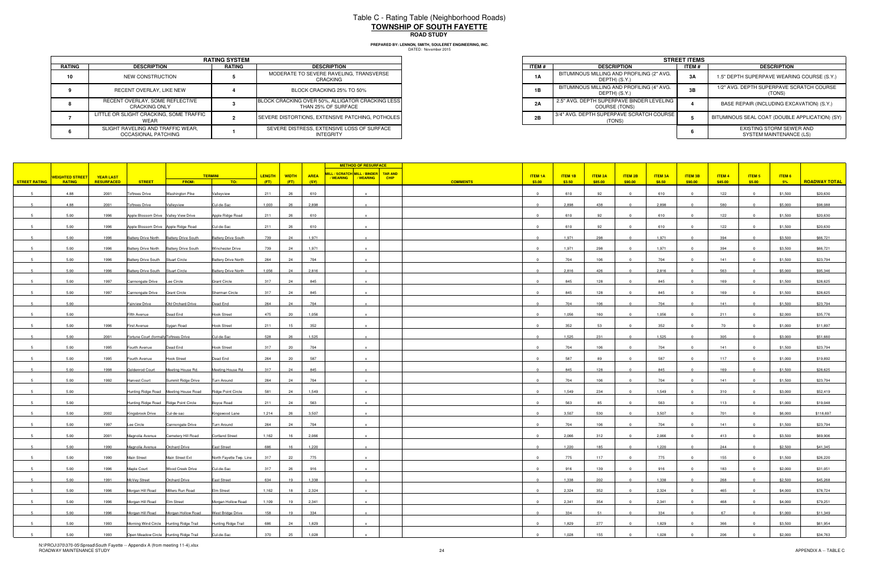# Table C - Rating Table (Neighborhood Roads)

## TOWNSHIP OF SOUTH FAYETTE

### ROAD STUDY

**PREPARED BY: LENNON, SMITH, SOULERET ENGINEERING, INC.**
DATED: November 2015

| RATING SYSTEM | | | |
|---|---|---|---|
| RATING | DESCRIPTION | RATING | DESCRIPTION |
| 10 | NEW CONSTRUCTION | 5 | MODERATE TO SEVERE RAVELING, TRANSVERSE CRACKING |
| 9 | RECENT OVERLAY, LIKE NEW | 4 | BLOCK CRACKING 25% TO 50% |
| 8 | RECENT OVERLAY, SOME REFLECTIVE CRACKING ONLY | 3 | BLOCK CRACKING OVER 50%, ALLIGATOR CRACKING LESS THAN 25% OF SURFACE |
| 7 | LITTLE OR SLIGHT CRACKING, SOME TRAFFIC WEAR | 2 | SEVERE DISTORTIONS, EXTENSIVE PATCHING, POTHOLES |
| 6 | SLIGHT RAVELING AND TRAFFIC WEAR, OCCASIONAL PATCHING | 1 | SEVERE DISTRESS, EXTENSIVE LOSS OF SURFACE INTEGRITY |

| STREET ITEMS | | | |
|---|---|---|---|
| ITEM # | DESCRIPTION | ITEM # | DESCRIPTION |
| 1A | BITUMINOUS MILLING AND PROFILING (2" AVG. DEPTH) (S.Y.) | 3A | 1.5" DEPTH SUPERPAVE WEARING COURSE (S.Y.) |
| 1B | BITUMINOUS MILLING AND PROFILING (4" AVG. DEPTH) (S.Y.) | 3B | 1/2" AVG. DEPTH SUPERPAVE SCRATCH COURSE (TONS) |
| 2A | 2.5" AVG. DEPTH SUPERPAVE BINDER LEVELING COURSE (TONS) | 4 | BASE REPAIR (INCLUDING EXCAVATION) (S.Y.) |
| 2B | 3/4" AVG. DEPTH SUPERPAVE SCRATCH COURSE (TONS) | 5 | BITUMINOUS SEAL COAT (DOUBLE APPLICATION) (SY) |
| | | 6 | EXISTING STORM SEWER AND SYSTEM MAINTENANCE (LS) |

| STREET RATING | WEIGHTED STREET RATING | YEAR LAST RESURFACED | STREET | TERMINI FROM: | TERMINI TO: | LENGTH (FT) | WIDTH (FT) | AREA (SY) | METHOD OF RESURFACE: MILL / SCRATCH / WEARING | MILL / BINDER / WEARING | TAR AND CHIP | COMMENTS | ITEM 1A $3.00 | ITEM 1B $3.50 | ITEM 2A $85.00 | ITEM 2B $90.00 | ITEM 3A $8.50 | ITEM 3B $90.00 | ITEM 4 $45.00 | ITEM 5 $5.00 | ITEM 6 5% | ROADWAY TOTAL |
|---|---|---|---|---|---|---|---|---|---|---|---|---|---|---|---|---|---|---|---|---|---|---|
| 5 | 4.88 | 2001 | Toftrees Drive | Washington Pike | Valleyview | 211 | 26 | 610 | | x | | | 0 | 610 | 92 | 0 | 610 | 0 | 122 | 0 | $1,500 | $20,630 |
| 5 | 4.88 | 2001 | Toftrees Drive | Valleyview | Cul-de-Sac | 1,003 | 26 | 2,898 | | x | | | 0 | 2,898 | 438 | 0 | 2,898 | 0 | 580 | 0 | $5,000 | $98,088 |
| 5 | 5.00 | 1996 | Apple Blossom Drive | Valley View Drive | Apple Ridge Road | 211 | 26 | 610 | | x | | | 0 | 610 | 92 | 0 | 610 | 0 | 122 | 0 | $1,500 | $20,630 |
| 5 | 5.00 | 1996 | Apple Blossom Drive | Apple Ridge Road | Cul-de-Sac | 211 | 26 | 610 | | x | | | 0 | 610 | 92 | 0 | 610 | 0 | 122 | 0 | $1,500 | $20,630 |
| 5 | 5.00 | 1996 | Battery Drive North | Battery Drive South | Battery Drive South | 739 | 24 | 1,971 | | x | | | 0 | 1,971 | 298 | 0 | 1,971 | 0 | 394 | 0 | $3,500 | $66,721 |
| 5 | 5.00 | 1996 | Battery Drive North | Battery Drive South | Winchester Drive | 739 | 24 | 1,971 | | x | | | 0 | 1,971 | 298 | 0 | 1,971 | 0 | 394 | 0 | $3,500 | $66,721 |
| 5 | 5.00 | 1996 | Battery Drive South | Stuart Circle | Battery Drive North | 264 | 24 | 704 | | x | | | 0 | 704 | 106 | 0 | 704 | 0 | 141 | 0 | $1,500 | $23,794 |
| 5 | 5.00 | 1996 | Battery Drive South | Stuart Circle | Battery Drive North | 1,056 | 24 | 2,816 | | x | | | 0 | 2,816 | 426 | 0 | 2,816 | 0 | 563 | 0 | $5,000 | $95,346 |
| 5 | 5.00 | 1997 | Cannongate Drive | Lee Circle | Grant Circle | 317 | 24 | 845 | | x | | | 0 | 845 | 128 | 0 | 845 | 0 | 169 | 0 | $1,500 | $28,625 |
| 5 | 5.00 | 1997 | Cannongate Drive | Grant Circle | Sherman Circle | 317 | 24 | 845 | | x | | | 0 | 845 | 128 | 0 | 845 | 0 | 169 | 0 | $1,500 | $28,625 |
| 5 | 5.00 | | Fairview Drive | Old Orchard Drive | Dead End | 264 | 24 | 704 | | x | | | 0 | 704 | 106 | 0 | 704 | 0 | 141 | 0 | $1,500 | $23,794 |
| 5 | 5.00 | | Fifth Avenue | Dead End | Hook Street | 475 | 20 | 1,056 | | x | | | 0 | 1,056 | 160 | 0 | 1,056 | 0 | 211 | 0 | $2,000 | $35,776 |
| 5 | 5.00 | 1996 | First Avenue | Sygan Road | Hook Street | 211 | 15 | 352 | | x | | | 0 | 352 | 53 | 0 | 352 | 0 | 70 | 0 | $1,000 | $11,897 |
| 5 | 5.00 | 2001 | Fortune Court (formally Toftrees Drive | | Cul-de-Sac | 528 | 26 | 1,525 | | x | | | 0 | 1,525 | 231 | 0 | 1,525 | 0 | 305 | 0 | $3,000 | $51,660 |
| 5 | 5.00 | 1995 | Fourth Avenue | Dead End | Hook Street | 317 | 20 | 704 | | x | | | 0 | 704 | 106 | 0 | 704 | 0 | 141 | 0 | $1,500 | $23,794 |
| 5 | 5.00 | 1995 | Fourth Avenue | Hook Street | Dead End | 264 | 20 | 587 | | x | | | 0 | 587 | 89 | 0 | 587 | 0 | 117 | 0 | $1,000 | $19,892 |
| 5 | 5.00 | 1998 | Goldenrod Court | Meeting House Rd. | Meeting House Rd. | 317 | 24 | 845 | | x | | | 0 | 845 | 128 | 0 | 845 | 0 | 169 | 0 | $1,500 | $28,625 |
| 5 | 5.00 | 1992 | Harvest Court | Summit Ridge Drive | Turn Around | 264 | 24 | 704 | | x | | | 0 | 704 | 106 | 0 | 704 | 0 | 141 | 0 | $1,500 | $23,794 |
| 5 | 5.00 | | Hunting Ridge Road | Meeting House Road | Ridge Point Circle | 581 | 24 | 1,549 | | x | | | 0 | 1,549 | 234 | 0 | 1,549 | 0 | 310 | 0 | $3,000 | $52,419 |
| 5 | 5.00 | | Hunting Ridge Road | Ridge Point Circle | Boyce Road | 211 | 24 | 563 | | x | | | 0 | 563 | 85 | 0 | 563 | 0 | 113 | 0 | $1,000 | $19,048 |
| 5 | 5.00 | 2002 | Kingsbrook Drive | Cul-de-sac | Kingswood Lane | 1,214 | 26 | 3,507 | | x | | | 0 | 3,507 | 530 | 0 | 3,507 | 0 | 701 | 0 | $6,000 | $118,697 |
| 5 | 5.00 | 1997 | Lee Circle | Cannongate Drive | Turn Around | 264 | 24 | 704 | | x | | | 0 | 704 | 106 | 0 | 704 | 0 | 141 | 0 | $1,500 | $23,794 |
| 5 | 5.00 | 2001 | Magnolia Avenue | Cemetery Hill Road | Cortland Street | 1,162 | 16 | 2,066 | | x | | | 0 | 2,066 | 312 | 0 | 2,066 | 0 | 413 | 0 | $3,500 | $69,906 |
| 5 | 5.00 | 1990 | Magnolia Avenue | Orchard Drive | East Street | 686 | 16 | 1,220 | | x | | | 0 | 1,220 | 185 | 0 | 1,220 | 0 | 244 | 0 | $2,500 | $41,345 |
| 5 | 5.00 | 1990 | Main Street | Main Street Ext | North Fayette Twp. Line | 317 | 22 | 775 | | x | | | 0 | 775 | 117 | 0 | 775 | 0 | 155 | 0 | $1,500 | $26,220 |
| 5 | 5.00 | 1996 | Maple Court | Wood Creek Drive | Cul-de-Sac | 317 | 26 | 916 | | x | | | 0 | 916 | 139 | 0 | 916 | 0 | 183 | 0 | $2,000 | $31,051 |
| 5 | 5.00 | 1991 | McVey Street | Orchard Drive | East Street | 634 | 19 | 1,338 | | x | | | 0 | 1,338 | 202 | 0 | 1,338 | 0 | 268 | 0 | $2,500 | $45,268 |
| 5 | 5.00 | 1996 | Morgan Hill Road | Millers Run Road | Elm Street | 1,162 | 18 | 2,324 | | x | | | 0 | 2,324 | 352 | 0 | 2,324 | 0 | 465 | 0 | $4,000 | $78,724 |
| 5 | 5.00 | 1996 | Morgan Hill Road | Elm Street | Morgan Hollow Road | 1,109 | 19 | 2,341 | | x | | | 0 | 2,341 | 354 | 0 | 2,341 | 0 | 468 | 0 | $4,000 | $79,251 |
| 5 | 5.00 | 1996 | Morgan Hill Road | Morgan Hollow Road | West Bridge Drive | 158 | 19 | 334 | | x | | | 0 | 334 | 51 | 0 | 334 | 0 | 67 | 0 | $1,000 | $11,349 |
| 5 | 5.00 | 1993 | Morning Wind Circle | Hunting Ridge Trail | Hunting Ridge Trail | 686 | 24 | 1,829 | | x | | | 0 | 1,829 | 277 | 0 | 1,829 | 0 | 366 | 0 | $3,500 | $61,954 |
| 5 | 5.00 | 1993 | Open Meadow Circle | Hunting Ridge Trail | Cul-de-Sac | 370 | 25 | 1,028 | | x | | | 0 | 1,028 | 155 | 0 | 1,028 | 0 | 206 | 0 | $2,000 | $34,763 |

N:\PROJ\370\370-05\Spread\South Fayette -- Appendix A (from meeting 11-4).xlsx
ROADWAY MAINTENANCE STUDY

APPENDIX A -- TABLE C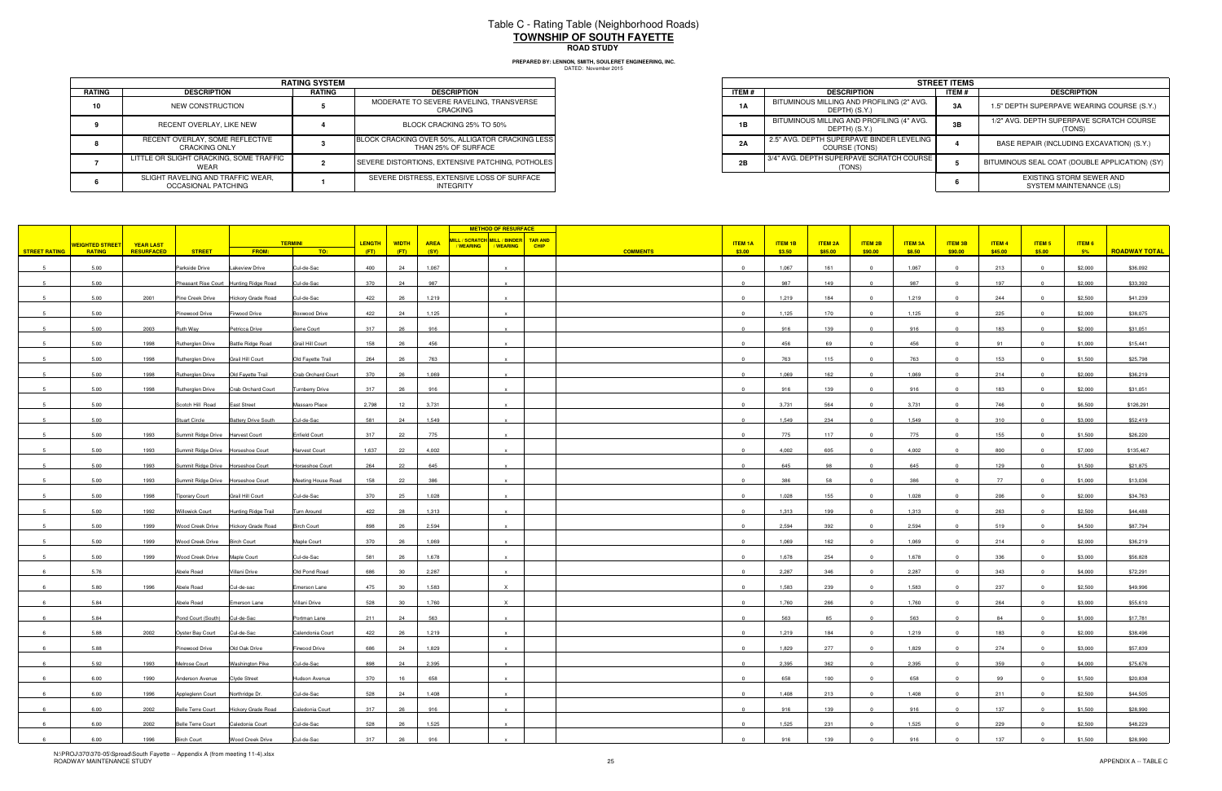# Table C - Rating Table (Neighborhood Roads)

## TOWNSHIP OF SOUTH FAYETTE

### ROAD STUDY

**PREPARED BY: LENNON, SMITH, SOULERET ENGINEERING, INC.**
DATED: November 2015

| RATING SYSTEM | | | |
|---|---|---|---|
| **RATING** | **DESCRIPTION** | **RATING** | **DESCRIPTION** |
| 10 | NEW CONSTRUCTION | 5 | MODERATE TO SEVERE RAVELING, TRANSVERSE CRACKING |
| 9 | RECENT OVERLAY, LIKE NEW | 4 | BLOCK CRACKING 25% TO 50% |
| 8 | RECENT OVERLAY, SOME REFLECTIVE CRACKING ONLY | 3 | BLOCK CRACKING OVER 50%, ALLIGATOR CRACKING LESS THAN 25% OF SURFACE |
| 7 | LITTLE OR SLIGHT CRACKING, SOME TRAFFIC WEAR | 2 | SEVERE DISTORTIONS, EXTENSIVE PATCHING, POTHOLES |
| 6 | SLIGHT RAVELING AND TRAFFIC WEAR, OCCASIONAL PATCHING | 1 | SEVERE DISTRESS, EXTENSIVE LOSS OF SURFACE INTEGRITY |

| STREET ITEMS | | | |
|---|---|---|---|
| **ITEM #** | **DESCRIPTION** | **ITEM #** | **DESCRIPTION** |
| 1A | BITUMINOUS MILLING AND PROFILING (2" AVG. DEPTH) (S.Y.) | 3A | 1.5" DEPTH SUPERPAVE WEARING COURSE (S.Y.) |
| 1B | BITUMINOUS MILLING AND PROFILING (4" AVG. DEPTH) (S.Y.) | 3B | 1/2" AVG. DEPTH SUPERPAVE SCRATCH COURSE (TONS) |
| 2A | 2.5" AVG. DEPTH SUPERPAVE BINDER LEVELING COURSE (TONS) | 4 | BASE REPAIR (INCLUDING EXCAVATION) (S.Y.) |
| 2B | 3/4" AVG. DEPTH SUPERPAVE SCRATCH COURSE (TONS) | 5 | BITUMINOUS SEAL COAT (DOUBLE APPLICATION) (SY) |
| | | 6 | EXISTING STORM SEWER AND SYSTEM MAINTENANCE (LS) |

| STREET RATING | WEIGHTED STREET RATING | YEAR LAST RESURFACED | STREET | TERMINI FROM: | TERMINI TO: | LENGTH (FT) | WIDTH (FT) | AREA (SY) | MILL / SCRATCH / WEARING | MILL / BINDER / WEARING | TAR AND CHIP | COMMENTS | ITEM 1A $3.00 | ITEM 1B $3.50 | ITEM 2A $85.00 | ITEM 2B $90.00 | ITEM 3A $8.50 | ITEM 3B $90.00 | ITEM 4 $45.00 | ITEM 5 $5.00 | ITEM 6 5% | ROADWAY TOTAL |
|---|---|---|---|---|---|---|---|---|---|---|---|---|---|---|---|---|---|---|---|---|---|---|
| 5 | 5.00 | | Parkside Drive | Lakeview Drive | Cul-de-Sac | 400 | 24 | 1,067 | | x | | | 0 | 1,067 | 161 | 0 | 1,067 | 0 | 213 | 0 | $2,000 | $36,092 |
| 5 | 5.00 | | Pheasant Rise Court | Hunting Ridge Road | Cul-de-Sac | 370 | 24 | 987 | | x | | | 0 | 987 | 149 | 0 | 987 | 0 | 197 | 0 | $2,000 | $33,392 |
| 5 | 5.00 | 2001 | Pine Creek Drive | Hickory Grade Road | Cul-de-Sac | 422 | 26 | 1,219 | | x | | | 0 | 1,219 | 184 | 0 | 1,219 | 0 | 244 | 0 | $2,500 | $41,239 |
| 5 | 5.00 | | Pinewood Drive | Firwood Drive | Boxwood Drive | 422 | 24 | 1,125 | | x | | | 0 | 1,125 | 170 | 0 | 1,125 | 0 | 225 | 0 | $2,000 | $38,075 |
| 5 | 5.00 | 2003 | Ruth Way | Petricca Drive | Gene Court | 317 | 26 | 916 | | x | | | 0 | 916 | 139 | 0 | 916 | 0 | 183 | 0 | $2,000 | $31,051 |
| 5 | 5.00 | 1998 | Rutherglen Drive | Battle Ridge Road | Grail Hill Court | 158 | 26 | 456 | | x | | | 0 | 456 | 69 | 0 | 456 | 0 | 91 | 0 | $1,000 | $15,441 |
| 5 | 5.00 | 1998 | Rutherglen Drive | Grail Hill Court | Old Fayette Trail | 264 | 26 | 763 | | x | | | 0 | 763 | 115 | 0 | 763 | 0 | 153 | 0 | $1,500 | $25,798 |
| 5 | 5.00 | 1998 | Rutherglen Drive | Old Fayette Trail | Crab Orchard Court | 370 | 26 | 1,069 | | x | | | 0 | 1,069 | 162 | 0 | 1,069 | 0 | 214 | 0 | $2,000 | $36,219 |
| 5 | 5.00 | 1998 | Rutherglen Drive | Crab Orchard Court | Turnberry Drive | 317 | 26 | 916 | | x | | | 0 | 916 | 139 | 0 | 916 | 0 | 183 | 0 | $2,000 | $31,051 |
| 5 | 5.00 | | Scotch Hill Road | East Street | Massaro Place | 2,798 | 12 | 3,731 | | x | | | 0 | 3,731 | 564 | 0 | 3,731 | 0 | 746 | 0 | $6,500 | $126,291 |
| 5 | 5.00 | | Stuart Circle | Battery Drive South | Cul-de-Sac | 581 | 24 | 1,549 | | x | | | 0 | 1,549 | 234 | 0 | 1,549 | 0 | 310 | 0 | $3,000 | $52,419 |
| 5 | 5.00 | 1993 | Summit Ridge Drive | Harvest Court | Enfield Court | 317 | 22 | 775 | | x | | | 0 | 775 | 117 | 0 | 775 | 0 | 155 | 0 | $1,500 | $26,220 |
| 5 | 5.00 | 1993 | Summit Ridge Drive | Horseshoe Court | Harvest Court | 1,637 | 22 | 4,002 | | x | | | 0 | 4,002 | 605 | 0 | 4,002 | 0 | 800 | 0 | $7,000 | $135,467 |
| 5 | 5.00 | 1993 | Summit Ridge Drive | Horseshoe Court | Horseshoe Court | 264 | 22 | 645 | | x | | | 0 | 645 | 98 | 0 | 645 | 0 | 129 | 0 | $1,500 | $21,875 |
| 5 | 5.00 | 1993 | Summit Ridge Drive | Horseshoe Court | Meeting House Road | 158 | 22 | 386 | | x | | | 0 | 386 | 58 | 0 | 386 | 0 | 77 | 0 | $1,000 | $13,036 |
| 5 | 5.00 | 1998 | Tiporary Court | Grail Hill Court | Cul-de-Sac | 370 | 25 | 1,028 | | x | | | 0 | 1,028 | 155 | 0 | 1,028 | 0 | 206 | 0 | $2,000 | $34,763 |
| 5 | 5.00 | 1992 | Willowick Court | Hunting Ridge Trail | Turn Around | 422 | 28 | 1,313 | | x | | | 0 | 1,313 | 199 | 0 | 1,313 | 0 | 263 | 0 | $2,500 | $44,488 |
| 5 | 5.00 | 1999 | Wood Creek Drive | Hickory Grade Road | Birch Court | 898 | 26 | 2,594 | | x | | | 0 | 2,594 | 392 | 0 | 2,594 | 0 | 519 | 0 | $4,500 | $87,794 |
| 5 | 5.00 | 1999 | Wood Creek Drive | Birch Court | Maple Court | 370 | 26 | 1,069 | | x | | | 0 | 1,069 | 162 | 0 | 1,069 | 0 | 214 | 0 | $2,000 | $36,219 |
| 5 | 5.00 | 1999 | Wood Creek Drive | Maple Court | Cul-de-Sac | 581 | 26 | 1,678 | | x | | | 0 | 1,678 | 254 | 0 | 1,678 | 0 | 336 | 0 | $3,000 | $56,828 |
| 6 | 5.76 | | Abele Road | Villani Drive | Old Pond Road | 686 | 30 | 2,287 | | x | | | 0 | 2,287 | 346 | 0 | 2,287 | 0 | 343 | 0 | $4,000 | $72,291 |
| 6 | 5.80 | 1996 | Abele Road | Cul-de-sac | Emerson Lane | 475 | 30 | 1,583 | | X | | | 0 | 1,583 | 239 | 0 | 1,583 | 0 | 237 | 0 | $2,500 | $49,996 |
| 6 | 5.84 | | Abele Road | Emerson Lane | Villani Drive | 528 | 30 | 1,760 | | X | | | 0 | 1,760 | 266 | 0 | 1,760 | 0 | 264 | 0 | $3,000 | $55,610 |
| 6 | 5.84 | | Pond Court (South) | Cul-de-Sac | Portman Lane | 211 | 24 | 563 | | x | | | 0 | 563 | 85 | 0 | 563 | 0 | 84 | 0 | $1,000 | $17,781 |
| 6 | 5.88 | 2002 | Oyster Bay Court | Cul-de-Sac | Calendonia Court | 422 | 26 | 1,219 | | x | | | 0 | 1,219 | 184 | 0 | 1,219 | 0 | 183 | 0 | $2,000 | $38,496 |
| 6 | 5.88 | | Pinewood Drive | Old Oak Drive | Firwood Drive | 686 | 24 | 1,829 | | x | | | 0 | 1,829 | 277 | 0 | 1,829 | 0 | 274 | 0 | $3,000 | $57,839 |
| 6 | 5.92 | 1993 | Melrose Court | Washington Pike | Cul-de-Sac | 898 | 24 | 2,395 | | x | | | 0 | 2,395 | 362 | 0 | 2,395 | 0 | 359 | 0 | $4,000 | $75,676 |
| 6 | 6.00 | 1990 | Anderson Avenue | Clyde Street | Hudson Avenue | 370 | 16 | 658 | | x | | | 0 | 658 | 100 | 0 | 658 | 0 | 99 | 0 | $1,500 | $20,838 |
| 6 | 6.00 | 1996 | Appleglenn Court | Northridge Dr. | Cul-de-Sac | 528 | 24 | 1,408 | | x | | | 0 | 1,408 | 213 | 0 | 1,408 | 0 | 211 | 0 | $2,500 | $44,505 |
| 6 | 6.00 | 2002 | Belle Terre Court | Hickory Grade Road | Caledonia Court | 317 | 26 | 916 | | x | | | 0 | 916 | 139 | 0 | 916 | 0 | 137 | 0 | $1,500 | $28,990 |
| 6 | 6.00 | 2002 | Belle Terre Court | Caledonia Court | Cul-de-Sac | 528 | 26 | 1,525 | | x | | | 0 | 1,525 | 231 | 0 | 1,525 | 0 | 229 | 0 | $2,500 | $48,229 |
| 6 | 6.00 | 1996 | Birch Court | Wood Creek Drive | Cul-de-Sac | 317 | 26 | 916 | | x | | | 0 | 916 | 139 | 0 | 916 | 0 | 137 | 0 | $1,500 | $28,990 |

N:\PROJ\370\370-05\Spread\South Fayette -- Appendix A (from meeting 11-4).xlsx
ROADWAY MAINTENANCE STUDY

APPENDIX A -- TABLE C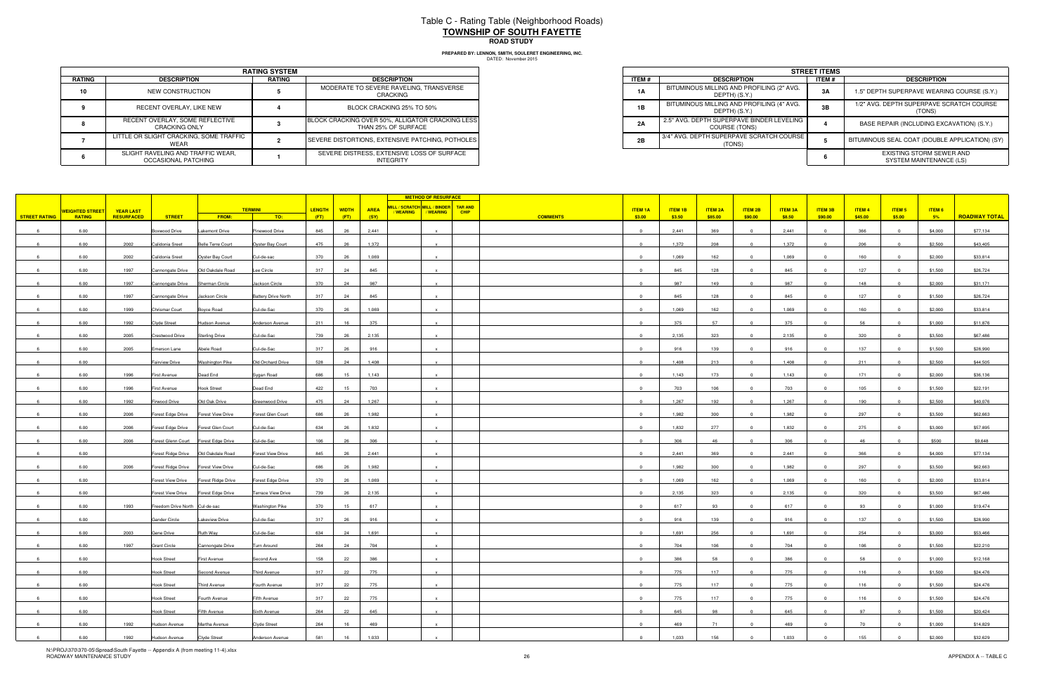# Table C - Rating Table (Neighborhood Roads)

## TOWNSHIP OF SOUTH FAYETTE

### ROAD STUDY

**PREPARED BY: LENNON, SMITH, SOULERET ENGINEERING, INC.**
DATED: November 2015

| RATING SYSTEM | | | |
|---|---|---|---|
| **RATING** | **DESCRIPTION** | **RATING** | **DESCRIPTION** |
| 10 | NEW CONSTRUCTION | 5 | MODERATE TO SEVERE RAVELING, TRANSVERSE CRACKING |
| 9 | RECENT OVERLAY, LIKE NEW | 4 | BLOCK CRACKING 25% TO 50% |
| 8 | RECENT OVERLAY, SOME REFLECTIVE CRACKING ONLY | 3 | BLOCK CRACKING OVER 50%, ALLIGATOR CRACKING LESS THAN 25% OF SURFACE |
| 7 | LITTLE OR SLIGHT CRACKING, SOME TRAFFIC WEAR | 2 | SEVERE DISTORTIONS, EXTENSIVE PATCHING, POTHOLES |
| 6 | SLIGHT RAVELING AND TRAFFIC WEAR, OCCASIONAL PATCHING | 1 | SEVERE DISTRESS, EXTENSIVE LOSS OF SURFACE INTEGRITY |

| STREET ITEMS | | | |
|---|---|---|---|
| **ITEM #** | **DESCRIPTION** | **ITEM #** | **DESCRIPTION** |
| 1A | BITUMINOUS MILLING AND PROFILING (2" AVG. DEPTH) (S.Y.) | 3A | 1.5" DEPTH SUPERPAVE WEARING COURSE (S.Y.) |
| 1B | BITUMINOUS MILLING AND PROFILING (4" AVG. DEPTH) (S.Y.) | 3B | 1/2" AVG. DEPTH SUPERPAVE SCRATCH COURSE (TONS) |
| 2A | 2.5" AVG. DEPTH SUPERPAVE BINDER LEVELING COURSE (TONS) | 4 | BASE REPAIR (INCLUDING EXCAVATION) (S.Y.) |
| 2B | 3/4" AVG. DEPTH SUPERPAVE SCRATCH COURSE (TONS) | 5 | BITUMINOUS SEAL COAT (DOUBLE APPLICATION) (SY) |
| | | 6 | EXISTING STORM SEWER AND SYSTEM MAINTENANCE (LS) |

| STREET RATING | WEIGHTED STREET RATING | YEAR LAST RESURFACED | STREET | TERMINI FROM: | TERMINI TO: | LENGTH (FT) | WIDTH (FT) | AREA (SY) | MILL / SCRATCH / WEARING | MILL / BINDER / WEARING | TAR AND CHIP | COMMENTS | ITEM 1A $3.00 | ITEM 1B $3.50 | ITEM 2A $85.00 | ITEM 2B $90.00 | ITEM 3A $8.50 | ITEM 3B $90.00 | ITEM 4 $45.00 | ITEM 5 $5.00 | ITEM 6 5% | ROADWAY TOTAL |
|---|---|---|---|---|---|---|---|---|---|---|---|---|---|---|---|---|---|---|---|---|---|---|
| 6 | 6.00 | | Boxwood Drive | Lakemont Drive | Pinewood Drive | 845 | 26 | 2,441 | | x | | | 0 | 2,441 | 369 | 0 | 2,441 | 0 | 366 | 0 | $4,000 | $77,134 |
| 6 | 6.00 | 2002 | Calidonia Sreet | Belle Terre Court | Oyster Bay Court | 475 | 26 | 1,372 | | x | | | 0 | 1,372 | 208 | 0 | 1,372 | 0 | 206 | 0 | $2,500 | $43,405 |
| 6 | 6.00 | 2002 | Calidonia Sreet | Oyster Bay Court | Cul-de-sac | 370 | 26 | 1,069 | | x | | | 0 | 1,069 | 162 | 0 | 1,069 | 0 | 160 | 0 | $2,000 | $33,814 |
| 6 | 6.00 | 1997 | Cannongate Drive | Old Oakdale Road | Lee Circle | 317 | 24 | 845 | | x | | | 0 | 845 | 128 | 0 | 845 | 0 | 127 | 0 | $1,500 | $26,724 |
| 6 | 6.00 | 1997 | Cannongate Drive | Sherman Circle | Jackson Circle | 370 | 24 | 987 | | x | | | 0 | 987 | 149 | 0 | 987 | 0 | 148 | 0 | $2,000 | $31,171 |
| 6 | 6.00 | 1997 | Cannongate Drive | Jackson Circle | Battery Drive North | 317 | 24 | 845 | | x | | | 0 | 845 | 128 | 0 | 845 | 0 | 127 | 0 | $1,500 | $26,724 |
| 6 | 6.00 | 1999 | Chrismar Court | Boyce Road | Cul-de-Sac | 370 | 26 | 1,069 | | x | | | 0 | 1,069 | 162 | 0 | 1,069 | 0 | 160 | 0 | $2,000 | $33,814 |
| 6 | 6.00 | 1992 | Clyde Street | Hudson Avenue | Anderson Avenue | 211 | 16 | 375 | | x | | | 0 | 375 | 57 | 0 | 375 | 0 | 56 | 0 | $1,000 | $11,876 |
| 6 | 6.00 | 2005 | Crestwood Drive | Sterling Drive | Cul-de-Sac | 739 | 26 | 2,135 | | x | | | 0 | 2,135 | 323 | 0 | 2,135 | 0 | 320 | 0 | $3,500 | $67,486 |
| 6 | 6.00 | 2005 | Emerson Lane | Abele Road | Cul-de-Sac | 317 | 26 | 916 | | x | | | 0 | 916 | 139 | 0 | 916 | 0 | 137 | 0 | $1,500 | $28,990 |
| 6 | 6.00 | | Fairview Drive | Washington Pike | Old Orchard Drive | 528 | 24 | 1,408 | | x | | | 0 | 1,408 | 213 | 0 | 1,408 | 0 | 211 | 0 | $2,500 | $44,505 |
| 6 | 6.00 | 1996 | First Avenue | Dead End | Sygan Road | 686 | 15 | 1,143 | | x | | | 0 | 1,143 | 173 | 0 | 1,143 | 0 | 171 | 0 | $2,000 | $36,136 |
| 6 | 6.00 | 1996 | First Avenue | Hook Street | Dead End | 422 | 15 | 703 | | x | | | 0 | 703 | 106 | 0 | 703 | 0 | 105 | 0 | $1,500 | $22,191 |
| 6 | 6.00 | 1992 | Firwood Drive | Old Oak Drive | Greenwood Drive | 475 | 24 | 1,267 | | x | | | 0 | 1,267 | 192 | 0 | 1,267 | 0 | 190 | 0 | $2,500 | $40,076 |
| 6 | 6.00 | 2006 | Forest Edge Drive | Forest View Drive | Forest Glen Court | 686 | 26 | 1,982 | | x | | | 0 | 1,982 | 300 | 0 | 1,982 | 0 | 297 | 0 | $3,500 | $62,663 |
| 6 | 6.00 | 2006 | Forest Edge Drive | Forest Glen Court | Cul-de-Sac | 634 | 26 | 1,832 | | x | | | 0 | 1,832 | 277 | 0 | 1,832 | 0 | 275 | 0 | $3,000 | $57,895 |
| 6 | 6.00 | 2006 | Forest Glenn Court | Forest Edge Drive | Cul-de-Sac | 106 | 26 | 306 | | x | | | 0 | 306 | 46 | 0 | 306 | 0 | 46 | 0 | $500 | $9,648 |
| 6 | 6.00 | | Forest Ridge Drive | Old Oakdale Road | Forest View Drive | 845 | 26 | 2,441 | | x | | | 0 | 2,441 | 369 | 0 | 2,441 | 0 | 366 | 0 | $4,000 | $77,134 |
| 6 | 6.00 | 2006 | Forest Ridge Drive | Forest View Drive | Cul-de-Sac | 686 | 26 | 1,982 | | x | | | 0 | 1,982 | 300 | 0 | 1,982 | 0 | 297 | 0 | $3,500 | $62,663 |
| 6 | 6.00 | | Forest View Drive | Forest Ridge Drive | Forest Edge Drive | 370 | 26 | 1,069 | | x | | | 0 | 1,069 | 162 | 0 | 1,069 | 0 | 160 | 0 | $2,000 | $33,814 |
| 6 | 6.00 | | Forest View Drive | Forest Edge Drive | Terrace View Drive | 739 | 26 | 2,135 | | x | | | 0 | 2,135 | 323 | 0 | 2,135 | 0 | 320 | 0 | $3,500 | $67,486 |
| 6 | 6.00 | 1993 | Freedom Drive North | Cul-de-sac | Washington Pike | 370 | 15 | 617 | | x | | | 0 | 617 | 93 | 0 | 617 | 0 | 93 | 0 | $1,000 | $19,474 |
| 6 | 6.00 | | Gander Circle | Lakeview Drive | Cul-de-Sac | 317 | 26 | 916 | | x | | | 0 | 916 | 139 | 0 | 916 | 0 | 137 | 0 | $1,500 | $28,990 |
| 6 | 6.00 | 2003 | Gene Drive | Ruth Way | Cul-de-Sac | 634 | 24 | 1,691 | | x | | | 0 | 1,691 | 256 | 0 | 1,691 | 0 | 254 | 0 | $3,000 | $53,466 |
| 6 | 6.00 | 1997 | Grant Circle | Cannongate Drive | Turn Around | 264 | 24 | 704 | | x | | | 0 | 704 | 106 | 0 | 704 | 0 | 106 | 0 | $1,500 | $22,210 |
| 6 | 6.00 | | Hook Street | First Avenue | Second Ave | 158 | 22 | 386 | | x | | | 0 | 386 | 58 | 0 | 386 | 0 | 58 | 0 | $1,000 | $12,168 |
| 6 | 6.00 | | Hook Street | Second Avenue | Third Avenue | 317 | 22 | 775 | | x | | | 0 | 775 | 117 | 0 | 775 | 0 | 116 | 0 | $1,500 | $24,476 |
| 6 | 6.00 | | Hook Street | Third Avenue | Fourth Avenue | 317 | 22 | 775 | | x | | | 0 | 775 | 117 | 0 | 775 | 0 | 116 | 0 | $1,500 | $24,476 |
| 6 | 6.00 | | Hook Street | Fourth Avenue | Fifth Avenue | 317 | 22 | 775 | | x | | | 0 | 775 | 117 | 0 | 775 | 0 | 116 | 0 | $1,500 | $24,476 |
| 6 | 6.00 | | Hook Street | Fifth Avenue | Sixth Avenue | 264 | 22 | 645 | | x | | | 0 | 645 | 98 | 0 | 645 | 0 | 97 | 0 | $1,500 | $20,424 |
| 6 | 6.00 | 1992 | Hudson Avenue | Martha Avenue | Clyde Street | 264 | 16 | 469 | | x | | | 0 | 469 | 71 | 0 | 469 | 0 | 70 | 0 | $1,000 | $14,829 |
| 6 | 6.00 | 1992 | Hudson Avenue | Clyde Street | Anderson Avenue | 581 | 16 | 1,033 | | x | | | 0 | 1,033 | 156 | 0 | 1,033 | 0 | 155 | 0 | $2,000 | $32,629 |

N:\PROJ\370\370-05\Spread\South Fayette -- Appendix A (from meeting 11-4).xlsx
ROADWAY MAINTENANCE STUDY

APPENDIX A -- TABLE C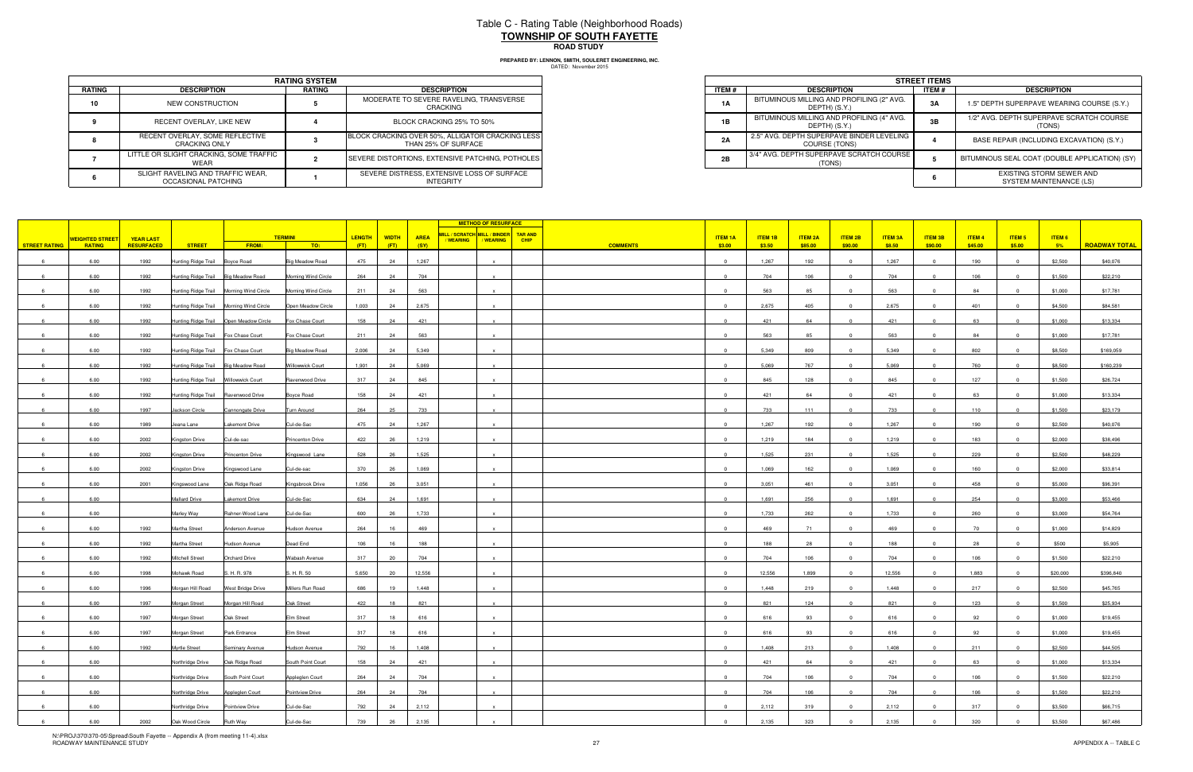# Table C - Rating Table (Neighborhood Roads)
## TOWNSHIP OF SOUTH FAYETTE
### ROAD STUDY

**PREPARED BY: LENNON, SMITH, SOULERET ENGINEERING, INC.**
DATED: November 2015

| RATING SYSTEM | | | |
|---|---|---|---|
| **RATING** | **DESCRIPTION** | **RATING** | **DESCRIPTION** |
| 10 | NEW CONSTRUCTION | 5 | MODERATE TO SEVERE RAVELING, TRANSVERSE CRACKING |
| 9 | RECENT OVERLAY, LIKE NEW | 4 | BLOCK CRACKING 25% TO 50% |
| 8 | RECENT OVERLAY, SOME REFLECTIVE CRACKING ONLY | 3 | BLOCK CRACKING OVER 50%, ALLIGATOR CRACKING LESS THAN 25% OF SURFACE |
| 7 | LITTLE OR SLIGHT CRACKING, SOME TRAFFIC WEAR | 2 | SEVERE DISTORTIONS, EXTENSIVE PATCHING, POTHOLES |
| 6 | SLIGHT RAVELING AND TRAFFIC WEAR, OCCASIONAL PATCHING | 1 | SEVERE DISTRESS, EXTENSIVE LOSS OF SURFACE INTEGRITY |

| STREET ITEMS | | | |
|---|---|---|---|
| **ITEM #** | **DESCRIPTION** | **ITEM #** | **DESCRIPTION** |
| 1A | BITUMINOUS MILLING AND PROFILING (2" AVG. DEPTH) (S.Y.) | 3A | 1.5" DEPTH SUPERPAVE WEARING COURSE (S.Y.) |
| 1B | BITUMINOUS MILLING AND PROFILING (4" AVG. DEPTH) (S.Y.) | 3B | 1/2" AVG. DEPTH SUPERPAVE SCRATCH COURSE (TONS) |
| 2A | 2.5" AVG. DEPTH SUPERPAVE BINDER LEVELING COURSE (TONS) | 4 | BASE REPAIR (INCLUDING EXCAVATION) (S.Y.) |
| 2B | 3/4" AVG. DEPTH SUPERPAVE SCRATCH COURSE (TONS) | 5 | BITUMINOUS SEAL COAT (DOUBLE APPLICATION) (SY) |
| | | 6 | EXISTING STORM SEWER AND SYSTEM MAINTENANCE (LS) |

| STREET RATING | WEIGHTED STREET RATING | YEAR LAST RESURFACED | STREET | TERMINI FROM: | TERMINI TO: | LENGTH (FT) | WIDTH (FT) | AREA (SY) | MILL / SCRATCH / WEARING | MILL / BINDER / WEARING | TAR AND CHIP | COMMENTS | ITEM 1A $3.00 | ITEM 1B $3.50 | ITEM 2A $85.00 | ITEM 2B $90.00 | ITEM 3A $8.50 | ITEM 3B $90.00 | ITEM 4 $45.00 | ITEM 5 $5.00 | ITEM 6 5% | ROADWAY TOTAL |
|---|---|---|---|---|---|---|---|---|---|---|---|---|---|---|---|---|---|---|---|---|---|---|
| 6 | 6.00 | 1992 | Hunting Ridge Trail | Boyce Road | Big Meadow Road | 475 | 24 | 1,267 | | x | | | 0 | 1,267 | 192 | 0 | 1,267 | 0 | 190 | 0 | $2,500 | $40,076 |
| 6 | 6.00 | 1992 | Hunting Ridge Trail | Big Meadow Road | Morning Wind Circle | 264 | 24 | 704 | | x | | | 0 | 704 | 106 | 0 | 704 | 0 | 106 | 0 | $1,500 | $22,210 |
| 6 | 6.00 | 1992 | Hunting Ridge Trail | Morning Wind Circle | Morning Wind Circle | 211 | 24 | 563 | | x | | | 0 | 563 | 85 | 0 | 563 | 0 | 84 | 0 | $1,000 | $17,781 |
| 6 | 6.00 | 1992 | Hunting Ridge Trail | Morning Wind Circle | Open Meadow Circle | 1,003 | 24 | 2,675 | | x | | | 0 | 2,675 | 405 | 0 | 2,675 | 0 | 401 | 0 | $4,500 | $84,581 |
| 6 | 6.00 | 1992 | Hunting Ridge Trail | Open Meadow Circle | Fox Chase Court | 158 | 24 | 421 | | x | | | 0 | 421 | 64 | 0 | 421 | 0 | 63 | 0 | $1,000 | $13,334 |
| 6 | 6.00 | 1992 | Hunting Ridge Trail | Fox Chase Court | Fox Chase Court | 211 | 24 | 563 | | x | | | 0 | 563 | 85 | 0 | 563 | 0 | 84 | 0 | $1,000 | $17,781 |
| 6 | 6.00 | 1992 | Hunting Ridge Trail | Fox Chase Court | Big Meadow Road | 2,006 | 24 | 5,349 | | x | | | 0 | 5,349 | 809 | 0 | 5,349 | 0 | 802 | 0 | $8,500 | $169,059 |
| 6 | 6.00 | 1992 | Hunting Ridge Trail | Big Meadow Road | Willowwick Court | 1,901 | 24 | 5,069 | | x | | | 0 | 5,069 | 767 | 0 | 5,069 | 0 | 760 | 0 | $8,500 | $160,239 |
| 6 | 6.00 | 1992 | Hunting Ridge Trail | Willowwick Court | Ravenwood Drive | 317 | 24 | 845 | | x | | | 0 | 845 | 128 | 0 | 845 | 0 | 127 | 0 | $1,500 | $26,724 |
| 6 | 6.00 | 1992 | Hunting Ridge Trail | Ravenwood Drive | Boyce Road | 158 | 24 | 421 | | x | | | 0 | 421 | 64 | 0 | 421 | 0 | 63 | 0 | $1,000 | $13,334 |
| 6 | 6.00 | 1997 | Jackson Circle | Cannongate Drive | Turn Around | 264 | 25 | 733 | | x | | | 0 | 733 | 111 | 0 | 733 | 0 | 110 | 0 | $1,500 | $23,179 |
| 6 | 6.00 | 1989 | Jeana Lane | Lakemont Drive | Cul-de-Sac | 475 | 24 | 1,267 | | x | | | 0 | 1,267 | 192 | 0 | 1,267 | 0 | 190 | 0 | $2,500 | $40,076 |
| 6 | 6.00 | 2002 | Kingston Drive | Cul-de-sac | Princenton Drive | 422 | 26 | 1,219 | | x | | | 0 | 1,219 | 184 | 0 | 1,219 | 0 | 183 | 0 | $2,000 | $38,496 |
| 6 | 6.00 | 2002 | Kingston Drive | Princenton Drive | Kingswood Lane | 528 | 26 | 1,525 | | x | | | 0 | 1,525 | 231 | 0 | 1,525 | 0 | 229 | 0 | $2,500 | $48,229 |
| 6 | 6.00 | 2002 | Kingston Drive | Kingswood Lane | Cul-de-sac | 370 | 26 | 1,069 | | x | | | 0 | 1,069 | 162 | 0 | 1,069 | 0 | 160 | 0 | $2,000 | $33,814 |
| 6 | 6.00 | 2001 | Kingswood Lane | Oak Ridge Road | Kingsbrook Drive | 1,056 | 26 | 3,051 | | x | | | 0 | 3,051 | 461 | 0 | 3,051 | 0 | 458 | 0 | $5,000 | $96,391 |
| 6 | 6.00 | | Mallard Drive | Lakemont Drive | Cul-de-Sac | 634 | 24 | 1,691 | | x | | | 0 | 1,691 | 256 | 0 | 1,691 | 0 | 254 | 0 | $3,000 | $53,466 |
| 6 | 6.00 | | Marley Way | Rahner-Wood Lane | Cul-de-Sac | 600 | 26 | 1,733 | | x | | | 0 | 1,733 | 262 | 0 | 1,733 | 0 | 260 | 0 | $3,000 | $54,764 |
| 6 | 6.00 | 1992 | Martha Street | Anderson Avenue | Hudson Avenue | 264 | 16 | 469 | | x | | | 0 | 469 | 71 | 0 | 469 | 0 | 70 | 0 | $1,000 | $14,829 |
| 6 | 6.00 | 1992 | Martha Street | Hudson Avenue | Dead End | 106 | 16 | 188 | | x | | | 0 | 188 | 28 | 0 | 188 | 0 | 28 | 0 | $500 | $5,905 |
| 6 | 6.00 | 1992 | Mitchell Street | Orchard Drive | Wabash Avenue | 317 | 20 | 704 | | x | | | 0 | 704 | 106 | 0 | 704 | 0 | 106 | 0 | $1,500 | $22,210 |
| 6 | 6.00 | 1998 | Mohawk Road | S. H. R. 978 | S. H. R. 50 | 5,650 | 20 | 12,556 | | x | | | 0 | 12,556 | 1,899 | 0 | 12,556 | 0 | 1,883 | 0 | $20,000 | $396,840 |
| 6 | 6.00 | 1996 | Morgan Hill Road | West Bridge Drive | Millers Run Road | 686 | 19 | 1,448 | | x | | | 0 | 1,448 | 219 | 0 | 1,448 | 0 | 217 | 0 | $2,500 | $45,765 |
| 6 | 6.00 | 1997 | Morgan Street | Morgan Hill Road | Oak Street | 422 | 18 | 821 | | x | | | 0 | 821 | 124 | 0 | 821 | 0 | 123 | 0 | $1,500 | $25,934 |
| 6 | 6.00 | 1997 | Morgan Street | Oak Street | Elm Street | 317 | 18 | 616 | | x | | | 0 | 616 | 93 | 0 | 616 | 0 | 92 | 0 | $1,000 | $19,455 |
| 6 | 6.00 | 1997 | Morgan Street | Park Entrance | Elm Street | 317 | 18 | 616 | | x | | | 0 | 616 | 93 | 0 | 616 | 0 | 92 | 0 | $1,000 | $19,455 |
| 6 | 6.00 | 1992 | Myrtle Street | Seminary Avenue | Hudson Avenue | 792 | 16 | 1,408 | | x | | | 0 | 1,408 | 213 | 0 | 1,408 | 0 | 211 | 0 | $2,500 | $44,505 |
| 6 | 6.00 | | Northridge Drive | Oak Ridge Road | South Point Court | 158 | 24 | 421 | | x | | | 0 | 421 | 64 | 0 | 421 | 0 | 63 | 0 | $1,000 | $13,334 |
| 6 | 6.00 | | Northridge Drive | South Point Court | Appleglen Court | 264 | 24 | 704 | | x | | | 0 | 704 | 106 | 0 | 704 | 0 | 106 | 0 | $1,500 | $22,210 |
| 6 | 6.00 | | Northridge Drive | Appleglen Court | Pointview Drive | 264 | 24 | 704 | | x | | | 0 | 704 | 106 | 0 | 704 | 0 | 106 | 0 | $1,500 | $22,210 |
| 6 | 6.00 | | Northridge Drive | Pointview Drive | Cul-de-Sac | 792 | 24 | 2,112 | | x | | | 0 | 2,112 | 319 | 0 | 2,112 | 0 | 317 | 0 | $3,500 | $66,715 |
| 6 | 6.00 | 2002 | Oak Wood Circle | Ruth Way | Cul-de-Sac | 739 | 26 | 2,135 | | x | | | 0 | 2,135 | 323 | 0 | 2,135 | 0 | 320 | 0 | $3,500 | $67,486 |

N:\PROJ\370\370-05\Spread\South Fayette -- Appendix A (from meeting 11-4).xlsx
ROADWAY MAINTENANCE STUDY

APPENDIX A -- TABLE C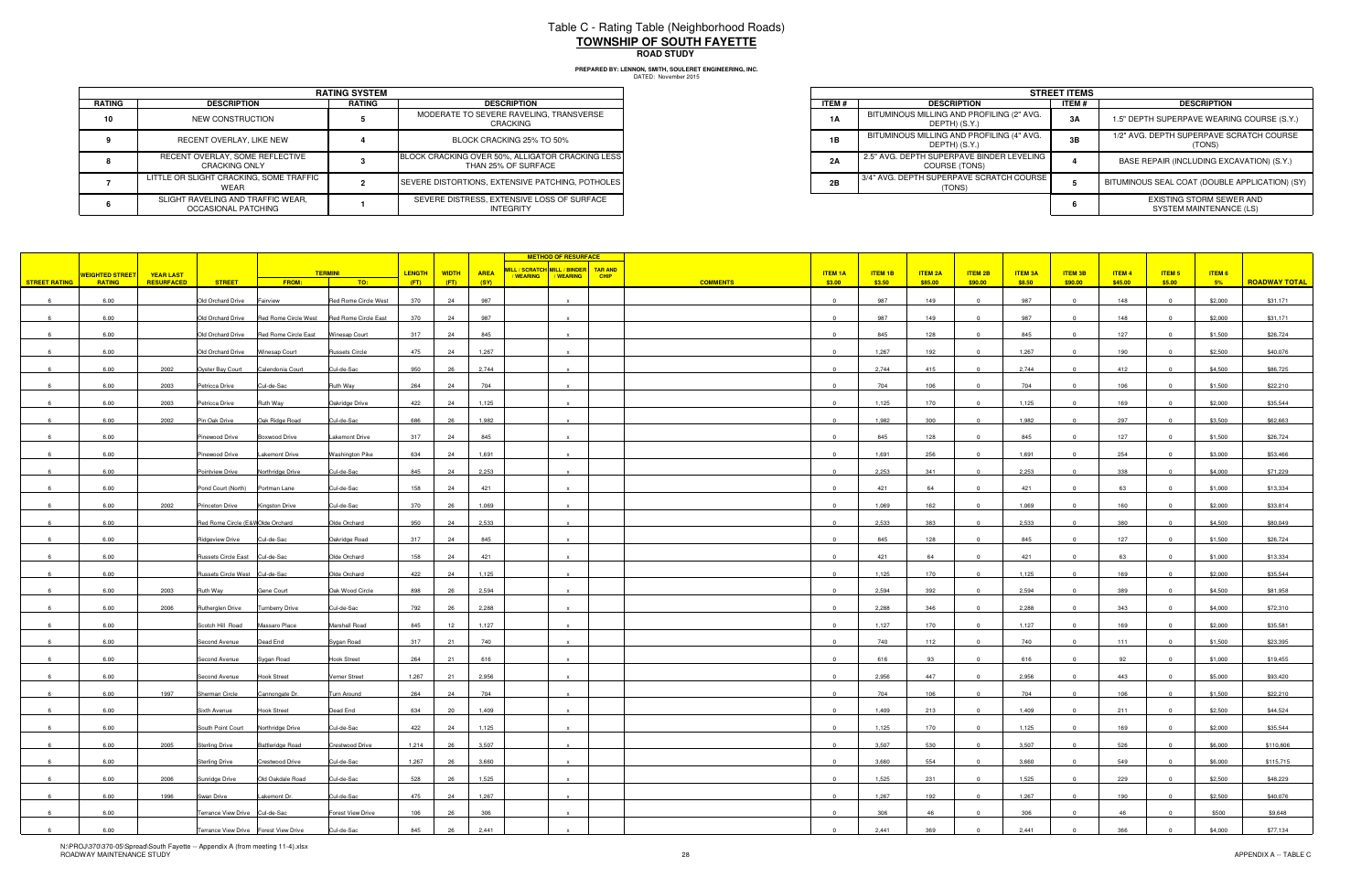# Table C - Rating Table (Neighborhood Roads)
## TOWNSHIP OF SOUTH FAYETTE
### ROAD STUDY

**PREPARED BY: LENNON, SMITH, SOULERET ENGINEERING, INC.**
DATED: November 2015

| RATING SYSTEM | | | |
|---|---|---|---|
| **RATING** | **DESCRIPTION** | **RATING** | **DESCRIPTION** |
| 10 | NEW CONSTRUCTION | 5 | MODERATE TO SEVERE RAVELING, TRANSVERSE CRACKING |
| 9 | RECENT OVERLAY, LIKE NEW | 4 | BLOCK CRACKING 25% TO 50% |
| 8 | RECENT OVERLAY, SOME REFLECTIVE CRACKING ONLY | 3 | BLOCK CRACKING OVER 50%, ALLIGATOR CRACKING LESS THAN 25% OF SURFACE |
| 7 | LITTLE OR SLIGHT CRACKING, SOME TRAFFIC WEAR | 2 | SEVERE DISTORTIONS, EXTENSIVE PATCHING, POTHOLES |
| 6 | SLIGHT RAVELING AND TRAFFIC WEAR, OCCASIONAL PATCHING | 1 | SEVERE DISTRESS, EXTENSIVE LOSS OF SURFACE INTEGRITY |

| STREET ITEMS | | | |
|---|---|---|---|
| **ITEM #** | **DESCRIPTION** | **ITEM #** | **DESCRIPTION** |
| 1A | BITUMINOUS MILLING AND PROFILING (2" AVG. DEPTH) (S.Y.) | 3A | 1.5" DEPTH SUPERPAVE WEARING COURSE (S.Y.) |
| 1B | BITUMINOUS MILLING AND PROFILING (4" AVG. DEPTH) (S.Y.) | 3B | 1/2" AVG. DEPTH SUPERPAVE SCRATCH COURSE (TONS) |
| 2A | 2.5" AVG. DEPTH SUPERPAVE BINDER LEVELING COURSE (TONS) | 4 | BASE REPAIR (INCLUDING EXCAVATION) (S.Y.) |
| 2B | 3/4" AVG. DEPTH SUPERPAVE SCRATCH COURSE (TONS) | 5 | BITUMINOUS SEAL COAT (DOUBLE APPLICATION) (SY) |
| | | 6 | EXISTING STORM SEWER AND SYSTEM MAINTENANCE (LS) |

| STREET RATING | WEIGHTED STREET RATING | YEAR LAST RESURFACED | STREET | TERMINI FROM: | TERMINI TO: | LENGTH (FT) | WIDTH (FT) | AREA (SY) | METHOD OF RESURFACE: MILL / SCRATCH / WEARING | MILL / BINDER / WEARING | TAR AND CHIP | COMMENTS | ITEM 1A $3.00 | ITEM 1B $3.50 | ITEM 2A $85.00 | ITEM 2B $90.00 | ITEM 3A $8.50 | ITEM 3B $90.00 | ITEM 4 $45.00 | ITEM 5 $5.00 | ITEM 6 5% | ROADWAY TOTAL |
|---|---|---|---|---|---|---|---|---|---|---|---|---|---|---|---|---|---|---|---|---|---|---|
| 6 | 6.00 | | Old Orchard Drive | Fairview | Red Rome Circle West | 370 | 24 | 987 | | x | | | 0 | 987 | 149 | 0 | 987 | 0 | 148 | 0 | $2,000 | $31,171 |
| 6 | 6.00 | | Old Orchard Drive | Red Rome Circle West | Red Rome Circle East | 370 | 24 | 987 | | x | | | 0 | 987 | 149 | 0 | 987 | 0 | 148 | 0 | $2,000 | $31,171 |
| 6 | 6.00 | | Old Orchard Drive | Red Rome Circle East | Winesap Court | 317 | 24 | 845 | | x | | | 0 | 845 | 128 | 0 | 845 | 0 | 127 | 0 | $1,500 | $26,724 |
| 6 | 6.00 | | Old Orchard Drive | Winesap Court | Russets Circle | 475 | 24 | 1,267 | | x | | | 0 | 1,267 | 192 | 0 | 1,267 | 0 | 190 | 0 | $2,500 | $40,076 |
| 6 | 6.00 | 2002 | Oyster Bay Court | Calendonia Court | Cul-de-Sac | 950 | 26 | 2,744 | | x | | | 0 | 2,744 | 415 | 0 | 2,744 | 0 | 412 | 0 | $4,500 | $86,725 |
| 6 | 6.00 | 2003 | Petricca Drive | Cul-de-Sac | Ruth Way | 264 | 24 | 704 | | x | | | 0 | 704 | 106 | 0 | 704 | 0 | 106 | 0 | $1,500 | $22,210 |
| 6 | 6.00 | 2003 | Petricca Drive | Ruth Way | Oakridge Drive | 422 | 24 | 1,125 | | x | | | 0 | 1,125 | 170 | 0 | 1,125 | 0 | 169 | 0 | $2,000 | $35,544 |
| 6 | 6.00 | 2002 | Pin Oak Drive | Oak Ridge Road | Cul-de-Sac | 686 | 26 | 1,982 | | x | | | 0 | 1,982 | 300 | 0 | 1,982 | 0 | 297 | 0 | $3,500 | $62,663 |
| 6 | 6.00 | | Pinewood Drive | Boxwood Drive | Lakemont Drive | 317 | 24 | 845 | | x | | | 0 | 845 | 128 | 0 | 845 | 0 | 127 | 0 | $1,500 | $26,724 |
| 6 | 6.00 | | Pinewood Drive | Lakemont Drive | Washington Pike | 634 | 24 | 1,691 | | x | | | 0 | 1,691 | 256 | 0 | 1,691 | 0 | 254 | 0 | $3,000 | $53,466 |
| 6 | 6.00 | | Pointview Drive | Northridge Drive | Cul-de-Sac | 845 | 24 | 2,253 | | x | | | 0 | 2,253 | 341 | 0 | 2,253 | 0 | 338 | 0 | $4,000 | $71,229 |
| 6 | 6.00 | | Pond Court (North) | Portman Lane | Cul-de-Sac | 158 | 24 | 421 | | x | | | 0 | 421 | 64 | 0 | 421 | 0 | 63 | 0 | $1,000 | $13,334 |
| 6 | 6.00 | 2002 | Princeton Drive | Kingston Drive | Cul-de-Sac | 370 | 26 | 1,069 | | x | | | 0 | 1,069 | 162 | 0 | 1,069 | 0 | 160 | 0 | $2,000 | $33,814 |
| 6 | 6.00 | | Red Rome Circle (E&W | Olde Orchard | Olde Orchard | 950 | 24 | 2,533 | | x | | | 0 | 2,533 | 383 | 0 | 2,533 | 0 | 380 | 0 | $4,500 | $80,049 |
| 6 | 6.00 | | Ridgeview Drive | Cul-de-Sac | Oakridge Road | 317 | 24 | 845 | | x | | | 0 | 845 | 128 | 0 | 845 | 0 | 127 | 0 | $1,500 | $26,724 |
| 6 | 6.00 | | Russets Circle East | Cul-de-Sac | Olde Orchard | 158 | 24 | 421 | | x | | | 0 | 421 | 64 | 0 | 421 | 0 | 63 | 0 | $1,000 | $13,334 |
| 6 | 6.00 | | Russets Circle West | Cul-de-Sac | Olde Orchard | 422 | 24 | 1,125 | | x | | | 0 | 1,125 | 170 | 0 | 1,125 | 0 | 169 | 0 | $2,000 | $35,544 |
| 6 | 6.00 | 2003 | Ruth Way | Gene Court | Oak Wood Circle | 898 | 26 | 2,594 | | x | | | 0 | 2,594 | 392 | 0 | 2,594 | 0 | 389 | 0 | $4,500 | $81,958 |
| 6 | 6.00 | 2006 | Rutherglen Drive | Turnberry Drive | Cul-de-Sac | 792 | 26 | 2,288 | | x | | | 0 | 2,288 | 346 | 0 | 2,288 | 0 | 343 | 0 | $4,000 | $72,310 |
| 6 | 6.00 | | Scotch Hill Road | Massaro Place | Marshall Road | 845 | 12 | 1,127 | | x | | | 0 | 1,127 | 170 | 0 | 1,127 | 0 | 169 | 0 | $2,000 | $35,581 |
| 6 | 6.00 | | Second Avenue | Dead End | Sygan Road | 317 | 21 | 740 | | x | | | 0 | 740 | 112 | 0 | 740 | 0 | 111 | 0 | $1,500 | $23,395 |
| 6 | 6.00 | | Second Avenue | Sygan Road | Hook Street | 264 | 21 | 616 | | x | | | 0 | 616 | 93 | 0 | 616 | 0 | 92 | 0 | $1,000 | $19,455 |
| 6 | 6.00 | | Second Avenue | Hook Street | Verner Street | 1,267 | 21 | 2,956 | | x | | | 0 | 2,956 | 447 | 0 | 2,956 | 0 | 443 | 0 | $5,000 | $93,420 |
| 6 | 6.00 | 1997 | Sherman Circle | Cannongate Dr. | Turn Around | 264 | 24 | 704 | | x | | | 0 | 704 | 106 | 0 | 704 | 0 | 106 | 0 | $1,500 | $22,210 |
| 6 | 6.00 | | Sixth Avenue | Hook Street | Dead End | 634 | 20 | 1,409 | | x | | | 0 | 1,409 | 213 | 0 | 1,409 | 0 | 211 | 0 | $2,500 | $44,524 |
| 6 | 6.00 | | South Point Court | Northridge Drive | Cul-de-Sac | 422 | 24 | 1,125 | | x | | | 0 | 1,125 | 170 | 0 | 1,125 | 0 | 169 | 0 | $2,000 | $35,544 |
| 6 | 6.00 | 2005 | Sterling Drive | Battleridge Road | Crestwood Drive | 1,214 | 26 | 3,507 | | x | | | 0 | 3,507 | 530 | 0 | 3,507 | 0 | 526 | 0 | $6,000 | $110,806 |
| 6 | 6.00 | | Sterling Drive | Crestwood Drive | Cul-de-Sac | 1,267 | 26 | 3,660 | | x | | | 0 | 3,660 | 554 | 0 | 3,660 | 0 | 549 | 0 | $6,000 | $115,715 |
| 6 | 6.00 | 2006 | Sunridge Drive | Old Oakdale Road | Cul-de-Sac | 528 | 26 | 1,525 | | x | | | 0 | 1,525 | 231 | 0 | 1,525 | 0 | 229 | 0 | $2,500 | $48,229 |
| 6 | 6.00 | 1996 | Swan Drive | Lakemont Dr. | Cul-de-Sac | 475 | 24 | 1,267 | | x | | | 0 | 1,267 | 192 | 0 | 1,267 | 0 | 190 | 0 | $2,500 | $40,076 |
| 6 | 6.00 | | Terrance View Drive | Cul-de-Sac | Forest View Drive | 106 | 26 | 306 | | x | | | 0 | 306 | 46 | 0 | 306 | 0 | 46 | 0 | $500 | $9,648 |
| 6 | 6.00 | | Terrance View Drive | Forest View Drive | Cul-de-Sac | 845 | 26 | 2,441 | | x | | | 0 | 2,441 | 369 | 0 | 2,441 | 0 | 366 | 0 | $4,000 | $77,134 |

N:\PROJ\370\370-05\Spread\South Fayette -- Appendix A (from meeting 11-4).xlsx
ROADWAY MAINTENANCE STUDY

APPENDIX A -- TABLE C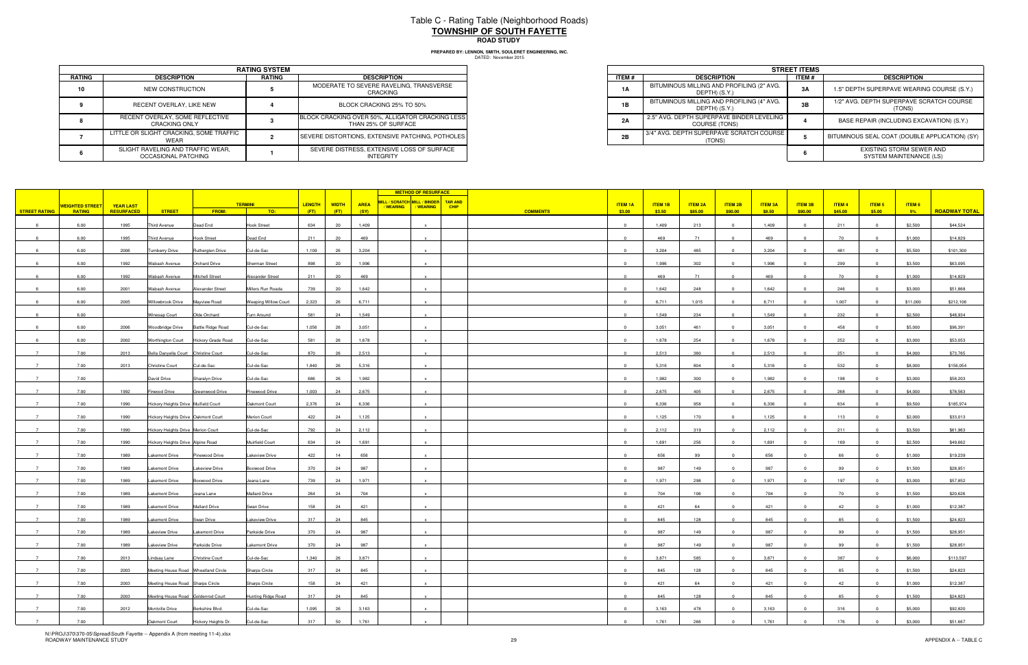# Table C - Rating Table (Neighborhood Roads)

## TOWNSHIP OF SOUTH FAYETTE

### ROAD STUDY

**PREPARED BY: LENNON, SMITH, SOULERET ENGINEERING, INC.**
DATED: November 2015

| RATING SYSTEM | | | |
|---|---|---|---|
| **RATING** | **DESCRIPTION** | **RATING** | **DESCRIPTION** |
| 10 | NEW CONSTRUCTION | 5 | MODERATE TO SEVERE RAVELING, TRANSVERSE CRACKING |
| 9 | RECENT OVERLAY, LIKE NEW | 4 | BLOCK CRACKING 25% TO 50% |
| 8 | RECENT OVERLAY, SOME REFLECTIVE CRACKING ONLY | 3 | BLOCK CRACKING OVER 50%, ALLIGATOR CRACKING LESS THAN 25% OF SURFACE |
| 7 | LITTLE OR SLIGHT CRACKING, SOME TRAFFIC WEAR | 2 | SEVERE DISTORTIONS, EXTENSIVE PATCHING, POTHOLES |
| 6 | SLIGHT RAVELING AND TRAFFIC WEAR, OCCASIONAL PATCHING | 1 | SEVERE DISTRESS, EXTENSIVE LOSS OF SURFACE INTEGRITY |

| STREET ITEMS | | | |
|---|---|---|---|
| **ITEM #** | **DESCRIPTION** | **ITEM #** | **DESCRIPTION** |
| 1A | BITUMINOUS MILLING AND PROFILING (2" AVG. DEPTH) (S.Y.) | 3A | 1.5" DEPTH SUPERPAVE WEARING COURSE (S.Y.) |
| 1B | BITUMINOUS MILLING AND PROFILING (4" AVG. DEPTH) (S.Y.) | 3B | 1/2" AVG. DEPTH SUPERPAVE SCRATCH COURSE (TONS) |
| 2A | 2.5" AVG. DEPTH SUPERPAVE BINDER LEVELING COURSE (TONS) | 4 | BASE REPAIR (INCLUDING EXCAVATION) (S.Y.) |
| 2B | 3/4" AVG. DEPTH SUPERPAVE SCRATCH COURSE (TONS) | 5 | BITUMINOUS SEAL COAT (DOUBLE APPLICATION) (SY) |
| | | 6 | EXISTING STORM SEWER AND SYSTEM MAINTENANCE (LS) |

| STREET RATING | WEIGHTED STREET RATING | YEAR LAST RESURFACED | STREET | TERMINI FROM: | TERMINI TO: | LENGTH (FT) | WIDTH (FT) | AREA (SY) | MILL / SCRATCH / WEARING | MILL / BINDER / WEARING | TAR AND CHIP | COMMENTS | ITEM 1A $3.00 | ITEM 1B $3.50 | ITEM 2A $85.00 | ITEM 2B $90.00 | ITEM 3A $8.50 | ITEM 3B $90.00 | ITEM 4 $45.00 | ITEM 5 $5.00 | ITEM 6 5% | ROADWAY TOTAL |
|---|---|---|---|---|---|---|---|---|---|---|---|---|---|---|---|---|---|---|---|---|---|---|
| 6 | 6.00 | 1995 | Third Avenue | Dead End | Hook Street | 634 | 20 | 1,409 | | x | | | 0 | 1,409 | 213 | 0 | 1,409 | 0 | 211 | 0 | $2,500 | $44,524 |
| 6 | 6.00 | 1995 | Third Avenue | Hook Street | Dead End | 211 | 20 | 469 | | x | | | 0 | 469 | 71 | 0 | 469 | 0 | 70 | 0 | $1,000 | $14,829 |
| 6 | 6.00 | 2006 | Turnberry Drive | Rutherglen Drive | Cul-de-Sac | 1,109 | 26 | 3,204 | | x | | | 0 | 3,204 | 485 | 0 | 3,204 | 0 | 481 | 0 | $5,500 | $101,300 |
| 6 | 6.00 | 1992 | Wabash Avenue | Orchard Drive | Sherman Street | 898 | 20 | 1,996 | | x | | | 0 | 1,996 | 302 | 0 | 1,996 | 0 | 299 | 0 | $3,500 | $63,095 |
| 6 | 6.00 | 1992 | Wabash Avenue | Mitchell Street | Alexander Street | 211 | 20 | 469 | | x | | | 0 | 469 | 71 | 0 | 469 | 0 | 70 | 0 | $1,000 | $14,829 |
| 6 | 6.00 | 2001 | Wabash Avenue | Alexander Street | Millers Run Roads | 739 | 20 | 1,642 | | x | | | 0 | 1,642 | 248 | 0 | 1,642 | 0 | 246 | 0 | $3,000 | $51,868 |
| 6 | 6.00 | 2005 | Willowbrook Drive | Mayview Road | Weeping Willow Court | 2,323 | 26 | 6,711 | | x | | | 0 | 6,711 | 1,015 | 0 | 6,711 | 0 | 1,007 | 0 | $11,000 | $212,106 |
| 6 | 6.00 | | Winesap Court | Olde Orchard | Turn Around | 581 | 24 | 1,549 | | x | | | 0 | 1,549 | 234 | 0 | 1,549 | 0 | 232 | 0 | $2,500 | $48,934 |
| 6 | 6.00 | 2006 | Woodbridge Drive | Battle Ridge Road | Cul-de-Sac | 1,056 | 26 | 3,051 | | x | | | 0 | 3,051 | 461 | 0 | 3,051 | 0 | 458 | 0 | $5,000 | $96,391 |
| 6 | 6.00 | 2002 | Worthington Court | Hickory Grade Road | Cul-de-Sac | 581 | 26 | 1,678 | | x | | | 0 | 1,678 | 254 | 0 | 1,678 | 0 | 252 | 0 | $3,000 | $53,053 |
| 7 | 7.00 | 2013 | Bella Danyella Court | Christine Court | Cul-de-Sac | 870 | 26 | 2,513 | | x | | | 0 | 2,513 | 380 | 0 | 2,513 | 0 | 251 | 0 | $4,000 | $73,765 |
| 7 | 7.00 | 2013 | Christine Court | Cul-de-Sac | Cul-de-Sac | 1,840 | 26 | 5,316 | | x | | | 0 | 5,316 | 804 | 0 | 5,316 | 0 | 532 | 0 | $8,000 | $156,054 |
| 7 | 7.00 | | David Drive | Sharalyn Drive | Cul-de-Sac | 686 | 26 | 1,982 | | x | | | 0 | 1,982 | 300 | 0 | 1,982 | 0 | 198 | 0 | $3,000 | $58,203 |
| 7 | 7.00 | 1992 | Firwood Drive | Greenwood Drive | Pinewood Drive | 1,003 | 24 | 2,675 | | x | | | 0 | 2,675 | 405 | 0 | 2,675 | 0 | 268 | 0 | $4,000 | $78,563 |
| 7 | 7.00 | 1990 | Hickory Heights Drive | Muifield Court | Oakmont Court | 2,376 | 24 | 6,336 | | x | | | 0 | 6,336 | 958 | 0 | 6,336 | 0 | 634 | 0 | $9,500 | $185,974 |
| 7 | 7.00 | 1990 | Hickory Heights Drive | Oakmont Court | Merion Court | 422 | 24 | 1,125 | | x | | | 0 | 1,125 | 170 | 0 | 1,125 | 0 | 113 | 0 | $2,000 | $33,013 |
| 7 | 7.00 | 1990 | Hickory Heights Drive | Merion Court | Cul-de-Sac | 792 | 24 | 2,112 | | x | | | 0 | 2,112 | 319 | 0 | 2,112 | 0 | 211 | 0 | $3,500 | $61,963 |
| 7 | 7.00 | 1990 | Hickory Heights Drive | Alpine Road | Muirfield Court | 634 | 24 | 1,691 | | x | | | 0 | 1,691 | 256 | 0 | 1,691 | 0 | 169 | 0 | $2,500 | $49,662 |
| 7 | 7.00 | 1989 | Lakemont Drive | Pinewood Drive | Lakeview Drive | 422 | 14 | 656 | | x | | | 0 | 656 | 99 | 0 | 656 | 0 | 66 | 0 | $1,000 | $19,239 |
| 7 | 7.00 | 1989 | Lakemont Drive | Lakeview Drive | Boxwood Drive | 370 | 24 | 987 | | x | | | 0 | 987 | 149 | 0 | 987 | 0 | 99 | 0 | $1,500 | $28,951 |
| 7 | 7.00 | 1989 | Lakemont Drive | Boxwood Drive | Jeana Lane | 739 | 24 | 1,971 | | x | | | 0 | 1,971 | 298 | 0 | 1,971 | 0 | 197 | 0 | $3,000 | $57,852 |
| 7 | 7.00 | 1989 | Lakemont Drive | Jeana Lane | Mallard Drive | 264 | 24 | 704 | | x | | | 0 | 704 | 106 | 0 | 704 | 0 | 70 | 0 | $1,500 | $20,626 |
| 7 | 7.00 | 1989 | Lakemont Drive | Mallard Drive | Swan Drive | 158 | 24 | 421 | | x | | | 0 | 421 | 64 | 0 | 421 | 0 | 42 | 0 | $1,000 | $12,387 |
| 7 | 7.00 | 1989 | Lakemont Drive | Swan Drive | Lakeview Drive | 317 | 24 | 845 | | x | | | 0 | 845 | 128 | 0 | 845 | 0 | 85 | 0 | $1,500 | $24,823 |
| 7 | 7.00 | 1989 | Lakeview Drive | Lakemont Drive | Parkside Drive | 370 | 24 | 987 | | x | | | 0 | 987 | 149 | 0 | 987 | 0 | 99 | 0 | $1,500 | $28,951 |
| 7 | 7.00 | 1989 | Lakeview Drive | Parkside Drive | Lakemont Drive | 370 | 24 | 987 | | x | | | 0 | 987 | 149 | 0 | 987 | 0 | 99 | 0 | $1,500 | $28,951 |
| 7 | 7.00 | 2013 | Lindsay Lane | Christine Court | Cul-de-Sac | 1,340 | 26 | 3,871 | | x | | | 0 | 3,871 | 585 | 0 | 3,871 | 0 | 387 | 0 | $6,000 | $113,597 |
| 7 | 7.00 | 2003 | Meeting House Road | Wheatland Circle | Sharps Circle | 317 | 24 | 845 | | x | | | 0 | 845 | 128 | 0 | 845 | 0 | 85 | 0 | $1,500 | $24,823 |
| 7 | 7.00 | 2003 | Meeting House Road | Sharps Circle | Sharps Circle | 158 | 24 | 421 | | x | | | 0 | 421 | 64 | 0 | 421 | 0 | 42 | 0 | $1,000 | $12,387 |
| 7 | 7.00 | 2003 | Meeting House Road | Goldenrod Court | Hunting Ridge Road | 317 | 24 | 845 | | x | | | 0 | 845 | 128 | 0 | 845 | 0 | 85 | 0 | $1,500 | $24,823 |
| 7 | 7.00 | 2012 | Montville Drive | Berkshire Blvd. | Cul-de-Sac | 1,095 | 26 | 3,163 | | x | | | 0 | 3,163 | 478 | 0 | 3,163 | 0 | 316 | 0 | $5,000 | $92,820 |
| 7 | 7.00 | | Oakmont Court | Hickory Heights Dr. | Cul-de-Sac | 317 | 50 | 1,761 | | x | | | 0 | 1,761 | 266 | 0 | 1,761 | 0 | 176 | 0 | $3,000 | $51,667 |

N:\PROJ\370\370-05\Spread\South Fayette -- Appendix A (from meeting 11-4).xlsx
ROADWAY MAINTENANCE STUDY

APPENDIX A -- TABLE C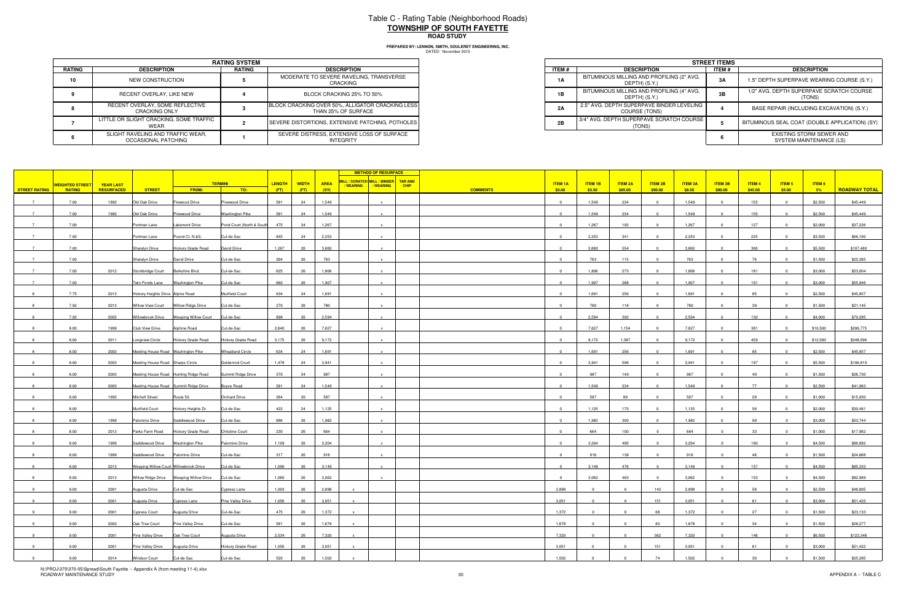# Table C - Rating Table (Neighborhood Roads)

## TOWNSHIP OF SOUTH FAYETTE

### ROAD STUDY

**PREPARED BY: LENNON, SMITH, SOULERET ENGINEERING, INC.**
DATED: November 2015

| RATING SYSTEM | | | |
|---|---|---|---|
| **RATING** | **DESCRIPTION** | **RATING** | **DESCRIPTION** |
| 10 | NEW CONSTRUCTION | 5 | MODERATE TO SEVERE RAVELING, TRANSVERSE CRACKING |
| 9 | RECENT OVERLAY, LIKE NEW | 4 | BLOCK CRACKING 25% TO 50% |
| 8 | RECENT OVERLAY, SOME REFLECTIVE CRACKING ONLY | 3 | BLOCK CRACKING OVER 50%, ALLIGATOR CRACKING LESS THAN 25% OF SURFACE |
| 7 | LITTLE OR SLIGHT CRACKING, SOME TRAFFIC WEAR | 2 | SEVERE DISTORTIONS, EXTENSIVE PATCHING, POTHOLES |
| 6 | SLIGHT RAVELING AND TRAFFIC WEAR, OCCASIONAL PATCHING | 1 | SEVERE DISTRESS, EXTENSIVE LOSS OF SURFACE INTEGRITY |

| STREET ITEMS | | | |
|---|---|---|---|
| **ITEM #** | **DESCRIPTION** | **ITEM #** | **DESCRIPTION** |
| 1A | BITUMINOUS MILLING AND PROFILING (2" AVG. DEPTH) (S.Y.) | 3A | 1.5" DEPTH SUPERPAVE WEARING COURSE (S.Y.) |
| 1B | BITUMINOUS MILLING AND PROFILING (4" AVG. DEPTH) (S.Y.) | 3B | 1/2" AVG. DEPTH SUPERPAVE SCRATCH COURSE (TONS) |
| 2A | 2.5" AVG. DEPTH SUPERPAVE BINDER LEVELING COURSE (TONS) | 4 | BASE REPAIR (INCLUDING EXCAVATION) (S.Y.) |
| 2B | 3/4" AVG. DEPTH SUPERPAVE SCRATCH COURSE (TONS) | 5 | BITUMINOUS SEAL COAT (DOUBLE APPLICATION) (SY) |
| | | 6 | EXISTING STORM SEWER AND SYSTEM MAINTENANCE (LS) |

| STREET RATING | WEIGHTED STREET RATING | YEAR LAST RESURFACED | STREET | TERMINI FROM: | TERMINI TO: | LENGTH (FT) | WIDTH (FT) | AREA (SY) | MILL / SCRATCH / WEARING | MILL / BINDER / WEARING | TAR AND CHIP | COMMENTS | ITEM 1A $3.00 | ITEM 1B $3.50 | ITEM 2A $85.00 | ITEM 2B $90.00 | ITEM 3A $8.50 | ITEM 3B $90.00 | ITEM 4 $45.00 | ITEM 5 $5.00 | ITEM 6 5% | ROADWAY TOTAL |
|---|---|---|---|---|---|---|---|---|---|---|---|---|---|---|---|---|---|---|---|---|---|---|
| 7 | 7.00 | 1992 | Old Oak Drive | Firewood Drive | Pinewood Drive | 581 | 24 | 1,549 | | x | | | 0 | 1,549 | 234 | 0 | 1,549 | 0 | 155 | 0 | $2,500 | $45,449 |
| 7 | 7.00 | 1992 | Old Oak Drive | Pinewood Drive | Washington Pike | 581 | 24 | 1,549 | | x | | | 0 | 1,549 | 234 | 0 | 1,549 | 0 | 155 | 0 | $2,500 | $45,449 |
| 7 | 7.00 | | Portman Lane | Lakemont Drive | Pond Court (North & South) | 475 | 24 | 1,267 | | x | | | 0 | 1,267 | 192 | 0 | 1,267 | 0 | 127 | 0 | $2,000 | $37,226 |
| 7 | 7.00 | | Portman Lane | Pound Ct. N.&S. | Cul-de-Sac | 845 | 24 | 2,253 | | x | | | 0 | 2,253 | 341 | 0 | 2,253 | 0 | 225 | 0 | $3,500 | $66,160 |
| 7 | 7.00 | | Sharalyn Drive | Hickory Grade Road | David Drive | 1,267 | 26 | 3,660 | | x | | | 0 | 3,660 | 554 | 0 | 3,660 | 0 | 366 | 0 | $5,500 | $107,480 |
| 7 | 7.00 | | Sharalyn Drive | David Drive | Cul-de-Sac | 264 | 26 | 763 | | x | | | 0 | 763 | 115 | 0 | 763 | 0 | 76 | 0 | $1,500 | $22,365 |
| 7 | 7.00 | 2012 | Stockbridge Court | Berkshire Blvd. | Cul-de-Sac | 625 | 26 | 1,806 | | x | | | 0 | 1,806 | 273 | 0 | 1,806 | 0 | 181 | 0 | $3,000 | $53,004 |
| 7 | 7.00 | | Twin Ponds Lane | Washington Pike | Cul-de-Sac | 660 | 26 | 1,907 | | x | | | 0 | 1,907 | 288 | 0 | 1,907 | 0 | 191 | 0 | $3,000 | $55,946 |
| 8 | 7.75 | 2013 | Hickory Heights Drive | Alpine Road | Muirfield Court | 634 | 24 | 1,691 | | x | | | 0 | 1,691 | 256 | 0 | 1,691 | 0 | 85 | 0 | $2,500 | $45,857 |
| 8 | 7.92 | 2013 | Willow View Court | Willow Ridge Drive | Cul-de-Sac | 270 | 26 | 780 | | x | | | 0 | 780 | 118 | 0 | 780 | 0 | 39 | 0 | $1,500 | $21,145 |
| 8 | 7.92 | 2005 | Willowbrook Drive | Weeping Willow Court | Cul-de-Sac | 898 | 26 | 2,594 | | x | | | 0 | 2,594 | 392 | 0 | 2,594 | 0 | 130 | 0 | $4,000 | $70,285 |
| 8 | 8.00 | 1999 | Club View Drive | Alphine Road | Cul-de-Sac | 2,640 | 26 | 7,627 | | x | | | 0 | 7,627 | 1,154 | 0 | 7,627 | 0 | 381 | 0 | $10,500 | $206,775 |
| 8 | 8.00 | 2011 | Longview Circle | Hickory Grade Road | Hickory Grade Road | 3,175 | 26 | 9,172 | | x | | | 0 | 9,172 | 1,387 | 0 | 9,172 | 0 | 459 | 0 | $12,500 | $248,596 |
| 8 | 8.00 | 2003 | Meeting House Road | Washington Pike | Wheatland Circle | 634 | 24 | 1,691 | | x | | | 0 | 1,691 | 256 | 0 | 1,691 | 0 | 85 | 0 | $2,500 | $45,857 |
| 8 | 8.00 | 2003 | Meeting House Road | Sharps Circle | Goldenrod Court | 1,478 | 24 | 3,941 | | x | | | 0 | 3,941 | 596 | 0 | 3,941 | 0 | 197 | 0 | $5,500 | $106,819 |
| 8 | 8.00 | 2003 | Meeting House Road | Hunting Ridge Road | Summit Ridge Drive | 370 | 24 | 987 | | x | | | 0 | 987 | 149 | 0 | 987 | 0 | 49 | 0 | $1,500 | $26,730 |
| 8 | 8.00 | 2003 | Meeting House Road | Summit Ridge Drive | Boyce Road | 581 | 24 | 1,549 | | x | | | 0 | 1,549 | 234 | 0 | 1,549 | 0 | 77 | 0 | $2,500 | $41,963 |
| 8 | 8.00 | 1992 | Mitchell Street | Route 50 | Orchard Drive | 264 | 20 | 587 | | x | | | 0 | 587 | 89 | 0 | 587 | 0 | 29 | 0 | $1,000 | $15,930 |
| 8 | 8.00 | | Muirfield Court | Hickory Heights Dr. | Cul-de-Sac | 422 | 24 | 1,125 | | x | | | 0 | 1,125 | 170 | 0 | 1,125 | 0 | 56 | 0 | $2,000 | $30,481 |
| 8 | 8.00 | 1999 | Palomino Drive | Saddlewood Drive | Cul-de-Sac | 686 | 26 | 1,982 | | x | | | 0 | 1,982 | 300 | 0 | 1,982 | 0 | 99 | 0 | $3,000 | $53,744 |
| 8 | 8.00 | 2013 | Parks Farm Road | Hickory Grade Road | Christine Court | 230 | 26 | 664 | | x | | | 0 | 664 | 100 | 0 | 664 | 0 | 33 | 0 | $1,000 | $17,962 |
| 8 | 8.00 | 1999 | Saddlewood Drive | Washington Pike | Palomino Drive | 1,109 | 26 | 3,204 | | x | | | 0 | 3,204 | 485 | 0 | 3,204 | 0 | 160 | 0 | $4,500 | $86,882 |
| 8 | 8.00 | 1999 | Saddlewood Drive | Palomino Drive | Cul-de-Sac | 317 | 26 | 916 | | x | | | 0 | 916 | 139 | 0 | 916 | 0 | 46 | 0 | $1,500 | $24,868 |
| 8 | 8.00 | 2013 | Weeping Willow Court | Willowbrook Drive | Cul-de-Sac | 1,090 | 26 | 3,149 | | x | | | 0 | 3,149 | 476 | 0 | 3,149 | 0 | 157 | 0 | $4,500 | $85,333 |
| 8 | 8.00 | 2013 | Willow Ridge Drive | Weeping Willow Drive | Cul-de-Sac | 1,060 | 26 | 3,062 | | x | | | 0 | 3,062 | 463 | 0 | 3,062 | 0 | 153 | 0 | $4,500 | $82,989 |
| 9 | 9.00 | 2001 | Augusta Drive | Cul-de-Sac | Cypress Lane | 1,003 | 26 | 2,898 | x | | | | 2,898 | 0 | 0 | 143 | 2,898 | 0 | 58 | 0 | $2,500 | $46,805 |
| 9 | 9.00 | 2001 | Augusta Drive | Cypress Lane | Pine Valley Drive | 1,056 | 26 | 3,051 | x | | | | 3,051 | 0 | 0 | 151 | 3,051 | 0 | 61 | 0 | $3,000 | $51,422 |
| 9 | 9.00 | 2001 | Cypress Court | Augusta Drive | Cul-de-Sac | 475 | 26 | 1,372 | x | | | | 1,372 | 0 | 0 | 68 | 1,372 | 0 | 27 | 0 | $1,500 | $23,133 |
| 9 | 9.00 | 2002 | Oak Tree Court | Pine Valley Drive | Cul-de-Sac | 581 | 26 | 1,678 | x | | | | 1,678 | 0 | 0 | 83 | 1,678 | 0 | 34 | 0 | $1,500 | $28,277 |
| 9 | 9.00 | 2001 | Pine Valley Drive | Oak Tree Court | Augusta Drive | 2,534 | 26 | 7,320 | x | | | | 7,320 | 0 | 0 | 362 | 7,320 | 0 | 146 | 0 | $6,500 | $123,348 |
| 9 | 9.00 | 2001 | Pine Valley Drive | Augusta Drive | Hickory Grade Road | 1,056 | 26 | 3,051 | x | | | | 3,051 | 0 | 0 | 151 | 3,051 | 0 | 61 | 0 | $3,000 | $51,422 |
| 9 | 9.00 | 2014 | Windsor Court | Cul-de-Sac | Cul-de-Sac | 520 | 26 | 1,502 | x | | | | 1,502 | 0 | 0 | 74 | 1,502 | 0 | 30 | 0 | $1,500 | $25,285 |

N:\PROJ\370\370-05\Spread\South Fayette -- Appendix A (from meeting 11-4).xlsx
ROADWAY MAINTENANCE STUDY
APPENDIX A -- TABLE C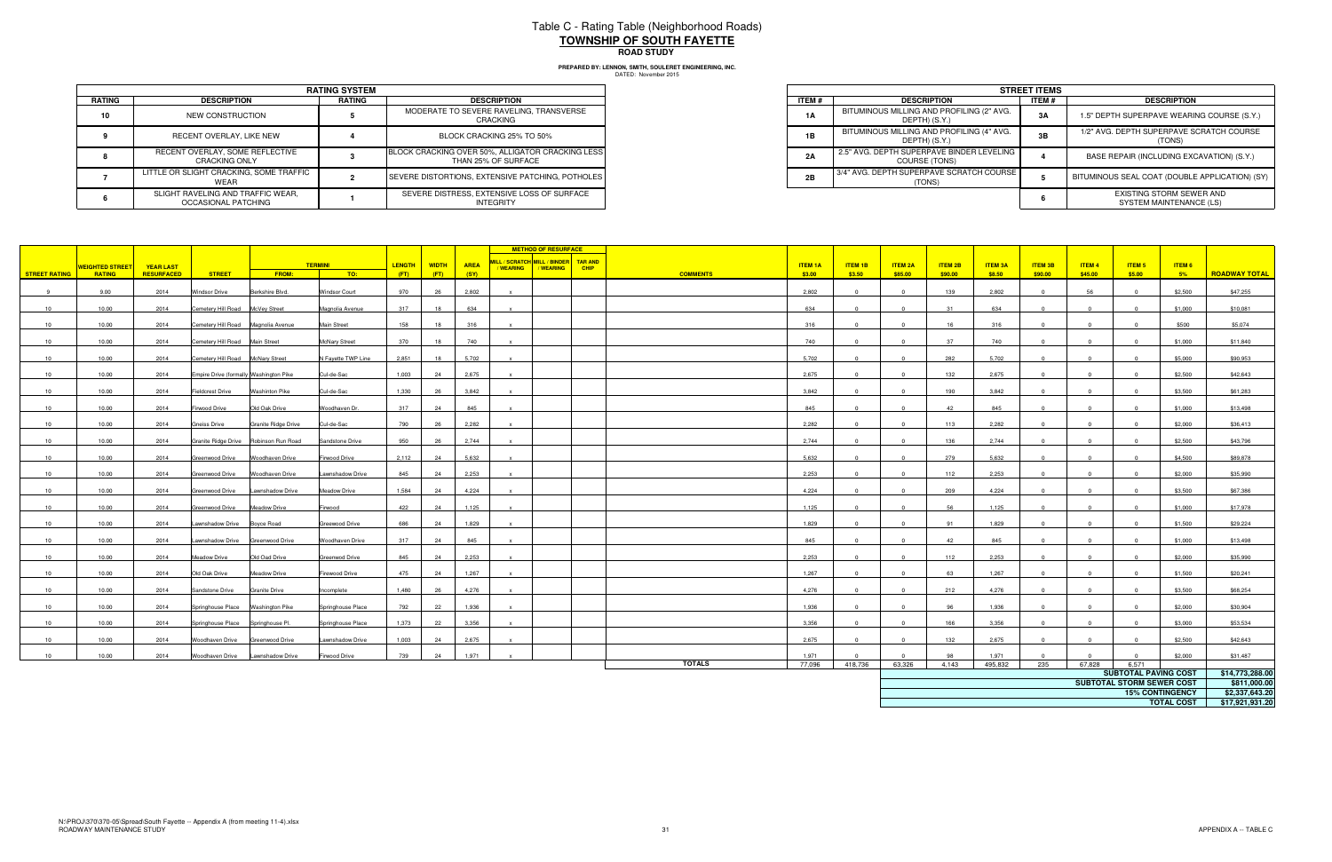# Table C - Rating Table (Neighborhood Roads)

## TOWNSHIP OF SOUTH FAYETTE

### ROAD STUDY

**PREPARED BY: LENNON, SMITH, SOULERET ENGINEERING, INC.**
DATED: November 2015

| RATING SYSTEM | | | |
|---|---|---|---|
| **RATING** | **DESCRIPTION** | **RATING** | **DESCRIPTION** |
| 10 | NEW CONSTRUCTION | 5 | MODERATE TO SEVERE RAVELING, TRANSVERSE CRACKING |
| 9 | RECENT OVERLAY, LIKE NEW | 4 | BLOCK CRACKING 25% TO 50% |
| 8 | RECENT OVERLAY, SOME REFLECTIVE CRACKING ONLY | 3 | BLOCK CRACKING OVER 50%, ALLIGATOR CRACKING LESS THAN 25% OF SURFACE |
| 7 | LITTLE OR SLIGHT CRACKING, SOME TRAFFIC WEAR | 2 | SEVERE DISTORTIONS, EXTENSIVE PATCHING, POTHOLES |
| 6 | SLIGHT RAVELING AND TRAFFIC WEAR, OCCASIONAL PATCHING | 1 | SEVERE DISTRESS, EXTENSIVE LOSS OF SURFACE INTEGRITY |

| STREET ITEMS | | | |
|---|---|---|---|
| **ITEM #** | **DESCRIPTION** | **ITEM #** | **DESCRIPTION** |
| 1A | BITUMINOUS MILLING AND PROFILING (2" AVG. DEPTH) (S.Y.) | 3A | 1.5" DEPTH SUPERPAVE WEARING COURSE (S.Y.) |
| 1B | BITUMINOUS MILLING AND PROFILING (4" AVG. DEPTH) (S.Y.) | 3B | 1/2" AVG. DEPTH SUPERPAVE SCRATCH COURSE (TONS) |
| 2A | 2.5" AVG. DEPTH SUPERPAVE BINDER LEVELING COURSE (TONS) | 4 | BASE REPAIR (INCLUDING EXCAVATION) (S.Y.) |
| 2B | 3/4" AVG. DEPTH SUPERPAVE SCRATCH COURSE (TONS) | 5 | BITUMINOUS SEAL COAT (DOUBLE APPLICATION) (SY) |
| | | 6 | EXISTING STORM SEWER AND SYSTEM MAINTENANCE (LS) |

| STREET RATING | WEIGHTED STREET RATING | YEAR LAST RESURFACED | STREET | TERMINI FROM: | TERMINI TO: | LENGTH (FT) | WIDTH (FT) | AREA (SY) | METHOD OF RESURFACE: MILL / SCRATCH / WEARING | MILL / BINDER / WEARING | TAR AND CHIP | COMMENTS | ITEM 1A $3.00 | ITEM 1B $3.50 | ITEM 2A $85.00 | ITEM 2B $90.00 | ITEM 3A $8.50 | ITEM 3B $90.00 | ITEM 4 $45.00 | ITEM 5 $5.00 | ITEM 6 5% | ROADWAY TOTAL |
|---|---|---|---|---|---|---|---|---|---|---|---|---|---|---|---|---|---|---|---|---|---|---|
| 9 | 9.00 | 2014 | Windsor Drive | Berkshire Blvd. | Windsor Court | 970 | 26 | 2,802 | x | | | | 2,802 | 0 | 0 | 139 | 2,802 | 0 | 56 | 0 | $2,500 | $47,255 |
| 10 | 10.00 | 2014 | Cemetery Hill Road | McVey Street | Magnolia Avenue | 317 | 18 | 634 | x | | | | 634 | 0 | 0 | 31 | 634 | 0 | 0 | 0 | $1,000 | $10,081 |
| 10 | 10.00 | 2014 | Cemetery Hill Road | Magnolia Avenue | Main Street | 158 | 18 | 316 | x | | | | 316 | 0 | 0 | 16 | 316 | 0 | 0 | 0 | $500 | $5,074 |
| 10 | 10.00 | 2014 | Cemetery Hill Road | Main Street | McNary Street | 370 | 18 | 740 | x | | | | 740 | 0 | 0 | 37 | 740 | 0 | 0 | 0 | $1,000 | $11,840 |
| 10 | 10.00 | 2014 | Cemetery Hill Road | McNary Street | N Fayette TWP Line | 2,851 | 18 | 5,702 | x | | | | 5,702 | 0 | 0 | 282 | 5,702 | 0 | 0 | 0 | $5,000 | $90,953 |
| 10 | 10.00 | 2014 | Empire Drive (formally Washington Pike | | Cul-de-Sac | 1,003 | 24 | 2,675 | x | | | | 2,675 | 0 | 0 | 132 | 2,675 | 0 | 0 | 0 | $2,500 | $42,643 |
| 10 | 10.00 | 2014 | Fieldcrest Drive | Washinton Pike | Cul-de-Sac | 1,330 | 26 | 3,842 | x | | | | 3,842 | 0 | 0 | 190 | 3,842 | 0 | 0 | 0 | $3,500 | $61,283 |
| 10 | 10.00 | 2014 | Firwood Drive | Old Oak Drive | Woodhaven Dr. | 317 | 24 | 845 | x | | | | 845 | 0 | 0 | 42 | 845 | 0 | 0 | 0 | $1,000 | $13,498 |
| 10 | 10.00 | 2014 | Gneiss Drive | Granite Ridge Drive | Cul-de-Sac | 790 | 26 | 2,282 | x | | | | 2,282 | 0 | 0 | 113 | 2,282 | 0 | 0 | 0 | $2,000 | $36,413 |
| 10 | 10.00 | 2014 | Granite Ridge Drive | Robinson Run Road | Sandstone Drive | 950 | 26 | 2,744 | x | | | | 2,744 | 0 | 0 | 136 | 2,744 | 0 | 0 | 0 | $2,500 | $43,796 |
| 10 | 10.00 | 2014 | Greenwood Drive | Woodhaven Drive | Firwood Drive | 2,112 | 24 | 5,632 | x | | | | 5,632 | 0 | 0 | 279 | 5,632 | 0 | 0 | 0 | $4,500 | $89,878 |
| 10 | 10.00 | 2014 | Greenwood Drive | Woodhaven Drive | Lawnshadow Drive | 845 | 24 | 2,253 | x | | | | 2,253 | 0 | 0 | 112 | 2,253 | 0 | 0 | 0 | $2,000 | $35,990 |
| 10 | 10.00 | 2014 | Greenwood Drive | Lawnshadow Drive | Meadow Drive | 1,584 | 24 | 4,224 | x | | | | 4,224 | 0 | 0 | 209 | 4,224 | 0 | 0 | 0 | $3,500 | $67,386 |
| 10 | 10.00 | 2014 | Greenwood Drive | Meadow Drive | Firwood | 422 | 24 | 1,125 | x | | | | 1,125 | 0 | 0 | 56 | 1,125 | 0 | 0 | 0 | $1,000 | $17,978 |
| 10 | 10.00 | 2014 | Lawnshadow Drive | Boyce Road | Greewood Drive | 686 | 24 | 1,829 | x | | | | 1,829 | 0 | 0 | 91 | 1,829 | 0 | 0 | 0 | $1,500 | $29,224 |
| 10 | 10.00 | 2014 | Lawnshadow Drive | Greenwood Drive | Woodhaven Drive | 317 | 24 | 845 | x | | | | 845 | 0 | 0 | 42 | 845 | 0 | 0 | 0 | $1,000 | $13,498 |
| 10 | 10.00 | 2014 | Meadow Drive | Old Oad Drive | Greenwood Drive | 845 | 24 | 2,253 | x | | | | 2,253 | 0 | 0 | 112 | 2,253 | 0 | 0 | 0 | $2,000 | $35,990 |
| 10 | 10.00 | 2014 | Old Oak Drive | Meadow Drive | Firewood Drive | 475 | 24 | 1,267 | x | | | | 1,267 | 0 | 0 | 63 | 1,267 | 0 | 0 | 0 | $1,500 | $20,241 |
| 10 | 10.00 | 2014 | Sandstone Drive | Granite Drive | Incomplete | 1,480 | 26 | 4,276 | x | | | | 4,276 | 0 | 0 | 212 | 4,276 | 0 | 0 | 0 | $3,500 | $68,254 |
| 10 | 10.00 | 2014 | Springhouse Place | Washington Pike | Springhouse Place | 792 | 22 | 1,936 | x | | | | 1,936 | 0 | 0 | 96 | 1,936 | 0 | 0 | 0 | $2,000 | $30,904 |
| 10 | 10.00 | 2014 | Springhouse Place | Springhouse Pl. | Springhouse Place | 1,373 | 22 | 3,356 | x | | | | 3,356 | 0 | 0 | 166 | 3,356 | 0 | 0 | 0 | $3,000 | $53,534 |
| 10 | 10.00 | 2014 | Woodhaven Drive | Greenwood Drive | Lawnshadow Drive | 1,003 | 24 | 2,675 | x | | | | 2,675 | 0 | 0 | 132 | 2,675 | 0 | 0 | 0 | $2,500 | $42,643 |
| 10 | 10.00 | 2014 | Woodhaven Drive | Lawnshadow Drive | Firwood Drive | 739 | 24 | 1,971 | x | | | | 1,971 | 0 | 0 | 98 | 1,971 | 0 | 0 | 0 | $2,000 | $31,487 |
| | | | | | | | | | | | | **TOTALS** | 77,096 | 418,736 | 63,326 | 4,143 | 495,832 | 235 | 67,828 | 6,571 | | |
| | | | | | | | | | | | | | | | | | | | | | **SUBTOTAL PAVING COST** | **$14,773,288.00** |
| | | | | | | | | | | | | | | | | | | | | | **SUBTOTAL STORM SEWER COST** | **$811,000.00** |
| | | | | | | | | | | | | | | | | | | | | | **15% CONTINGENCY** | **$2,337,643.20** |
| | | | | | | | | | | | | | | | | | | | | | **TOTAL COST** | **$17,921,931.20** |

N:\PROJ\370\370-05\Spread\South Fayette -- Appendix A (from meeting 11-4).xlsx
ROADWAY MAINTENANCE STUDY

APPENDIX A -- TABLE C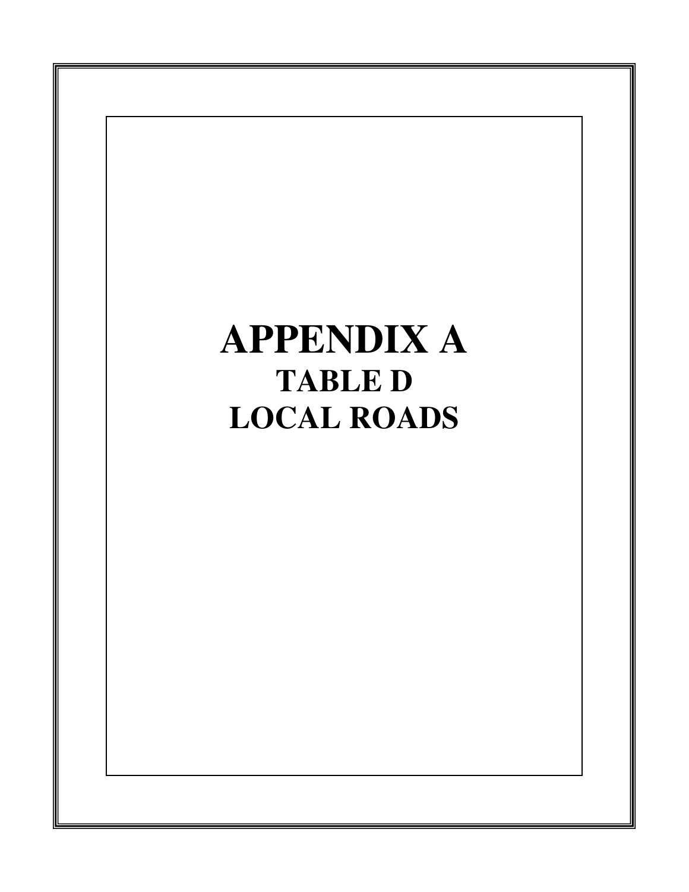# APPENDIX A

## TABLE D

## LOCAL ROADS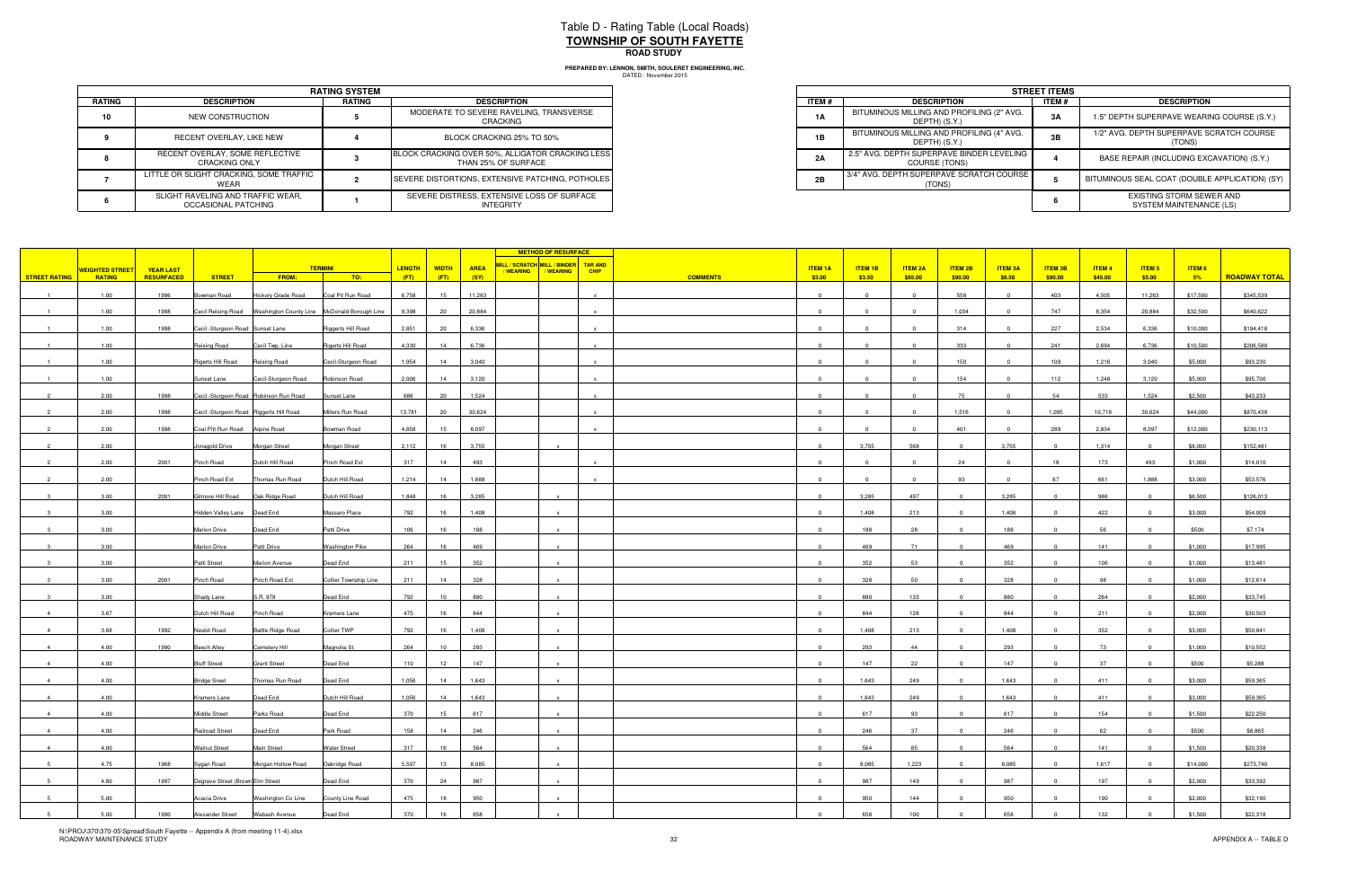# Table D - Rating Table (Local Roads)
## TOWNSHIP OF SOUTH FAYETTE
### ROAD STUDY

**PREPARED BY: LENNON, SMITH, SOULERET ENGINEERING, INC.**
DATED: November 2015

| RATING SYSTEM | | | |
|---|---|---|---|
| RATING | DESCRIPTION | RATING | DESCRIPTION |
| 10 | NEW CONSTRUCTION | 5 | MODERATE TO SEVERE RAVELING, TRANSVERSE CRACKING |
| 9 | RECENT OVERLAY, LIKE NEW | 4 | BLOCK CRACKING 25% TO 50% |
| 8 | RECENT OVERLAY, SOME REFLECTIVE CRACKING ONLY | 3 | BLOCK CRACKING OVER 50%, ALLIGATOR CRACKING LESS THAN 25% OF SURFACE |
| 7 | LITTLE OR SLIGHT CRACKING, SOME TRAFFIC WEAR | 2 | SEVERE DISTORTIONS, EXTENSIVE PATCHING, POTHOLES |
| 6 | SLIGHT RAVELING AND TRAFFIC WEAR, OCCASIONAL PATCHING | 1 | SEVERE DISTRESS, EXTENSIVE LOSS OF SURFACE INTEGRITY |

| STREET ITEMS | | | |
|---|---|---|---|
| ITEM # | DESCRIPTION | ITEM # | DESCRIPTION |
| 1A | BITUMINOUS MILLING AND PROFILING (2" AVG. DEPTH) (S.Y.) | 3A | 1.5" DEPTH SUPERPAVE WEARING COURSE (S.Y.) |
| 1B | BITUMINOUS MILLING AND PROFILING (4" AVG. DEPTH) (S.Y.) | 3B | 1/2" AVG. DEPTH SUPERPAVE SCRATCH COURSE (TONS) |
| 2A | 2.5" AVG. DEPTH SUPERPAVE BINDER LEVELING COURSE (TONS) | 4 | BASE REPAIR (INCLUDING EXCAVATION) (S.Y.) |
| 2B | 3/4" AVG. DEPTH SUPERPAVE SCRATCH COURSE (TONS) | 5 | BITUMINOUS SEAL COAT (DOUBLE APPLICATION) (SY) |
| | | 6 | EXISTING STORM SEWER AND SYSTEM MAINTENANCE (LS) |

| STREET RATING | WEIGHTED STREET RATING | YEAR LAST RESURFACED | STREET | TERMINI FROM: | TERMINI TO: | LENGTH (FT) | WIDTH (FT) | AREA (SY) | METHOD OF RESURFACE: MILL / SCRATCH / WEARING | METHOD OF RESURFACE: MILL / BINDER / WEARING | METHOD OF RESURFACE: TAR AND CHIP | COMMENTS | ITEM 1A $3.00 | ITEM 1B $3.50 | ITEM 2A $85.00 | ITEM 2B $90.00 | ITEM 3A $8.50 | ITEM 3B $90.00 | ITEM 4 $45.00 | ITEM 5 $5.00 | ITEM 6 5% | ROADWAY TOTAL |
|---|---|---|---|---|---|---|---|---|---|---|---|---|---|---|---|---|---|---|---|---|---|---|
| 1 | 1.00 | 1996 | Bowman Road | Hickory Grade Road | Coal Pit Run Road | 6,758 | 15 | 11,263 | | | x | | 0 | 0 | 0 | 558 | 0 | 403 | 4,505 | 11,263 | $17,500 | $345,539 |
| 1 | 1.00 | 1998 | Cecil Reising Road | Washington County Line | McDonald Borough Line | 9,398 | 20 | 20,884 | | | x | | 0 | 0 | 0 | 1,034 | 0 | 747 | 8,354 | 20,884 | $32,500 | $640,622 |
| 1 | 1.00 | 1998 | Cecil -Sturgeon Road | Sunset Lane | Riggerts Hill Road | 2,851 | 20 | 6,336 | | | x | | 0 | 0 | 0 | 314 | 0 | 227 | 2,534 | 6,336 | $10,000 | $194,418 |
| 1 | 1.00 | | Reising Road | Cecil Twp. Line | Rigerts Hill Road | 4,330 | 14 | 6,736 | | | x | | 0 | 0 | 0 | 333 | 0 | 241 | 2,694 | 6,736 | $10,500 | $206,586 |
| 1 | 1.00 | | Rigerts Hill Road | Reising Road | Cecil-Sturgeon Road | 1,954 | 14 | 3,040 | | | x | | 0 | 0 | 0 | 150 | 0 | 109 | 1,216 | 3,040 | $5,000 | $93,230 |
| 1 | 1.00 | | Sunset Lane | Cecil-Sturgeon Road | Robinson Road | 2,006 | 14 | 3,120 | | | x | | 0 | 0 | 0 | 154 | 0 | 112 | 1,248 | 3,120 | $5,000 | $95,700 |
| 2 | 2.00 | 1998 | Cecil -Sturgeon Road | Robinson Run Road | Sunset Lane | 686 | 20 | 1,524 | | | x | | 0 | 0 | 0 | 75 | 0 | 54 | 533 | 1,524 | $2,500 | $43,233 |
| 2 | 2.00 | 1998 | Cecil -Sturgeon Road | Riggerts Hill Road | Millers Run Road | 13,781 | 20 | 30,624 | | | x | | 0 | 0 | 0 | 1,516 | 0 | 1,095 | 10,718 | 30,624 | $44,000 | $870,438 |
| 2 | 2.00 | 1998 | Coal Pit Run Road | Alpine Road | Bowman Road | 4,858 | 15 | 8,097 | | | x | | 0 | 0 | 0 | 401 | 0 | 289 | 2,834 | 8,097 | $12,000 | $230,113 |
| 2 | 2.00 | | Jonagold Drive | Morgan Street | Morgan Street | 2,112 | 16 | 3,755 | | x | | | 0 | 3,755 | 568 | 0 | 3,755 | 0 | 1,314 | 0 | $8,000 | $152,481 |
| 2 | 2.00 | 2001 | Pinch Road | Dutch Hill Road | Pinch Road Ext | 317 | 14 | 493 | | | x | | 0 | 0 | 0 | 24 | 0 | 18 | 173 | 493 | $1,000 | $14,010 |
| 2 | 2.00 | | Pinch Road Ext | Thomas Run Road | Dutch Hill Road | 1,214 | 14 | 1,888 | | | x | | 0 | 0 | 0 | 93 | 0 | 67 | 661 | 1,888 | $3,000 | $53,576 |
| 3 | 3.00 | 2001 | Gilmore Hill Road | Oak Ridge Road | Dutch Hill Road | 1,848 | 16 | 3,285 | | x | | | 0 | 3,285 | 497 | 0 | 3,285 | 0 | 986 | 0 | $6,500 | $126,013 |
| 3 | 3.00 | | Hidden Valley Lane | Dead End | Massaro Place | 792 | 16 | 1,408 | | x | | | 0 | 1,408 | 213 | 0 | 1,408 | 0 | 422 | 0 | $3,000 | $54,009 |
| 3 | 3.00 | | Marion Drive | Dead End | Patti Drive | 106 | 16 | 188 | | x | | | 0 | 188 | 28 | 0 | 188 | 0 | 56 | 0 | $500 | $7,174 |
| 3 | 3.00 | | Marion Drive | Patti Drive | Washington Pike | 264 | 16 | 469 | | x | | | 0 | 469 | 71 | 0 | 469 | 0 | 141 | 0 | $1,000 | $17,995 |
| 3 | 3.00 | | Patti Street | Marion Avenue | Dead End | 211 | 15 | 352 | | x | | | 0 | 352 | 53 | 0 | 352 | 0 | 106 | 0 | $1,000 | $13,481 |
| 3 | 3.00 | 2001 | Pinch Road | Pinch Road Ext | Collier Township Line | 211 | 14 | 328 | | x | | | 0 | 328 | 50 | 0 | 328 | 0 | 98 | 0 | $1,000 | $12,614 |
| 3 | 3.00 | | Shady Lane | S.R. 978 | Dead End | 792 | 10 | 880 | | x | | | 0 | 880 | 133 | 0 | 880 | 0 | 264 | 0 | $2,000 | $33,745 |
| 4 | 3.67 | | Dutch Hill Road | Pinch Road | Kramers Lane | 475 | 16 | 844 | | x | | | 0 | 844 | 128 | 0 | 844 | 0 | 211 | 0 | $2,000 | $30,503 |
| 4 | 3.68 | 1992 | Nesbit Road | Battle Ridge Road | Collier TWP | 792 | 16 | 1,408 | | x | | | 0 | 1,408 | 213 | 0 | 1,408 | 0 | 352 | 0 | $3,000 | $50,841 |
| 4 | 4.00 | 1990 | Beech Alley | Cemetery Hill | Magnolia St. | 264 | 10 | 293 | | x | | | 0 | 293 | 44 | 0 | 293 | 0 | 73 | 0 | $1,000 | $10,552 |
| 4 | 4.00 | | Bluff Street | Grant Street | Dead End | 110 | 12 | 147 | | x | | | 0 | 147 | 22 | 0 | 147 | 0 | 37 | 0 | $500 | $5,288 |
| 4 | 4.00 | | Bridge Sreet | Thomas Run Road | Dead End | 1,056 | 14 | 1,643 | | x | | | 0 | 1,643 | 249 | 0 | 1,643 | 0 | 411 | 0 | $3,000 | $59,365 |
| 4 | 4.00 | | Kramers Lane | Dead End | Dutch Hill Road | 1,056 | 14 | 1,643 | | x | | | 0 | 1,643 | 249 | 0 | 1,643 | 0 | 411 | 0 | $3,000 | $59,365 |
| 4 | 4.00 | | Middle Street | Parks Road | Dead End | 370 | 15 | 617 | | x | | | 0 | 617 | 93 | 0 | 617 | 0 | 154 | 0 | $1,500 | $22,250 |
| 4 | 4.00 | | Railroad Street | Dead End | Park Road | 158 | 14 | 246 | | x | | | 0 | 246 | 37 | 0 | 246 | 0 | 62 | 0 | $500 | $8,865 |
| 4 | 4.00 | | Walnut Street | Main Street | Water Street | 317 | 16 | 564 | | x | | | 0 | 564 | 85 | 0 | 564 | 0 | 141 | 0 | $1,500 | $20,338 |
| 5 | 4.75 | 1968 | Sygan Road | Morgan Hollow Road | Oakridge Road | 5,597 | 13 | 8,085 | | x | | | 0 | 8,085 | 1,223 | 0 | 8,085 | 0 | 1,617 | 0 | $14,000 | $273,740 |
| 5 | 4.80 | 1997 | Degreave Street (Brown) | Elm Street | Dead End | 370 | 24 | 987 | | x | | | 0 | 987 | 149 | 0 | 987 | 0 | 197 | 0 | $2,000 | $33,392 |
| 5 | 5.00 | | Acacia Drive | Washington Co Line | County Line Road | 475 | 18 | 950 | | x | | | 0 | 950 | 144 | 0 | 950 | 0 | 190 | 0 | $2,000 | $32,190 |
| 5 | 5.00 | 1990 | Alexander Street | Wabash Avenue | Dead End | 370 | 16 | 658 | | x | | | 0 | 658 | 100 | 0 | 658 | 0 | 132 | 0 | $1,500 | $22,318 |

N:\PROJ\370\370-05\Spread\South Fayette -- Appendix A (from meeting 11-4).xlsx
ROADWAY MAINTENANCE STUDY

APPENDIX A -- TABLE D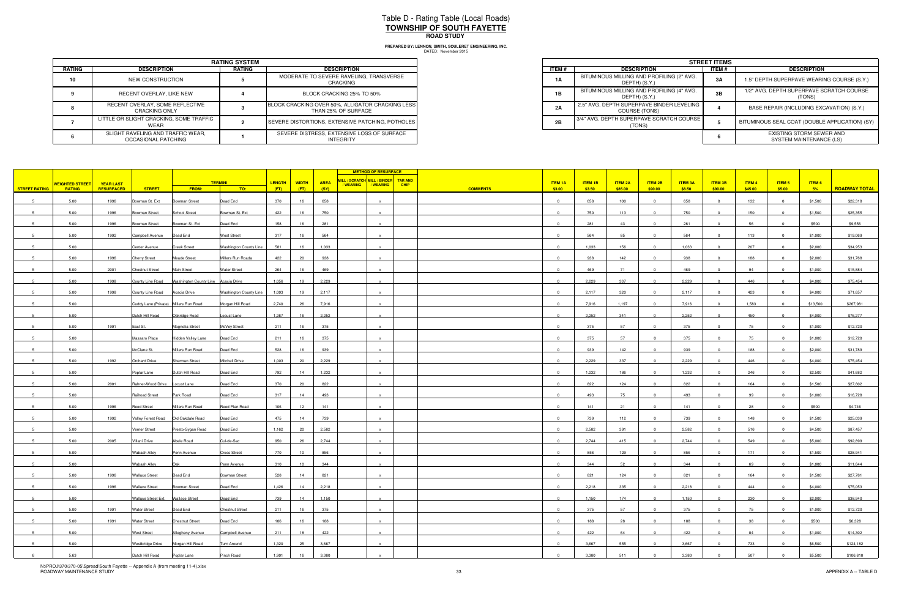# Table D - Rating Table (Local Roads)
## TOWNSHIP OF SOUTH FAYETTE
### ROAD STUDY

**PREPARED BY: LENNON, SMITH, SOULERET ENGINEERING, INC.**
DATED: November 2015

| RATING SYSTEM | | | |
|---|---|---|---|
| **RATING** | **DESCRIPTION** | **RATING** | **DESCRIPTION** |
| 10 | NEW CONSTRUCTION | 5 | MODERATE TO SEVERE RAVELING, TRANSVERSE CRACKING |
| 9 | RECENT OVERLAY, LIKE NEW | 4 | BLOCK CRACKING 25% TO 50% |
| 8 | RECENT OVERLAY, SOME REFLECTIVE CRACKING ONLY | 3 | BLOCK CRACKING OVER 50%, ALLIGATOR CRACKING LESS THAN 25% OF SURFACE |
| 7 | LITTLE OR SLIGHT CRACKING, SOME TRAFFIC WEAR | 2 | SEVERE DISTORTIONS, EXTENSIVE PATCHING, POTHOLES |
| 6 | SLIGHT RAVELING AND TRAFFIC WEAR, OCCASIONAL PATCHING | 1 | SEVERE DISTRESS, EXTENSIVE LOSS OF SURFACE INTEGRITY |

| STREET ITEMS | | | |
|---|---|---|---|
| **ITEM #** | **DESCRIPTION** | **ITEM #** | **DESCRIPTION** |
| 1A | BITUMINOUS MILLING AND PROFILING (2" AVG. DEPTH) (S.Y.) | 3A | 1.5" DEPTH SUPERPAVE WEARING COURSE (S.Y.) |
| 1B | BITUMINOUS MILLING AND PROFILING (4" AVG. DEPTH) (S.Y.) | 3B | 1/2" AVG. DEPTH SUPERPAVE SCRATCH COURSE (TONS) |
| 2A | 2.5" AVG. DEPTH SUPERPAVE BINDER LEVELING COURSE (TONS) | 4 | BASE REPAIR (INCLUDING EXCAVATION) (S.Y.) |
| 2B | 3/4" AVG. DEPTH SUPERPAVE SCRATCH COURSE (TONS) | 5 | BITUMINOUS SEAL COAT (DOUBLE APPLICATION) (SY) |
| | | 6 | EXISTING STORM SEWER AND SYSTEM MAINTENANCE (LS) |

| STREET RATING | WEIGHTED STREET RATING | YEAR LAST RESURFACED | STREET | TERMINI FROM: | TERMINI TO: | LENGTH (FT) | WIDTH (FT) | AREA (SY) | MILL / SCRATCH / WEARING | MILL / BINDER / WEARING | TAR AND CHIP | COMMENTS | ITEM 1A $3.00 | ITEM 1B $3.50 | ITEM 2A $85.00 | ITEM 2B $90.00 | ITEM 3A $8.50 | ITEM 3B $90.00 | ITEM 4 $45.00 | ITEM 5 $5.00 | ITEM 6 5% | ROADWAY TOTAL |
|---|---|---|---|---|---|---|---|---|---|---|---|---|---|---|---|---|---|---|---|---|---|---|
| 5 | 5.00 | 1996 | Bowman St. Ext | Bowman Street | Dead End | 370 | 16 | 658 | | x | | | 0 | 658 | 100 | 0 | 658 | 0 | 132 | 0 | $1,500 | $22,318 |
| 5 | 5.00 | 1996 | Bowman Street | School Street | Bowman St. Ext | 422 | 16 | 750 | | x | | | 0 | 750 | 113 | 0 | 750 | 0 | 150 | 0 | $1,500 | $25,355 |
| 5 | 5.00 | 1996 | Bowman Street | Bowman St. Ext | Dead End | 158 | 16 | 281 | | x | | | 0 | 281 | 43 | 0 | 281 | 0 | 56 | 0 | $500 | $9,556 |
| 5 | 5.00 | 1992 | Campbell Avenue | Dead End | West Street | 317 | 16 | 564 | | x | | | 0 | 564 | 85 | 0 | 564 | 0 | 113 | 0 | $1,000 | $19,069 |
| 5 | 5.00 | | Center Avenue | Creek Street | Washington County Line | 581 | 16 | 1,033 | | x | | | 0 | 1,033 | 156 | 0 | 1,033 | 0 | 207 | 0 | $2,000 | $34,953 |
| 5 | 5.00 | 1996 | Cherry Street | Meade Street | Millers Run Roada | 422 | 20 | 938 | | x | | | 0 | 938 | 142 | 0 | 938 | 0 | 188 | 0 | $2,000 | $31,768 |
| 5 | 5.00 | 2001 | Chestnut Street | Main Street | Water Street | 264 | 16 | 469 | | x | | | 0 | 469 | 71 | 0 | 469 | 0 | 94 | 0 | $1,000 | $15,884 |
| 5 | 5.00 | 1998 | County Line Road | Washington County Line | Acacia Drive | 1,056 | 19 | 2,229 | | x | | | 0 | 2,229 | 337 | 0 | 2,229 | 0 | 446 | 0 | $4,000 | $75,454 |
| 5 | 5.00 | 1998 | County Line Road | Acacia Drive | Washington County Line | 1,003 | 19 | 2,117 | | x | | | 0 | 2,117 | 320 | 0 | 2,117 | 0 | 423 | 0 | $4,000 | $71,657 |
| 5 | 5.00 | | Cuddy Lane (Private) | Millers Run Road | Morgan Hill Road | 2,740 | 26 | 7,916 | | x | | | 0 | 7,916 | 1,197 | 0 | 7,916 | 0 | 1,583 | 0 | $13,500 | $267,981 |
| 5 | 5.00 | | Dutch Hill Road | Oakridge Road | Locust Lane | 1,267 | 16 | 2,252 | | x | | | 0 | 2,252 | 341 | 0 | 2,252 | 0 | 450 | 0 | $4,000 | $76,277 |
| 5 | 5.00 | 1991 | East St. | Magnolia Street | McVey Street | 211 | 16 | 375 | | x | | | 0 | 375 | 57 | 0 | 375 | 0 | 75 | 0 | $1,000 | $12,720 |
| 5 | 5.00 | | Massaro Place | Hidden Valley Lane | Dead End | 211 | 16 | 375 | | x | | | 0 | 375 | 57 | 0 | 375 | 0 | 75 | 0 | $1,000 | $12,720 |
| 5 | 5.00 | | McClane St. | Millers Run Road | Dead End | 528 | 16 | 939 | | x | | | 0 | 939 | 142 | 0 | 939 | 0 | 188 | 0 | $2,000 | $31,789 |
| 5 | 5.00 | 1992 | Orchard Drive | Sherman Street | Mitchell Drive | 1,003 | 20 | 2,229 | | x | | | 0 | 2,229 | 337 | 0 | 2,229 | 0 | 446 | 0 | $4,000 | $75,454 |
| 5 | 5.00 | | Poplar Lane | Dutch Hill Road | Dead End | 792 | 14 | 1,232 | | x | | | 0 | 1,232 | 186 | 0 | 1,232 | 0 | 246 | 0 | $2,500 | $41,682 |
| 5 | 5.00 | 2001 | Rahner-Wood Drive | Locust Lane | Dead End | 370 | 20 | 822 | | x | | | 0 | 822 | 124 | 0 | 822 | 0 | 164 | 0 | $1,500 | $27,802 |
| 5 | 5.00 | | Railroad Street | Park Road | Dead End | 317 | 14 | 493 | | x | | | 0 | 493 | 75 | 0 | 493 | 0 | 99 | 0 | $1,000 | $16,728 |
| 5 | 5.00 | 1996 | Reed Street | Millers Run Road | Reed Plan Road | 106 | 12 | 141 | | x | | | 0 | 141 | 21 | 0 | 141 | 0 | 28 | 0 | $500 | $4,746 |
| 5 | 5.00 | 1992 | Valley Forest Road | Old Oakdale Road | Dead End | 475 | 14 | 739 | | x | | | 0 | 739 | 112 | 0 | 739 | 0 | 148 | 0 | $1,500 | $25,039 |
| 5 | 5.00 | | Verner Street | Presto-Sygan Road | Dead End | 1,162 | 20 | 2,582 | | x | | | 0 | 2,582 | 391 | 0 | 2,582 | 0 | 516 | 0 | $4,500 | $87,457 |
| 5 | 5.00 | 2005 | Villani Drive | Abele Road | Cul-de-Sac | 950 | 26 | 2,744 | | x | | | 0 | 2,744 | 415 | 0 | 2,744 | 0 | 549 | 0 | $5,000 | $92,899 |
| 5 | 5.00 | | Wabash Alley | Penn Avenue | Cross Street | 770 | 10 | 856 | | x | | | 0 | 856 | 129 | 0 | 856 | 0 | 171 | 0 | $1,500 | $28,941 |
| 5 | 5.00 | | Wabash Alley | Oak | Penn Avenue | 310 | 10 | 344 | | x | | | 0 | 344 | 52 | 0 | 344 | 0 | 69 | 0 | $1,000 | $11,644 |
| 5 | 5.00 | 1996 | Wallace Street | Dead End | Bowman Street | 528 | 14 | 821 | | x | | | 0 | 821 | 124 | 0 | 821 | 0 | 164 | 0 | $1,500 | $27,781 |
| 5 | 5.00 | 1996 | Wallace Street | Bowman Street | Dead End | 1,426 | 14 | 2,218 | | x | | | 0 | 2,218 | 335 | 0 | 2,218 | 0 | 444 | 0 | $4,000 | $75,053 |
| 5 | 5.00 | | Wallace Street Ext. | Wallace Street | Dead End | 739 | 14 | 1,150 | | x | | | 0 | 1,150 | 174 | 0 | 1,150 | 0 | 230 | 0 | $2,000 | $38,940 |
| 5 | 5.00 | 1991 | Water Street | Dead End | Chestnut Street | 211 | 16 | 375 | | x | | | 0 | 375 | 57 | 0 | 375 | 0 | 75 | 0 | $1,000 | $12,720 |
| 5 | 5.00 | 1991 | Water Street | Chestnut Street | Dead End | 106 | 16 | 188 | | x | | | 0 | 188 | 28 | 0 | 188 | 0 | 38 | 0 | $500 | $6,328 |
| 5 | 5.00 | | West Street | Allegheny Avenue | Campbell Avenue | 211 | 18 | 422 | | x | | | 0 | 422 | 64 | 0 | 422 | 0 | 84 | 0 | $1,000 | $14,302 |
| 5 | 5.00 | | Westbridge Drive | Morgan Hill Road | Turn Around | 1,320 | 25 | 3,667 | | x | | | 0 | 3,667 | 555 | 0 | 3,667 | 0 | 733 | 0 | $6,500 | $124,182 |
| 6 | 5.63 | | Dutch Hill Road | Poplar Lane | Pinch Road | 1,901 | 16 | 3,380 | | x | | | 0 | 3,380 | 511 | 0 | 3,380 | 0 | 507 | 0 | $5,500 | $106,810 |

N:\PROJ\370\370-05\Spread\South Fayette -- Appendix A (from meeting 11-4).xlsx
ROADWAY MAINTENANCE STUDY

APPENDIX A -- TABLE D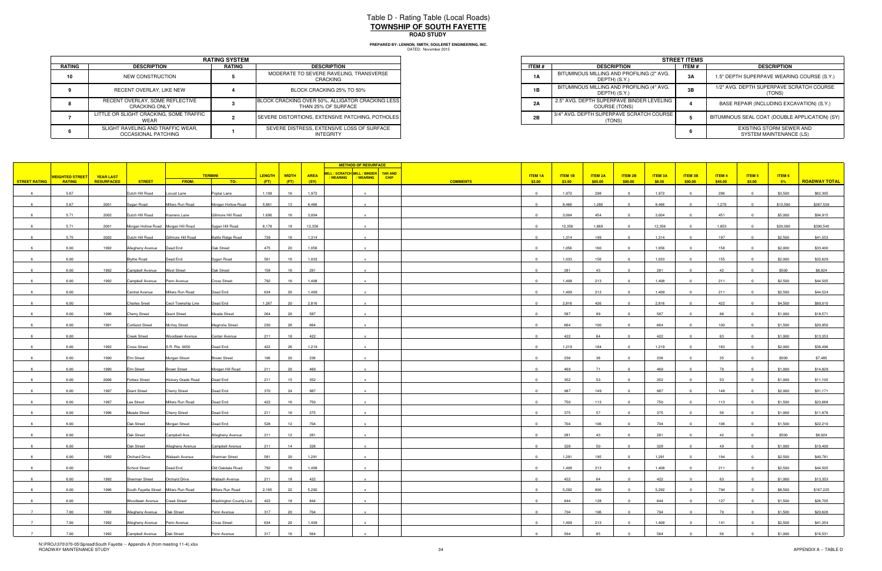# Table D - Rating Table (Local Roads)

## TOWNSHIP OF SOUTH FAYETTE

### ROAD STUDY

**PREPARED BY: LENNON, SMITH, SOULERET ENGINEERING, INC.**
DATED: November 2015

| RATING SYSTEM | | | |
|---|---|---|---|
| **RATING** | **DESCRIPTION** | **RATING** | **DESCRIPTION** |
| 10 | NEW CONSTRUCTION | 5 | MODERATE TO SEVERE RAVELING, TRANSVERSE CRACKING |
| 9 | RECENT OVERLAY, LIKE NEW | 4 | BLOCK CRACKING 25% TO 50% |
| 8 | RECENT OVERLAY, SOME REFLECTIVE CRACKING ONLY | 3 | BLOCK CRACKING OVER 50%, ALLIGATOR CRACKING LESS THAN 25% OF SURFACE |
| 7 | LITTLE OR SLIGHT CRACKING, SOME TRAFFIC WEAR | 2 | SEVERE DISTORTIONS, EXTENSIVE PATCHING, POTHOLES |
| 6 | SLIGHT RAVELING AND TRAFFIC WEAR, OCCASIONAL PATCHING | 1 | SEVERE DISTRESS, EXTENSIVE LOSS OF SURFACE INTEGRITY |

| STREET ITEMS | | | |
|---|---|---|---|
| **ITEM #** | **DESCRIPTION** | **ITEM #** | **DESCRIPTION** |
| 1A | BITUMINOUS MILLING AND PROFILING (2" AVG. DEPTH) (S.Y.) | 3A | 1.5" DEPTH SUPERPAVE WEARING COURSE (S.Y.) |
| 1B | BITUMINOUS MILLING AND PROFILING (4" AVG. DEPTH) (S.Y.) | 3B | 1/2" AVG. DEPTH SUPERPAVE SCRATCH COURSE (TONS) |
| 2A | 2.5" AVG. DEPTH SUPERPAVE BINDER LEVELING COURSE (TONS) | 4 | BASE REPAIR (INCLUDING EXCAVATION) (S.Y.) |
| 2B | 3/4" AVG. DEPTH SUPERPAVE SCRATCH COURSE (TONS) | 5 | BITUMINOUS SEAL COAT (DOUBLE APPLICATION) (SY) |
| | | 6 | EXISTING STORM SEWER AND SYSTEM MAINTENANCE (LS) |

| STREET RATING | WEIGHTED STREET RATING | YEAR LAST RESURFACED | STREET | TERMINI FROM: | TERMINI TO: | LENGTH (FT) | WIDTH (FT) | AREA (SY) | METHOD OF RESURFACE: MILL / SCRATCH / WEARING | MILL / BINDER / WEARING | TAR AND CHIP | COMMENTS | ITEM 1A $3.00 | ITEM 1B $3.50 | ITEM 2A $85.00 | ITEM 2B $90.00 | ITEM 3A $8.50 | ITEM 3B $90.00 | ITEM 4 $45.00 | ITEM 5 $5.00 | ITEM 6 5% | ROADWAY TOTAL |
|---|---|---|---|---|---|---|---|---|---|---|---|---|---|---|---|---|---|---|---|---|---|---|
| 6 | 5.67 | | Dutch Hill Road | Locust Lane | Popler Lane | 1,109 | 16 | 1,972 | | x | | | 0 | 1,972 | 298 | 0 | 1,972 | 0 | 296 | 0 | $3,500 | $62,305 |
| 6 | 5.67 | 2001 | Sygan Road | Millers Run Road | Morgan Hollow Road | 5,861 | 13 | 8,466 | | x | | | 0 | 8,466 | 1,280 | 0 | 8,466 | 0 | 1,270 | 0 | $13,500 | $267,538 |
| 6 | 5.71 | 2002 | Dutch Hill Road | Kramers Lane | Gillmore Hill Road | 1,690 | 16 | 3,004 | | x | | | 0 | 3,004 | 454 | 0 | 3,004 | 0 | 451 | 0 | $5,000 | $94,915 |
| 6 | 5.71 | 2001 | Morgan Hollow Road | Morgan Hill Road | Sygan Hill Road | 6,178 | 18 | 12,356 | | x | | | 0 | 12,356 | 1,869 | 0 | 12,356 | 0 | 1,853 | 0 | $20,000 | $390,540 |
| 6 | 5.75 | 2002 | Dutch Hill Road | Gillmore Hill Road | Battle Ridge Road | 739 | 16 | 1,314 | | x | | | 0 | 1,314 | 199 | 0 | 1,314 | 0 | 197 | 0 | $2,500 | $41,553 |
| 6 | 6.00 | 1992 | Allegheny Avenue | Dead End | Oak Street | 475 | 20 | 1,056 | | x | | | 0 | 1,056 | 160 | 0 | 1,056 | 0 | 158 | 0 | $2,000 | $33,400 |
| 6 | 6.00 | | Blythe Road | Dead End | Sygan Road | 581 | 16 | 1,033 | | x | | | 0 | 1,033 | 156 | 0 | 1,033 | 0 | 155 | 0 | $2,000 | $32,629 |
| 6 | 6.00 | 1992 | Campbell Avenue | West Street | Oak Street | 158 | 16 | 281 | | x | | | 0 | 281 | 43 | 0 | 281 | 0 | 42 | 0 | $500 | $8,924 |
| 6 | 6.00 | 1992 | Campbell Avenue | Penn Avenue | Cross Street | 792 | 16 | 1,408 | | x | | | 0 | 1,408 | 213 | 0 | 1,408 | 0 | 211 | 0 | $2,500 | $44,505 |
| 6 | 6.00 | | Central Avenue | Millers Run Road | Dead End | 634 | 20 | 1,409 | | x | | | 0 | 1,409 | 213 | 0 | 1,409 | 0 | 211 | 0 | $2,500 | $44,524 |
| 6 | 6.00 | | Charles Sreet | Cecil Township Line | Dead End | 1,267 | 20 | 2,816 | | x | | | 0 | 2,816 | 426 | 0 | 2,816 | 0 | 422 | 0 | $4,500 | $89,010 |
| 6 | 6.00 | 1996 | Cherry Street | Grant Street | Meade Street | 264 | 20 | 587 | | x | | | 0 | 587 | 89 | 0 | 587 | 0 | 88 | 0 | $1,000 | $18,571 |
| 6 | 6.00 | 1991 | Cortland Street | McVey Street | Magnolia Street | 230 | 26 | 664 | | x | | | 0 | 664 | 100 | 0 | 664 | 0 | 100 | 0 | $1,500 | $20,950 |
| 6 | 6.00 | | Creek Street | Woodlawn Avenue | Center Avenue | 211 | 18 | 422 | | x | | | 0 | 422 | 64 | 0 | 422 | 0 | 63 | 0 | $1,000 | $13,353 |
| 6 | 6.00 | 1992 | Cross Street | S.R. Rte. 0050 | Dead End | 422 | 26 | 1,219 | | x | | | 0 | 1,219 | 184 | 0 | 1,219 | 0 | 183 | 0 | $2,000 | $38,496 |
| 6 | 6.00 | 1990 | Elm Street | Morgan Street | Brown Street | 106 | 20 | 236 | | x | | | 0 | 236 | 36 | 0 | 236 | 0 | 35 | 0 | $500 | $7,485 |
| 6 | 6.00 | 1990 | Elm Street | Brown Street | Morgan Hill Road | 211 | 20 | 469 | | x | | | 0 | 469 | 71 | 0 | 469 | 0 | 70 | 0 | $1,000 | $14,829 |
| 6 | 6.00 | 2006 | Forbes Street | Hickory Grade Road | Dead End | 211 | 15 | 352 | | x | | | 0 | 352 | 53 | 0 | 352 | 0 | 53 | 0 | $1,000 | $11,105 |
| 6 | 6.00 | 1997 | Grant Street | Cherry Street | Dead End | 370 | 24 | 987 | | x | | | 0 | 987 | 149 | 0 | 987 | 0 | 148 | 0 | $2,000 | $31,171 |
| 6 | 6.00 | 1997 | Lee Street | Millers Run Road | Dead End | 422 | 16 | 750 | | x | | | 0 | 750 | 113 | 0 | 750 | 0 | 113 | 0 | $1,500 | $23,668 |
| 6 | 6.00 | 1996 | Meade Street | Cherry Street | Dead End | 211 | 16 | 375 | | x | | | 0 | 375 | 57 | 0 | 375 | 0 | 56 | 0 | $1,000 | $11,876 |
| 6 | 6.00 | | Oak Street | Morgan Street | Dead End | 528 | 12 | 704 | | x | | | 0 | 704 | 106 | 0 | 704 | 0 | 106 | 0 | $1,500 | $22,210 |
| 6 | 6.00 | | Oak Street | Campbell Ave. | Allegheny Avenue | 211 | 12 | 281 | | x | | | 0 | 281 | 43 | 0 | 281 | 0 | 42 | 0 | $500 | $8,924 |
| 6 | 6.00 | | Oak Street | Allegheny Avenue | Campbell Avenue | 211 | 14 | 328 | | x | | | 0 | 328 | 50 | 0 | 328 | 0 | 49 | 0 | $1,000 | $10,400 |
| 6 | 6.00 | 1992 | Orchard Drive | Wabash Avenue | Sherman Street | 581 | 20 | 1,291 | | x | | | 0 | 1,291 | 195 | 0 | 1,291 | 0 | 194 | 0 | $2,500 | $40,781 |
| 6 | 6.00 | | School Street | Dead End | Old Oakdale Road | 792 | 16 | 1,408 | | x | | | 0 | 1,408 | 213 | 0 | 1,408 | 0 | 211 | 0 | $2,500 | $44,505 |
| 6 | 6.00 | 1992 | Sherman Street | Orchard Drive | Wabash Avenue | 211 | 18 | 422 | | x | | | 0 | 422 | 64 | 0 | 422 | 0 | 63 | 0 | $1,000 | $13,353 |
| 6 | 6.00 | 1996 | South Fayette Street | Millers Run Road | Millers Run Road | 2,165 | 22 | 5,292 | | x | | | 0 | 5,292 | 800 | 0 | 5,292 | 0 | 794 | 0 | $8,500 | $167,225 |
| 6 | 6.00 | | Woodlawn Avenue | Creek Street | Washington County Line | 422 | 18 | 844 | | x | | | 0 | 844 | 128 | 0 | 844 | 0 | 127 | 0 | $1,500 | $26,705 |
| 7 | 7.00 | 1992 | Allegheny Avenue | Oak Street | Penn Avenue | 317 | 20 | 704 | | x | | | 0 | 704 | 106 | 0 | 704 | 0 | 70 | 0 | $1,500 | $20,626 |
| 7 | 7.00 | 1992 | Allegheny Avenue | Penn Avenue | Cross Street | 634 | 20 | 1,409 | | x | | | 0 | 1,409 | 213 | 0 | 1,409 | 0 | 141 | 0 | $2,500 | $41,354 |
| 7 | 7.00 | 1992 | Campbell Avenue | Oak Street | Penn Avenue | 317 | 16 | 564 | | x | | | 0 | 564 | 85 | 0 | 564 | 0 | 56 | 0 | $1,000 | $16,531 |

N:\PROJ\370\370-05\Spread\South Fayette -- Appendix A (from meeting 11-4).xlsx
ROADWAY MAINTENANCE STUDY

APPENDIX A -- TABLE D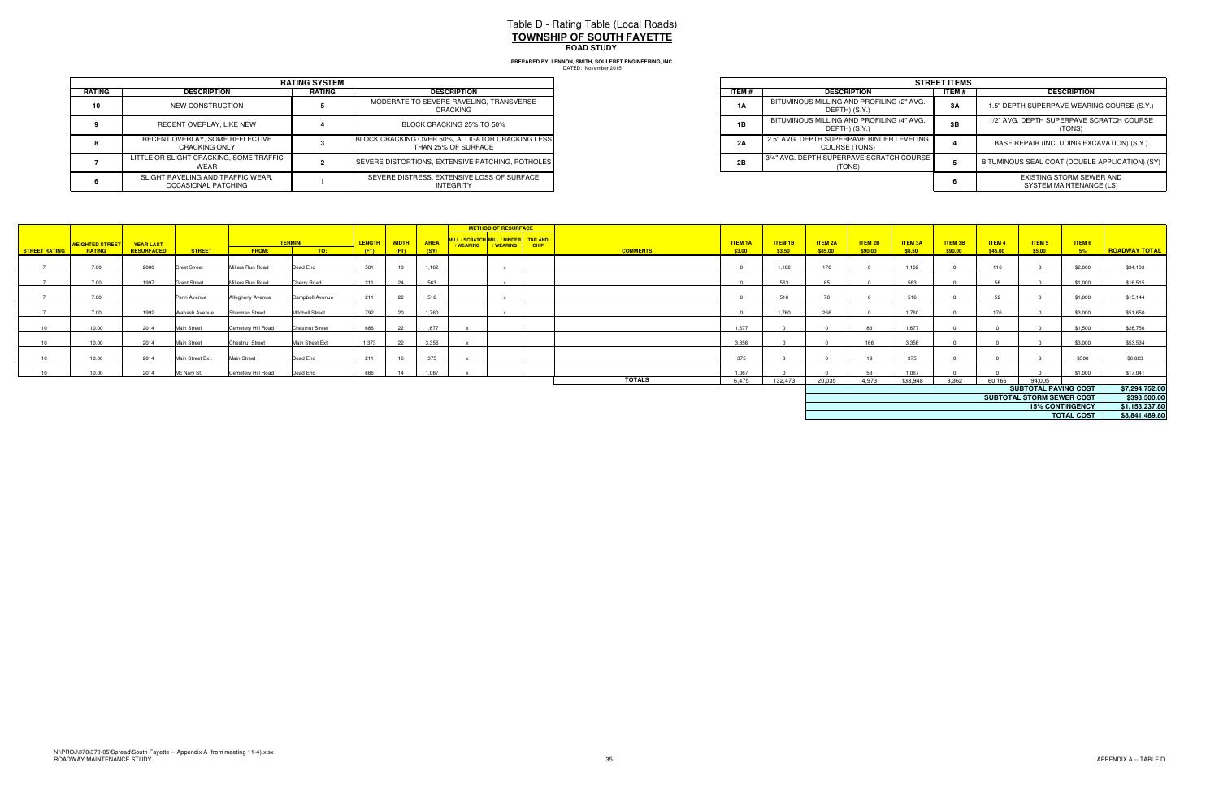# Table D - Rating Table (Local Roads)

## TOWNSHIP OF SOUTH FAYETTE

### ROAD STUDY

**PREPARED BY: LENNON, SMITH, SOULERET ENGINEERING, INC.**
DATED: November 2015

| RATING SYSTEM | | | |
|---|---|---|---|
| **RATING** | **DESCRIPTION** | **RATING** | **DESCRIPTION** |
| 10 | NEW CONSTRUCTION | 5 | MODERATE TO SEVERE RAVELING, TRANSVERSE CRACKING |
| 9 | RECENT OVERLAY, LIKE NEW | 4 | BLOCK CRACKING 25% TO 50% |
| 8 | RECENT OVERLAY, SOME REFLECTIVE CRACKING ONLY | 3 | BLOCK CRACKING OVER 50%, ALLIGATOR CRACKING LESS THAN 25% OF SURFACE |
| 7 | LITTLE OR SLIGHT CRACKING, SOME TRAFFIC WEAR | 2 | SEVERE DISTORTIONS, EXTENSIVE PATCHING, POTHOLES |
| 6 | SLIGHT RAVELING AND TRAFFIC WEAR, OCCASIONAL PATCHING | 1 | SEVERE DISTRESS, EXTENSIVE LOSS OF SURFACE INTEGRITY |

| STREET ITEMS | | | |
|---|---|---|---|
| **ITEM #** | **DESCRIPTION** | **ITEM #** | **DESCRIPTION** |
| 1A | BITUMINOUS MILLING AND PROFILING (2" AVG. DEPTH) (S.Y.) | 3A | 1.5" DEPTH SUPERPAVE WEARING COURSE (S.Y.) |
| 1B | BITUMINOUS MILLING AND PROFILING (4" AVG. DEPTH) (S.Y.) | 3B | 1/2" AVG. DEPTH SUPERPAVE SCRATCH COURSE (TONS) |
| 2A | 2.5" AVG. DEPTH SUPERPAVE BINDER LEVELING COURSE (TONS) | 4 | BASE REPAIR (INCLUDING EXCAVATION) (S.Y.) |
| 2B | 3/4" AVG. DEPTH SUPERPAVE SCRATCH COURSE (TONS) | 5 | BITUMINOUS SEAL COAT (DOUBLE APPLICATION) (SY) |
| | | 6 | EXISTING STORM SEWER AND SYSTEM MAINTENANCE (LS) |

| STREET RATING | WEIGHTED STREET RATING | YEAR LAST RESURFACED | STREET | TERMINI FROM: | TERMINI TO: | LENGTH (FT) | WIDTH (FT) | AREA (SY) | METHOD OF RESURFACE: MILL / SCRATCH / WEARING | METHOD OF RESURFACE: MILL / BINDER / WEARING | METHOD OF RESURFACE: TAR AND CHIP | COMMENTS | ITEM 1A $3.00 | ITEM 1B $3.50 | ITEM 2A $85.00 | ITEM 2B $90.00 | ITEM 3A $8.50 | ITEM 3B $90.00 | ITEM 4 $45.00 | ITEM 5 $5.00 | ITEM 6 5% | ROADWAY TOTAL |
|---|---|---|---|---|---|---|---|---|---|---|---|---|---|---|---|---|---|---|---|---|---|---|
| 7 | 7.00 | 2000 | Crest Street | Millers Run Road | Dead End | 581 | 18 | 1,162 | | x | | | 0 | 1,162 | 176 | 0 | 1,162 | 0 | 116 | 0 | $2,000 | $34,133 |
| 7 | 7.00 | 1997 | Grant Street | Millers Run Road | Cherry Road | 211 | 24 | 563 | | x | | | 0 | 563 | 85 | 0 | 563 | 0 | 56 | 0 | $1,000 | $16,515 |
| 7 | 7.00 | | Penn Avenue | Allegheny Avenue | Campbell Avenue | 211 | 22 | 516 | | x | | | 0 | 516 | 78 | 0 | 516 | 0 | 52 | 0 | $1,000 | $15,144 |
| 7 | 7.00 | 1992 | Wabash Avenue | Sherman Street | Mitchell Street | 792 | 20 | 1,760 | | x | | | 0 | 1,760 | 266 | 0 | 1,760 | 0 | 176 | 0 | $3,000 | $51,650 |
| 10 | 10.00 | 2014 | Main Street | Cemetery Hill Road | Chestnut Street | 686 | 22 | 1,677 | x | | | | 1,677 | 0 | 0 | 83 | 1,677 | 0 | 0 | 0 | $1,500 | $26,756 |
| 10 | 10.00 | 2014 | Main Street | Chestnut Street | Main Street Ext | 1,373 | 22 | 3,356 | x | | | | 3,356 | 0 | 0 | 166 | 3,356 | 0 | 0 | 0 | $3,000 | $53,534 |
| 10 | 10.00 | 2014 | Main Street Ext. | Main Street | Dead End | 211 | 16 | 375 | x | | | | 375 | 0 | 0 | 19 | 375 | 0 | 0 | 0 | $500 | $6,023 |
| 10 | 10.00 | 2014 | Mc Nary St. | Cemetery Hill Road | Dead End | 686 | 14 | 1,067 | x | | | | 1,067 | 0 | 0 | 53 | 1,067 | 0 | 0 | 0 | $1,000 | $17,041 |
| | | | | | | | | | | | | **TOTALS** | 6,475 | 132,473 | 20,035 | 4,973 | 138,948 | 3,362 | 60,166 | 94,005 | | |
| | | | | | | | | | | | | | | | | | | | | | **SUBTOTAL PAVING COST** | **$7,294,752.00** |
| | | | | | | | | | | | | | | | | | | | | | **SUBTOTAL STORM SEWER COST** | **$393,500.00** |
| | | | | | | | | | | | | | | | | | | | | | **15% CONTINGENCY** | **$1,153,237.80** |
| | | | | | | | | | | | | | | | | | | | | | **TOTAL COST** | **$8,841,489.80** |

N:\PROJ\370\370-05\Spread\South Fayette -- Appendix A (from meeting 11-4).xlsx
ROADWAY MAINTENANCE STUDY

APPENDIX A -- TABLE D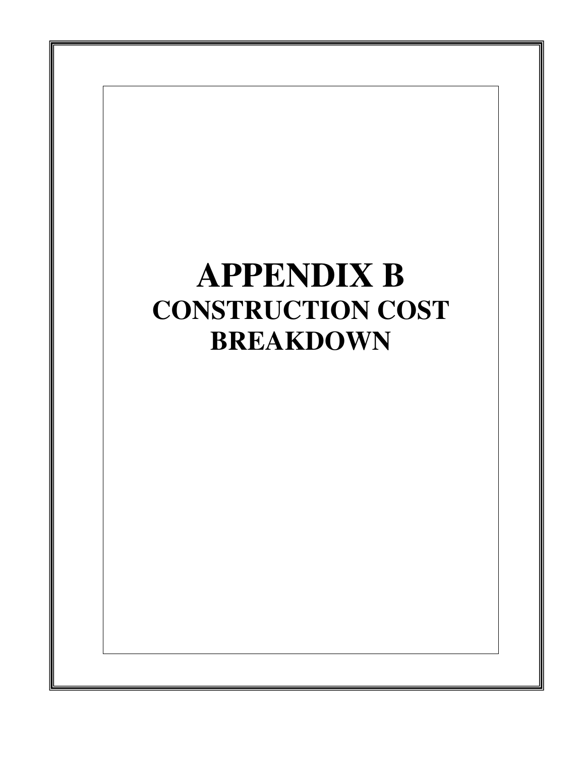# APPENDIX B
## CONSTRUCTION COST BREAKDOWN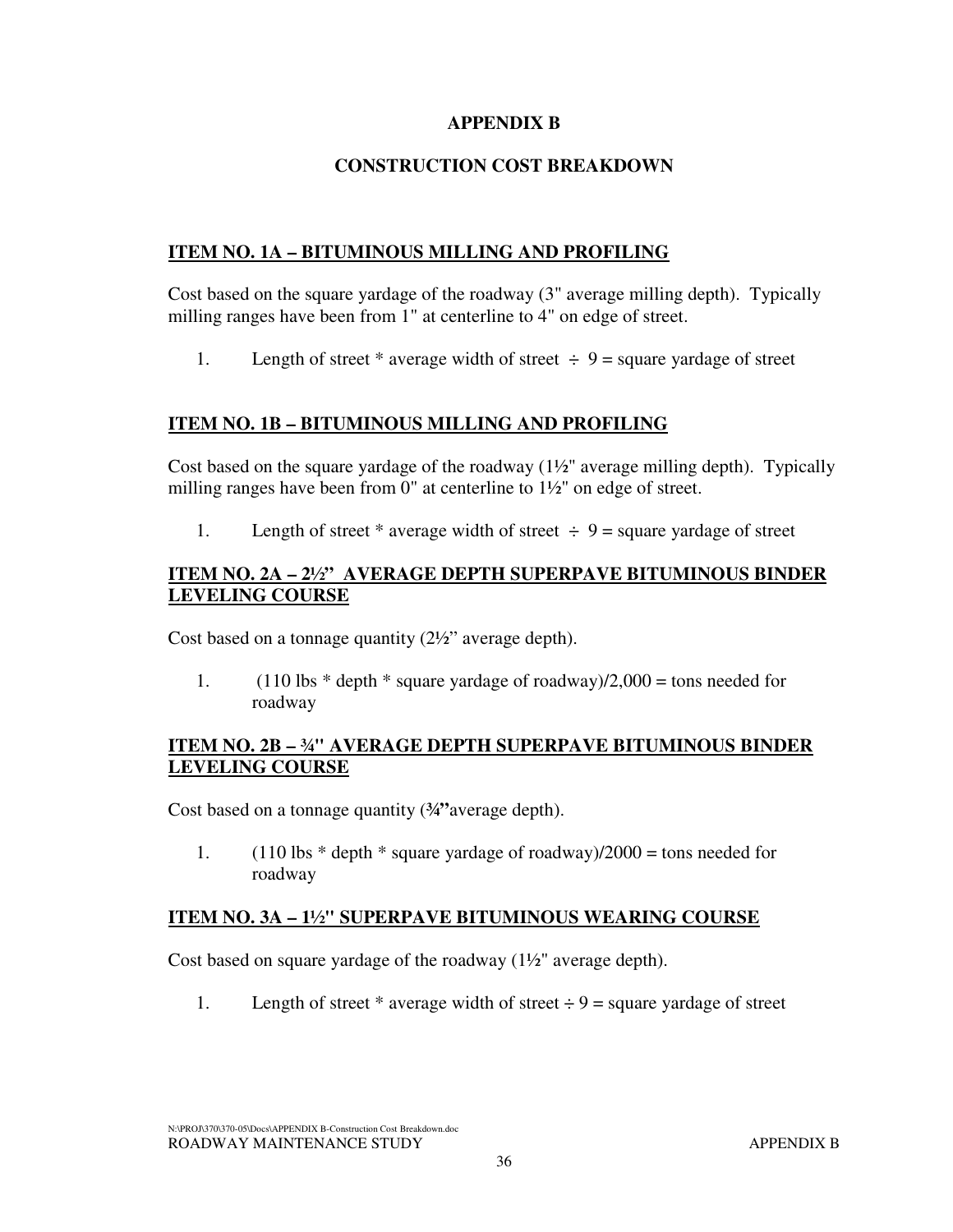# APPENDIX B

## CONSTRUCTION COST BREAKDOWN

### ITEM NO. 1A – BITUMINOUS MILLING AND PROFILING

Cost based on the square yardage of the roadway (3" average milling depth). Typically milling ranges have been from 1" at centerline to 4" on edge of street.

1. Length of street * average width of street ÷ 9 = square yardage of street

### ITEM NO. 1B – BITUMINOUS MILLING AND PROFILING

Cost based on the square yardage of the roadway (1½" average milling depth). Typically milling ranges have been from 0" at centerline to 1½" on edge of street.

1. Length of street * average width of street ÷ 9 = square yardage of street

### ITEM NO. 2A – 2½" AVERAGE DEPTH SUPERPAVE BITUMINOUS BINDER LEVELING COURSE

Cost based on a tonnage quantity (2½" average depth).

1. (110 lbs * depth * square yardage of roadway)/2,000 = tons needed for roadway

### ITEM NO. 2B – ¾" AVERAGE DEPTH SUPERPAVE BITUMINOUS BINDER LEVELING COURSE

Cost based on a tonnage quantity (**¾"**average depth).

1. (110 lbs * depth * square yardage of roadway)/2000 = tons needed for roadway

### ITEM NO. 3A – 1½" SUPERPAVE BITUMINOUS WEARING COURSE

Cost based on square yardage of the roadway (1½" average depth).

1. Length of street * average width of street ÷ 9 = square yardage of street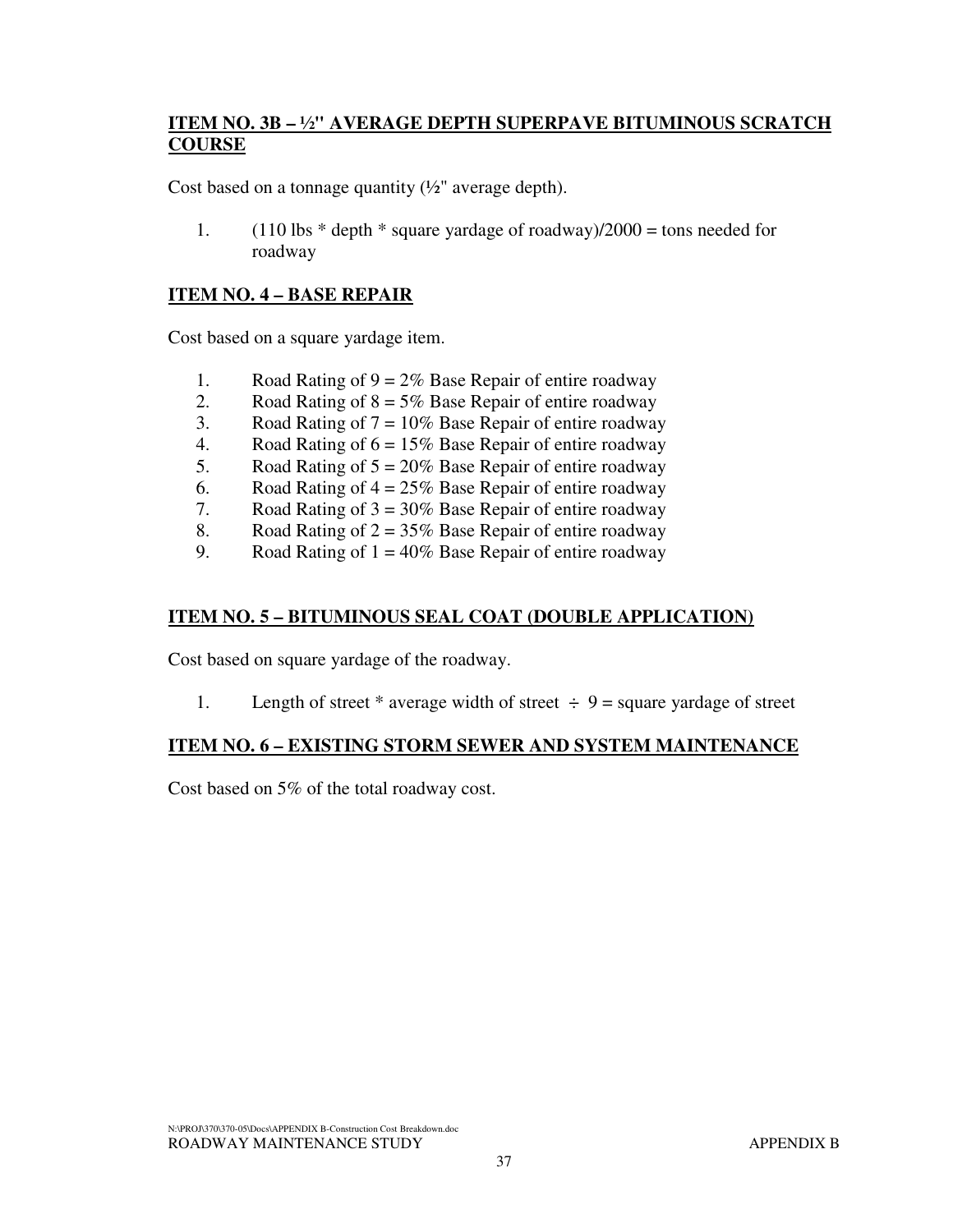**ITEM NO. 3B – ½" AVERAGE DEPTH SUPERPAVE BITUMINOUS SCRATCH COURSE**

Cost based on a tonnage quantity (½" average depth).

1. (110 lbs * depth * square yardage of roadway)/2000 = tons needed for roadway

**ITEM NO. 4 – BASE REPAIR**

Cost based on a square yardage item.

1. Road Rating of 9 = 2% Base Repair of entire roadway
2. Road Rating of 8 = 5% Base Repair of entire roadway
3. Road Rating of 7 = 10% Base Repair of entire roadway
4. Road Rating of 6 = 15% Base Repair of entire roadway
5. Road Rating of 5 = 20% Base Repair of entire roadway
6. Road Rating of 4 = 25% Base Repair of entire roadway
7. Road Rating of 3 = 30% Base Repair of entire roadway
8. Road Rating of 2 = 35% Base Repair of entire roadway
9. Road Rating of 1 = 40% Base Repair of entire roadway

**ITEM NO. 5 – BITUMINOUS SEAL COAT (DOUBLE APPLICATION)**

Cost based on square yardage of the roadway.

1. Length of street * average width of street ÷ 9 = square yardage of street

**ITEM NO. 6 – EXISTING STORM SEWER AND SYSTEM MAINTENANCE**

Cost based on 5% of the total roadway cost.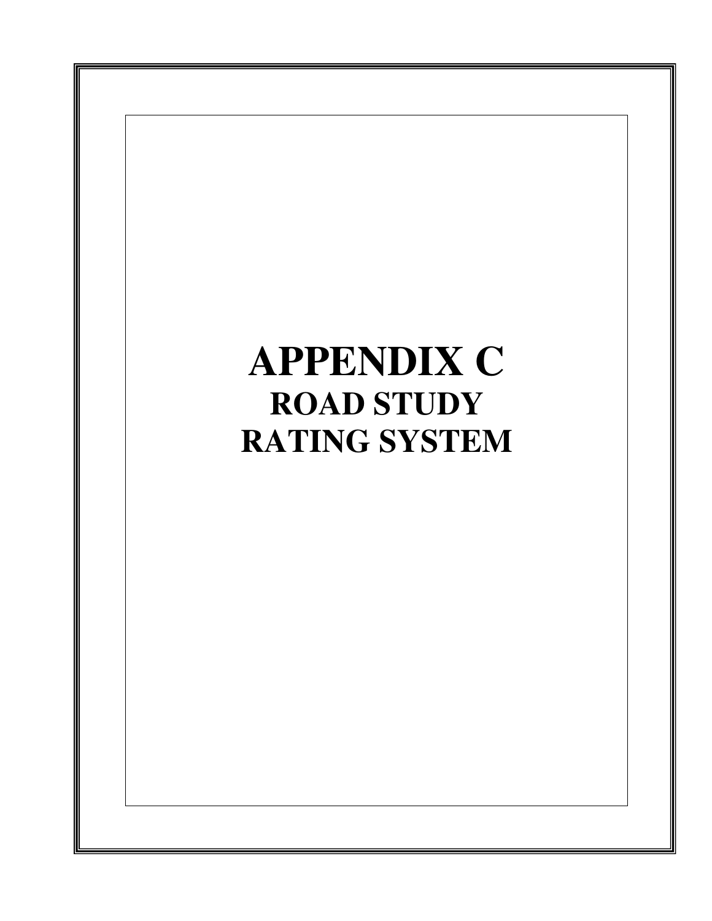# APPENDIX C

## ROAD STUDY RATING SYSTEM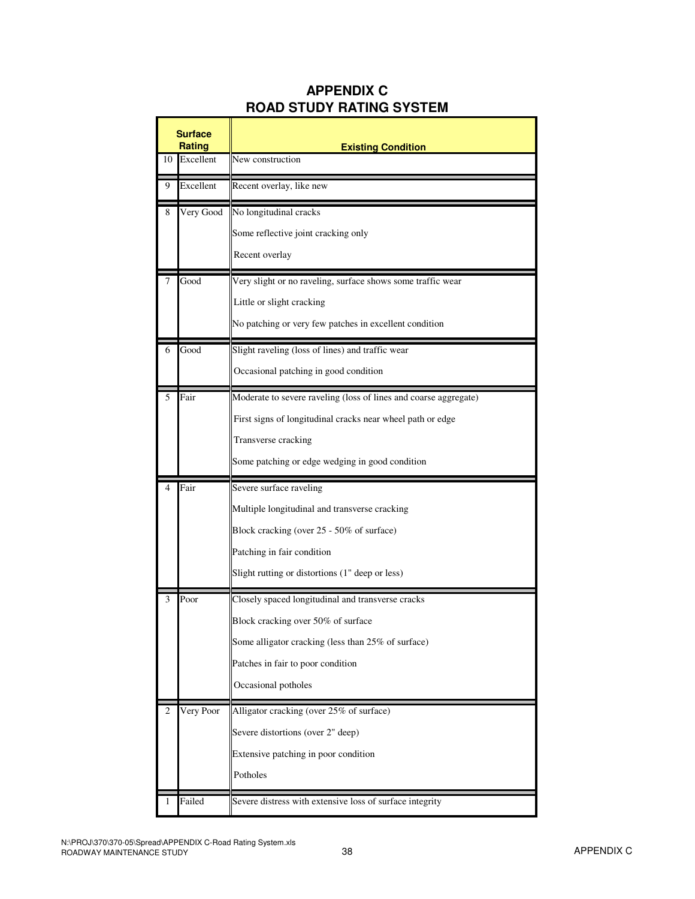# APPENDIX C
# ROAD STUDY RATING SYSTEM

| Surface Rating | | Existing Condition |
|---|---|---|
| 10 | Excellent | New construction |
| 9 | Excellent | Recent overlay, like new |
| 8 | Very Good | No longitudinal cracks<br>Some reflective joint cracking only<br>Recent overlay |
| 7 | Good | Very slight or no raveling, surface shows some traffic wear<br>Little or slight cracking<br>No patching or very few patches in excellent condition |
| 6 | Good | Slight raveling (loss of lines) and traffic wear<br>Occasional patching in good condition |
| 5 | Fair | Moderate to severe raveling (loss of lines and coarse aggregate)<br>First signs of longitudinal cracks near wheel path or edge<br>Transverse cracking<br>Some patching or edge wedging in good condition |
| 4 | Fair | Severe surface raveling<br>Multiple longitudinal and transverse cracking<br>Block cracking (over 25 - 50% of surface)<br>Patching in fair condition<br>Slight rutting or distortions (1" deep or less) |
| 3 | Poor | Closely spaced longitudinal and transverse cracks<br>Block cracking over 50% of surface<br>Some alligator cracking (less than 25% of surface)<br>Patches in fair to poor condition<br>Occasional potholes |
| 2 | Very Poor | Alligator cracking (over 25% of surface)<br>Severe distortions (over 2" deep)<br>Extensive patching in poor condition<br>Potholes |
| 1 | Failed | Severe distress with extensive loss of surface integrity |